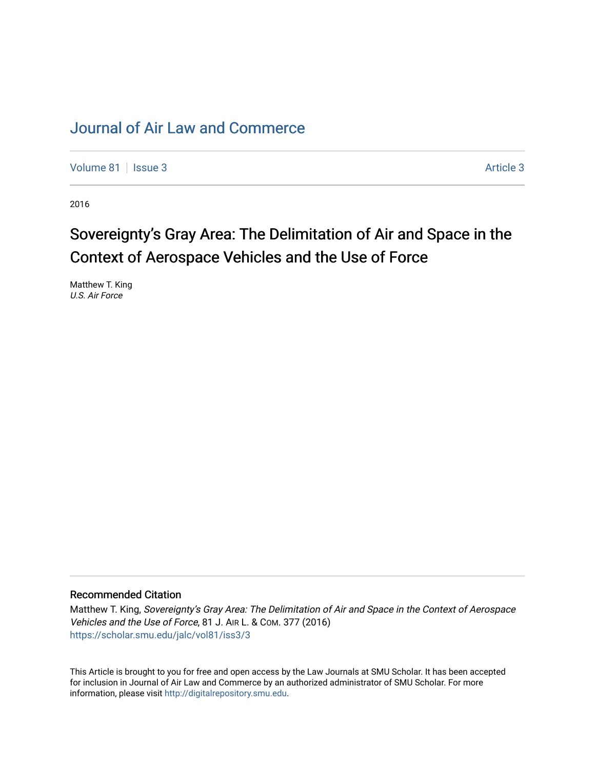# Journal of Air Law and Commerce

Volume 81 | Issue 3 | Article 3

2016

## Sovereignty's Gray Area: The Delimitation of Air and Space in the Context of Aerospace Vehicles and the Use of Force

Matthew T. King
*U.S. Air Force*

### Recommended Citation

Matthew T. King, *Sovereignty's Gray Area: The Delimitation of Air and Space in the Context of Aerospace Vehicles and the Use of Force*, 81 J. AIR L. & COM. 377 (2016)
https://scholar.smu.edu/jalc/vol81/iss3/3

This Article is brought to you for free and open access by the Law Journals at SMU Scholar. It has been accepted for inclusion in Journal of Air Law and Commerce by an authorized administrator of SMU Scholar. For more information, please visit http://digitalrepository.smu.edu.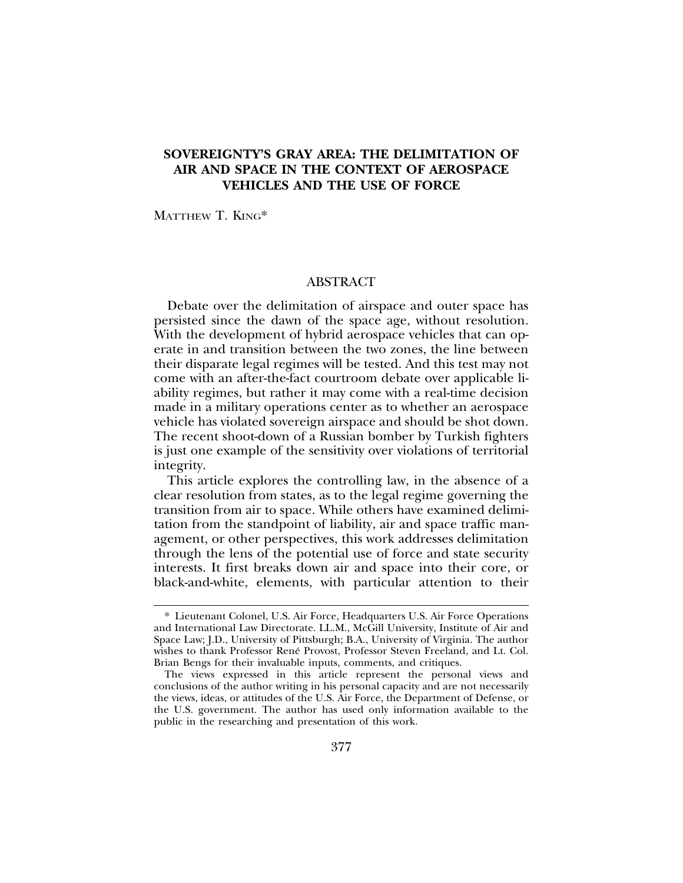# SOVEREIGNTY'S GRAY AREA: THE DELIMITATION OF AIR AND SPACE IN THE CONTEXT OF AEROSPACE VEHICLES AND THE USE OF FORCE

MATTHEW T. KING*

## ABSTRACT

Debate over the delimitation of airspace and outer space has persisted since the dawn of the space age, without resolution. With the development of hybrid aerospace vehicles that can operate in and transition between the two zones, the line between their disparate legal regimes will be tested. And this test may not come with an after-the-fact courtroom debate over applicable liability regimes, but rather it may come with a real-time decision made in a military operations center as to whether an aerospace vehicle has violated sovereign airspace and should be shot down. The recent shoot-down of a Russian bomber by Turkish fighters is just one example of the sensitivity over violations of territorial integrity.

This article explores the controlling law, in the absence of a clear resolution from states, as to the legal regime governing the transition from air to space. While others have examined delimitation from the standpoint of liability, air and space traffic management, or other perspectives, this work addresses delimitation through the lens of the potential use of force and state security interests. It first breaks down air and space into their core, or black-and-white, elements, with particular attention to their

---

\* Lieutenant Colonel, U.S. Air Force, Headquarters U.S. Air Force Operations and International Law Directorate. LL.M., McGill University, Institute of Air and Space Law; J.D., University of Pittsburgh; B.A., University of Virginia. The author wishes to thank Professor René Provost, Professor Steven Freeland, and Lt. Col. Brian Bengs for their invaluable inputs, comments, and critiques.

The views expressed in this article represent the personal views and conclusions of the author writing in his personal capacity and are not necessarily the views, ideas, or attitudes of the U.S. Air Force, the Department of Defense, or the U.S. government. The author has used only information available to the public in the researching and presentation of this work.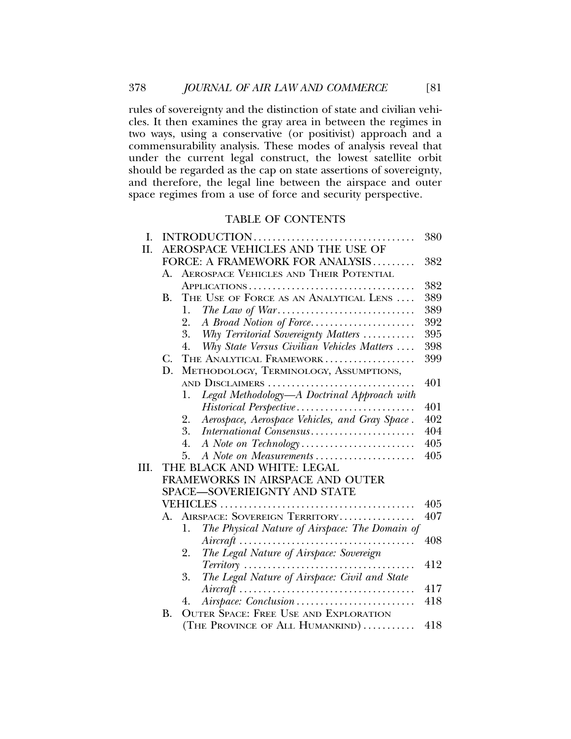rules of sovereignty and the distinction of state and civilian vehicles. It then examines the gray area in between the regimes in two ways, using a conservative (or positivist) approach and a commensurability analysis. These modes of analysis reveal that under the current legal construct, the lowest satellite orbit should be regarded as the cap on state assertions of sovereignty, and therefore, the legal line between the airspace and outer space regimes from a use of force and security perspective.

## TABLE OF CONTENTS

| | | |
|---|---|---|
| I. | INTRODUCTION | 380 |
| II. | AEROSPACE VEHICLES AND THE USE OF FORCE: A FRAMEWORK FOR ANALYSIS | 382 |
| | A. AEROSPACE VEHICLES AND THEIR POTENTIAL APPLICATIONS | 382 |
| | B. THE USE OF FORCE AS AN ANALYTICAL LENS | 389 |
| | 1. *The Law of War* | 389 |
| | 2. *A Broad Notion of Force* | 392 |
| | 3. *Why Territorial Sovereignty Matters* | 395 |
| | 4. *Why State Versus Civilian Vehicles Matters* | 398 |
| | C. THE ANALYTICAL FRAMEWORK | 399 |
| | D. METHODOLOGY, TERMINOLOGY, ASSUMPTIONS, AND DISCLAIMERS | 401 |
| | 1. *Legal Methodology—A Doctrinal Approach with Historical Perspective* | 401 |
| | 2. *Aerospace, Aerospace Vehicles, and Gray Space* | 402 |
| | 3. *International Consensus* | 404 |
| | 4. *A Note on Technology* | 405 |
| | 5. *A Note on Measurements* | 405 |
| III. | THE BLACK AND WHITE: LEGAL FRAMEWORKS IN AIRSPACE AND OUTER SPACE—SOVERIEIGNTY AND STATE VEHICLES | 405 |
| | A. AIRSPACE: SOVEREIGN TERRITORY | 407 |
| | 1. *The Physical Nature of Airspace: The Domain of Aircraft* | 408 |
| | 2. *The Legal Nature of Airspace: Sovereign Territory* | 412 |
| | 3. *The Legal Nature of Airspace: Civil and State Aircraft* | 417 |
| | 4. *Airspace: Conclusion* | 418 |
| | B. OUTER SPACE: FREE USE AND EXPLORATION (THE PROVINCE OF ALL HUMANKIND) | 418 |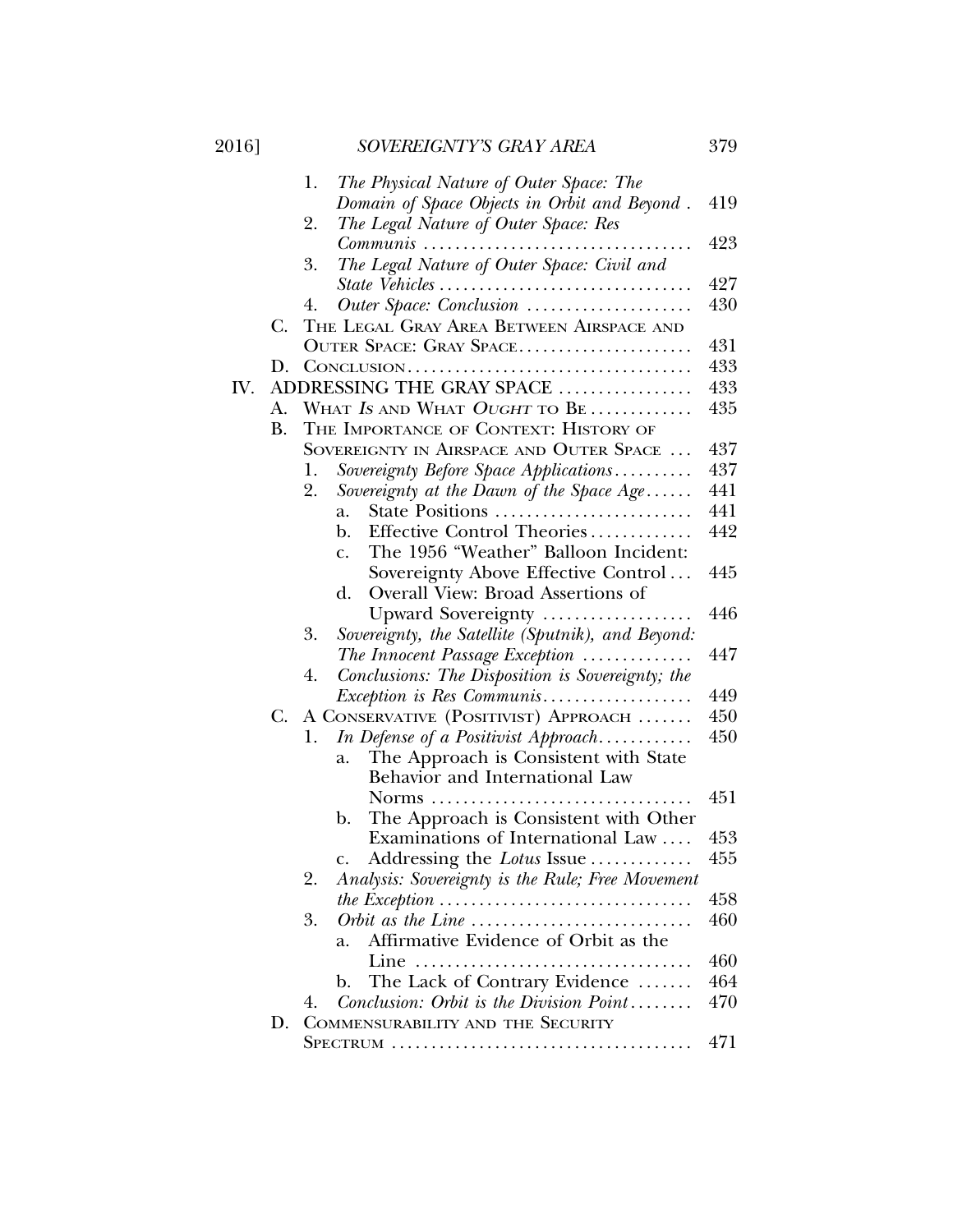1. *The Physical Nature of Outer Space: The Domain of Space Objects in Orbit and Beyond* . 419
2. *The Legal Nature of Outer Space: Res Communis* . . . . . . . . . . . . . . . . . . . . . . . . . . . . . . . . . 423
3. *The Legal Nature of Outer Space: Civil and State Vehicles* . . . . . . . . . . . . . . . . . . . . . . . . . . . . . . . 427
4. *Outer Space: Conclusion* . . . . . . . . . . . . . . . . . . . . 430

C. THE LEGAL GRAY AREA BETWEEN AIRSPACE AND OUTER SPACE: GRAY SPACE. . . . . . . . . . . . . . . . . . . . . 431

D. CONCLUSION. . . . . . . . . . . . . . . . . . . . . . . . . . . . . . . . . . . 433

IV. ADDRESSING THE GRAY SPACE . . . . . . . . . . . . . . . . 433

A. WHAT *IS* AND WHAT *OUGHT* TO BE . . . . . . . . . . . . 435

B. THE IMPORTANCE OF CONTEXT: HISTORY OF SOVEREIGNTY IN AIRSPACE AND OUTER SPACE . . . 437

1. *Sovereignty Before Space Applications*. . . . . . . . . . 437
2. *Sovereignty at the Dawn of the Space Age*. . . . . . 441
   a. State Positions . . . . . . . . . . . . . . . . . . . . . . . . . 441
   b. Effective Control Theories. . . . . . . . . . . . . 442
   c. The 1956 "Weather" Balloon Incident: Sovereignty Above Effective Control . . . 445
   d. Overall View: Broad Assertions of Upward Sovereignty . . . . . . . . . . . . . . . . . . . 446
3. *Sovereignty, the Satellite (Sputnik), and Beyond: The Innocent Passage Exception* . . . . . . . . . . . . . 447
4. *Conclusions: The Disposition is Sovereignty; the Exception is Res Communis*. . . . . . . . . . . . . . . . . . 449

C. A CONSERVATIVE (POSITIVIST) APPROACH . . . . . . . 450

1. *In Defense of a Positivist Approach*. . . . . . . . . . . 450
   a. The Approach is Consistent with State Behavior and International Law Norms . . . . . . . . . . . . . . . . . . . . . . . . . . . . . . . . 451
   b. The Approach is Consistent with Other Examinations of International Law . . . . 453
   c. Addressing the *Lotus* Issue . . . . . . . . . . . . 455
2. *Analysis: Sovereignty is the Rule; Free Movement the Exception* . . . . . . . . . . . . . . . . . . . . . . . . . . . . . . . 458
3. *Orbit as the Line* . . . . . . . . . . . . . . . . . . . . . . . . . . . 460
   a. Affirmative Evidence of Orbit as the Line . . . . . . . . . . . . . . . . . . . . . . . . . . . . . . . . . . 460
   b. The Lack of Contrary Evidence . . . . . . . 464
4. *Conclusion: Orbit is the Division Point* . . . . . . . . 470

D. COMMENSURABILITY AND THE SECURITY SPECTRUM . . . . . . . . . . . . . . . . . . . . . . . . . . . . . . . . . . . . . 471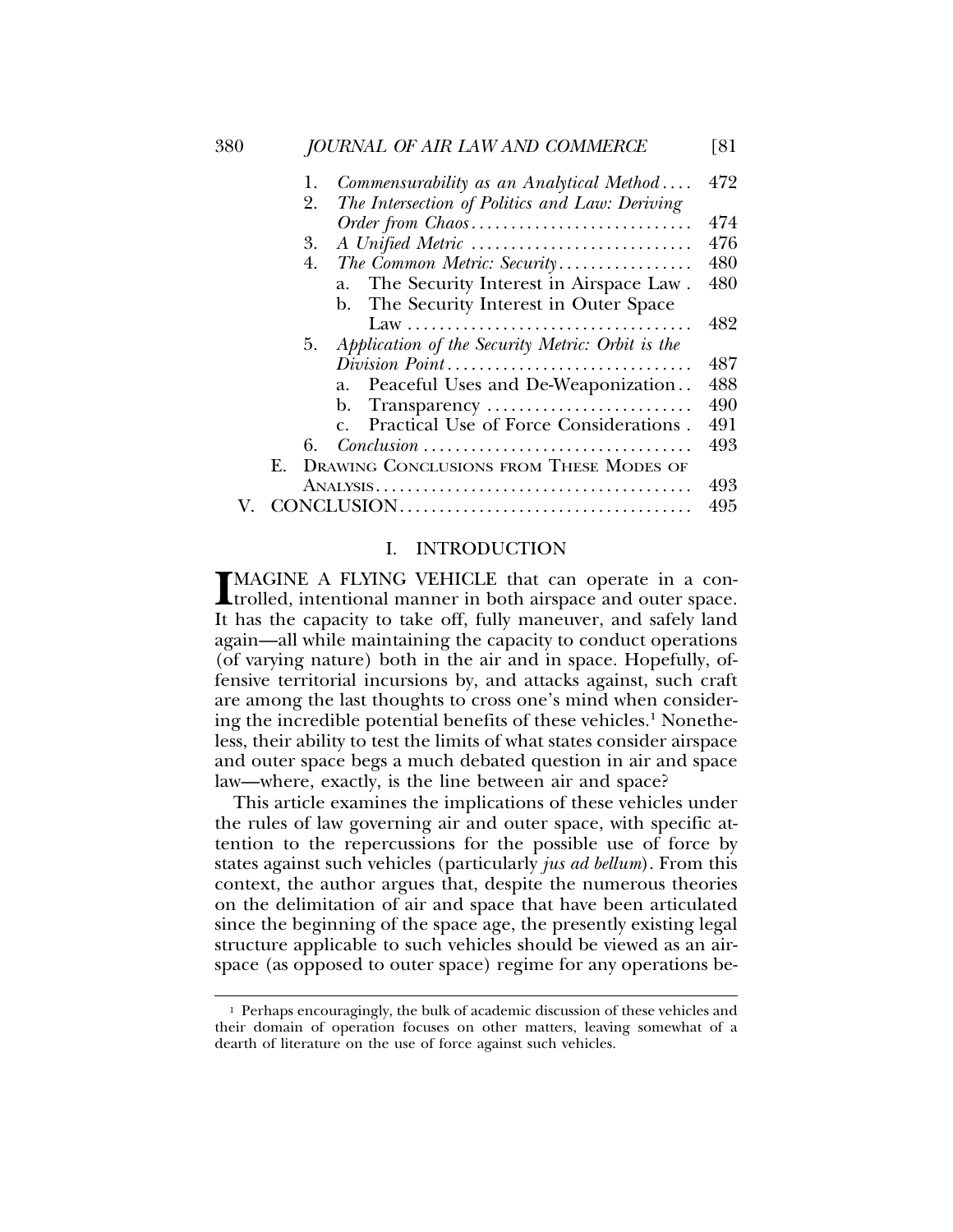1. *Commensurability as an Analytical Method* .... 472
2. *The Intersection of Politics and Law: Deriving Order from Chaos* .... 474
3. *A Unified Metric* .... 476
4. *The Common Metric: Security* .... 480
   a. The Security Interest in Airspace Law .... 480
   b. The Security Interest in Outer Space Law .... 482
5. *Application of the Security Metric: Orbit is the Division Point* .... 487
   a. Peaceful Uses and De-Weaponization .... 488
   b. Transparency .... 490
   c. Practical Use of Force Considerations .... 491
6. *Conclusion* .... 493

E. Drawing Conclusions from These Modes of Analysis .... 493

V. CONCLUSION .... 495

## I. INTRODUCTION

IMAGINE A FLYING VEHICLE that can operate in a controlled, intentional manner in both airspace and outer space. It has the capacity to take off, fully maneuver, and safely land again—all while maintaining the capacity to conduct operations (of varying nature) both in the air and in space. Hopefully, offensive territorial incursions by, and attacks against, such craft are among the last thoughts to cross one's mind when considering the incredible potential benefits of these vehicles.[1] Nonetheless, their ability to test the limits of what states consider airspace and outer space begs a much debated question in air and space law—where, exactly, is the line between air and space?

This article examines the implications of these vehicles under the rules of law governing air and outer space, with specific attention to the repercussions for the possible use of force by states against such vehicles (particularly *jus ad bellum*). From this context, the author argues that, despite the numerous theories on the delimitation of air and space that have been articulated since the beginning of the space age, the presently existing legal structure applicable to such vehicles should be viewed as an airspace (as opposed to outer space) regime for any operations be-

---

[1] Perhaps encouragingly, the bulk of academic discussion of these vehicles and their domain of operation focuses on other matters, leaving somewhat of a dearth of literature on the use of force against such vehicles.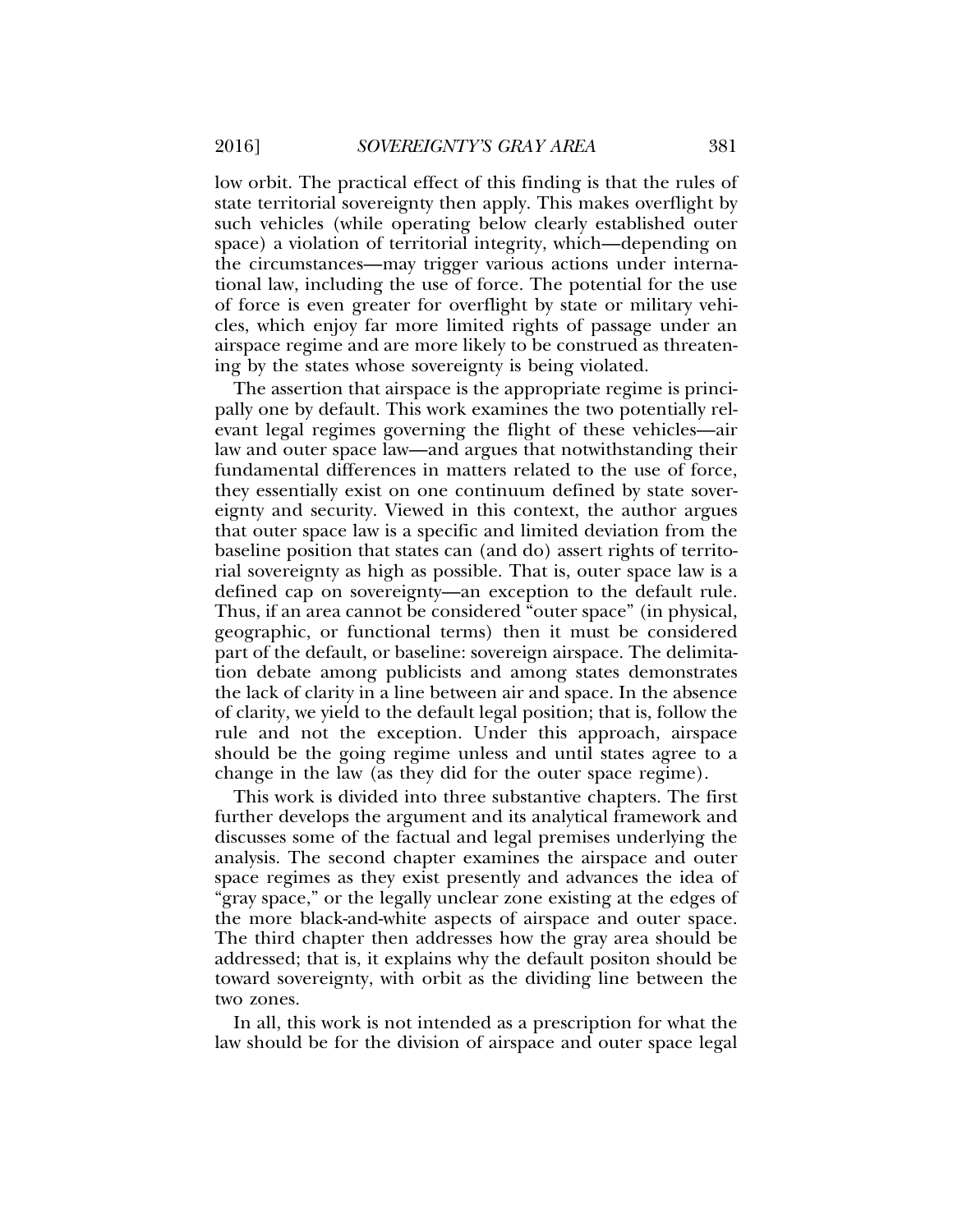low orbit. The practical effect of this finding is that the rules of state territorial sovereignty then apply. This makes overflight by such vehicles (while operating below clearly established outer space) a violation of territorial integrity, which—depending on the circumstances—may trigger various actions under international law, including the use of force. The potential for the use of force is even greater for overflight by state or military vehicles, which enjoy far more limited rights of passage under an airspace regime and are more likely to be construed as threatening by the states whose sovereignty is being violated.

The assertion that airspace is the appropriate regime is principally one by default. This work examines the two potentially relevant legal regimes governing the flight of these vehicles—air law and outer space law—and argues that notwithstanding their fundamental differences in matters related to the use of force, they essentially exist on one continuum defined by state sovereignty and security. Viewed in this context, the author argues that outer space law is a specific and limited deviation from the baseline position that states can (and do) assert rights of territorial sovereignty as high as possible. That is, outer space law is a defined cap on sovereignty—an exception to the default rule. Thus, if an area cannot be considered "outer space" (in physical, geographic, or functional terms) then it must be considered part of the default, or baseline: sovereign airspace. The delimitation debate among publicists and among states demonstrates the lack of clarity in a line between air and space. In the absence of clarity, we yield to the default legal position; that is, follow the rule and not the exception. Under this approach, airspace should be the going regime unless and until states agree to a change in the law (as they did for the outer space regime).

This work is divided into three substantive chapters. The first further develops the argument and its analytical framework and discusses some of the factual and legal premises underlying the analysis. The second chapter examines the airspace and outer space regimes as they exist presently and advances the idea of "gray space," or the legally unclear zone existing at the edges of the more black-and-white aspects of airspace and outer space. The third chapter then addresses how the gray area should be addressed; that is, it explains why the default positon should be toward sovereignty, with orbit as the dividing line between the two zones.

In all, this work is not intended as a prescription for what the law should be for the division of airspace and outer space legal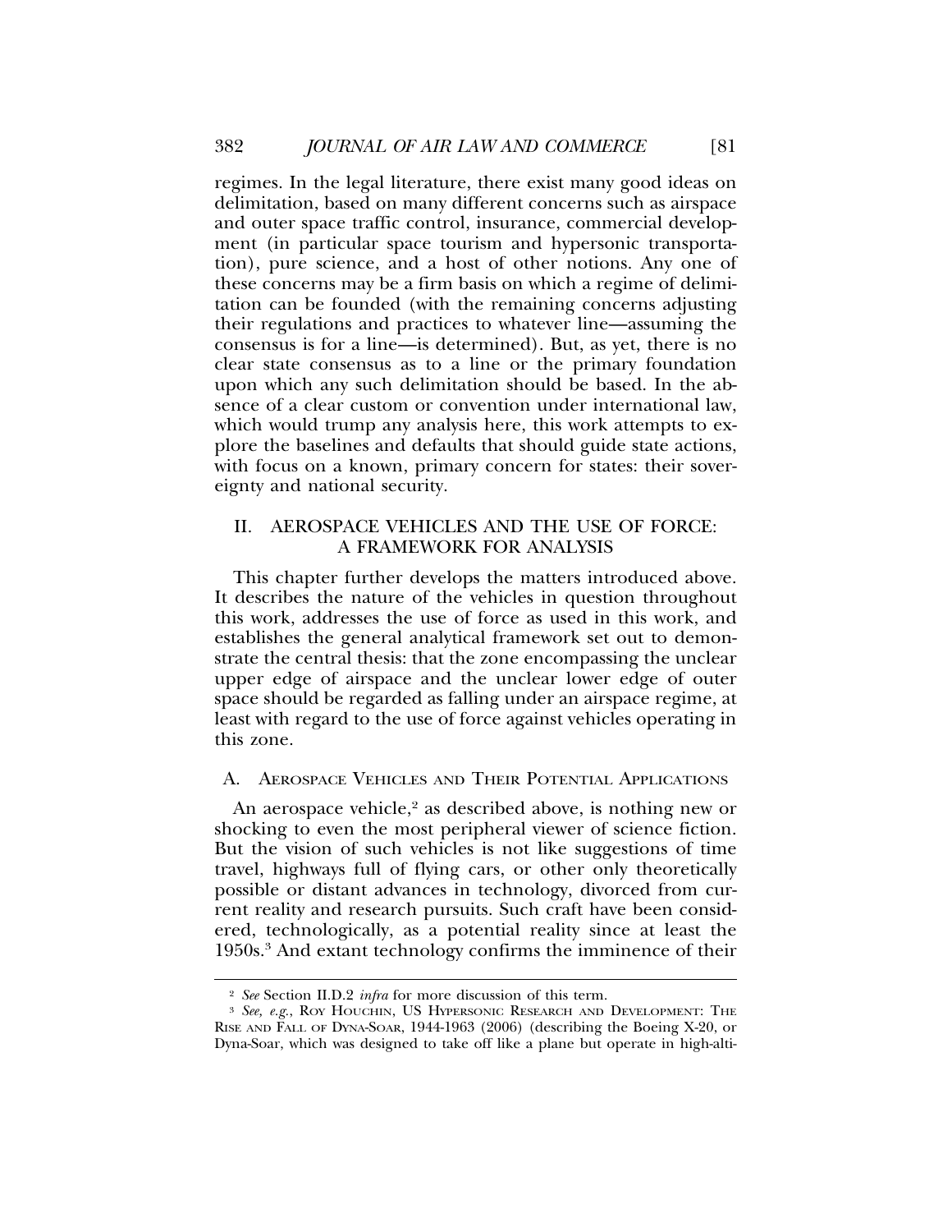regimes. In the legal literature, there exist many good ideas on delimitation, based on many different concerns such as airspace and outer space traffic control, insurance, commercial development (in particular space tourism and hypersonic transportation), pure science, and a host of other notions. Any one of these concerns may be a firm basis on which a regime of delimitation can be founded (with the remaining concerns adjusting their regulations and practices to whatever line—assuming the consensus is for a line—is determined). But, as yet, there is no clear state consensus as to a line or the primary foundation upon which any such delimitation should be based. In the absence of a clear custom or convention under international law, which would trump any analysis here, this work attempts to explore the baselines and defaults that should guide state actions, with focus on a known, primary concern for states: their sovereignty and national security.

## II. AEROSPACE VEHICLES AND THE USE OF FORCE: A FRAMEWORK FOR ANALYSIS

This chapter further develops the matters introduced above. It describes the nature of the vehicles in question throughout this work, addresses the use of force as used in this work, and establishes the general analytical framework set out to demonstrate the central thesis: that the zone encompassing the unclear upper edge of airspace and the unclear lower edge of outer space should be regarded as falling under an airspace regime, at least with regard to the use of force against vehicles operating in this zone.

### A. Aerospace Vehicles and Their Potential Applications

An aerospace vehicle,[2] as described above, is nothing new or shocking to even the most peripheral viewer of science fiction. But the vision of such vehicles is not like suggestions of time travel, highways full of flying cars, or other only theoretically possible or distant advances in technology, divorced from current reality and research pursuits. Such craft have been considered, technologically, as a potential reality since at least the 1950s.[3] And extant technology confirms the imminence of their

---

[2] *See* Section II.D.2 *infra* for more discussion of this term.

[3] *See, e.g.*, Roy Houchin, US Hypersonic Research and Development: The Rise and Fall of Dyna-Soar, 1944-1963 (2006) (describing the Boeing X-20, or Dyna-Soar, which was designed to take off like a plane but operate in high-alti-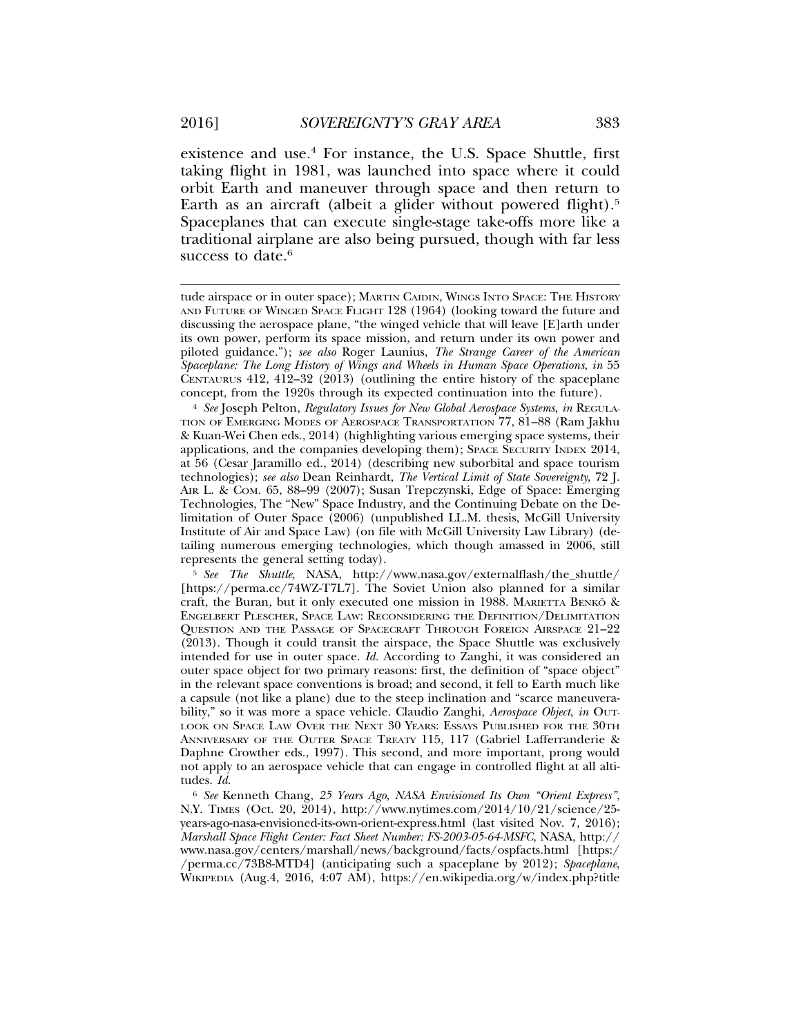existence and use.[4] For instance, the U.S. Space Shuttle, first taking flight in 1981, was launched into space where it could orbit Earth and maneuver through space and then return to Earth as an aircraft (albeit a glider without powered flight).[5] Spaceplanes that can execute single-stage take-offs more like a traditional airplane are also being pursued, though with far less success to date.[6]

---

tude airspace or in outer space); MARTIN CAIDIN, WINGS INTO SPACE: THE HISTORY AND FUTURE OF WINGED SPACE FLIGHT 128 (1964) (looking toward the future and discussing the aerospace plane, "the winged vehicle that will leave [E]arth under its own power, perform its space mission, and return under its own power and piloted guidance."); *see also* Roger Launius, *The Strange Career of the American Spaceplane: The Long History of Wings and Wheels in Human Space Operations*, *in* 55 CENTAURUS 412, 412–32 (2013) (outlining the entire history of the spaceplane concept, from the 1920s through its expected continuation into the future).

[4] *See* Joseph Pelton, *Regulatory Issues for New Global Aerospace Systems*, *in* REGULATION OF EMERGING MODES OF AEROSPACE TRANSPORTATION 77, 81–88 (Ram Jakhu & Kuan-Wei Chen eds., 2014) (highlighting various emerging space systems, their applications, and the companies developing them); SPACE SECURITY INDEX 2014, at 56 (Cesar Jaramillo ed., 2014) (describing new suborbital and space tourism technologies); *see also* Dean Reinhardt, *The Vertical Limit of State Sovereignty*, 72 J. AIR L. & COM. 65, 88–99 (2007); Susan Trepczynski, Edge of Space: Emerging Technologies, The "New" Space Industry, and the Continuing Debate on the Delimitation of Outer Space (2006) (unpublished LL.M. thesis, McGill University Institute of Air and Space Law) (on file with McGill University Law Library) (detailing numerous emerging technologies, which though amassed in 2006, still represents the general setting today).

[5] *See The Shuttle*, NASA, http://www.nasa.gov/externalflash/the_shuttle/ [https://perma.cc/74WZ-T7L7]. The Soviet Union also planned for a similar craft, the Buran, but it only executed one mission in 1988. MARIETTA BENKÖ & ENGELBERT PLESCHER, SPACE LAW: RECONSIDERING THE DEFINITION/DELIMITATION QUESTION AND THE PASSAGE OF SPACECRAFT THROUGH FOREIGN AIRSPACE 21–22 (2013). Though it could transit the airspace, the Space Shuttle was exclusively intended for use in outer space. *Id.* According to Zanghi, it was considered an outer space object for two primary reasons: first, the definition of "space object" in the relevant space conventions is broad; and second, it fell to Earth much like a capsule (not like a plane) due to the steep inclination and "scarce maneuverability," so it was more a space vehicle. Claudio Zanghi, *Aerospace Object*, *in* OUTLOOK ON SPACE LAW OVER THE NEXT 30 YEARS: ESSAYS PUBLISHED FOR THE 30TH ANNIVERSARY OF THE OUTER SPACE TREATY 115, 117 (Gabriel Lafferranderie & Daphne Crowther eds., 1997). This second, and more important, prong would not apply to an aerospace vehicle that can engage in controlled flight at all altitudes. *Id.*

[6] *See* Kenneth Chang, *25 Years Ago, NASA Envisioned Its Own "Orient Express"*, N.Y. TIMES (Oct. 20, 2014), http://www.nytimes.com/2014/10/21/science/25-years-ago-nasa-envisioned-its-own-orient-express.html (last visited Nov. 7, 2016); *Marshall Space Flight Center: Fact Sheet Number: FS-2003-05-64-MSFC*, NASA, http://www.nasa.gov/centers/marshall/news/background/facts/ospfacts.html [https://perma.cc/73B8-MTD4] (anticipating such a spaceplane by 2012); *Spaceplane*, WIKIPEDIA (Aug.4, 2016, 4:07 AM), https://en.wikipedia.org/w/index.php?title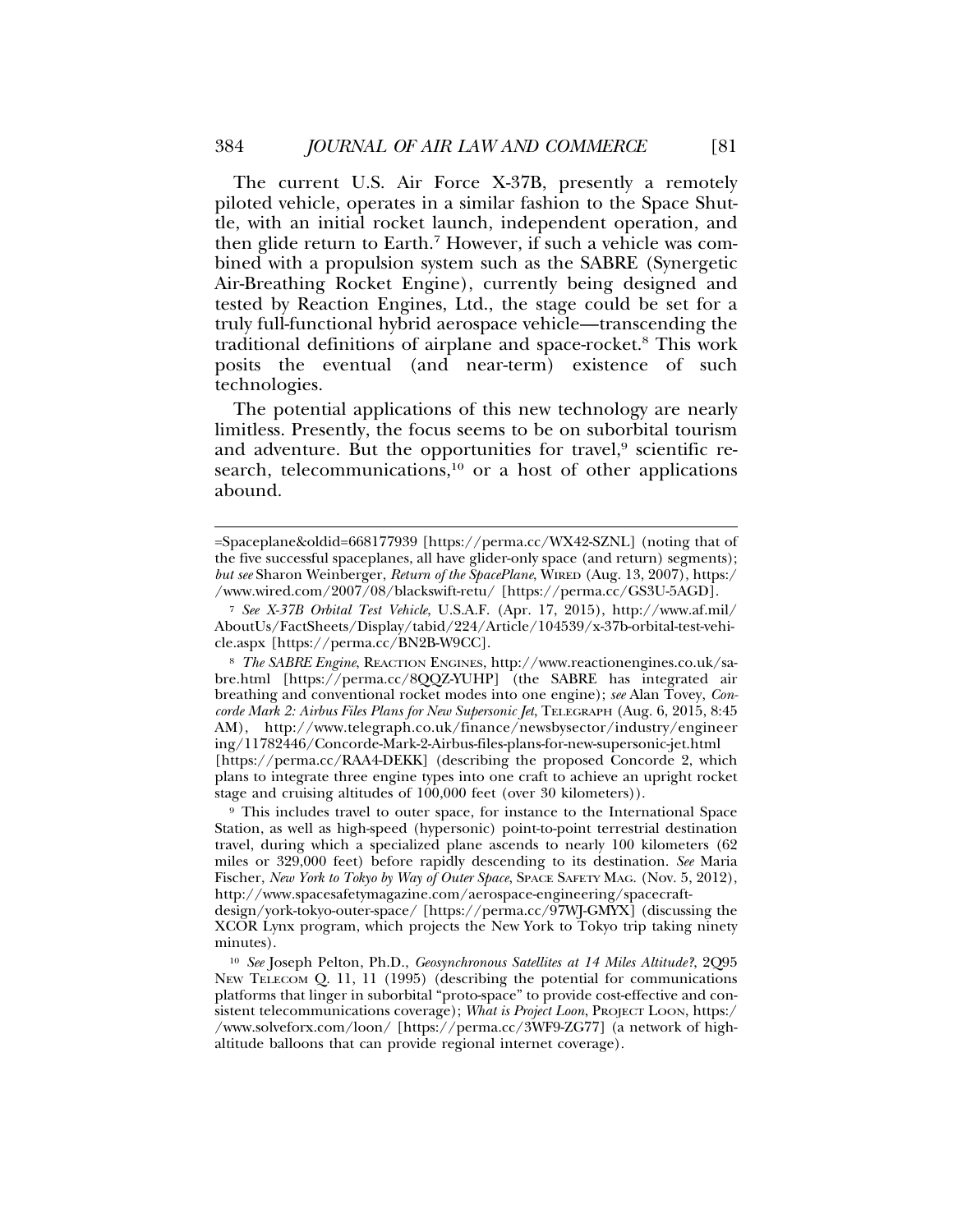The current U.S. Air Force X-37B, presently a remotely piloted vehicle, operates in a similar fashion to the Space Shuttle, with an initial rocket launch, independent operation, and then glide return to Earth.[7] However, if such a vehicle was combined with a propulsion system such as the SABRE (Synergetic Air-Breathing Rocket Engine), currently being designed and tested by Reaction Engines, Ltd., the stage could be set for a truly full-functional hybrid aerospace vehicle—transcending the traditional definitions of airplane and space-rocket.[8] This work posits the eventual (and near-term) existence of such technologies.

The potential applications of this new technology are nearly limitless. Presently, the focus seems to be on suborbital tourism and adventure. But the opportunities for travel,[9] scientific research, telecommunications,[10] or a host of other applications abound.

---

=Spaceplane&oldid=668177939 [https://perma.cc/WX42-SZNL] (noting that of the five successful spaceplanes, all have glider-only space (and return) segments); *but see* Sharon Weinberger, *Return of the SpacePlane*, WIRED (Aug. 13, 2007), https://www.wired.com/2007/08/blackswift-retu/ [https://perma.cc/GS3U-5AGD].

[7] *See X-37B Orbital Test Vehicle*, U.S.A.F. (Apr. 17, 2015), http://www.af.mil/AboutUs/FactSheets/Display/tabid/224/Article/104539/x-37b-orbital-test-vehicle.aspx [https://perma.cc/BN2B-W9CC].

[8] *The SABRE Engine*, REACTION ENGINES, http://www.reactionengines.co.uk/sabre.html [https://perma.cc/8QQZ-YUHP] (the SABRE has integrated air breathing and conventional rocket modes into one engine); *see* Alan Tovey, *Concorde Mark 2: Airbus Files Plans for New Supersonic Jet*, TELEGRAPH (Aug. 6, 2015, 8:45 AM), http://www.telegraph.co.uk/finance/newsbysector/industry/engineering/11782446/Concorde-Mark-2-Airbus-files-plans-for-new-supersonic-jet.html [https://perma.cc/RAA4-DEKK] (describing the proposed Concorde 2, which plans to integrate three engine types into one craft to achieve an upright rocket stage and cruising altitudes of 100,000 feet (over 30 kilometers)).

[9] This includes travel to outer space, for instance to the International Space Station, as well as high-speed (hypersonic) point-to-point terrestrial destination travel, during which a specialized plane ascends to nearly 100 kilometers (62 miles or 329,000 feet) before rapidly descending to its destination. *See* Maria Fischer, *New York to Tokyo by Way of Outer Space*, SPACE SAFETY MAG. (Nov. 5, 2012), http://www.spacesafetymagazine.com/aerospace-engineering/spacecraft-design/york-tokyo-outer-space/ [https://perma.cc/97WJ-GMYX] (discussing the XCOR Lynx program, which projects the New York to Tokyo trip taking ninety minutes).

[10] *See* Joseph Pelton, Ph.D., *Geosynchronous Satellites at 14 Miles Altitude?*, 2Q95 NEW TELECOM Q. 11, 11 (1995) (describing the potential for communications platforms that linger in suborbital "proto-space" to provide cost-effective and consistent telecommunications coverage); *What is Project Loon*, PROJECT LOON, https://www.solveforx.com/loon/ [https://perma.cc/3WF9-ZG77] (a network of high-altitude balloons that can provide regional internet coverage).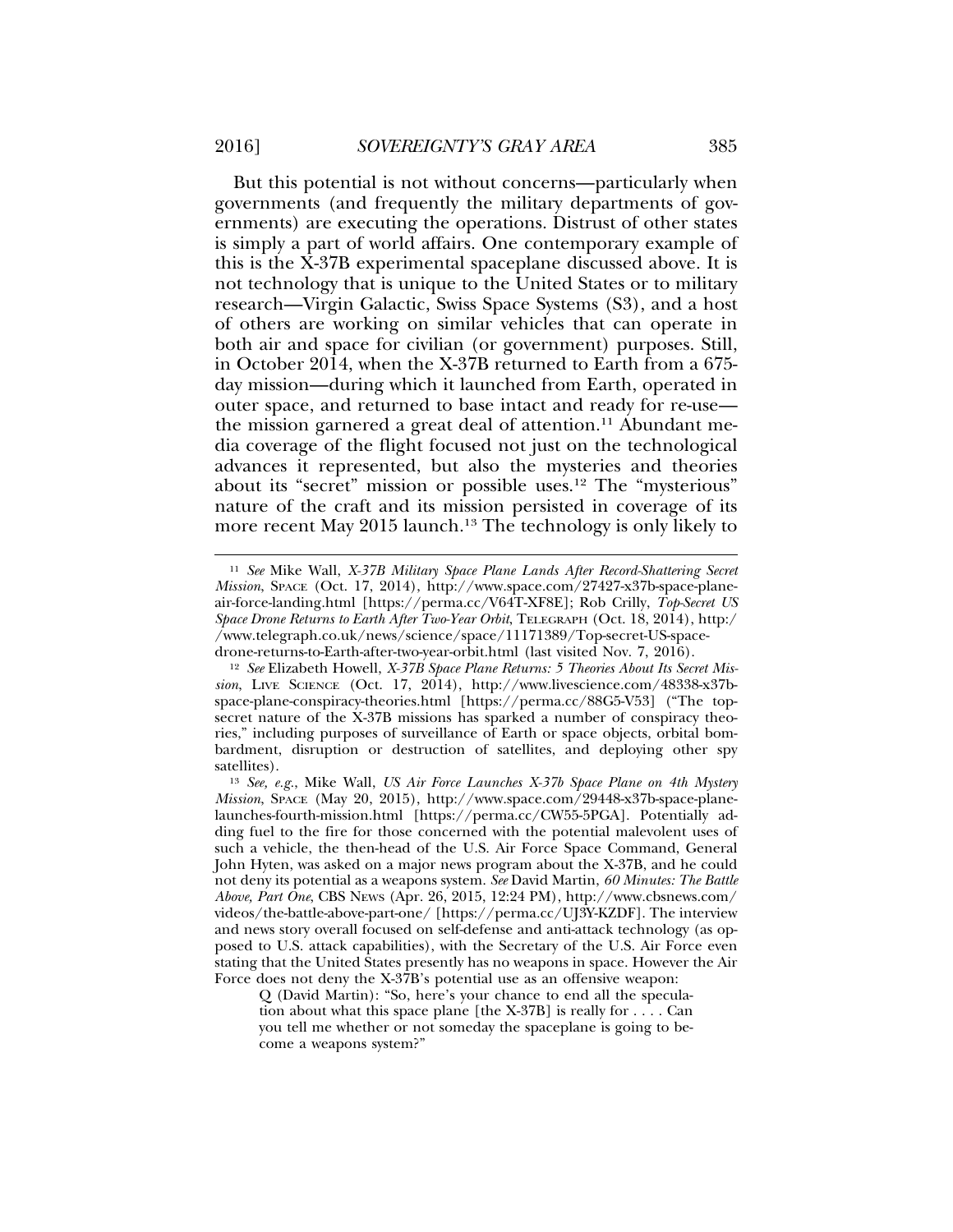But this potential is not without concerns—particularly when governments (and frequently the military departments of governments) are executing the operations. Distrust of other states is simply a part of world affairs. One contemporary example of this is the X-37B experimental spaceplane discussed above. It is not technology that is unique to the United States or to military research—Virgin Galactic, Swiss Space Systems (S3), and a host of others are working on similar vehicles that can operate in both air and space for civilian (or government) purposes. Still, in October 2014, when the X-37B returned to Earth from a 675-day mission—during which it launched from Earth, operated in outer space, and returned to base intact and ready for re-use—the mission garnered a great deal of attention.[11] Abundant media coverage of the flight focused not just on the technological advances it represented, but also the mysteries and theories about its "secret" mission or possible uses.[12] The "mysterious" nature of the craft and its mission persisted in coverage of its more recent May 2015 launch.[13] The technology is only likely to

---

[11] *See* Mike Wall, *X-37B Military Space Plane Lands After Record-Shattering Secret Mission*, SPACE (Oct. 17, 2014), http://www.space.com/27427-x37b-space-plane-air-force-landing.html [https://perma.cc/V64T-XF8E]; Rob Crilly, *Top-Secret US Space Drone Returns to Earth After Two-Year Orbit*, TELEGRAPH (Oct. 18, 2014), http://www.telegraph.co.uk/news/science/space/11171389/Top-secret-US-space-drone-returns-to-Earth-after-two-year-orbit.html (last visited Nov. 7, 2016).

[12] *See* Elizabeth Howell, *X-37B Space Plane Returns: 5 Theories About Its Secret Mission*, LIVE SCIENCE (Oct. 17, 2014), http://www.livescience.com/48338-x37b-space-plane-conspiracy-theories.html [https://perma.cc/88G5-V53] ("The top-secret nature of the X-37B missions has sparked a number of conspiracy theories," including purposes of surveillance of Earth or space objects, orbital bombardment, disruption or destruction of satellites, and deploying other spy satellites).

[13] *See, e.g.*, Mike Wall, *US Air Force Launches X-37b Space Plane on 4th Mystery Mission*, SPACE (May 20, 2015), http://www.space.com/29448-x37b-space-plane-launches-fourth-mission.html [https://perma.cc/CW55-5PGA]. Potentially adding fuel to the fire for those concerned with the potential malevolent uses of such a vehicle, the then-head of the U.S. Air Force Space Command, General John Hyten, was asked on a major news program about the X-37B, and he could not deny its potential as a weapons system. *See* David Martin, *60 Minutes: The Battle Above, Part One*, CBS NEWS (Apr. 26, 2015, 12:24 PM), http://www.cbsnews.com/videos/the-battle-above-part-one/ [https://perma.cc/UJ3Y-KZDF]. The interview and news story overall focused on self-defense and anti-attack technology (as opposed to U.S. attack capabilities), with the Secretary of the U.S. Air Force even stating that the United States presently has no weapons in space. However the Air Force does not deny the X-37B's potential use as an offensive weapon:

> Q (David Martin): "So, here's your chance to end all the speculation about what this space plane [the X-37B] is really for . . . . Can you tell me whether or not someday the spaceplane is going to become a weapons system?"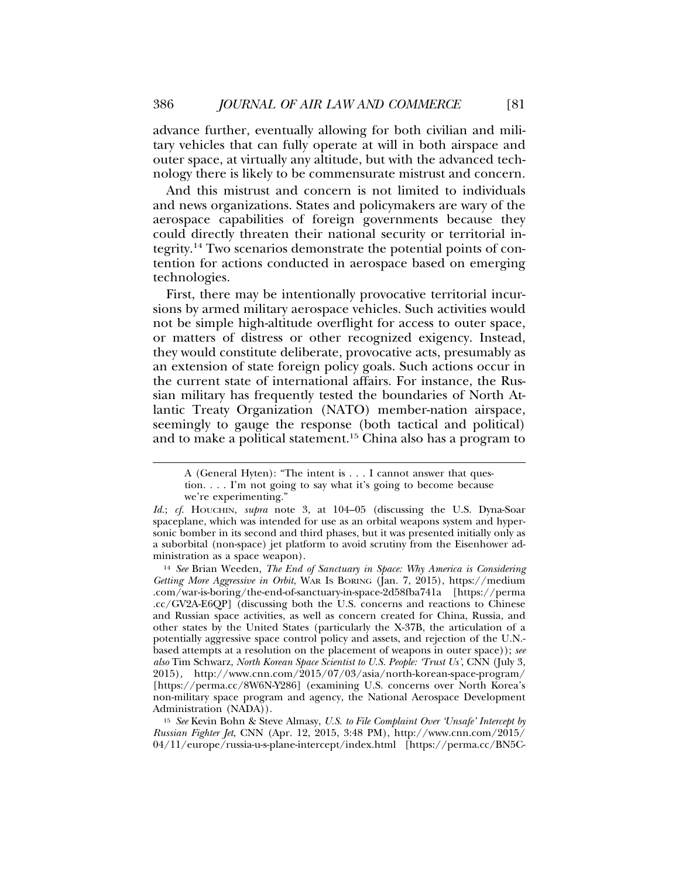advance further, eventually allowing for both civilian and military vehicles that can fully operate at will in both airspace and outer space, at virtually any altitude, but with the advanced technology there is likely to be commensurate mistrust and concern.

And this mistrust and concern is not limited to individuals and news organizations. States and policymakers are wary of the aerospace capabilities of foreign governments because they could directly threaten their national security or territorial integrity.[14] Two scenarios demonstrate the potential points of contention for actions conducted in aerospace based on emerging technologies.

First, there may be intentionally provocative territorial incursions by armed military aerospace vehicles. Such activities would not be simple high-altitude overflight for access to outer space, or matters of distress or other recognized exigency. Instead, they would constitute deliberate, provocative acts, presumably as an extension of state foreign policy goals. Such actions occur in the current state of international affairs. For instance, the Russian military has frequently tested the boundaries of North Atlantic Treaty Organization (NATO) member-nation airspace, seemingly to gauge the response (both tactical and political) and to make a political statement.[15] China also has a program to

---

> A (General Hyten): "The intent is . . . I cannot answer that question. . . . I'm not going to say what it's going to become because we're experimenting."

*Id.*; *cf.* HOUCHIN, *supra* note 3, at 104–05 (discussing the U.S. Dyna-Soar spaceplane, which was intended for use as an orbital weapons system and hypersonic bomber in its second and third phases, but it was presented initially only as a suborbital (non-space) jet platform to avoid scrutiny from the Eisenhower administration as a space weapon).

[14] *See* Brian Weeden, *The End of Sanctuary in Space: Why America is Considering Getting More Aggressive in Orbit*, WAR IS BORING (Jan. 7, 2015), https://medium.com/war-is-boring/the-end-of-sanctuary-in-space-2d58fba741a [https://perma.cc/GV2A-E6QP] (discussing both the U.S. concerns and reactions to Chinese and Russian space activities, as well as concern created for China, Russia, and other states by the United States (particularly the X-37B, the articulation of a potentially aggressive space control policy and assets, and rejection of the U.N.-based attempts at a resolution on the placement of weapons in outer space)); *see also* Tim Schwarz, *North Korean Space Scientist to U.S. People: 'Trust Us'*, CNN (July 3, 2015), http://www.cnn.com/2015/07/03/asia/north-korean-space-program/ [https://perma.cc/8W6N-Y286] (examining U.S. concerns over North Korea's non-military space program and agency, the National Aerospace Development Administration (NADA)).

[15] *See* Kevin Bohn & Steve Almasy, *U.S. to File Complaint Over 'Unsafe' Intercept by Russian Fighter Jet*, CNN (Apr. 12, 2015, 3:48 PM), http://www.cnn.com/2015/04/11/europe/russia-u-s-plane-intercept/index.html [https://perma.cc/BN5C-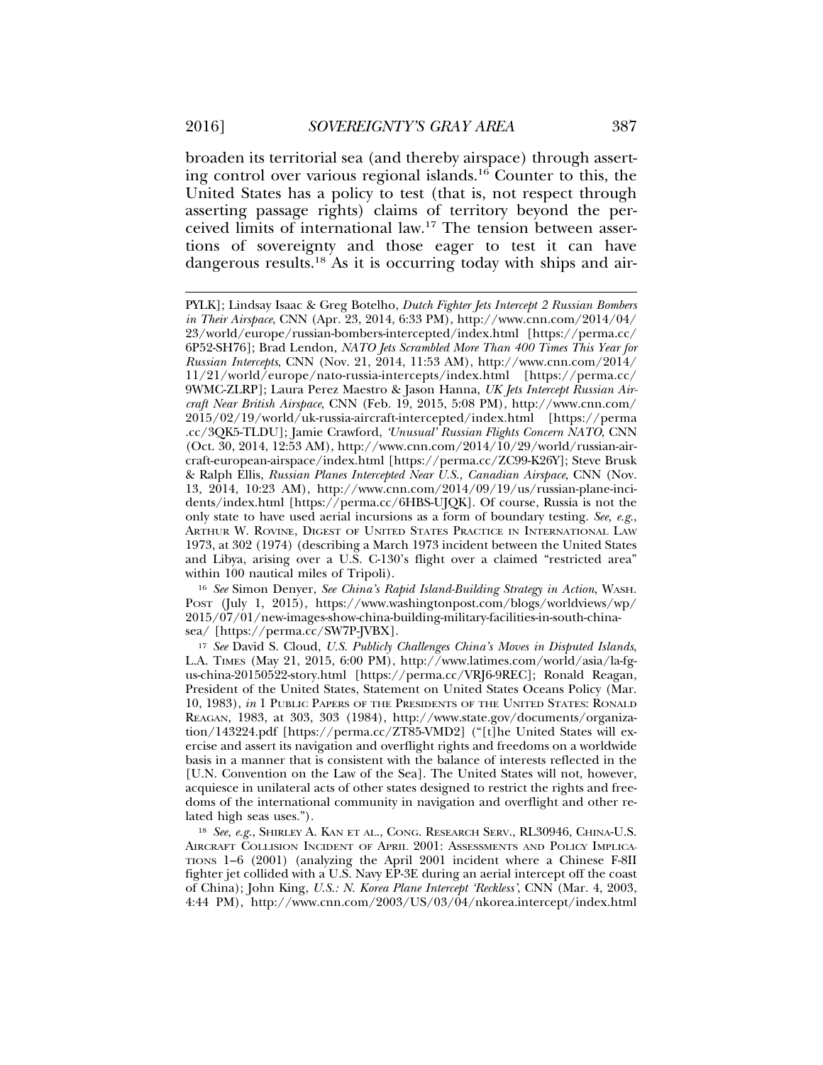broaden its territorial sea (and thereby airspace) through asserting control over various regional islands.[16] Counter to this, the United States has a policy to test (that is, not respect through asserting passage rights) claims of territory beyond the perceived limits of international law.[17] The tension between assertions of sovereignty and those eager to test it can have dangerous results.[18] As it is occurring today with ships and air-

---

PYLK]; Lindsay Isaac & Greg Botelho, *Dutch Fighter Jets Intercept 2 Russian Bombers in Their Airspace*, CNN (Apr. 23, 2014, 6:33 PM), http://www.cnn.com/2014/04/23/world/europe/russian-bombers-intercepted/index.html [https://perma.cc/6P52-SH76]; Brad Lendon, *NATO Jets Scrambled More Than 400 Times This Year for Russian Intercepts*, CNN (Nov. 21, 2014, 11:53 AM), http://www.cnn.com/2014/11/21/world/europe/nato-russia-intercepts/index.html [https://perma.cc/9WMC-ZLRP]; Laura Perez Maestro & Jason Hanna, *UK Jets Intercept Russian Aircraft Near British Airspace*, CNN (Feb. 19, 2015, 5:08 PM), http://www.cnn.com/2015/02/19/world/uk-russia-aircraft-intercepted/index.html [https://perma.cc/3QK5-TLDU]; Jamie Crawford, *'Unusual' Russian Flights Concern NATO*, CNN (Oct. 30, 2014, 12:53 AM), http://www.cnn.com/2014/10/29/world/russian-aircraft-european-airspace/index.html [https://perma.cc/ZC99-K26Y]; Steve Brusk & Ralph Ellis, *Russian Planes Intercepted Near U.S., Canadian Airspace*, CNN (Nov. 13, 2014, 10:23 AM), http://www.cnn.com/2014/09/19/us/russian-plane-incidents/index.html [https://perma.cc/6HBS-UJQK]. Of course, Russia is not the only state to have used aerial incursions as a form of boundary testing. *See, e.g.*, ARTHUR W. ROVINE, DIGEST OF UNITED STATES PRACTICE IN INTERNATIONAL LAW 1973, at 302 (1974) (describing a March 1973 incident between the United States and Libya, arising over a U.S. C-130's flight over a claimed "restricted area" within 100 nautical miles of Tripoli).

[16] *See* Simon Denyer, *See China's Rapid Island-Building Strategy in Action*, WASH. POST (July 1, 2015), https://www.washingtonpost.com/blogs/worldviews/wp/2015/07/01/new-images-show-china-building-military-facilities-in-south-china-sea/ [https://perma.cc/SW7P-JVBX].

[17] *See* David S. Cloud, *U.S. Publicly Challenges China's Moves in Disputed Islands*, L.A. TIMES (May 21, 2015, 6:00 PM), http://www.latimes.com/world/asia/la-fg-us-china-20150522-story.html [https://perma.cc/VRJ6-9REC]; Ronald Reagan, President of the United States, Statement on United States Oceans Policy (Mar. 10, 1983), *in* 1 PUBLIC PAPERS OF THE PRESIDENTS OF THE UNITED STATES: RONALD REAGAN, 1983, at 303, 303 (1984), http://www.state.gov/documents/organization/143224.pdf [https://perma.cc/ZT85-VMD2] ("[t]he United States will exercise and assert its navigation and overflight rights and freedoms on a worldwide basis in a manner that is consistent with the balance of interests reflected in the [U.N. Convention on the Law of the Sea]. The United States will not, however, acquiesce in unilateral acts of other states designed to restrict the rights and freedoms of the international community in navigation and overflight and other related high seas uses.").

[18] *See, e.g.*, SHIRLEY A. KAN ET AL., CONG. RESEARCH SERV., RL30946, CHINA-U.S. AIRCRAFT COLLISION INCIDENT OF APRIL 2001: ASSESSMENTS AND POLICY IMPLICATIONS 1–6 (2001) (analyzing the April 2001 incident where a Chinese F-8II fighter jet collided with a U.S. Navy EP-3E during an aerial intercept off the coast of China); John King, *U.S.: N. Korea Plane Intercept 'Reckless'*, CNN (Mar. 4, 2003, 4:44 PM), http://www.cnn.com/2003/US/03/04/nkorea.intercept/index.html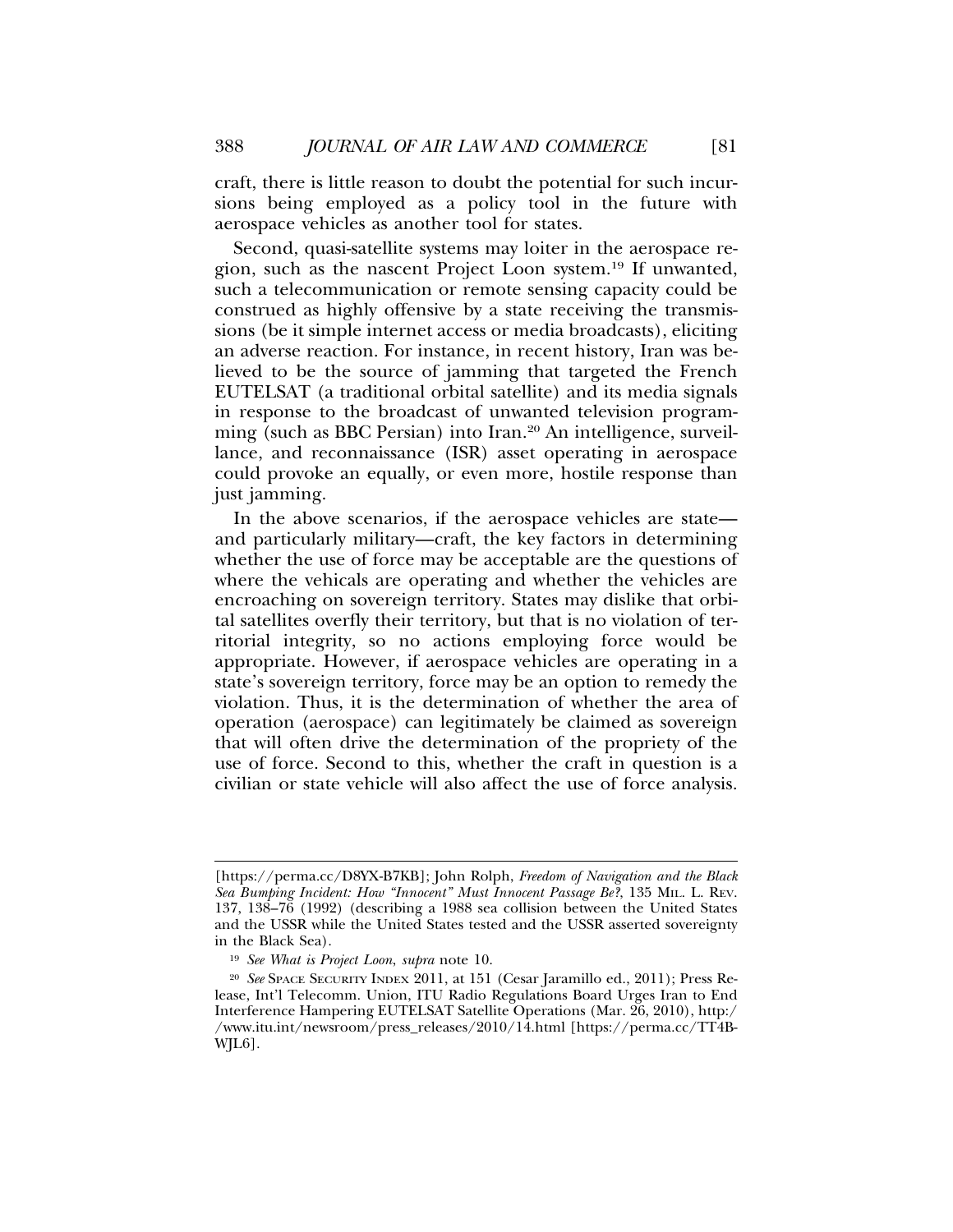craft, there is little reason to doubt the potential for such incursions being employed as a policy tool in the future with aerospace vehicles as another tool for states.

Second, quasi-satellite systems may loiter in the aerospace region, such as the nascent Project Loon system.[19] If unwanted, such a telecommunication or remote sensing capacity could be construed as highly offensive by a state receiving the transmissions (be it simple internet access or media broadcasts), eliciting an adverse reaction. For instance, in recent history, Iran was believed to be the source of jamming that targeted the French EUTELSAT (a traditional orbital satellite) and its media signals in response to the broadcast of unwanted television programming (such as BBC Persian) into Iran.[20] An intelligence, surveillance, and reconnaissance (ISR) asset operating in aerospace could provoke an equally, or even more, hostile response than just jamming.

In the above scenarios, if the aerospace vehicles are state—and particularly military—craft, the key factors in determining whether the use of force may be acceptable are the questions of where the vehicals are operating and whether the vehicles are encroaching on sovereign territory. States may dislike that orbital satellites overfly their territory, but that is no violation of territorial integrity, so no actions employing force would be appropriate. However, if aerospace vehicles are operating in a state's sovereign territory, force may be an option to remedy the violation. Thus, it is the determination of whether the area of operation (aerospace) can legitimately be claimed as sovereign that will often drive the determination of the propriety of the use of force. Second to this, whether the craft in question is a civilian or state vehicle will also affect the use of force analysis.

---

[https://perma.cc/D8YX-B7KB]; John Rolph, *Freedom of Navigation and the Black Sea Bumping Incident: How "Innocent" Must Innocent Passage Be?*, 135 MIL. L. REV. 137, 138–76 (1992) (describing a 1988 sea collision between the United States and the USSR while the United States tested and the USSR asserted sovereignty in the Black Sea).

[19] *See What is Project Loon*, *supra* note 10.

[20] *See* SPACE SECURITY INDEX 2011, at 151 (Cesar Jaramillo ed., 2011); Press Release, Int'l Telecomm. Union, ITU Radio Regulations Board Urges Iran to End Interference Hampering EUTELSAT Satellite Operations (Mar. 26, 2010), http://www.itu.int/newsroom/press_releases/2010/14.html [https://perma.cc/TT4B-WJL6].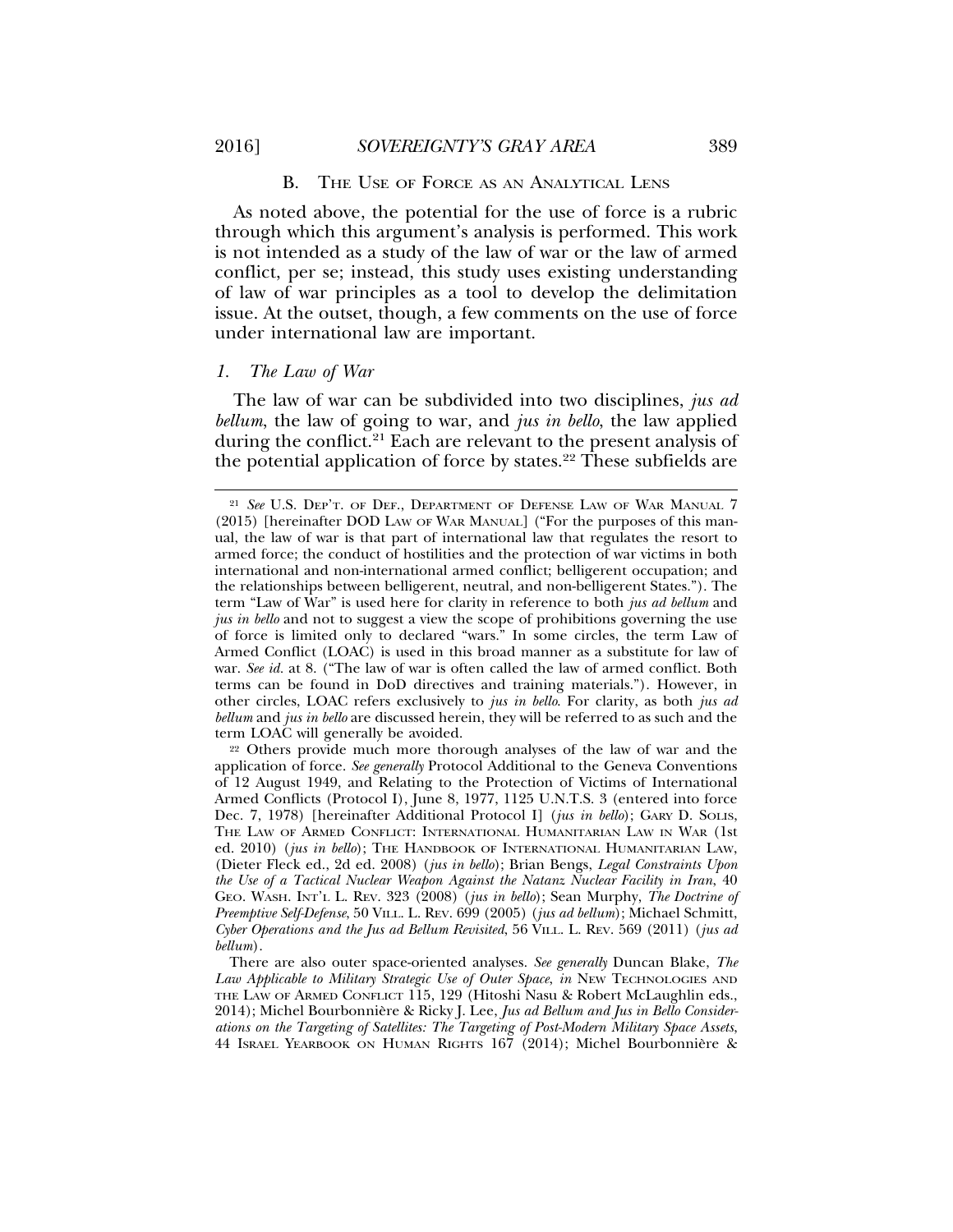### B. The Use of Force as an Analytical Lens

As noted above, the potential for the use of force is a rubric through which this argument's analysis is performed. This work is not intended as a study of the law of war or the law of armed conflict, per se; instead, this study uses existing understanding of law of war principles as a tool to develop the delimitation issue. At the outset, though, a few comments on the use of force under international law are important.

#### *1. The Law of War*

The law of war can be subdivided into two disciplines, *jus ad bellum*, the law of going to war, and *jus in bello*, the law applied during the conflict.[21] Each are relevant to the present analysis of the potential application of force by states.[22] These subfields are

---

[21] *See* U.S. Dep't. of Def., Department of Defense Law of War Manual 7 (2015) [hereinafter DOD Law of War Manual] ("For the purposes of this manual, the law of war is that part of international law that regulates the resort to armed force; the conduct of hostilities and the protection of war victims in both international and non-international armed conflict; belligerent occupation; and the relationships between belligerent, neutral, and non-belligerent States."). The term "Law of War" is used here for clarity in reference to both *jus ad bellum* and *jus in bello* and not to suggest a view the scope of prohibitions governing the use of force is limited only to declared "wars." In some circles, the term Law of Armed Conflict (LOAC) is used in this broad manner as a substitute for law of war. *See id.* at 8. ("The law of war is often called the law of armed conflict. Both terms can be found in DoD directives and training materials."). However, in other circles, LOAC refers exclusively to *jus in bello*. For clarity, as both *jus ad bellum* and *jus in bello* are discussed herein, they will be referred to as such and the term LOAC will generally be avoided.

[22] Others provide much more thorough analyses of the law of war and the application of force. *See generally* Protocol Additional to the Geneva Conventions of 12 August 1949, and Relating to the Protection of Victims of International Armed Conflicts (Protocol I), June 8, 1977, 1125 U.N.T.S. 3 (entered into force Dec. 7, 1978) [hereinafter Additional Protocol I] (*jus in bello*); Gary D. Solis, The Law of Armed Conflict: International Humanitarian Law in War (1st ed. 2010) (*jus in bello*); The Handbook of International Humanitarian Law, (Dieter Fleck ed., 2d ed. 2008) (*jus in bello*); Brian Bengs, *Legal Constraints Upon the Use of a Tactical Nuclear Weapon Against the Natanz Nuclear Facility in Iran*, 40 Geo. Wash. Int'l L. Rev. 323 (2008) (*jus in bello*); Sean Murphy, *The Doctrine of Preemptive Self-Defense*, 50 Vill. L. Rev. 699 (2005) (*jus ad bellum*); Michael Schmitt, *Cyber Operations and the Jus ad Bellum Revisited*, 56 Vill. L. Rev. 569 (2011) (*jus ad bellum*).

There are also outer space-oriented analyses. *See generally* Duncan Blake, *The Law Applicable to Military Strategic Use of Outer Space*, *in* New Technologies and the Law of Armed Conflict 115, 129 (Hitoshi Nasu & Robert McLaughlin eds., 2014); Michel Bourbonnière & Ricky J. Lee, *Jus ad Bellum and Jus in Bello Considerations on the Targeting of Satellites: The Targeting of Post-Modern Military Space Assets*, 44 Israel Yearbook on Human Rights 167 (2014); Michel Bourbonnière &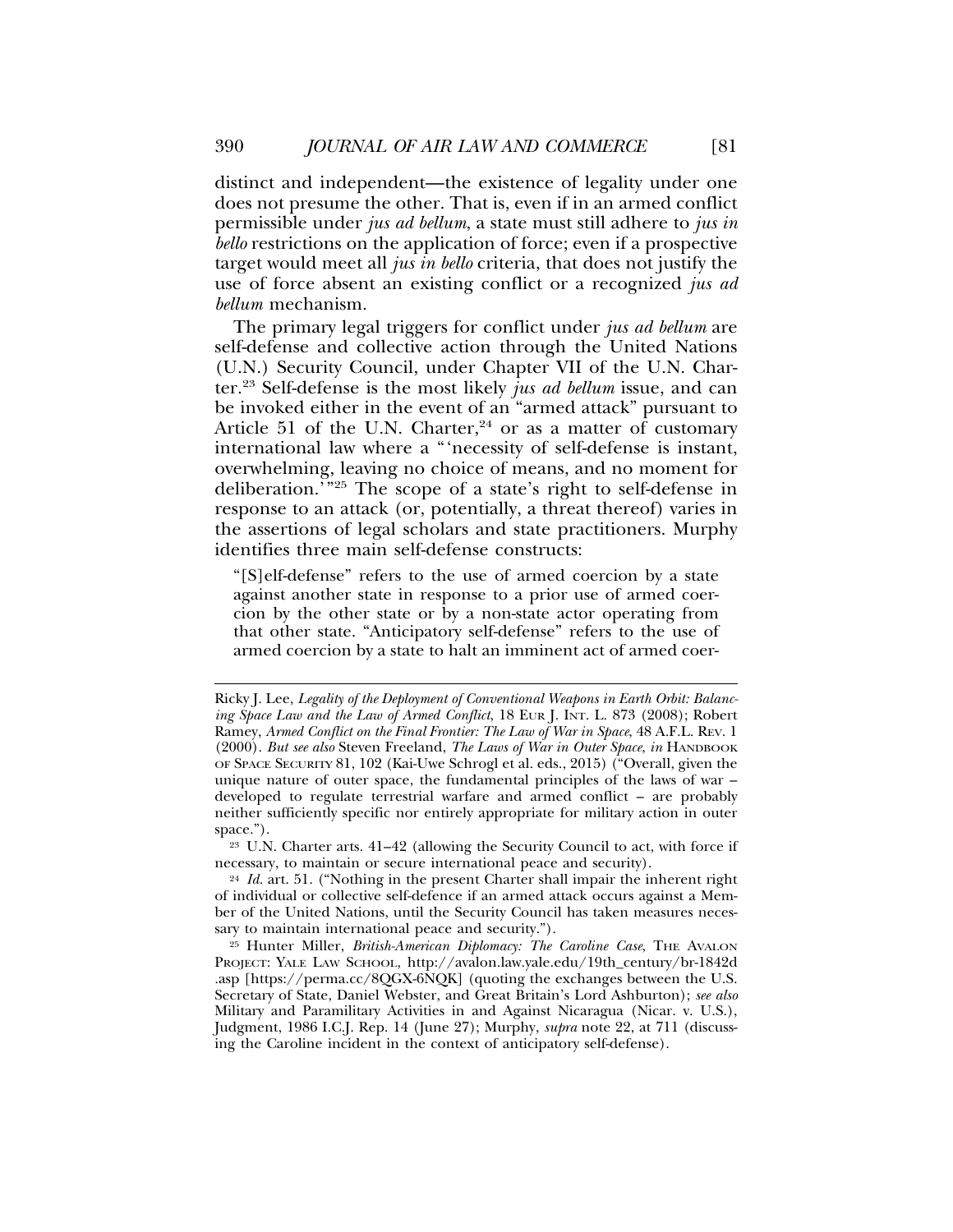distinct and independent—the existence of legality under one does not presume the other. That is, even if in an armed conflict permissible under *jus ad bellum*, a state must still adhere to *jus in bello* restrictions on the application of force; even if a prospective target would meet all *jus in bello* criteria, that does not justify the use of force absent an existing conflict or a recognized *jus ad bellum* mechanism.

The primary legal triggers for conflict under *jus ad bellum* are self-defense and collective action through the United Nations (U.N.) Security Council, under Chapter VII of the U.N. Charter.[23] Self-defense is the most likely *jus ad bellum* issue, and can be invoked either in the event of an "armed attack" pursuant to Article 51 of the U.N. Charter,[24] or as a matter of customary international law where a "'necessity of self-defense is instant, overwhelming, leaving no choice of means, and no moment for deliberation.'"[25] The scope of a state's right to self-defense in response to an attack (or, potentially, a threat thereof) varies in the assertions of legal scholars and state practitioners. Murphy identifies three main self-defense constructs:

> "[S]elf-defense" refers to the use of armed coercion by a state against another state in response to a prior use of armed coercion by the other state or by a non-state actor operating from that other state. "Anticipatory self-defense" refers to the use of armed coercion by a state to halt an imminent act of armed coer-

---

Ricky J. Lee, *Legality of the Deployment of Conventional Weapons in Earth Orbit: Balancing Space Law and the Law of Armed Conflict*, 18 EUR J. INT. L. 873 (2008); Robert Ramey, *Armed Conflict on the Final Frontier: The Law of War in Space*, 48 A.F.L. REV. 1 (2000). *But see also* Steven Freeland, *The Laws of War in Outer Space*, *in* HANDBOOK OF SPACE SECURITY 81, 102 (Kai-Uwe Schrogl et al. eds., 2015) ("Overall, given the unique nature of outer space, the fundamental principles of the laws of war – developed to regulate terrestrial warfare and armed conflict – are probably neither sufficiently specific nor entirely appropriate for military action in outer space.").

[23] U.N. Charter arts. 41–42 (allowing the Security Council to act, with force if necessary, to maintain or secure international peace and security).

[24] *Id.* art. 51. ("Nothing in the present Charter shall impair the inherent right of individual or collective self-defence if an armed attack occurs against a Member of the United Nations, until the Security Council has taken measures necessary to maintain international peace and security.").

[25] Hunter Miller, *British-American Diplomacy: The Caroline Case*, THE AVALON PROJECT: YALE LAW SCHOOL, http://avalon.law.yale.edu/19th_century/br-1842d.asp [https://perma.cc/8QGX-6NQK] (quoting the exchanges between the U.S. Secretary of State, Daniel Webster, and Great Britain's Lord Ashburton); *see also* Military and Paramilitary Activities in and Against Nicaragua (Nicar. v. U.S.), Judgment, 1986 I.C.J. Rep. 14 (June 27); Murphy, *supra* note 22, at 711 (discussing the Caroline incident in the context of anticipatory self-defense).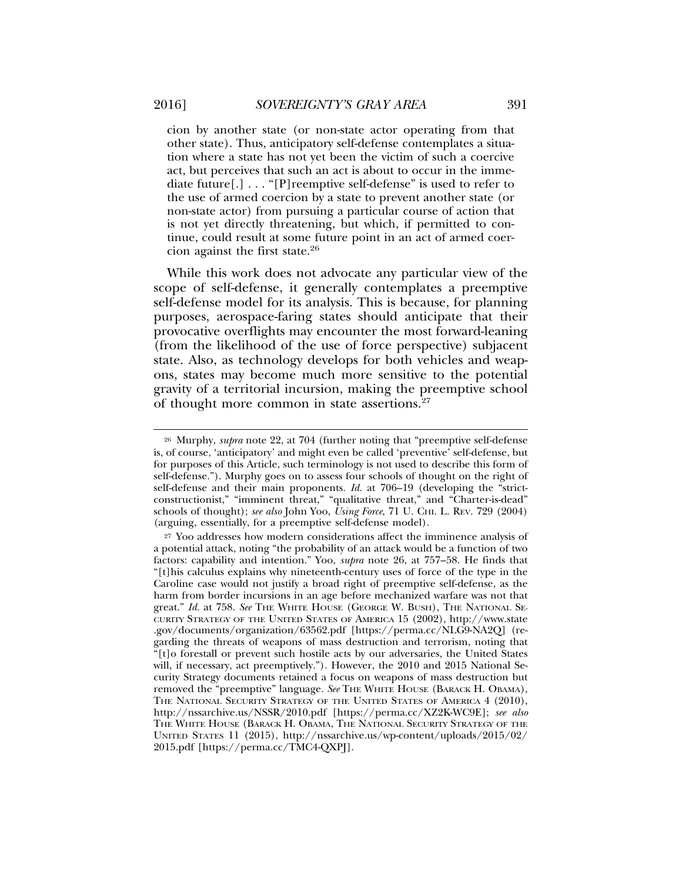> cion by another state (or non-state actor operating from that other state). Thus, anticipatory self-defense contemplates a situation where a state has not yet been the victim of such a coercive act, but perceives that such an act is about to occur in the immediate future[.] . . . "[P]reemptive self-defense" is used to refer to the use of armed coercion by a state to prevent another state (or non-state actor) from pursuing a particular course of action that is not yet directly threatening, but which, if permitted to continue, could result at some future point in an act of armed coercion against the first state.[26]

While this work does not advocate any particular view of the scope of self-defense, it generally contemplates a preemptive self-defense model for its analysis. This is because, for planning purposes, aerospace-faring states should anticipate that their provocative overflights may encounter the most forward-leaning (from the likelihood of the use of force perspective) subjacent state. Also, as technology develops for both vehicles and weapons, states may become much more sensitive to the potential gravity of a territorial incursion, making the preemptive school of thought more common in state assertions.[27]

---

[26] Murphy, *supra* note 22, at 704 (further noting that "preemptive self-defense is, of course, 'anticipatory' and might even be called 'preventive' self-defense, but for purposes of this Article, such terminology is not used to describe this form of self-defense."). Murphy goes on to assess four schools of thought on the right of self-defense and their main proponents. *Id.* at 706–19 (developing the "strict-constructionist," "imminent threat," "qualitative threat," and "Charter-is-dead" schools of thought); *see also* John Yoo, *Using Force*, 71 U. CHI. L. REV. 729 (2004) (arguing, essentially, for a preemptive self-defense model).

[27] Yoo addresses how modern considerations affect the imminence analysis of a potential attack, noting "the probability of an attack would be a function of two factors: capability and intention." Yoo, *supra* note 26, at 757–58. He finds that "[t]his calculus explains why nineteenth-century uses of force of the type in the Caroline case would not justify a broad right of preemptive self-defense, as the harm from border incursions in an age before mechanized warfare was not that great." *Id.* at 758. *See* THE WHITE HOUSE (GEORGE W. BUSH), THE NATIONAL SECURITY STRATEGY OF THE UNITED STATES OF AMERICA 15 (2002), http://www.state.gov/documents/organization/63562.pdf [https://perma.cc/NLG9-NA2Q] (regarding the threats of weapons of mass destruction and terrorism, noting that "[t]o forestall or prevent such hostile acts by our adversaries, the United States will, if necessary, act preemptively."). However, the 2010 and 2015 National Security Strategy documents retained a focus on weapons of mass destruction but removed the "preemptive" language. *See* THE WHITE HOUSE (BARACK H. OBAMA), THE NATIONAL SECURITY STRATEGY OF THE UNITED STATES OF AMERICA 4 (2010), http://nssarchive.us/NSSR/2010.pdf [https://perma.cc/XZ2K-WC9E]; *see also* THE WHITE HOUSE (BARACK H. OBAMA, THE NATIONAL SECURITY STRATEGY OF THE UNITED STATES 11 (2015), http://nssarchive.us/wp-content/uploads/2015/02/2015.pdf [https://perma.cc/TMC4-QXPJ].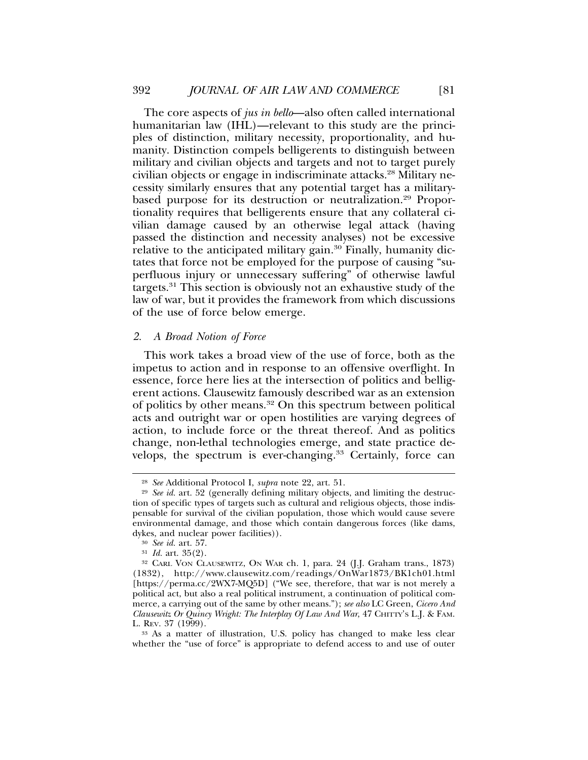The core aspects of *jus in bello*—also often called international humanitarian law (IHL)—relevant to this study are the principles of distinction, military necessity, proportionality, and humanity. Distinction compels belligerents to distinguish between military and civilian objects and targets and not to target purely civilian objects or engage in indiscriminate attacks.[28] Military necessity similarly ensures that any potential target has a military-based purpose for its destruction or neutralization.[29] Proportionality requires that belligerents ensure that any collateral civilian damage caused by an otherwise legal attack (having passed the distinction and necessity analyses) not be excessive relative to the anticipated military gain.[30] Finally, humanity dictates that force not be employed for the purpose of causing "superfluous injury or unnecessary suffering" of otherwise lawful targets.[31] This section is obviously not an exhaustive study of the law of war, but it provides the framework from which discussions of the use of force below emerge.

### 2. *A Broad Notion of Force*

This work takes a broad view of the use of force, both as the impetus to action and in response to an offensive overflight. In essence, force here lies at the intersection of politics and belligerent actions. Clausewitz famously described war as an extension of politics by other means.[32] On this spectrum between political acts and outright war or open hostilities are varying degrees of action, to include force or the threat thereof. And as politics change, non-lethal technologies emerge, and state practice develops, the spectrum is ever-changing.[33] Certainly, force can

---

[28] *See* Additional Protocol I, *supra* note 22, art. 51.

[29] *See id.* art. 52 (generally defining military objects, and limiting the destruction of specific types of targets such as cultural and religious objects, those indispensable for survival of the civilian population, those which would cause severe environmental damage, and those which contain dangerous forces (like dams, dykes, and nuclear power facilities)).

[30] *See id.* art. 57.

[31] *Id.* art. 35(2).

[32] CARL VON CLAUSEWITZ, ON WAR ch. 1, para. 24 (J.J. Graham trans., 1873) (1832), http://www.clausewitz.com/readings/OnWar1873/BK1ch01.html [https://perma.cc/2WX7-MQ5D] ("We see, therefore, that war is not merely a political act, but also a real political instrument, a continuation of political commerce, a carrying out of the same by other means."); *see also* LC Green, *Cicero And Clausewitz Or Quincy Wright: The Interplay Of Law And War*, 47 CHITTY'S L.J. & FAM. L. REV. 37 (1999).

[33] As a matter of illustration, U.S. policy has changed to make less clear whether the "use of force" is appropriate to defend access to and use of outer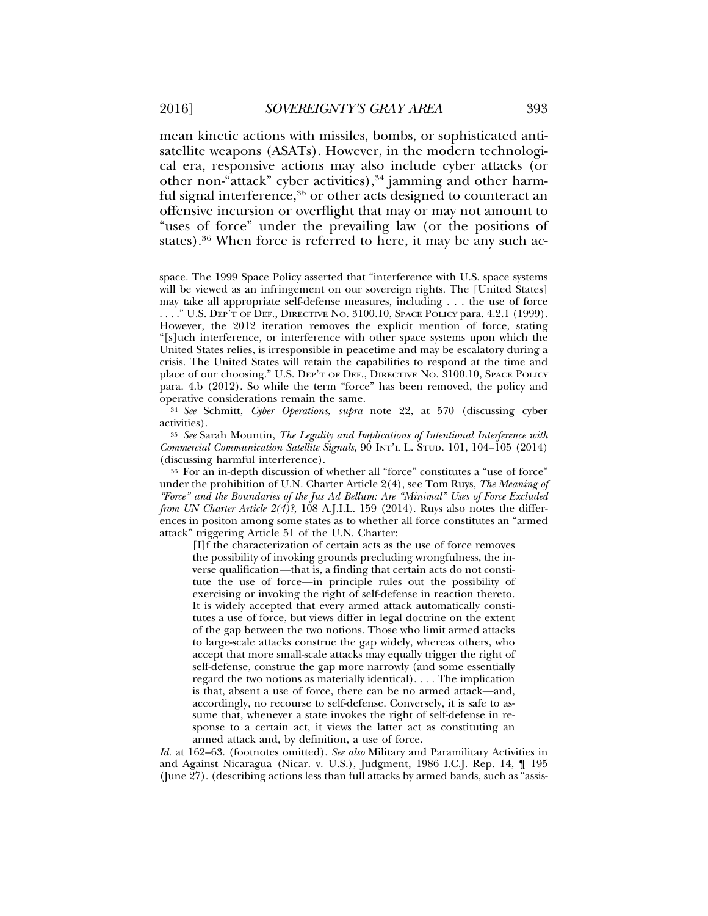mean kinetic actions with missiles, bombs, or sophisticated anti-satellite weapons (ASATs). However, in the modern technological era, responsive actions may also include cyber attacks (or other non-"attack" cyber activities),[34] jamming and other harmful signal interference,[35] or other acts designed to counteract an offensive incursion or overflight that may or may not amount to "uses of force" under the prevailing law (or the positions of states).[36] When force is referred to here, it may be any such ac-

space. The 1999 Space Policy asserted that "interference with U.S. space systems will be viewed as an infringement on our sovereign rights. The [United States] may take all appropriate self-defense measures, including . . . the use of force . . . ." U.S. DEP'T OF DEF., DIRECTIVE NO. 3100.10, SPACE POLICY para. 4.2.1 (1999). However, the 2012 iteration removes the explicit mention of force, stating "[s]uch interference, or interference with other space systems upon which the United States relies, is irresponsible in peacetime and may be escalatory during a crisis. The United States will retain the capabilities to respond at the time and place of our choosing." U.S. DEP'T OF DEF., DIRECTIVE NO. 3100.10, SPACE POLICY para. 4.b (2012). So while the term "force" has been removed, the policy and operative considerations remain the same.

[34] *See* Schmitt, *Cyber Operations*, *supra* note 22, at 570 (discussing cyber activities).

[35] *See* Sarah Mountin, *The Legality and Implications of Intentional Interference with Commercial Communication Satellite Signals*, 90 INT'L L. STUD. 101, 104–105 (2014) (discussing harmful interference).

[36] For an in-depth discussion of whether all "force" constitutes a "use of force" under the prohibition of U.N. Charter Article 2(4), see Tom Ruys, *The Meaning of "Force" and the Boundaries of the Jus Ad Bellum: Are "Minimal" Uses of Force Excluded from UN Charter Article 2(4)?*, 108 A.J.I.L. 159 (2014). Ruys also notes the differences in positon among some states as to whether all force constitutes an "armed attack" triggering Article 51 of the U.N. Charter:

> [I]f the characterization of certain acts as the use of force removes the possibility of invoking grounds precluding wrongfulness, the inverse qualification—that is, a finding that certain acts do not constitute the use of force—in principle rules out the possibility of exercising or invoking the right of self-defense in reaction thereto. It is widely accepted that every armed attack automatically constitutes a use of force, but views differ in legal doctrine on the extent of the gap between the two notions. Those who limit armed attacks to large-scale attacks construe the gap widely, whereas others, who accept that more small-scale attacks may equally trigger the right of self-defense, construe the gap more narrowly (and some essentially regard the two notions as materially identical). . . . The implication is that, absent a use of force, there can be no armed attack—and, accordingly, no recourse to self-defense. Conversely, it is safe to assume that, whenever a state invokes the right of self-defense in response to a certain act, it views the latter act as constituting an armed attack and, by definition, a use of force.

*Id.* at 162–63. (footnotes omitted). *See also* Military and Paramilitary Activities in and Against Nicaragua (Nicar. v. U.S.), Judgment, 1986 I.C.J. Rep. 14, ¶ 195 (June 27). (describing actions less than full attacks by armed bands, such as "assis-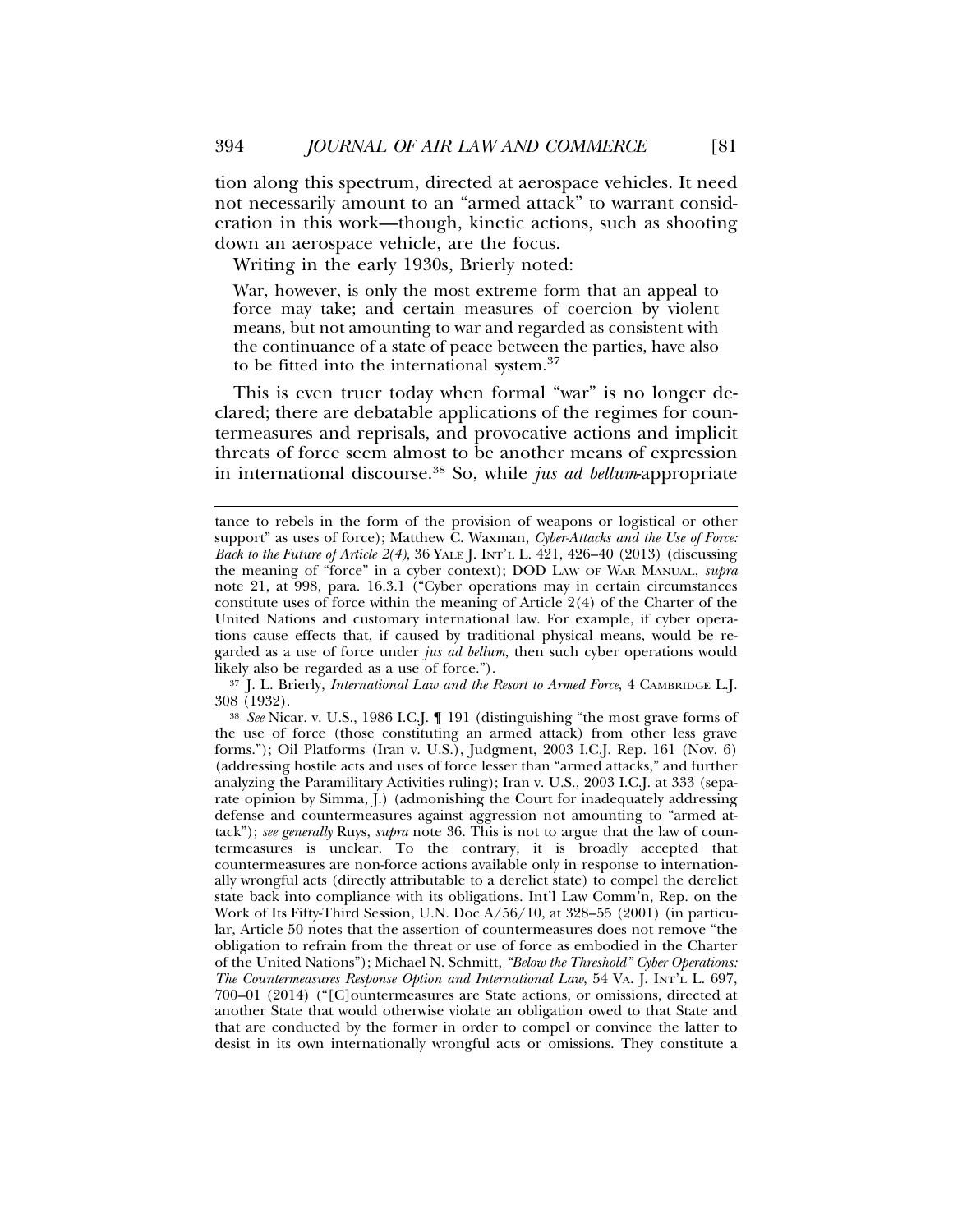tion along this spectrum, directed at aerospace vehicles. It need not necessarily amount to an "armed attack" to warrant consideration in this work—though, kinetic actions, such as shooting down an aerospace vehicle, are the focus.

Writing in the early 1930s, Brierly noted:

> War, however, is only the most extreme form that an appeal to force may take; and certain measures of coercion by violent means, but not amounting to war and regarded as consistent with the continuance of a state of peace between the parties, have also to be fitted into the international system.[37]

This is even truer today when formal "war" is no longer declared; there are debatable applications of the regimes for countermeasures and reprisals, and provocative actions and implicit threats of force seem almost to be another means of expression in international discourse.[38] So, while *jus ad bellum*-appropriate

---

tance to rebels in the form of the provision of weapons or logistical or other support" as uses of force); Matthew C. Waxman, *Cyber-Attacks and the Use of Force: Back to the Future of Article 2(4)*, 36 YALE J. INT'L L. 421, 426–40 (2013) (discussing the meaning of "force" in a cyber context); DOD LAW OF WAR MANUAL, *supra* note 21, at 998, para. 16.3.1 ("Cyber operations may in certain circumstances constitute uses of force within the meaning of Article 2(4) of the Charter of the United Nations and customary international law. For example, if cyber operations cause effects that, if caused by traditional physical means, would be regarded as a use of force under *jus ad bellum*, then such cyber operations would likely also be regarded as a use of force.").

[37] J. L. Brierly, *International Law and the Resort to Armed Force*, 4 CAMBRIDGE L.J. 308 (1932).

[38] *See* Nicar. v. U.S., 1986 I.C.J. ¶ 191 (distinguishing "the most grave forms of the use of force (those constituting an armed attack) from other less grave forms."); Oil Platforms (Iran v. U.S.), Judgment, 2003 I.C.J. Rep. 161 (Nov. 6) (addressing hostile acts and uses of force lesser than "armed attacks," and further analyzing the Paramilitary Activities ruling); Iran v. U.S., 2003 I.C.J. at 333 (separate opinion by Simma, J.) (admonishing the Court for inadequately addressing defense and countermeasures against aggression not amounting to "armed attack"); *see generally* Ruys, *supra* note 36. This is not to argue that the law of countermeasures is unclear. To the contrary, it is broadly accepted that countermeasures are non-force actions available only in response to internationally wrongful acts (directly attributable to a derelict state) to compel the derelict state back into compliance with its obligations. Int'l Law Comm'n, Rep. on the Work of Its Fifty-Third Session, U.N. Doc A/56/10, at 328–55 (2001) (in particular, Article 50 notes that the assertion of countermeasures does not remove "the obligation to refrain from the threat or use of force as embodied in the Charter of the United Nations"); Michael N. Schmitt, *"Below the Threshold" Cyber Operations: The Countermeasures Response Option and International Law*, 54 VA. J. INT'L L. 697, 700–01 (2014) ("[C]ountermeasures are State actions, or omissions, directed at another State that would otherwise violate an obligation owed to that State and that are conducted by the former in order to compel or convince the latter to desist in its own internationally wrongful acts or omissions. They constitute a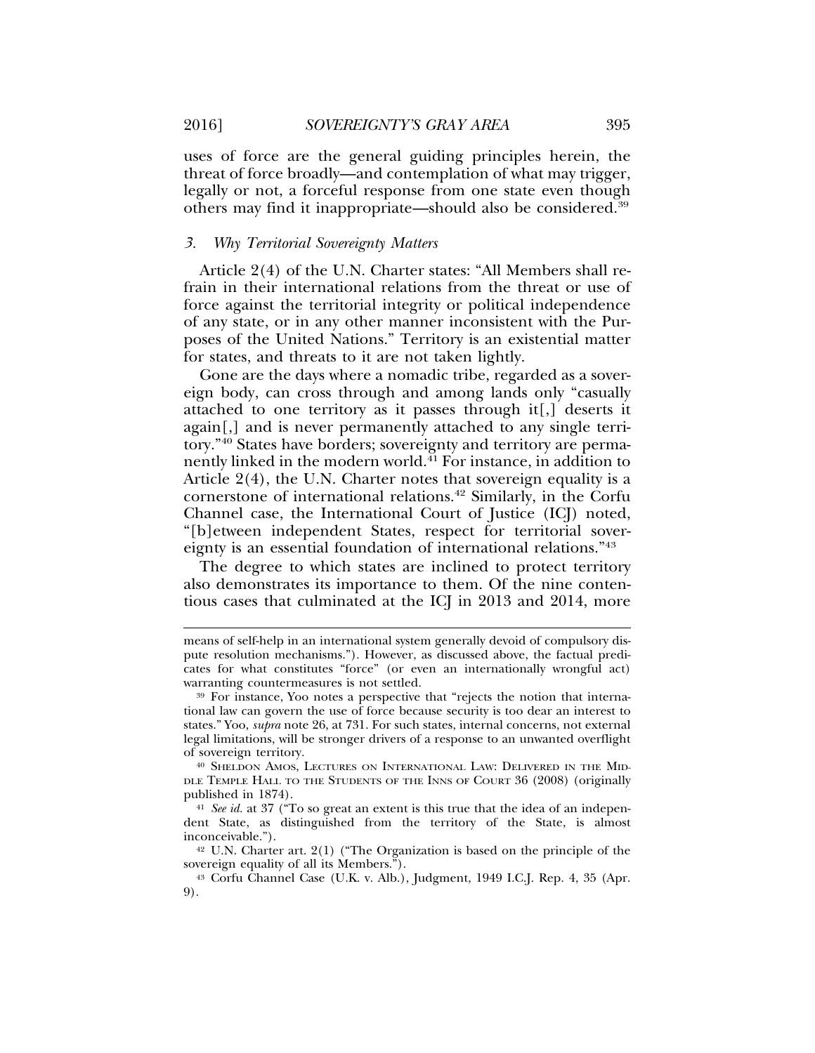uses of force are the general guiding principles herein, the threat of force broadly—and contemplation of what may trigger, legally or not, a forceful response from one state even though others may find it inappropriate—should also be considered.[39]

### *3. Why Territorial Sovereignty Matters*

Article 2(4) of the U.N. Charter states: "All Members shall refrain in their international relations from the threat or use of force against the territorial integrity or political independence of any state, or in any other manner inconsistent with the Purposes of the United Nations." Territory is an existential matter for states, and threats to it are not taken lightly.

Gone are the days where a nomadic tribe, regarded as a sovereign body, can cross through and among lands only "casually attached to one territory as it passes through it[,] deserts it again[,] and is never permanently attached to any single territory."[40] States have borders; sovereignty and territory are permanently linked in the modern world.[41] For instance, in addition to Article 2(4), the U.N. Charter notes that sovereign equality is a cornerstone of international relations.[42] Similarly, in the Corfu Channel case, the International Court of Justice (ICJ) noted, "[b]etween independent States, respect for territorial sovereignty is an essential foundation of international relations."[43]

The degree to which states are inclined to protect territory also demonstrates its importance to them. Of the nine contentious cases that culminated at the ICJ in 2013 and 2014, more

---

means of self-help in an international system generally devoid of compulsory dispute resolution mechanisms."). However, as discussed above, the factual predicates for what constitutes "force" (or even an internationally wrongful act) warranting countermeasures is not settled.

[39] For instance, Yoo notes a perspective that "rejects the notion that international law can govern the use of force because security is too dear an interest to states." Yoo, *supra* note 26, at 731. For such states, internal concerns, not external legal limitations, will be stronger drivers of a response to an unwanted overflight of sovereign territory.

[40] Sheldon Amos, Lectures on International Law: Delivered in the Middle Temple Hall to the Students of the Inns of Court 36 (2008) (originally published in 1874).

[41] *See id.* at 37 ("To so great an extent is this true that the idea of an independent State, as distinguished from the territory of the State, is almost inconceivable.").

[42] U.N. Charter art. 2(1) ("The Organization is based on the principle of the sovereign equality of all its Members.").

[43] Corfu Channel Case (U.K. v. Alb.), Judgment, 1949 I.C.J. Rep. 4, 35 (Apr. 9).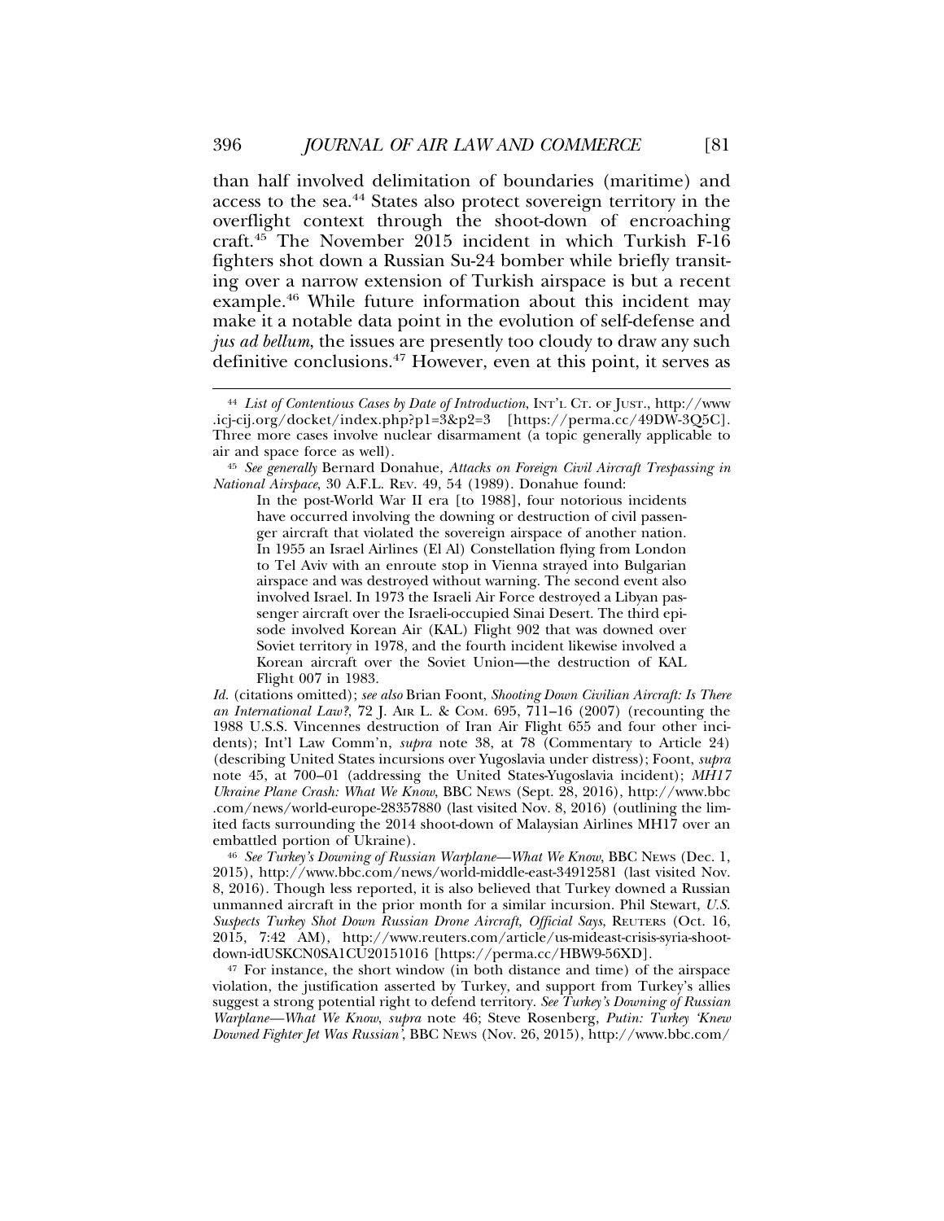than half involved delimitation of boundaries (maritime) and access to the sea.[44] States also protect sovereign territory in the overflight context through the shoot-down of encroaching craft.[45] The November 2015 incident in which Turkish F-16 fighters shot down a Russian Su-24 bomber while briefly transiting over a narrow extension of Turkish airspace is but a recent example.[46] While future information about this incident may make it a notable data point in the evolution of self-defense and *jus ad bellum*, the issues are presently too cloudy to draw any such definitive conclusions.[47] However, even at this point, it serves as

---

[44] *List of Contentious Cases by Date of Introduction*, INT'L CT. OF JUST., http://www.icj-cij.org/docket/index.php?p1=3&p2=3 [https://perma.cc/49DW-3Q5C]. Three more cases involve nuclear disarmament (a topic generally applicable to air and space force as well).

[45] *See generally* Bernard Donahue, *Attacks on Foreign Civil Aircraft Trespassing in National Airspace*, 30 A.F.L. REV. 49, 54 (1989). Donahue found:

> In the post-World War II era [to 1988], four notorious incidents have occurred involving the downing or destruction of civil passenger aircraft that violated the sovereign airspace of another nation. In 1955 an Israel Airlines (El Al) Constellation flying from London to Tel Aviv with an enroute stop in Vienna strayed into Bulgarian airspace and was destroyed without warning. The second event also involved Israel. In 1973 the Israeli Air Force destroyed a Libyan passenger aircraft over the Israeli-occupied Sinai Desert. The third episode involved Korean Air (KAL) Flight 902 that was downed over Soviet territory in 1978, and the fourth incident likewise involved a Korean aircraft over the Soviet Union—the destruction of KAL Flight 007 in 1983.

*Id.* (citations omitted); *see also* Brian Foont, *Shooting Down Civilian Aircraft: Is There an International Law?*, 72 J. AIR L. & COM. 695, 711–16 (2007) (recounting the 1988 U.S.S. Vincennes destruction of Iran Air Flight 655 and four other incidents); Int'l Law Comm'n, *supra* note 38, at 78 (Commentary to Article 24) (describing United States incursions over Yugoslavia under distress); Foont, *supra* note 45, at 700–01 (addressing the United States-Yugoslavia incident); *MH17 Ukraine Plane Crash: What We Know*, BBC NEWS (Sept. 28, 2016), http://www.bbc.com/news/world-europe-28357880 (last visited Nov. 8, 2016) (outlining the limited facts surrounding the 2014 shoot-down of Malaysian Airlines MH17 over an embattled portion of Ukraine).

[46] *See Turkey's Downing of Russian Warplane—What We Know*, BBC NEWS (Dec. 1, 2015), http://www.bbc.com/news/world-middle-east-34912581 (last visited Nov. 8, 2016). Though less reported, it is also believed that Turkey downed a Russian unmanned aircraft in the prior month for a similar incursion. Phil Stewart, *U.S. Suspects Turkey Shot Down Russian Drone Aircraft, Official Says*, REUTERS (Oct. 16, 2015, 7:42 AM), http://www.reuters.com/article/us-mideast-crisis-syria-shoot-down-idUSKCN0SA1CU20151016 [https://perma.cc/HBW9-56XD].

[47] For instance, the short window (in both distance and time) of the airspace violation, the justification asserted by Turkey, and support from Turkey's allies suggest a strong potential right to defend territory. *See Turkey's Downing of Russian Warplane—What We Know*, *supra* note 46; Steve Rosenberg, *Putin: Turkey 'Knew Downed Fighter Jet Was Russian'*, BBC NEWS (Nov. 26, 2015), http://www.bbc.com/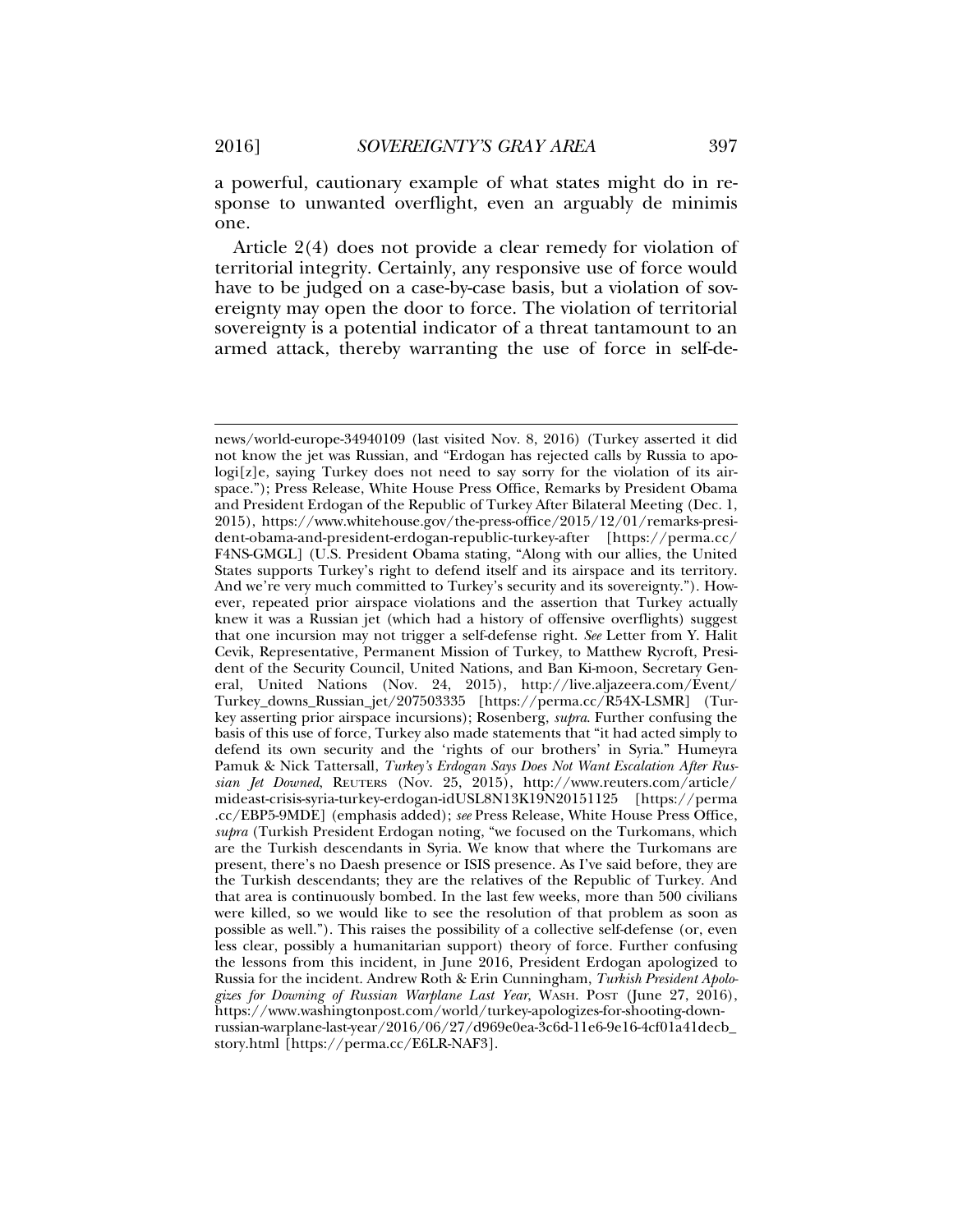a powerful, cautionary example of what states might do in response to unwanted overflight, even an arguably de minimis one.

Article 2(4) does not provide a clear remedy for violation of territorial integrity. Certainly, any responsive use of force would have to be judged on a case-by-case basis, but a violation of sovereignty may open the door to force. The violation of territorial sovereignty is a potential indicator of a threat tantamount to an armed attack, thereby warranting the use of force in self-de-

---

news/world-europe-34940109 (last visited Nov. 8, 2016) (Turkey asserted it did not know the jet was Russian, and "Erdogan has rejected calls by Russia to apologi[z]e, saying Turkey does not need to say sorry for the violation of its airspace."); Press Release, White House Press Office, Remarks by President Obama and President Erdogan of the Republic of Turkey After Bilateral Meeting (Dec. 1, 2015), https://www.whitehouse.gov/the-press-office/2015/12/01/remarks-president-obama-and-president-erdogan-republic-turkey-after [https://perma.cc/F4NS-GMGL] (U.S. President Obama stating, "Along with our allies, the United States supports Turkey's right to defend itself and its airspace and its territory. And we're very much committed to Turkey's security and its sovereignty."). However, repeated prior airspace violations and the assertion that Turkey actually knew it was a Russian jet (which had a history of offensive overflights) suggest that one incursion may not trigger a self-defense right. *See* Letter from Y. Halit Cevik, Representative, Permanent Mission of Turkey, to Matthew Rycroft, President of the Security Council, United Nations, and Ban Ki-moon, Secretary General, United Nations (Nov. 24, 2015), http://live.aljazeera.com/Event/Turkey_downs_Russian_jet/207503335 [https://perma.cc/R54X-LSMR] (Turkey asserting prior airspace incursions); Rosenberg, *supra*. Further confusing the basis of this use of force, Turkey also made statements that "it had acted simply to defend its own security and the 'rights of our brothers' in Syria." Humeyra Pamuk & Nick Tattersall, *Turkey's Erdogan Says Does Not Want Escalation After Russian Jet Downed*, REUTERS (Nov. 25, 2015), http://www.reuters.com/article/mideast-crisis-syria-turkey-erdogan-idUSL8N13K19N20151125 [https://perma.cc/EBP5-9MDE] (emphasis added); *see* Press Release, White House Press Office, *supra* (Turkish President Erdogan noting, "we focused on the Turkomans, which are the Turkish descendants in Syria. We know that where the Turkomans are present, there's no Daesh presence or ISIS presence. As I've said before, they are the Turkish descendants; they are the relatives of the Republic of Turkey. And that area is continuously bombed. In the last few weeks, more than 500 civilians were killed, so we would like to see the resolution of that problem as soon as possible as well."). This raises the possibility of a collective self-defense (or, even less clear, possibly a humanitarian support) theory of force. Further confusing the lessons from this incident, in June 2016, President Erdogan apologized to Russia for the incident. Andrew Roth & Erin Cunningham, *Turkish President Apologizes for Downing of Russian Warplane Last Year*, WASH. POST (June 27, 2016), https://www.washingtonpost.com/world/turkey-apologizes-for-shooting-down-russian-warplane-last-year/2016/06/27/d969e0ea-3c6d-11e6-9e16-4cf01a41decb_story.html [https://perma.cc/E6LR-NAF3].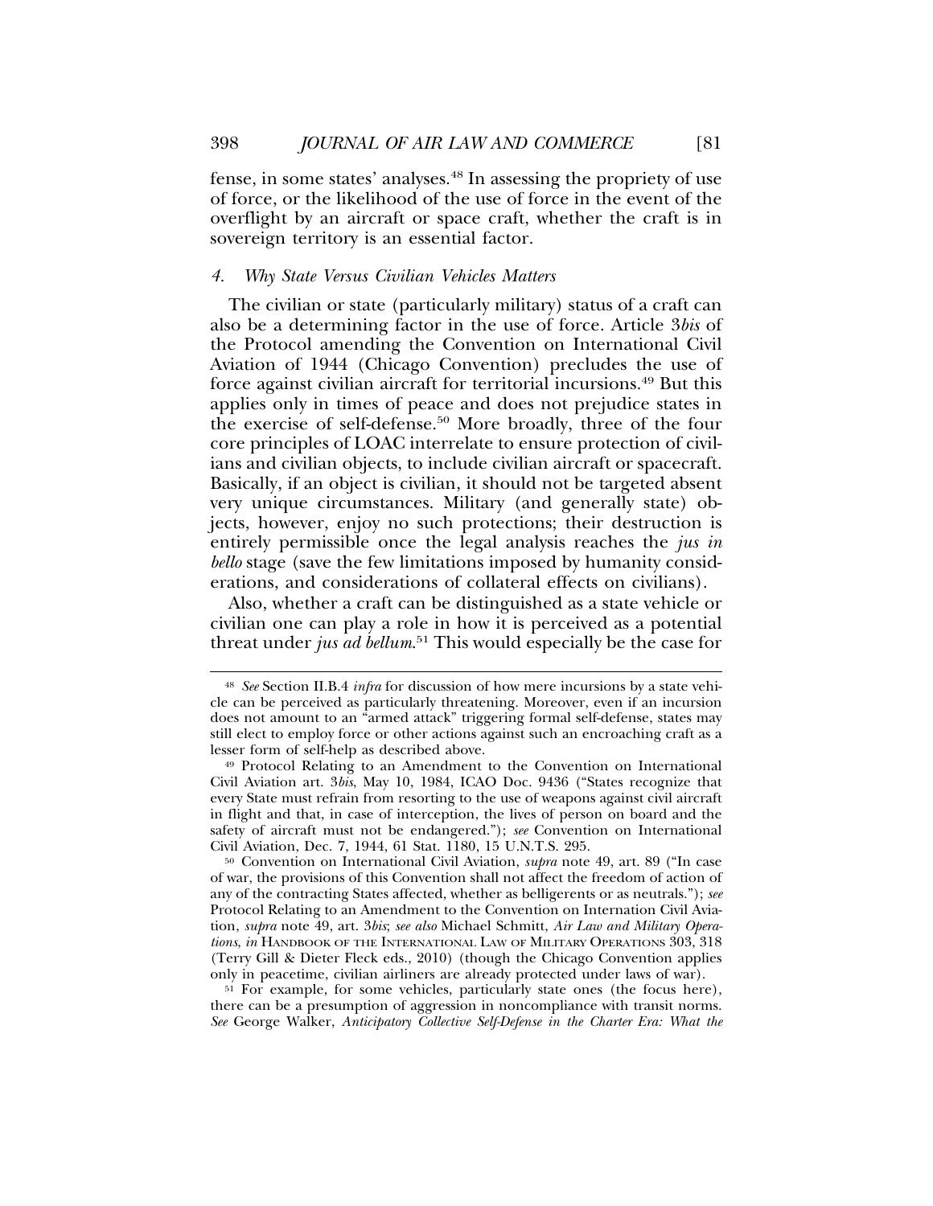fense, in some states' analyses.[48] In assessing the propriety of use of force, or the likelihood of the use of force in the event of the overflight by an aircraft or space craft, whether the craft is in sovereign territory is an essential factor.

### 4. *Why State Versus Civilian Vehicles Matters*

The civilian or state (particularly military) status of a craft can also be a determining factor in the use of force. Article 3*bis* of the Protocol amending the Convention on International Civil Aviation of 1944 (Chicago Convention) precludes the use of force against civilian aircraft for territorial incursions.[49] But this applies only in times of peace and does not prejudice states in the exercise of self-defense.[50] More broadly, three of the four core principles of LOAC interrelate to ensure protection of civilians and civilian objects, to include civilian aircraft or spacecraft. Basically, if an object is civilian, it should not be targeted absent very unique circumstances. Military (and generally state) objects, however, enjoy no such protections; their destruction is entirely permissible once the legal analysis reaches the *jus in bello* stage (save the few limitations imposed by humanity considerations, and considerations of collateral effects on civilians).

Also, whether a craft can be distinguished as a state vehicle or civilian one can play a role in how it is perceived as a potential threat under *jus ad bellum*.[51] This would especially be the case for

---

[48] *See* Section II.B.4 *infra* for discussion of how mere incursions by a state vehicle can be perceived as particularly threatening. Moreover, even if an incursion does not amount to an "armed attack" triggering formal self-defense, states may still elect to employ force or other actions against such an encroaching craft as a lesser form of self-help as described above.

[49] Protocol Relating to an Amendment to the Convention on International Civil Aviation art. 3*bis*, May 10, 1984, ICAO Doc. 9436 ("States recognize that every State must refrain from resorting to the use of weapons against civil aircraft in flight and that, in case of interception, the lives of person on board and the safety of aircraft must not be endangered."); *see* Convention on International Civil Aviation, Dec. 7, 1944, 61 Stat. 1180, 15 U.N.T.S. 295.

[50] Convention on International Civil Aviation, *supra* note 49, art. 89 ("In case of war, the provisions of this Convention shall not affect the freedom of action of any of the contracting States affected, whether as belligerents or as neutrals."); *see* Protocol Relating to an Amendment to the Convention on Internation Civil Aviation, *supra* note 49, art. 3*bis*; *see also* Michael Schmitt, *Air Law and Military Operations*, *in* HANDBOOK OF THE INTERNATIONAL LAW OF MILITARY OPERATIONS 303, 318 (Terry Gill & Dieter Fleck eds., 2010) (though the Chicago Convention applies only in peacetime, civilian airliners are already protected under laws of war).

[51] For example, for some vehicles, particularly state ones (the focus here), there can be a presumption of aggression in noncompliance with transit norms. *See* George Walker, *Anticipatory Collective Self-Defense in the Charter Era: What the*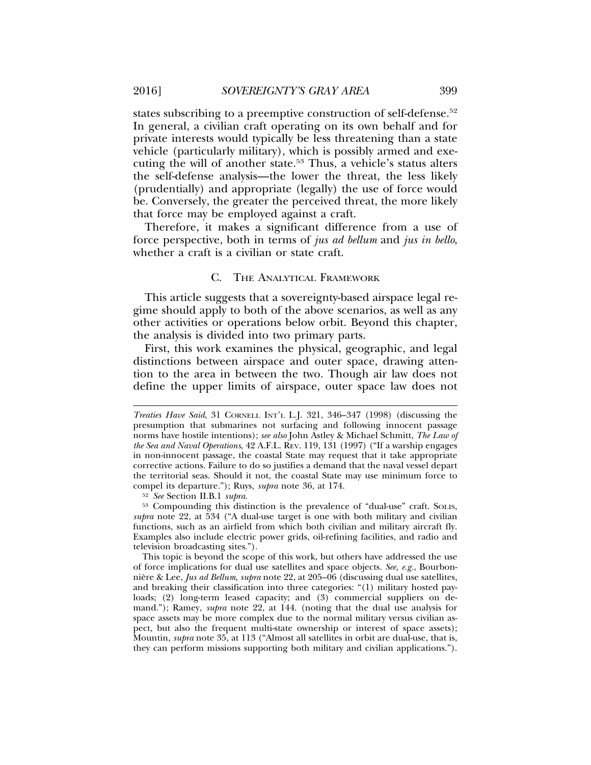states subscribing to a preemptive construction of self-defense.[52] In general, a civilian craft operating on its own behalf and for private interests would typically be less threatening than a state vehicle (particularly military), which is possibly armed and executing the will of another state.[53] Thus, a vehicle's status alters the self-defense analysis—the lower the threat, the less likely (prudentially) and appropriate (legally) the use of force would be. Conversely, the greater the perceived threat, the more likely that force may be employed against a craft.

Therefore, it makes a significant difference from a use of force perspective, both in terms of *jus ad bellum* and *jus in bello*, whether a craft is a civilian or state craft.

### C. The Analytical Framework

This article suggests that a sovereignty-based airspace legal regime should apply to both of the above scenarios, as well as any other activities or operations below orbit. Beyond this chapter, the analysis is divided into two primary parts.

First, this work examines the physical, geographic, and legal distinctions between airspace and outer space, drawing attention to the area in between the two. Though air law does not define the upper limits of airspace, outer space law does not

---

*Treaties Have Said*, 31 Cornell Int'l L.J. 321, 346–347 (1998) (discussing the presumption that submarines not surfacing and following innocent passage norms have hostile intentions); *see also* John Astley & Michael Schmitt, *The Law of the Sea and Naval Operations*, 42 A.F.L. Rev. 119, 131 (1997) ("If a warship engages in non-innocent passage, the coastal State may request that it take appropriate corrective actions. Failure to do so justifies a demand that the naval vessel depart the territorial seas. Should it not, the coastal State may use minimum force to compel its departure."); Ruys, *supra* note 36, at 174.

[52] *See* Section II.B.1 *supra.*

[53] Compounding this distinction is the prevalence of "dual-use" craft. Solis, *supra* note 22, at 534 ("A dual-use target is one with both military and civilian functions, such as an airfield from which both civilian and military aircraft fly. Examples also include electric power grids, oil-refining facilities, and radio and television broadcasting sites.").

This topic is beyond the scope of this work, but others have addressed the use of force implications for dual use satellites and space objects. *See, e.g.*, Bourbonnière & Lee, *Jus ad Bellum*, *supra* note 22, at 205–06 (discussing dual use satellites, and breaking their classification into three categories: "(1) military hosted payloads; (2) long-term leased capacity; and (3) commercial suppliers on demand."); Ramey, *supra* note 22, at 144. (noting that the dual use analysis for space assets may be more complex due to the normal military versus civilian aspect, but also the frequent multi-state ownership or interest of space assets); Mountin, *supra* note 35, at 113 ("Almost all satellites in orbit are dual-use, that is, they can perform missions supporting both military and civilian applications.").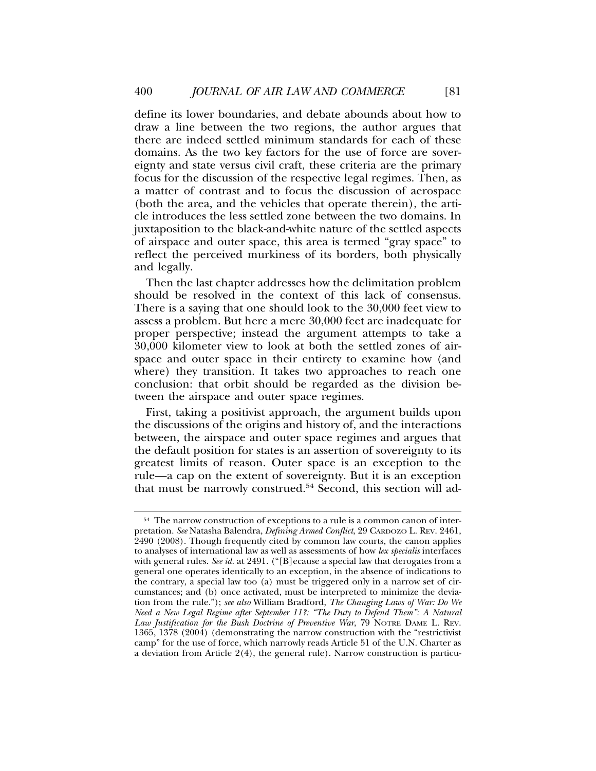define its lower boundaries, and debate abounds about how to draw a line between the two regions, the author argues that there are indeed settled minimum standards for each of these domains. As the two key factors for the use of force are sovereignty and state versus civil craft, these criteria are the primary focus for the discussion of the respective legal regimes. Then, as a matter of contrast and to focus the discussion of aerospace (both the area, and the vehicles that operate therein), the article introduces the less settled zone between the two domains. In juxtaposition to the black-and-white nature of the settled aspects of airspace and outer space, this area is termed "gray space" to reflect the perceived murkiness of its borders, both physically and legally.

Then the last chapter addresses how the delimitation problem should be resolved in the context of this lack of consensus. There is a saying that one should look to the 30,000 feet view to assess a problem. But here a mere 30,000 feet are inadequate for proper perspective; instead the argument attempts to take a 30,000 kilometer view to look at both the settled zones of airspace and outer space in their entirety to examine how (and where) they transition. It takes two approaches to reach one conclusion: that orbit should be regarded as the division between the airspace and outer space regimes.

First, taking a positivist approach, the argument builds upon the discussions of the origins and history of, and the interactions between, the airspace and outer space regimes and argues that the default position for states is an assertion of sovereignty to its greatest limits of reason. Outer space is an exception to the rule—a cap on the extent of sovereignty. But it is an exception that must be narrowly construed.[54] Second, this section will ad-

---

[54] The narrow construction of exceptions to a rule is a common canon of interpretation. *See* Natasha Balendra, *Defining Armed Conflict*, 29 CARDOZO L. REV. 2461, 2490 (2008). Though frequently cited by common law courts, the canon applies to analyses of international law as well as assessments of how *lex specialis* interfaces with general rules. *See id.* at 2491. ("[B]ecause a special law that derogates from a general one operates identically to an exception, in the absence of indications to the contrary, a special law too (a) must be triggered only in a narrow set of circumstances; and (b) once activated, must be interpreted to minimize the deviation from the rule."); *see also* William Bradford, *The Changing Laws of War: Do We Need a New Legal Regime after September 11?: "The Duty to Defend Them": A Natural Law Justification for the Bush Doctrine of Preventive War*, 79 NOTRE DAME L. REV. 1365, 1378 (2004) (demonstrating the narrow construction with the "restrictivist camp" for the use of force, which narrowly reads Article 51 of the U.N. Charter as a deviation from Article 2(4), the general rule). Narrow construction is particu-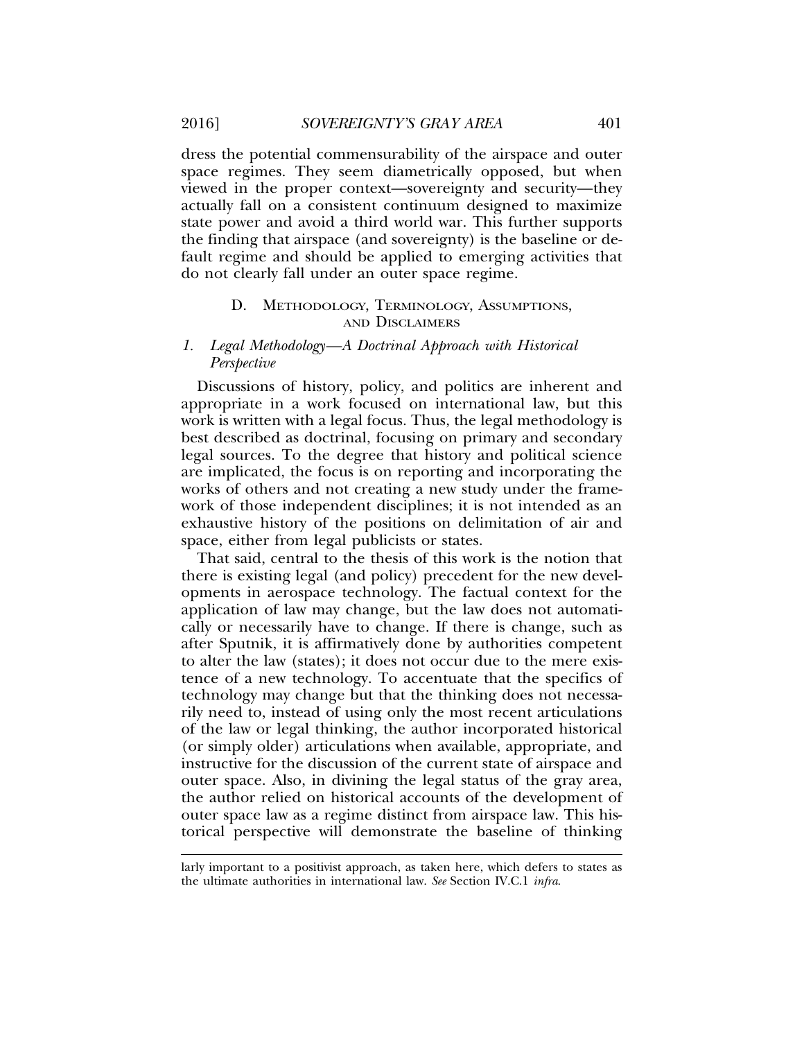dress the potential commensurability of the airspace and outer space regimes. They seem diametrically opposed, but when viewed in the proper context—sovereignty and security—they actually fall on a consistent continuum designed to maximize state power and avoid a third world war. This further supports the finding that airspace (and sovereignty) is the baseline or default regime and should be applied to emerging activities that do not clearly fall under an outer space regime.

### D. Methodology, Terminology, Assumptions, and Disclaimers

#### 1. *Legal Methodology—A Doctrinal Approach with Historical Perspective*

Discussions of history, policy, and politics are inherent and appropriate in a work focused on international law, but this work is written with a legal focus. Thus, the legal methodology is best described as doctrinal, focusing on primary and secondary legal sources. To the degree that history and political science are implicated, the focus is on reporting and incorporating the works of others and not creating a new study under the framework of those independent disciplines; it is not intended as an exhaustive history of the positions on delimitation of air and space, either from legal publicists or states.

That said, central to the thesis of this work is the notion that there is existing legal (and policy) precedent for the new developments in aerospace technology. The factual context for the application of law may change, but the law does not automatically or necessarily have to change. If there is change, such as after Sputnik, it is affirmatively done by authorities competent to alter the law (states); it does not occur due to the mere existence of a new technology. To accentuate that the specifics of technology may change but that the thinking does not necessarily need to, instead of using only the most recent articulations of the law or legal thinking, the author incorporated historical (or simply older) articulations when available, appropriate, and instructive for the discussion of the current state of airspace and outer space. Also, in divining the legal status of the gray area, the author relied on historical accounts of the development of outer space law as a regime distinct from airspace law. This historical perspective will demonstrate the baseline of thinking

---

larly important to a positivist approach, as taken here, which defers to states as the ultimate authorities in international law. *See* Section IV.C.1 *infra*.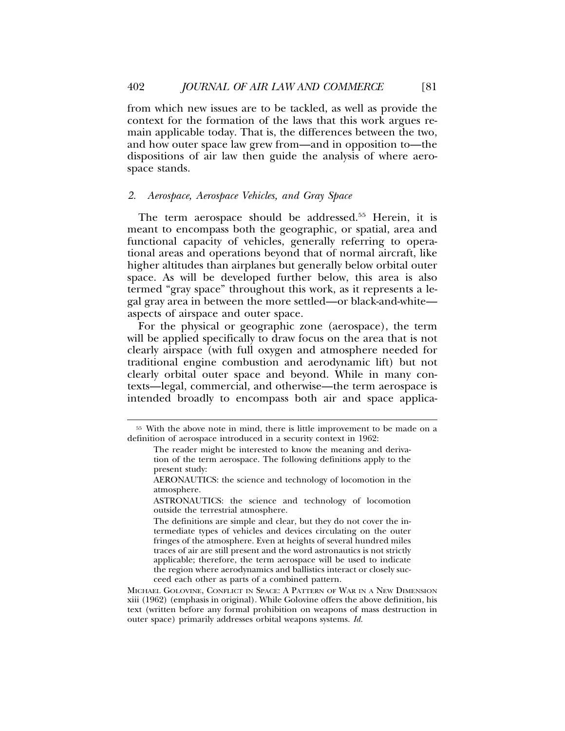from which new issues are to be tackled, as well as provide the context for the formation of the laws that this work argues remain applicable today. That is, the differences between the two, and how outer space law grew from—and in opposition to—the dispositions of air law then guide the analysis of where aerospace stands.

### *2. Aerospace, Aerospace Vehicles, and Gray Space*

The term aerospace should be addressed.[55] Herein, it is meant to encompass both the geographic, or spatial, area and functional capacity of vehicles, generally referring to operational areas and operations beyond that of normal aircraft, like higher altitudes than airplanes but generally below orbital outer space. As will be developed further below, this area is also termed "gray space" throughout this work, as it represents a legal gray area in between the more settled—or black-and-white—aspects of airspace and outer space.

For the physical or geographic zone (aerospace), the term will be applied specifically to draw focus on the area that is not clearly airspace (with full oxygen and atmosphere needed for traditional engine combustion and aerodynamic lift) but not clearly orbital outer space and beyond. While in many contexts—legal, commercial, and otherwise—the term aerospace is intended broadly to encompass both air and space applica-

---

[55] With the above note in mind, there is little improvement to be made on a definition of aerospace introduced in a security context in 1962:

> The reader might be interested to know the meaning and derivation of the term aerospace. The following definitions apply to the present study:
>
> AERONAUTICS: the science and technology of locomotion in the atmosphere.
>
> ASTRONAUTICS: the science and technology of locomotion outside the terrestrial atmosphere.
>
> The definitions are simple and clear, but they do not cover the intermediate types of vehicles and devices circulating on the outer fringes of the atmosphere. Even at heights of several hundred miles traces of air are still present and the word astronautics is not strictly applicable; therefore, the term aerospace will be used to indicate the region where aerodynamics and ballistics interact or closely succeed each other as parts of a combined pattern.

MICHAEL GOLOVINE, CONFLICT IN SPACE: A PATTERN OF WAR IN A NEW DIMENSION xiii (1962) (emphasis in original). While Golovine offers the above definition, his text (written before any formal prohibition on weapons of mass destruction in outer space) primarily addresses orbital weapons systems. *Id.*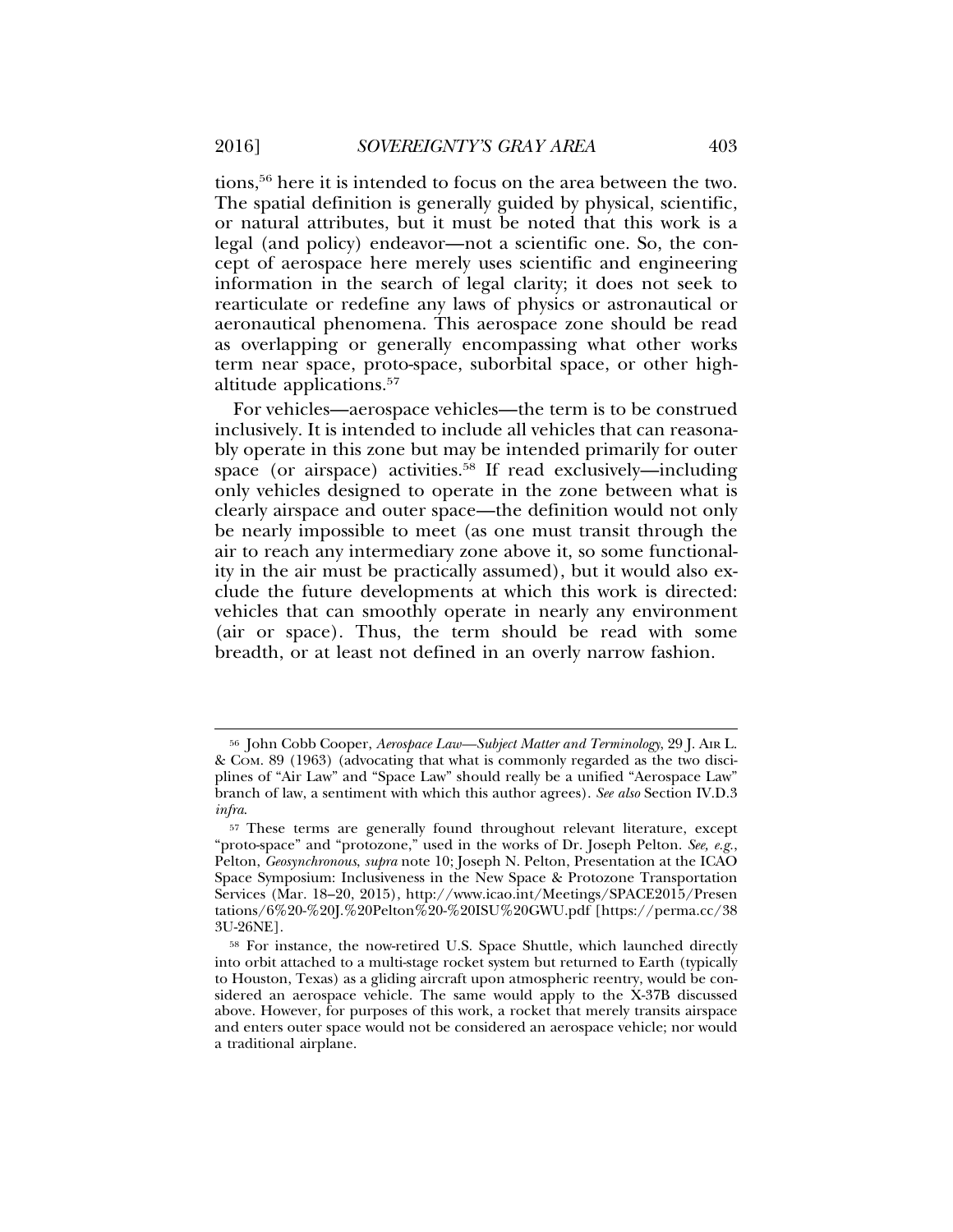tions,[56] here it is intended to focus on the area between the two. The spatial definition is generally guided by physical, scientific, or natural attributes, but it must be noted that this work is a legal (and policy) endeavor—not a scientific one. So, the concept of aerospace here merely uses scientific and engineering information in the search of legal clarity; it does not seek to rearticulate or redefine any laws of physics or astronautical or aeronautical phenomena. This aerospace zone should be read as overlapping or generally encompassing what other works term near space, proto-space, suborbital space, or other high-altitude applications.[57]

For vehicles—aerospace vehicles—the term is to be construed inclusively. It is intended to include all vehicles that can reasonably operate in this zone but may be intended primarily for outer space (or airspace) activities.[58] If read exclusively—including only vehicles designed to operate in the zone between what is clearly airspace and outer space—the definition would not only be nearly impossible to meet (as one must transit through the air to reach any intermediary zone above it, so some functionality in the air must be practically assumed), but it would also exclude the future developments at which this work is directed: vehicles that can smoothly operate in nearly any environment (air or space). Thus, the term should be read with some breadth, or at least not defined in an overly narrow fashion.

---

[56] John Cobb Cooper, *Aerospace Law—Subject Matter and Terminology*, 29 J. AIR L. & COM. 89 (1963) (advocating that what is commonly regarded as the two disciplines of "Air Law" and "Space Law" should really be a unified "Aerospace Law" branch of law, a sentiment with which this author agrees). *See also* Section IV.D.3 *infra*.

[57] These terms are generally found throughout relevant literature, except "proto-space" and "protozone," used in the works of Dr. Joseph Pelton. *See, e.g.*, Pelton, *Geosynchronous*, *supra* note 10; Joseph N. Pelton, Presentation at the ICAO Space Symposium: Inclusiveness in the New Space & Protozone Transportation Services (Mar. 18–20, 2015), http://www.icao.int/Meetings/SPACE2015/Presentations/6%20-%20J.%20Pelton%20-%20ISU%20GWU.pdf [https://perma.cc/383U-26NE].

[58] For instance, the now-retired U.S. Space Shuttle, which launched directly into orbit attached to a multi-stage rocket system but returned to Earth (typically to Houston, Texas) as a gliding aircraft upon atmospheric reentry, would be considered an aerospace vehicle. The same would apply to the X-37B discussed above. However, for purposes of this work, a rocket that merely transits airspace and enters outer space would not be considered an aerospace vehicle; nor would a traditional airplane.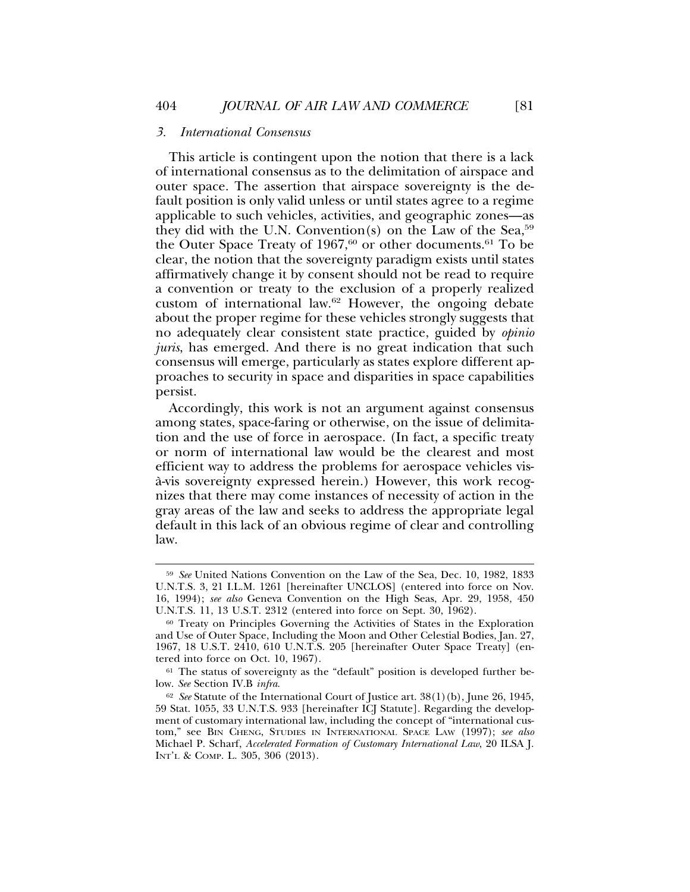### *3. International Consensus*

This article is contingent upon the notion that there is a lack of international consensus as to the delimitation of airspace and outer space. The assertion that airspace sovereignty is the default position is only valid unless or until states agree to a regime applicable to such vehicles, activities, and geographic zones—as they did with the U.N. Convention(s) on the Law of the Sea,[59] the Outer Space Treaty of 1967,[60] or other documents.[61] To be clear, the notion that the sovereignty paradigm exists until states affirmatively change it by consent should not be read to require a convention or treaty to the exclusion of a properly realized custom of international law.[62] However, the ongoing debate about the proper regime for these vehicles strongly suggests that no adequately clear consistent state practice, guided by *opinio juris*, has emerged. And there is no great indication that such consensus will emerge, particularly as states explore different approaches to security in space and disparities in space capabilities persist.

Accordingly, this work is not an argument against consensus among states, space-faring or otherwise, on the issue of delimitation and the use of force in aerospace. (In fact, a specific treaty or norm of international law would be the clearest and most efficient way to address the problems for aerospace vehicles vis-à-vis sovereignty expressed herein.) However, this work recognizes that there may come instances of necessity of action in the gray areas of the law and seeks to address the appropriate legal default in this lack of an obvious regime of clear and controlling law.

---

[59] *See* United Nations Convention on the Law of the Sea, Dec. 10, 1982, 1833 U.N.T.S. 3, 21 I.L.M. 1261 [hereinafter UNCLOS] (entered into force on Nov. 16, 1994); *see also* Geneva Convention on the High Seas, Apr. 29, 1958, 450 U.N.T.S. 11, 13 U.S.T. 2312 (entered into force on Sept. 30, 1962).

[60] Treaty on Principles Governing the Activities of States in the Exploration and Use of Outer Space, Including the Moon and Other Celestial Bodies, Jan. 27, 1967, 18 U.S.T. 2410, 610 U.N.T.S. 205 [hereinafter Outer Space Treaty] (entered into force on Oct. 10, 1967).

[61] The status of sovereignty as the "default" position is developed further below. *See* Section IV.B *infra*.

[62] *See* Statute of the International Court of Justice art. 38(1)(b), June 26, 1945, 59 Stat. 1055, 33 U.N.T.S. 933 [hereinafter ICJ Statute]. Regarding the development of customary international law, including the concept of "international custom," see BIN CHENG, STUDIES IN INTERNATIONAL SPACE LAW (1997); *see also* Michael P. Scharf, *Accelerated Formation of Customary International Law*, 20 ILSA J. INT'L & COMP. L. 305, 306 (2013).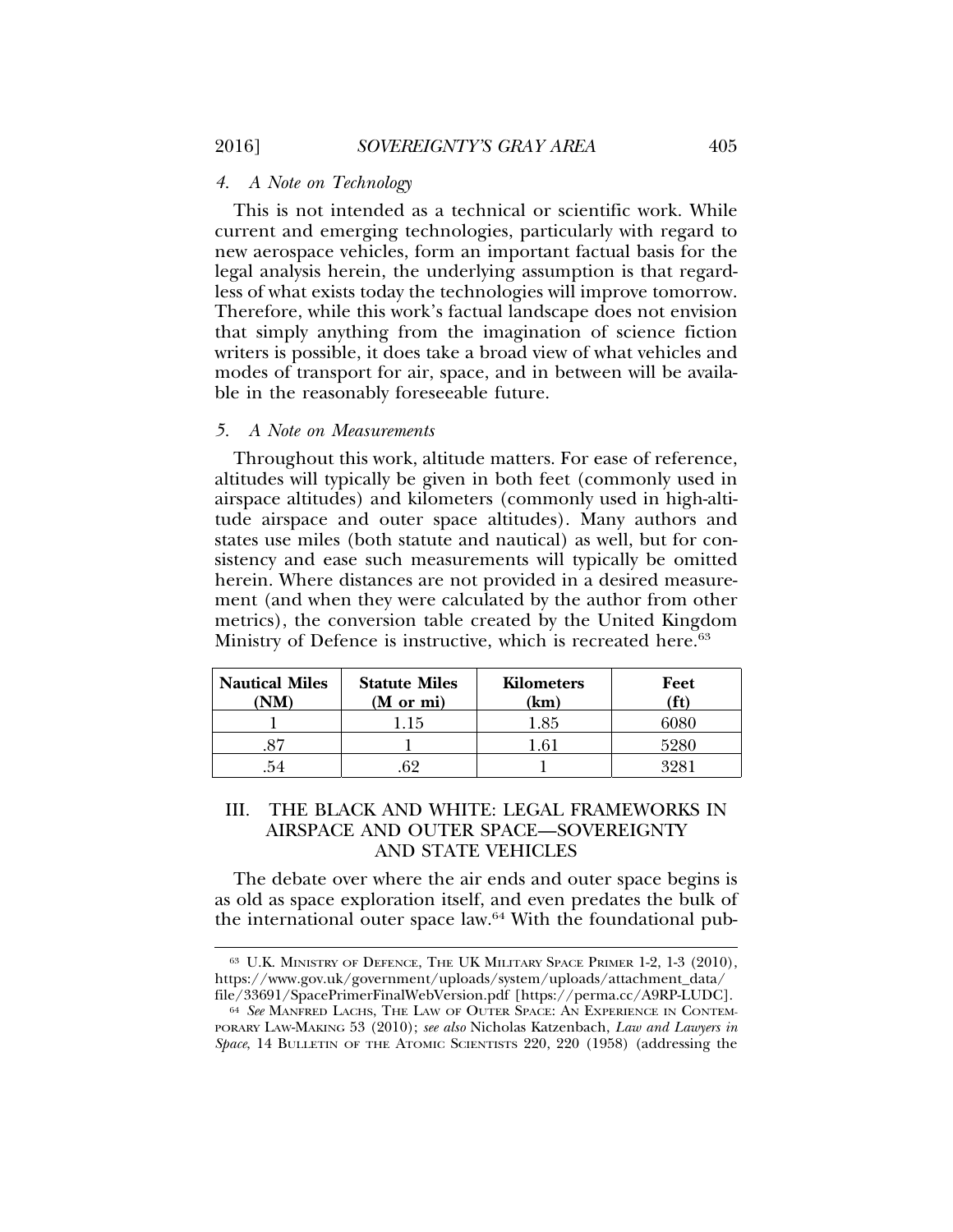#### 4. A Note on Technology

This is not intended as a technical or scientific work. While current and emerging technologies, particularly with regard to new aerospace vehicles, form an important factual basis for the legal analysis herein, the underlying assumption is that regardless of what exists today the technologies will improve tomorrow. Therefore, while this work's factual landscape does not envision that simply anything from the imagination of science fiction writers is possible, it does take a broad view of what vehicles and modes of transport for air, space, and in between will be available in the reasonably foreseeable future.

#### 5. A Note on Measurements

Throughout this work, altitude matters. For ease of reference, altitudes will typically be given in both feet (commonly used in airspace altitudes) and kilometers (commonly used in high-altitude airspace and outer space altitudes). Many authors and states use miles (both statute and nautical) as well, but for consistency and ease such measurements will typically be omitted herein. Where distances are not provided in a desired measurement (and when they were calculated by the author from other metrics), the conversion table created by the United Kingdom Ministry of Defence is instructive, which is recreated here.[63]

| Nautical Miles (NM) | Statute Miles (M or mi) | Kilometers (km) | Feet (ft) |
|---|---|---|---|
| 1 | 1.15 | 1.85 | 6080 |
| .87 | 1 | 1.61 | 5280 |
| .54 | .62 | 1 | 3281 |

## III. THE BLACK AND WHITE: LEGAL FRAMEWORKS IN AIRSPACE AND OUTER SPACE—SOVEREIGNTY AND STATE VEHICLES

The debate over where the air ends and outer space begins is as old as space exploration itself, and even predates the bulk of the international outer space law.[64] With the foundational pub-

---

[63] U.K. MINISTRY OF DEFENCE, THE UK MILITARY SPACE PRIMER 1-2, 1-3 (2010), https://www.gov.uk/government/uploads/system/uploads/attachment_data/file/33691/SpacePrimerFinalWebVersion.pdf [https://perma.cc/A9RP-LUDC].

[64] *See* MANFRED LACHS, THE LAW OF OUTER SPACE: AN EXPERIENCE IN CONTEMPORARY LAW-MAKING 53 (2010); *see also* Nicholas Katzenbach, *Law and Lawyers in Space*, 14 BULLETIN OF THE ATOMIC SCIENTISTS 220, 220 (1958) (addressing the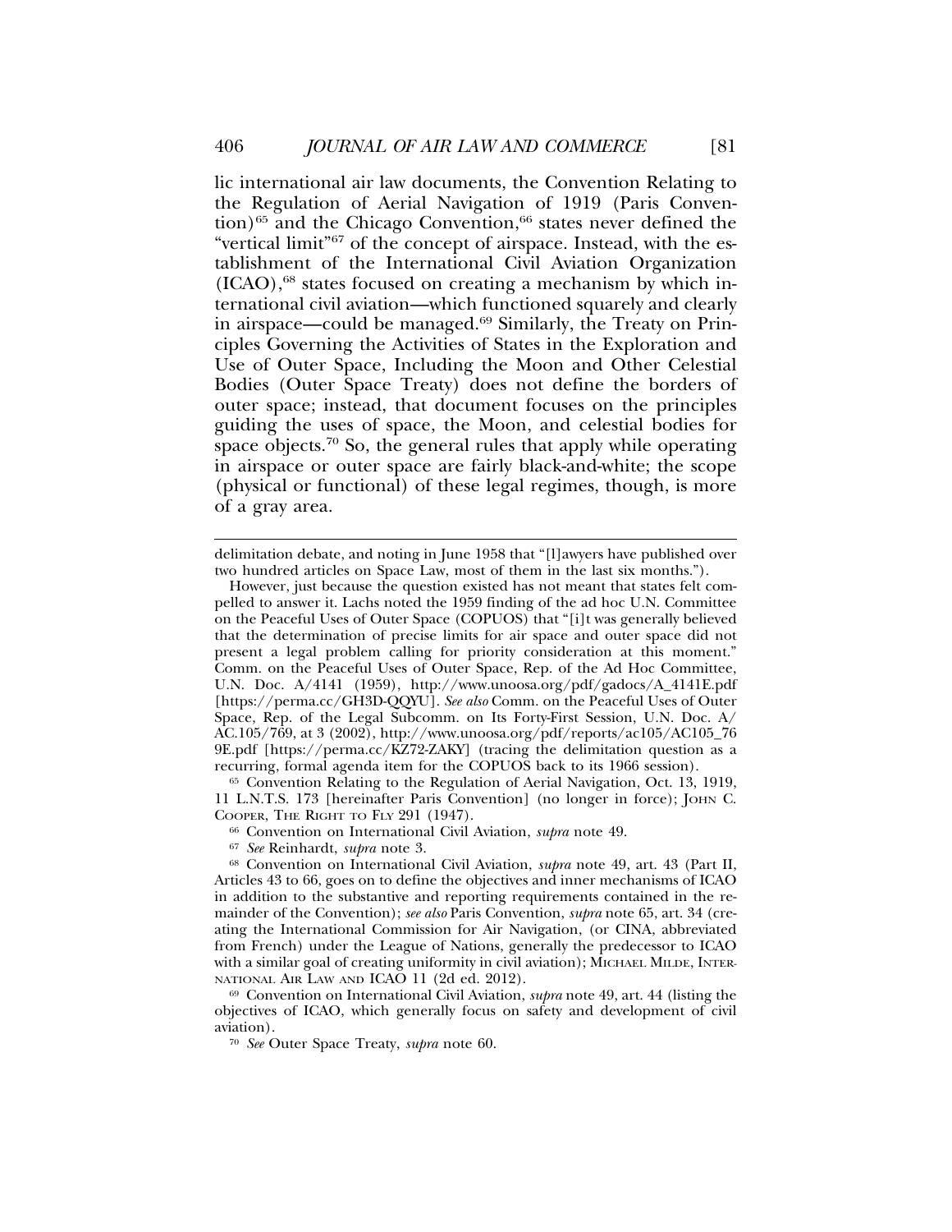lic international air law documents, the Convention Relating to the Regulation of Aerial Navigation of 1919 (Paris Convention)[65] and the Chicago Convention,[66] states never defined the "vertical limit"[67] of the concept of airspace. Instead, with the establishment of the International Civil Aviation Organization (ICAO),[68] states focused on creating a mechanism by which international civil aviation—which functioned squarely and clearly in airspace—could be managed.[69] Similarly, the Treaty on Principles Governing the Activities of States in the Exploration and Use of Outer Space, Including the Moon and Other Celestial Bodies (Outer Space Treaty) does not define the borders of outer space; instead, that document focuses on the principles guiding the uses of space, the Moon, and celestial bodies for space objects.[70] So, the general rules that apply while operating in airspace or outer space are fairly black-and-white; the scope (physical or functional) of these legal regimes, though, is more of a gray area.

---

delimitation debate, and noting in June 1958 that "[l]awyers have published over two hundred articles on Space Law, most of them in the last six months.").

However, just because the question existed has not meant that states felt compelled to answer it. Lachs noted the 1959 finding of the ad hoc U.N. Committee on the Peaceful Uses of Outer Space (COPUOS) that "[i]t was generally believed that the determination of precise limits for air space and outer space did not present a legal problem calling for priority consideration at this moment." Comm. on the Peaceful Uses of Outer Space, Rep. of the Ad Hoc Committee, U.N. Doc. A/4141 (1959), http://www.unoosa.org/pdf/gadocs/A_4141E.pdf [https://perma.cc/GH3D-QQYU]. *See also* Comm. on the Peaceful Uses of Outer Space, Rep. of the Legal Subcomm. on Its Forty-First Session, U.N. Doc. A/AC.105/769, at 3 (2002), http://www.unoosa.org/pdf/reports/ac105/AC105_769E.pdf [https://perma.cc/KZ72-ZAKY] (tracing the delimitation question as a recurring, formal agenda item for the COPUOS back to its 1966 session).

[65] Convention Relating to the Regulation of Aerial Navigation, Oct. 13, 1919, 11 L.N.T.S. 173 [hereinafter Paris Convention] (no longer in force); JOHN C. COOPER, THE RIGHT TO FLY 291 (1947).

[66] Convention on International Civil Aviation, *supra* note 49.

[67] *See* Reinhardt, *supra* note 3.

[68] Convention on International Civil Aviation, *supra* note 49, art. 43 (Part II, Articles 43 to 66, goes on to define the objectives and inner mechanisms of ICAO in addition to the substantive and reporting requirements contained in the remainder of the Convention); *see also* Paris Convention, *supra* note 65, art. 34 (creating the International Commission for Air Navigation, (or CINA, abbreviated from French) under the League of Nations, generally the predecessor to ICAO with a similar goal of creating uniformity in civil aviation); MICHAEL MILDE, INTERNATIONAL AIR LAW AND ICAO 11 (2d ed. 2012).

[69] Convention on International Civil Aviation, *supra* note 49, art. 44 (listing the objectives of ICAO, which generally focus on safety and development of civil aviation).

[70] *See* Outer Space Treaty, *supra* note 60.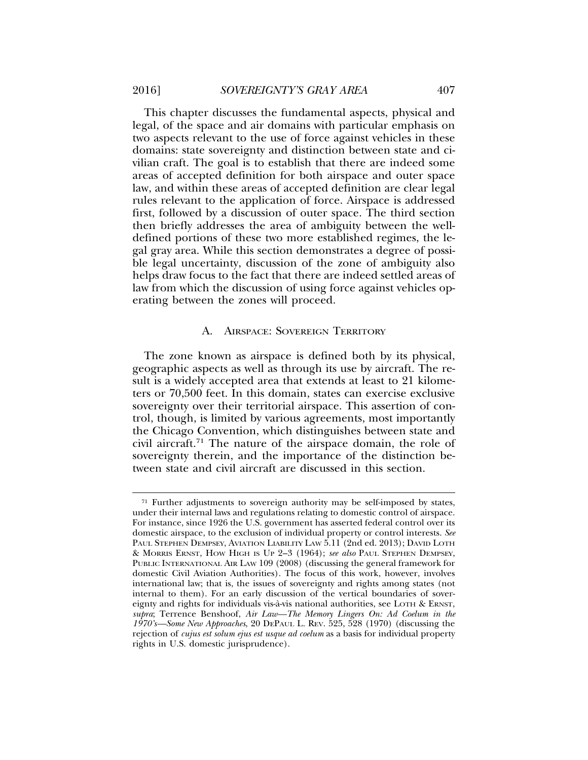This chapter discusses the fundamental aspects, physical and legal, of the space and air domains with particular emphasis on two aspects relevant to the use of force against vehicles in these domains: state sovereignty and distinction between state and civilian craft. The goal is to establish that there are indeed some areas of accepted definition for both airspace and outer space law, and within these areas of accepted definition are clear legal rules relevant to the application of force. Airspace is addressed first, followed by a discussion of outer space. The third section then briefly addresses the area of ambiguity between the well-defined portions of these two more established regimes, the legal gray area. While this section demonstrates a degree of possible legal uncertainty, discussion of the zone of ambiguity also helps draw focus to the fact that there are indeed settled areas of law from which the discussion of using force against vehicles operating between the zones will proceed.

### A. Airspace: Sovereign Territory

The zone known as airspace is defined both by its physical, geographic aspects as well as through its use by aircraft. The result is a widely accepted area that extends at least to 21 kilometers or 70,500 feet. In this domain, states can exercise exclusive sovereignty over their territorial airspace. This assertion of control, though, is limited by various agreements, most importantly the Chicago Convention, which distinguishes between state and civil aircraft.[71] The nature of the airspace domain, the role of sovereignty therein, and the importance of the distinction between state and civil aircraft are discussed in this section.

---

[71] Further adjustments to sovereign authority may be self-imposed by states, under their internal laws and regulations relating to domestic control of airspace. For instance, since 1926 the U.S. government has asserted federal control over its domestic airspace, to the exclusion of individual property or control interests. *See* Paul Stephen Dempsey, Aviation Liability Law 5.11 (2nd ed. 2013); David Loth & Morris Ernst, How High is Up 2–3 (1964); *see also* Paul Stephen Dempsey, Public International Air Law 109 (2008) (discussing the general framework for domestic Civil Aviation Authorities). The focus of this work, however, involves international law; that is, the issues of sovereignty and rights among states (not internal to them). For an early discussion of the vertical boundaries of sovereignty and rights for individuals vis-à-vis national authorities, see Loth & Ernst, *supra*; Terrence Benshoof, *Air Law—The Memory Lingers On: Ad Coelum in the 1970's—Some New Approaches*, 20 DePaul L. Rev. 525, 528 (1970) (discussing the rejection of *cujus est solum ejus est usque ad coelum* as a basis for individual property rights in U.S. domestic jurisprudence).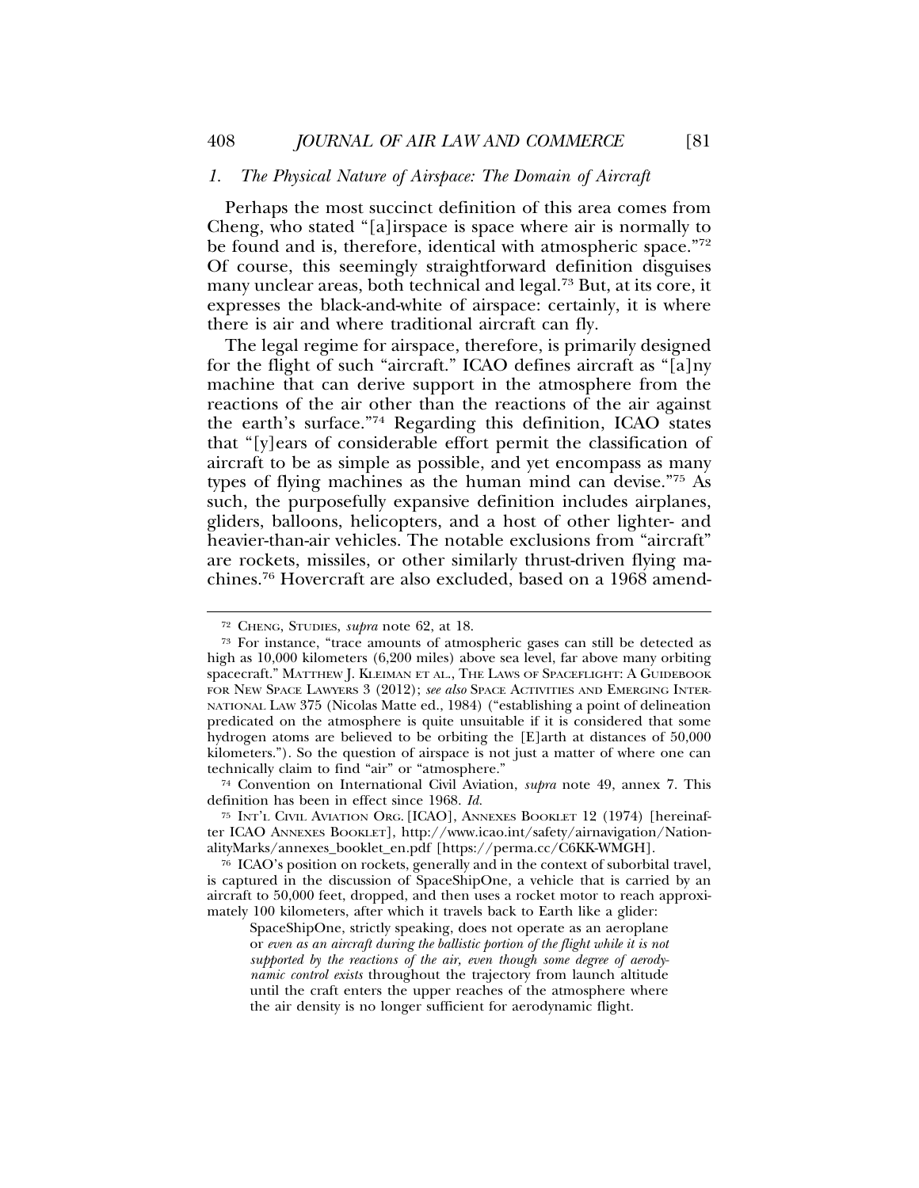### *1. The Physical Nature of Airspace: The Domain of Aircraft*

Perhaps the most succinct definition of this area comes from Cheng, who stated "[a]irspace is space where air is normally to be found and is, therefore, identical with atmospheric space."[72] Of course, this seemingly straightforward definition disguises many unclear areas, both technical and legal.[73] But, at its core, it expresses the black-and-white of airspace: certainly, it is where there is air and where traditional aircraft can fly.

The legal regime for airspace, therefore, is primarily designed for the flight of such "aircraft." ICAO defines aircraft as "[a]ny machine that can derive support in the atmosphere from the reactions of the air other than the reactions of the air against the earth's surface."[74] Regarding this definition, ICAO states that "[y]ears of considerable effort permit the classification of aircraft to be as simple as possible, and yet encompass as many types of flying machines as the human mind can devise."[75] As such, the purposefully expansive definition includes airplanes, gliders, balloons, helicopters, and a host of other lighter- and heavier-than-air vehicles. The notable exclusions from "aircraft" are rockets, missiles, or other similarly thrust-driven flying machines.[76] Hovercraft are also excluded, based on a 1968 amend-

---

[72] CHENG, STUDIES, *supra* note 62, at 18.

[73] For instance, "trace amounts of atmospheric gases can still be detected as high as 10,000 kilometers (6,200 miles) above sea level, far above many orbiting spacecraft." MATTHEW J. KLEIMAN ET AL., THE LAWS OF SPACEFLIGHT: A GUIDEBOOK FOR NEW SPACE LAWYERS 3 (2012); *see also* SPACE ACTIVITIES AND EMERGING INTERNATIONAL LAW 375 (Nicolas Matte ed., 1984) ("establishing a point of delineation predicated on the atmosphere is quite unsuitable if it is considered that some hydrogen atoms are believed to be orbiting the [E]arth at distances of 50,000 kilometers."). So the question of airspace is not just a matter of where one can technically claim to find "air" or "atmosphere."

[74] Convention on International Civil Aviation, *supra* note 49, annex 7. This definition has been in effect since 1968. *Id.*

[75] INT'L CIVIL AVIATION ORG. [ICAO], ANNEXES BOOKLET 12 (1974) [hereinafter ICAO ANNEXES BOOKLET], http://www.icao.int/safety/airnavigation/NationalityMarks/annexes_booklet_en.pdf [https://perma.cc/C6KK-WMGH].

[76] ICAO's position on rockets, generally and in the context of suborbital travel, is captured in the discussion of SpaceShipOne, a vehicle that is carried by an aircraft to 50,000 feet, dropped, and then uses a rocket motor to reach approximately 100 kilometers, after which it travels back to Earth like a glider:

> SpaceShipOne, strictly speaking, does not operate as an aeroplane or *even as an aircraft during the ballistic portion of the flight while it is not supported by the reactions of the air, even though some degree of aerodynamic control exists* throughout the trajectory from launch altitude until the craft enters the upper reaches of the atmosphere where the air density is no longer sufficient for aerodynamic flight.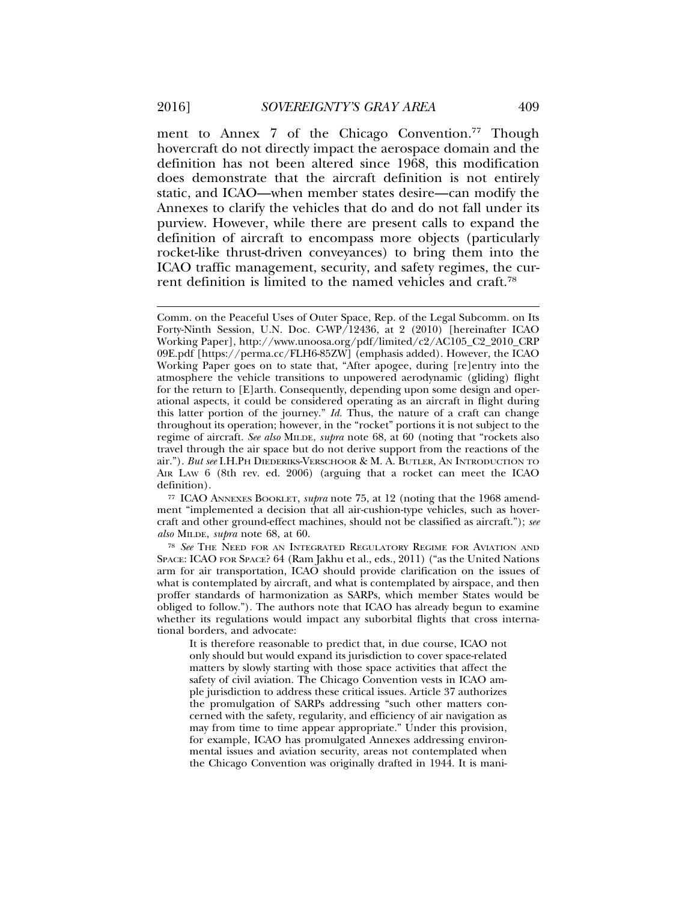ment to Annex 7 of the Chicago Convention.[77] Though hovercraft do not directly impact the aerospace domain and the definition has not been altered since 1968, this modification does demonstrate that the aircraft definition is not entirely static, and ICAO—when member states desire—can modify the Annexes to clarify the vehicles that do and do not fall under its purview. However, while there are present calls to expand the definition of aircraft to encompass more objects (particularly rocket-like thrust-driven conveyances) to bring them into the ICAO traffic management, security, and safety regimes, the current definition is limited to the named vehicles and craft.[78]

---

Comm. on the Peaceful Uses of Outer Space, Rep. of the Legal Subcomm. on Its Forty-Ninth Session, U.N. Doc. C-WP/12436, at 2 (2010) [hereinafter ICAO Working Paper], http://www.unoosa.org/pdf/limited/c2/AC105_C2_2010_CRP 09E.pdf [https://perma.cc/FLH6-85ZW] (emphasis added). However, the ICAO Working Paper goes on to state that, "After apogee, during [re]entry into the atmosphere the vehicle transitions to unpowered aerodynamic (gliding) flight for the return to [E]arth. Consequently, depending upon some design and operational aspects, it could be considered operating as an aircraft in flight during this latter portion of the journey." *Id.* Thus, the nature of a craft can change throughout its operation; however, in the "rocket" portions it is not subject to the regime of aircraft. *See also* MILDE, *supra* note 68, at 60 (noting that "rockets also travel through the air space but do not derive support from the reactions of the air."). *But see* I.H.PH DIEDERIKS-VERSCHOOR & M. A. BUTLER, AN INTRODUCTION TO AIR LAW 6 (8th rev. ed. 2006) (arguing that a rocket can meet the ICAO definition).

[77] ICAO ANNEXES BOOKLET, *supra* note 75, at 12 (noting that the 1968 amendment "implemented a decision that all air-cushion-type vehicles, such as hovercraft and other ground-effect machines, should not be classified as aircraft."); *see also* MILDE, *supra* note 68, at 60.

[78] *See* THE NEED FOR AN INTEGRATED REGULATORY REGIME FOR AVIATION AND SPACE: ICAO FOR SPACE? 64 (Ram Jakhu et al., eds., 2011) ("as the United Nations arm for air transportation, ICAO should provide clarification on the issues of what is contemplated by aircraft, and what is contemplated by airspace, and then proffer standards of harmonization as SARPs, which member States would be obliged to follow."). The authors note that ICAO has already begun to examine whether its regulations would impact any suborbital flights that cross international borders, and advocate:

> It is therefore reasonable to predict that, in due course, ICAO not only should but would expand its jurisdiction to cover space-related matters by slowly starting with those space activities that affect the safety of civil aviation. The Chicago Convention vests in ICAO ample jurisdiction to address these critical issues. Article 37 authorizes the promulgation of SARPs addressing "such other matters concerned with the safety, regularity, and efficiency of air navigation as may from time to time appear appropriate." Under this provision, for example, ICAO has promulgated Annexes addressing environmental issues and aviation security, areas not contemplated when the Chicago Convention was originally drafted in 1944. It is mani-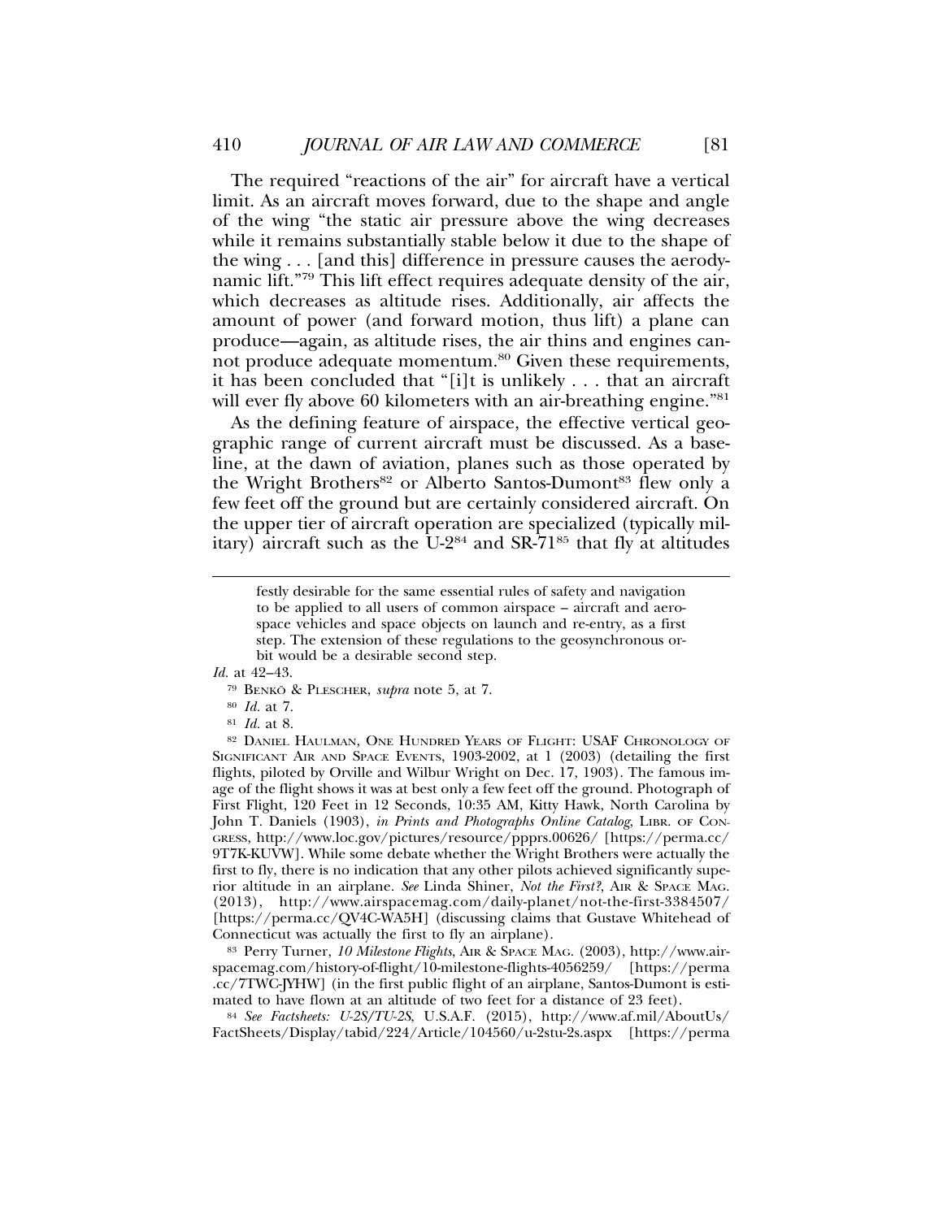The required "reactions of the air" for aircraft have a vertical limit. As an aircraft moves forward, due to the shape and angle of the wing "the static air pressure above the wing decreases while it remains substantially stable below it due to the shape of the wing . . . [and this] difference in pressure causes the aerodynamic lift."[79] This lift effect requires adequate density of the air, which decreases as altitude rises. Additionally, air affects the amount of power (and forward motion, thus lift) a plane can produce—again, as altitude rises, the air thins and engines cannot produce adequate momentum.[80] Given these requirements, it has been concluded that "[i]t is unlikely . . . that an aircraft will ever fly above 60 kilometers with an air-breathing engine."[81]

As the defining feature of airspace, the effective vertical geographic range of current aircraft must be discussed. As a baseline, at the dawn of aviation, planes such as those operated by the Wright Brothers[82] or Alberto Santos-Dumont[83] flew only a few feet off the ground but are certainly considered aircraft. On the upper tier of aircraft operation are specialized (typically military) aircraft such as the U-2[84] and SR-71[85] that fly at altitudes

> festly desirable for the same essential rules of safety and navigation to be applied to all users of common airspace – aircraft and aerospace vehicles and space objects on launch and re-entry, as a first step. The extension of these regulations to the geosynchronous orbit would be a desirable second step.

*Id.* at 42–43.

[79] BENKÖ & PLESCHER, *supra* note 5, at 7.

[80] *Id.* at 7.

[81] *Id.* at 8.

[82] DANIEL HAULMAN, ONE HUNDRED YEARS OF FLIGHT: USAF CHRONOLOGY OF SIGNIFICANT AIR AND SPACE EVENTS, 1903-2002, at 1 (2003) (detailing the first flights, piloted by Orville and Wilbur Wright on Dec. 17, 1903). The famous image of the flight shows it was at best only a few feet off the ground. Photograph of First Flight, 120 Feet in 12 Seconds, 10:35 AM, Kitty Hawk, North Carolina by John T. Daniels (1903), *in Prints and Photographs Online Catalog*, LIBR. OF CONGRESS, http://www.loc.gov/pictures/resource/ppprs.00626/ [https://perma.cc/9T7K-KUVW]. While some debate whether the Wright Brothers were actually the first to fly, there is no indication that any other pilots achieved significantly superior altitude in an airplane. *See* Linda Shiner, *Not the First?*, AIR & SPACE MAG. (2013), http://www.airspacemag.com/daily-planet/not-the-first-3384507/ [https://perma.cc/QV4C-WA5H] (discussing claims that Gustave Whitehead of Connecticut was actually the first to fly an airplane).

[83] Perry Turner, *10 Milestone Flights*, AIR & SPACE MAG. (2003), http://www.airspacemag.com/history-of-flight/10-milestone-flights-4056259/ [https://perma.cc/7TWC-JYHW] (in the first public flight of an airplane, Santos-Dumont is estimated to have flown at an altitude of two feet for a distance of 23 feet).

[84] *See Factsheets: U-2S/TU-2S*, U.S.A.F. (2015), http://www.af.mil/AboutUs/FactSheets/Display/tabid/224/Article/104560/u-2stu-2s.aspx [https://perma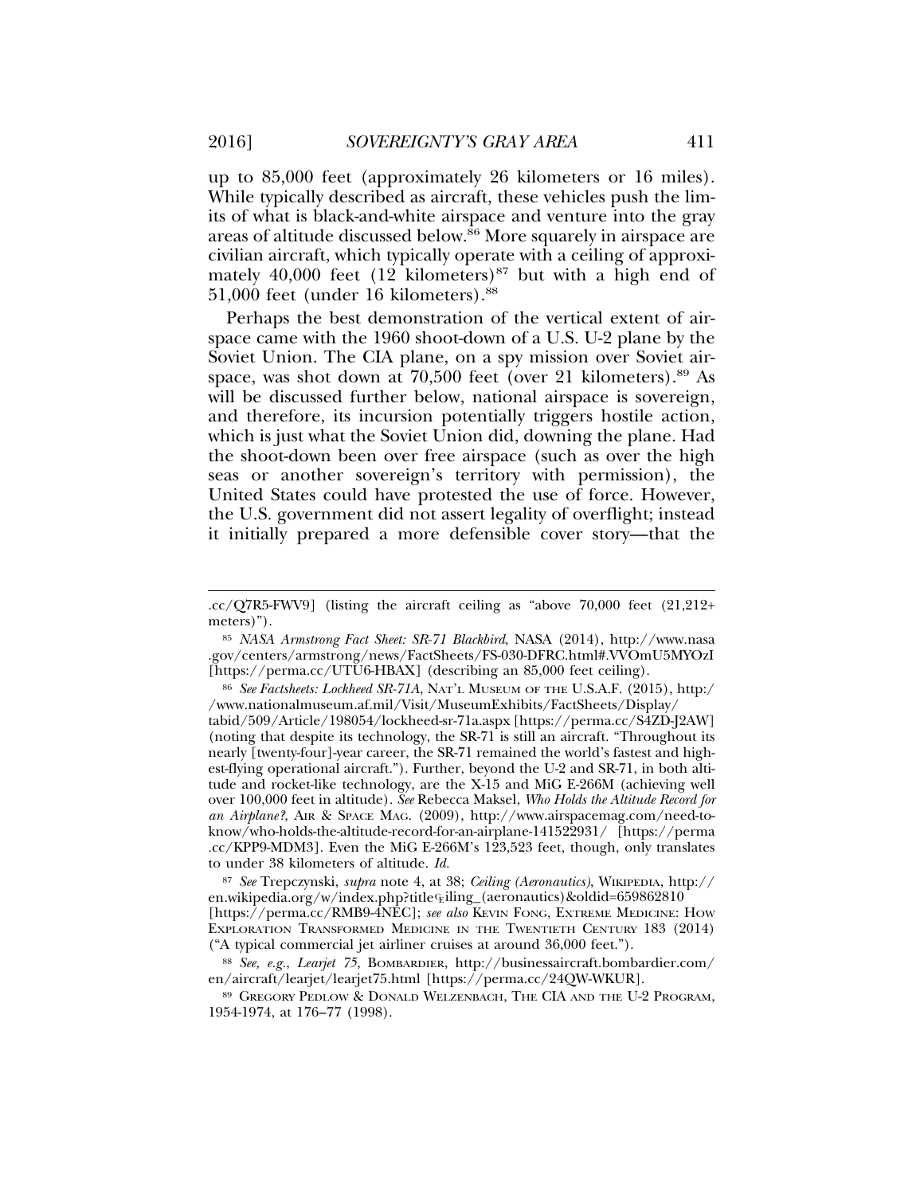up to 85,000 feet (approximately 26 kilometers or 16 miles). While typically described as aircraft, these vehicles push the limits of what is black-and-white airspace and venture into the gray areas of altitude discussed below.[86] More squarely in airspace are civilian aircraft, which typically operate with a ceiling of approximately 40,000 feet (12 kilometers)[87] but with a high end of 51,000 feet (under 16 kilometers).[88]

Perhaps the best demonstration of the vertical extent of airspace came with the 1960 shoot-down of a U.S. U-2 plane by the Soviet Union. The CIA plane, on a spy mission over Soviet airspace, was shot down at 70,500 feet (over 21 kilometers).[89] As will be discussed further below, national airspace is sovereign, and therefore, its incursion potentially triggers hostile action, which is just what the Soviet Union did, downing the plane. Had the shoot-down been over free airspace (such as over the high seas or another sovereign's territory with permission), the United States could have protested the use of force. However, the U.S. government did not assert legality of overflight; instead it initially prepared a more defensible cover story—that the

---

.cc/Q7R5-FWV9] (listing the aircraft ceiling as "above 70,000 feet (21,212+ meters)").

[85] *NASA Armstrong Fact Sheet: SR-71 Blackbird*, NASA (2014), http://www.nasa.gov/centers/armstrong/news/FactSheets/FS-030-DFRC.html#.VVOmU5MYOzI [https://perma.cc/UTU6-HBAX] (describing an 85,000 feet ceiling).

[86] *See Factsheets: Lockheed SR-71A*, NAT'L MUSEUM OF THE U.S.A.F. (2015), http://www.nationalmuseum.af.mil/Visit/MuseumExhibits/FactSheets/Display/tabid/509/Article/198054/lockheed-sr-71a.aspx [https://perma.cc/S4ZD-J2AW] (noting that despite its technology, the SR-71 is still an aircraft. "Throughout its nearly [twenty-four]-year career, the SR-71 remained the world's fastest and highest-flying operational aircraft."). Further, beyond the U-2 and SR-71, in both altitude and rocket-like technology, are the X-15 and MiG E-266M (achieving well over 100,000 feet in altitude). *See* Rebecca Maksel, *Who Holds the Altitude Record for an Airplane?*, AIR & SPACE MAG. (2009), http://www.airspacemag.com/need-to-know/who-holds-the-altitude-record-for-an-airplane-141522931/ [https://perma.cc/KPP9-MDM3]. Even the MiG E-266M's 123,523 feet, though, only translates to under 38 kilometers of altitude. *Id.*

[87] *See* Trepczynski, *supra* note 4, at 38; *Ceiling (Aeronautics)*, WIKIPEDIA, http://en.wikipedia.org/w/index.php?title=Ceiling_(aeronautics)&oldid=659862810 [https://perma.cc/RMB9-4NEC]; *see also* KEVIN FONG, EXTREME MEDICINE: HOW EXPLORATION TRANSFORMED MEDICINE IN THE TWENTIETH CENTURY 183 (2014) ("A typical commercial jet airliner cruises at around 36,000 feet.").

[88] *See, e.g.*, *Learjet 75*, BOMBARDIER, http://businessaircraft.bombardier.com/en/aircraft/learjet/learjet75.html [https://perma.cc/24QW-WKUR].

[89] GREGORY PEDLOW & DONALD WELZENBACH, THE CIA AND THE U-2 PROGRAM, 1954-1974, at 176–77 (1998).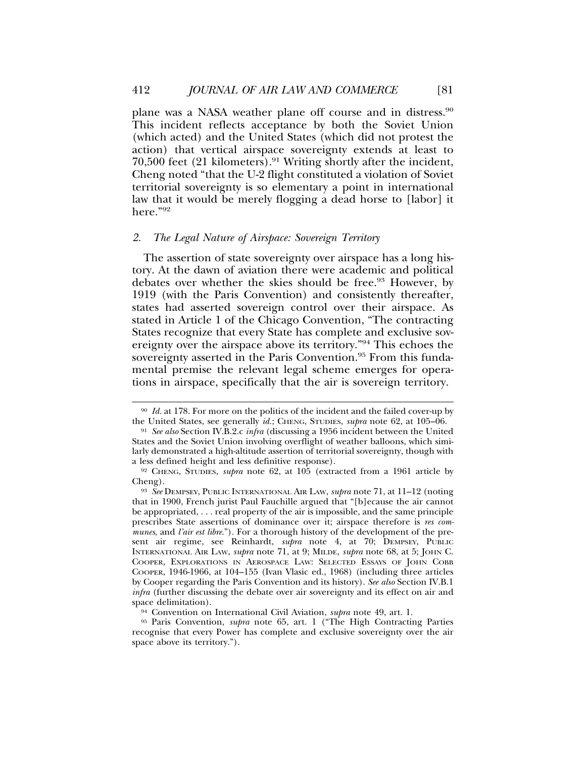plane was a NASA weather plane off course and in distress.[90] This incident reflects acceptance by both the Soviet Union (which acted) and the United States (which did not protest the action) that vertical airspace sovereignty extends at least to 70,500 feet (21 kilometers).[91] Writing shortly after the incident, Cheng noted "that the U-2 flight constituted a violation of Soviet territorial sovereignty is so elementary a point in international law that it would be merely flogging a dead horse to [labor] it here."[92]

### *2. The Legal Nature of Airspace: Sovereign Territory*

The assertion of state sovereignty over airspace has a long history. At the dawn of aviation there were academic and political debates over whether the skies should be free.[93] However, by 1919 (with the Paris Convention) and consistently thereafter, states had asserted sovereign control over their airspace. As stated in Article 1 of the Chicago Convention, "The contracting States recognize that every State has complete and exclusive sovereignty over the airspace above its territory."[94] This echoes the sovereignty asserted in the Paris Convention.[95] From this fundamental premise the relevant legal scheme emerges for operations in airspace, specifically that the air is sovereign territory.

---

[90] *Id.* at 178. For more on the politics of the incident and the failed cover-up by the United States, see generally *id.*; CHENG, STUDIES, *supra* note 62, at 105–06.

[91] *See also* Section IV.B.2.c *infra* (discussing a 1956 incident between the United States and the Soviet Union involving overflight of weather balloons, which similarly demonstrated a high-altitude assertion of territorial sovereignty, though with a less defined height and less definitive response).

[92] CHENG, STUDIES, *supra* note 62, at 105 (extracted from a 1961 article by Cheng).

[93] *See* DEMPSEY, PUBLIC INTERNATIONAL AIR LAW, *supra* note 71, at 11–12 (noting that in 1900, French jurist Paul Fauchille argued that "[b]ecause the air cannot be appropriated, . . . real property of the air is impossible, and the same principle prescribes State assertions of dominance over it; airspace therefore is *res communes*, and *l'air est libre*."). For a thorough history of the development of the present air regime, see Reinhardt, *supra* note 4, at 70; DEMPSEY, PUBLIC INTERNATIONAL AIR LAW, *supra* note 71, at 9; MILDE, *supra* note 68, at 5; JOHN C. COOPER, EXPLORATIONS IN AEROSPACE LAW: SELECTED ESSAYS OF JOHN COBB COOPER, 1946-1966, at 104–155 (Ivan Vlasic ed., 1968) (including three articles by Cooper regarding the Paris Convention and its history). *See also* Section IV.B.1 *infra* (further discussing the debate over air sovereignty and its effect on air and space delimitation).

[94] Convention on International Civil Aviation, *supra* note 49, art. 1.

[95] Paris Convention, *supra* note 65, art. 1 ("The High Contracting Parties recognise that every Power has complete and exclusive sovereignty over the air space above its territory.").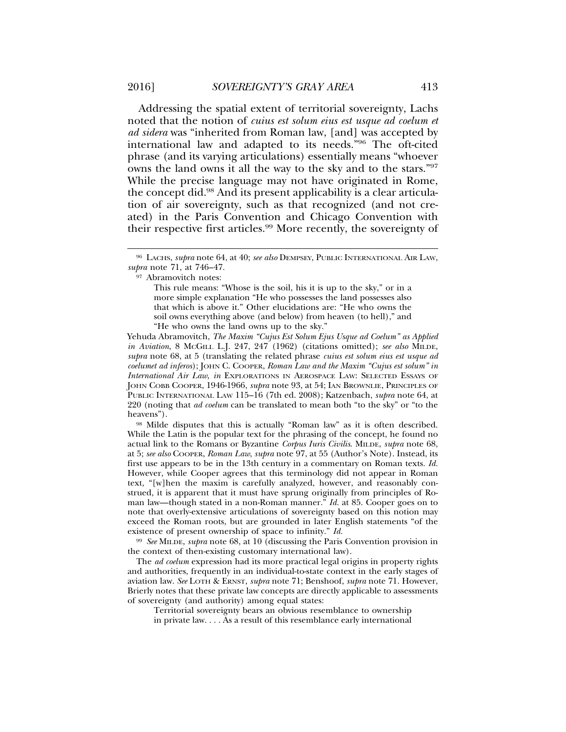Addressing the spatial extent of territorial sovereignty, Lachs noted that the notion of *cuius est solum eius est usque ad coelum et ad sidera* was "inherited from Roman law, [and] was accepted by international law and adapted to its needs."[96] The oft-cited phrase (and its varying articulations) essentially means "whoever owns the land owns it all the way to the sky and to the stars."[97] While the precise language may not have originated in Rome, the concept did.[98] And its present applicability is a clear articulation of air sovereignty, such as that recognized (and not created) in the Paris Convention and Chicago Convention with their respective first articles.[99] More recently, the sovereignty of

---

[96] LACHS, *supra* note 64, at 40; *see also* DEMPSEY, PUBLIC INTERNATIONAL AIR LAW, *supra* note 71, at 746–47.

[97] Abramovitch notes:

> This rule means: "Whose is the soil, his it is up to the sky," or in a more simple explanation "He who possesses the land possesses also that which is above it." Other elucidations are: "He who owns the soil owns everything above (and below) from heaven (to hell)," and "He who owns the land owns up to the sky."

Yehuda Abramovitch, *The Maxim "Cujus Est Solum Ejus Usque ad Coelum" as Applied in Aviation*, 8 MCGILL L.J. 247, 247 (1962) (citations omitted); *see also* MILDE, *supra* note 68, at 5 (translating the related phrase *cuius est solum eius est usque ad coelumet ad inferos*); JOHN C. COOPER, *Roman Law and the Maxim "Cujus est solum" in International Air Law*, *in* EXPLORATIONS IN AEROSPACE LAW: SELECTED ESSAYS OF JOHN COBB COOPER, 1946-1966, *supra* note 93, at 54; IAN BROWNLIE, PRINCIPLES OF PUBLIC INTERNATIONAL LAW 115–16 (7th ed. 2008); Katzenbach, *supra* note 64, at 220 (noting that *ad coelum* can be translated to mean both "to the sky" or "to the heavens").

[98] Milde disputes that this is actually "Roman law" as it is often described. While the Latin is the popular text for the phrasing of the concept, he found no actual link to the Romans or Byzantine *Corpus Iuris Civilis*. MILDE, *supra* note 68, at 5; *see also* COOPER, *Roman Law*, *supra* note 97, at 55 (Author's Note). Instead, its first use appears to be in the 13th century in a commentary on Roman texts. *Id.* However, while Cooper agrees that this terminology did not appear in Roman text, "[w]hen the maxim is carefully analyzed, however, and reasonably construed, it is apparent that it must have sprung originally from principles of Roman law—though stated in a non-Roman manner." *Id.* at 85. Cooper goes on to note that overly-extensive articulations of sovereignty based on this notion may exceed the Roman roots, but are grounded in later English statements "of the existence of present ownership of space to infinity." *Id.*

[99] *See* MILDE, *supra* note 68, at 10 (discussing the Paris Convention provision in the context of then-existing customary international law).

The *ad coelum* expression had its more practical legal origins in property rights and authorities, frequently in an individual-to-state context in the early stages of aviation law. *See* LOTH & ERNST, *supra* note 71; Benshoof, *supra* note 71. However, Brierly notes that these private law concepts are directly applicable to assessments of sovereignty (and authority) among equal states:

> Territorial sovereignty bears an obvious resemblance to ownership in private law. . . . As a result of this resemblance early international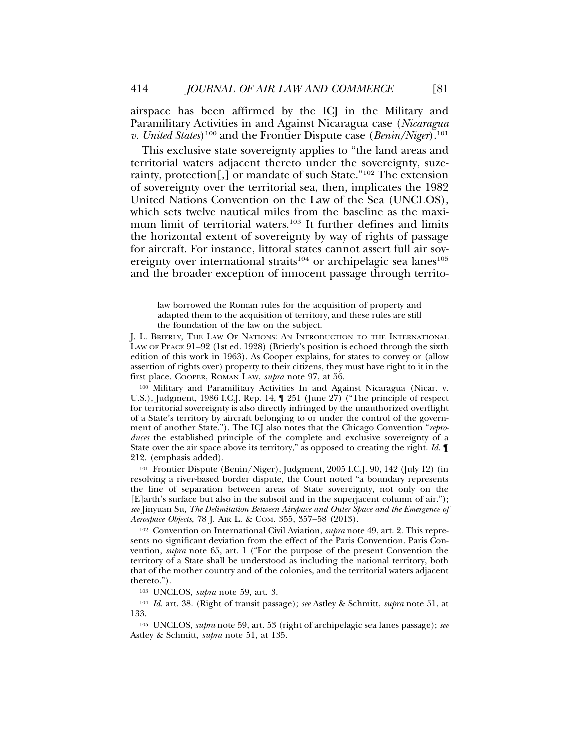airspace has been affirmed by the ICJ in the Military and Paramilitary Activities in and Against Nicaragua case (*Nicaragua v. United States*)[100] and the Frontier Dispute case (*Benin/Niger*).[101]

This exclusive state sovereignty applies to "the land areas and territorial waters adjacent thereto under the sovereignty, suzerainty, protection[,] or mandate of such State."[102] The extension of sovereignty over the territorial sea, then, implicates the 1982 United Nations Convention on the Law of the Sea (UNCLOS), which sets twelve nautical miles from the baseline as the maximum limit of territorial waters.[103] It further defines and limits the horizontal extent of sovereignty by way of rights of passage for aircraft. For instance, littoral states cannot assert full air sovereignty over international straits[104] or archipelagic sea lanes[105] and the broader exception of innocent passage through territo-

> law borrowed the Roman rules for the acquisition of property and adapted them to the acquisition of territory, and these rules are still the foundation of the law on the subject.

J. L. BRIERLY, THE LAW OF NATIONS: AN INTRODUCTION TO THE INTERNATIONAL LAW OF PEACE 91–92 (1st ed. 1928) (Brierly's position is echoed through the sixth edition of this work in 1963). As Cooper explains, for states to convey or (allow assertion of rights over) property to their citizens, they must have right to it in the first place. COOPER, ROMAN LAW, *supra* note 97, at 56.

[100] Military and Paramilitary Activities In and Against Nicaragua (Nicar. v. U.S.), Judgment, 1986 I.C.J. Rep. 14, ¶ 251 (June 27) ("The principle of respect for territorial sovereignty is also directly infringed by the unauthorized overflight of a State's territory by aircraft belonging to or under the control of the government of another State."). The ICJ also notes that the Chicago Convention "*reproduces* the established principle of the complete and exclusive sovereignty of a State over the air space above its territory," as opposed to creating the right. *Id.* ¶ 212. (emphasis added).

[101] Frontier Dispute (Benin/Niger), Judgment, 2005 I.C.J. 90, 142 (July 12) (in resolving a river-based border dispute, the Court noted "a boundary represents the line of separation between areas of State sovereignty, not only on the [E]arth's surface but also in the subsoil and in the superjacent column of air."); *see* Jinyuan Su, *The Delimitation Between Airspace and Outer Space and the Emergence of Aerospace Objects*, 78 J. AIR L. & COM. 355, 357–58 (2013).

[102] Convention on International Civil Aviation, *supra* note 49, art. 2. This represents no significant deviation from the effect of the Paris Convention. Paris Convention, *supra* note 65, art. 1 ("For the purpose of the present Convention the territory of a State shall be understood as including the national territory, both that of the mother country and of the colonies, and the territorial waters adjacent thereto.").

[103] UNCLOS, *supra* note 59, art. 3.

[104] *Id.* art. 38. (Right of transit passage); *see* Astley & Schmitt, *supra* note 51, at 133.

[105] UNCLOS, *supra* note 59, art. 53 (right of archipelagic sea lanes passage); *see* Astley & Schmitt, *supra* note 51, at 135.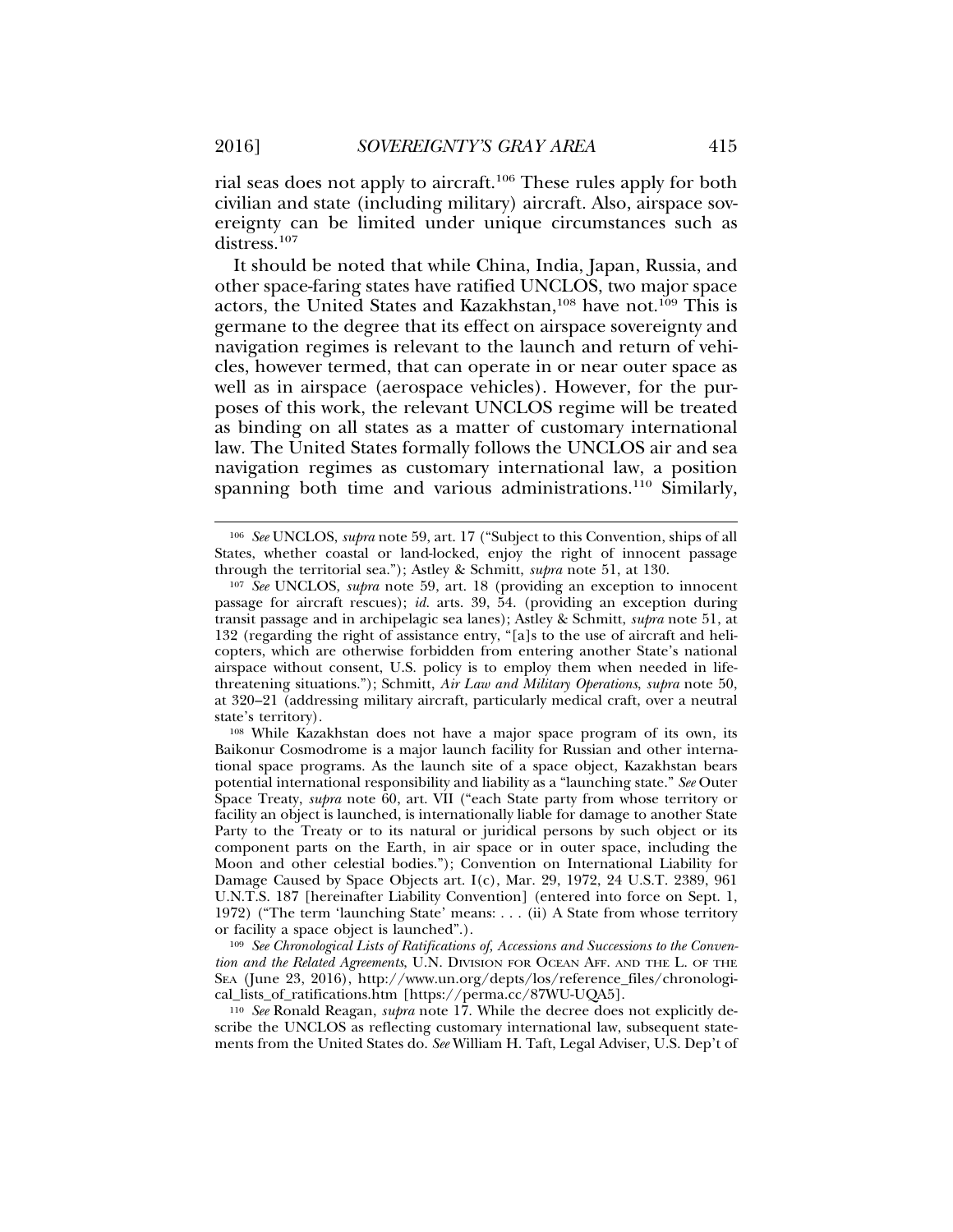rial seas does not apply to aircraft.[106] These rules apply for both civilian and state (including military) aircraft. Also, airspace sovereignty can be limited under unique circumstances such as distress.[107]

It should be noted that while China, India, Japan, Russia, and other space-faring states have ratified UNCLOS, two major space actors, the United States and Kazakhstan,[108] have not.[109] This is germane to the degree that its effect on airspace sovereignty and navigation regimes is relevant to the launch and return of vehicles, however termed, that can operate in or near outer space as well as in airspace (aerospace vehicles). However, for the purposes of this work, the relevant UNCLOS regime will be treated as binding on all states as a matter of customary international law. The United States formally follows the UNCLOS air and sea navigation regimes as customary international law, a position spanning both time and various administrations.[110] Similarly,

---

[106] *See* UNCLOS, *supra* note 59, art. 17 ("Subject to this Convention, ships of all States, whether coastal or land-locked, enjoy the right of innocent passage through the territorial sea."); Astley & Schmitt, *supra* note 51, at 130.

[107] *See* UNCLOS, *supra* note 59, art. 18 (providing an exception to innocent passage for aircraft rescues); *id.* arts. 39, 54. (providing an exception during transit passage and in archipelagic sea lanes); Astley & Schmitt, *supra* note 51, at 132 (regarding the right of assistance entry, "[a]s to the use of aircraft and helicopters, which are otherwise forbidden from entering another State's national airspace without consent, U.S. policy is to employ them when needed in life-threatening situations."); Schmitt, *Air Law and Military Operations*, *supra* note 50, at 320–21 (addressing military aircraft, particularly medical craft, over a neutral state's territory).

[108] While Kazakhstan does not have a major space program of its own, its Baikonur Cosmodrome is a major launch facility for Russian and other international space programs. As the launch site of a space object, Kazakhstan bears potential international responsibility and liability as a "launching state." *See* Outer Space Treaty, *supra* note 60, art. VII ("each State party from whose territory or facility an object is launched, is internationally liable for damage to another State Party to the Treaty or to its natural or juridical persons by such object or its component parts on the Earth, in air space or in outer space, including the Moon and other celestial bodies."); Convention on International Liability for Damage Caused by Space Objects art. I(c), Mar. 29, 1972, 24 U.S.T. 2389, 961 U.N.T.S. 187 [hereinafter Liability Convention] (entered into force on Sept. 1, 1972) ("The term 'launching State' means: . . . (ii) A State from whose territory or facility a space object is launched".).

[109] *See Chronological Lists of Ratifications of, Accessions and Successions to the Convention and the Related Agreements*, U.N. DIVISION FOR OCEAN AFF. AND THE L. OF THE SEA (June 23, 2016), http://www.un.org/depts/los/reference_files/chronological_lists_of_ratifications.htm [https://perma.cc/87WU-UQA5].

[110] *See* Ronald Reagan, *supra* note 17. While the decree does not explicitly describe the UNCLOS as reflecting customary international law, subsequent statements from the United States do. *See* William H. Taft, Legal Adviser, U.S. Dep't of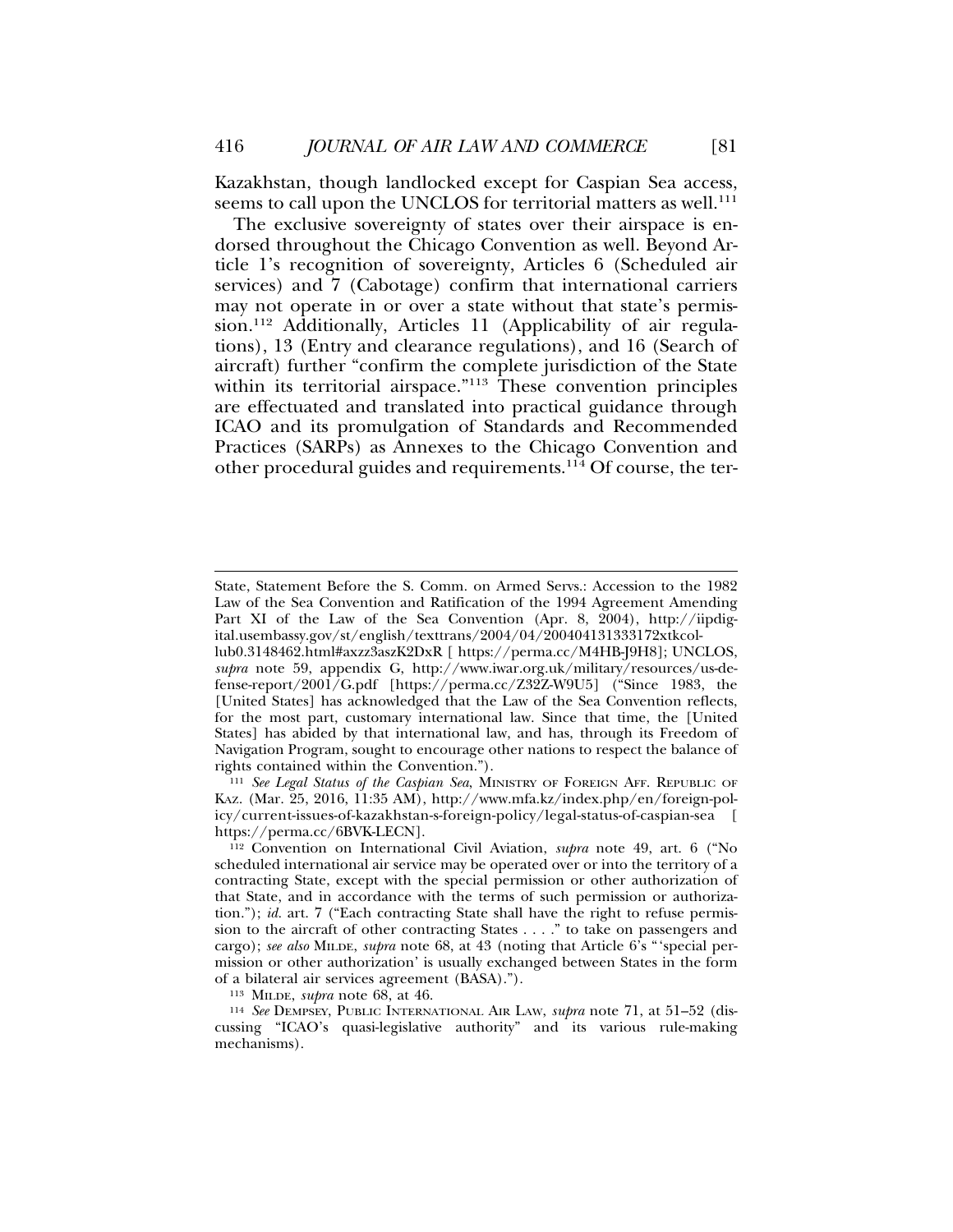Kazakhstan, though landlocked except for Caspian Sea access, seems to call upon the UNCLOS for territorial matters as well.[111]

The exclusive sovereignty of states over their airspace is endorsed throughout the Chicago Convention as well. Beyond Article 1's recognition of sovereignty, Articles 6 (Scheduled air services) and 7 (Cabotage) confirm that international carriers may not operate in or over a state without that state's permission.[112] Additionally, Articles 11 (Applicability of air regulations), 13 (Entry and clearance regulations), and 16 (Search of aircraft) further "confirm the complete jurisdiction of the State within its territorial airspace."[113] These convention principles are effectuated and translated into practical guidance through ICAO and its promulgation of Standards and Recommended Practices (SARPs) as Annexes to the Chicago Convention and other procedural guides and requirements.[114] Of course, the ter-

---

State, Statement Before the S. Comm. on Armed Servs.: Accession to the 1982 Law of the Sea Convention and Ratification of the 1994 Agreement Amending Part XI of the Law of the Sea Convention (Apr. 8, 2004), http://iipdigital.usembassy.gov/st/english/texttrans/2004/04/20040413133172xtkcollub0.3148462.html#axzz3aszK2DxR [ https://perma.cc/M4HB-J9H8]; UNCLOS, *supra* note 59, appendix G, http://www.iwar.org.uk/military/resources/us-defense-report/2001/G.pdf [https://perma.cc/Z32Z-W9U5] ("Since 1983, the [United States] has acknowledged that the Law of the Sea Convention reflects, for the most part, customary international law. Since that time, the [United States] has abided by that international law, and has, through its Freedom of Navigation Program, sought to encourage other nations to respect the balance of rights contained within the Convention.").

111 *See Legal Status of the Caspian Sea*, Ministry of Foreign Aff. Republic of Kaz. (Mar. 25, 2016, 11:35 AM), http://www.mfa.kz/index.php/en/foreign-policy/current-issues-of-kazakhstan-s-foreign-policy/legal-status-of-caspian-sea [ https://perma.cc/6BVK-LECN].

112 Convention on International Civil Aviation, *supra* note 49, art. 6 ("No scheduled international air service may be operated over or into the territory of a contracting State, except with the special permission or other authorization of that State, and in accordance with the terms of such permission or authorization."); *id.* art. 7 ("Each contracting State shall have the right to refuse permission to the aircraft of other contracting States . . . ." to take on passengers and cargo); *see also* Milde, *supra* note 68, at 43 (noting that Article 6's "'special permission or other authorization' is usually exchanged between States in the form of a bilateral air services agreement (BASA).").

113 Milde, *supra* note 68, at 46.

114 *See* Dempsey, Public International Air Law, *supra* note 71, at 51–52 (discussing "ICAO's quasi-legislative authority" and its various rule-making mechanisms).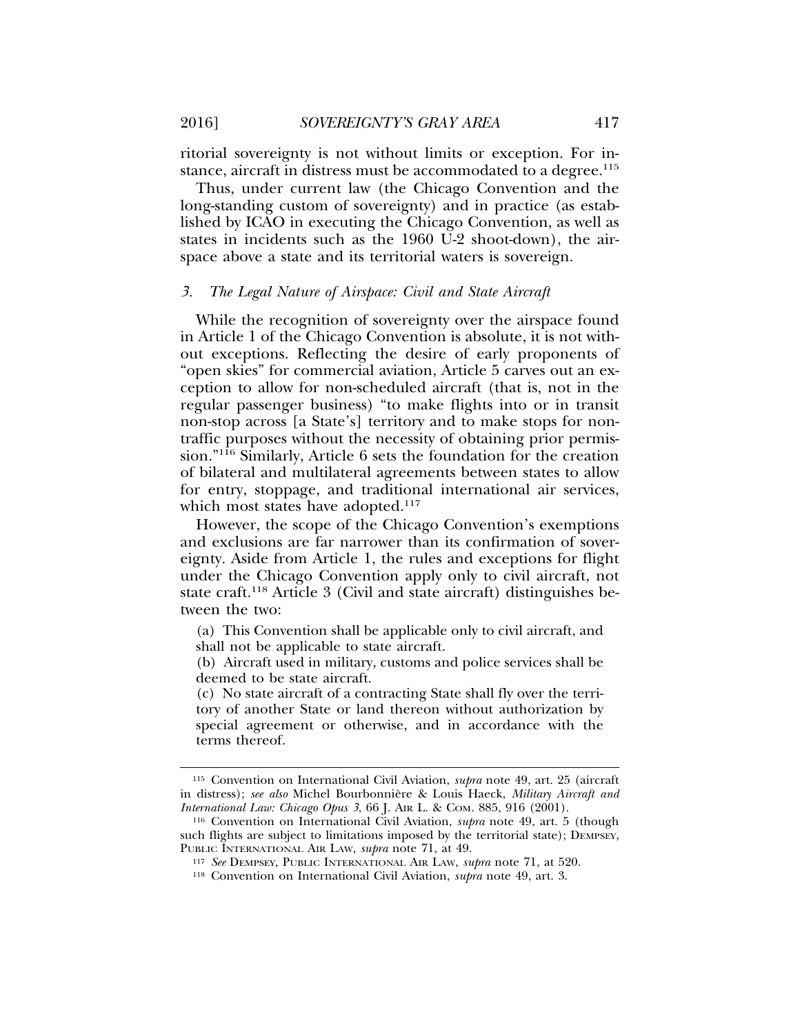ritorial sovereignty is not without limits or exception. For instance, aircraft in distress must be accommodated to a degree.[115]

Thus, under current law (the Chicago Convention and the long-standing custom of sovereignty) and in practice (as established by ICAO in executing the Chicago Convention, as well as states in incidents such as the 1960 U-2 shoot-down), the airspace above a state and its territorial waters is sovereign.

### *3. The Legal Nature of Airspace: Civil and State Aircraft*

While the recognition of sovereignty over the airspace found in Article 1 of the Chicago Convention is absolute, it is not without exceptions. Reflecting the desire of early proponents of "open skies" for commercial aviation, Article 5 carves out an exception to allow for non-scheduled aircraft (that is, not in the regular passenger business) "to make flights into or in transit non-stop across [a State's] territory and to make stops for non-traffic purposes without the necessity of obtaining prior permission."[116] Similarly, Article 6 sets the foundation for the creation of bilateral and multilateral agreements between states to allow for entry, stoppage, and traditional international air services, which most states have adopted.[117]

However, the scope of the Chicago Convention's exemptions and exclusions are far narrower than its confirmation of sovereignty. Aside from Article 1, the rules and exceptions for flight under the Chicago Convention apply only to civil aircraft, not state craft.[118] Article 3 (Civil and state aircraft) distinguishes between the two:

> (a) This Convention shall be applicable only to civil aircraft, and shall not be applicable to state aircraft.
>
> (b) Aircraft used in military, customs and police services shall be deemed to be state aircraft.
>
> (c) No state aircraft of a contracting State shall fly over the territory of another State or land thereon without authorization by special agreement or otherwise, and in accordance with the terms thereof.

---

[115] Convention on International Civil Aviation, *supra* note 49, art. 25 (aircraft in distress); *see also* Michel Bourbonnière & Louis Haeck, *Military Aircraft and International Law: Chicago Opus 3*, 66 J. AIR L. & COM. 885, 916 (2001).

[116] Convention on International Civil Aviation, *supra* note 49, art. 5 (though such flights are subject to limitations imposed by the territorial state); DEMPSEY, PUBLIC INTERNATIONAL AIR LAW, *supra* note 71, at 49.

[117] *See* DEMPSEY, PUBLIC INTERNATIONAL AIR LAW, *supra* note 71, at 520.

[118] Convention on International Civil Aviation, *supra* note 49, art. 3.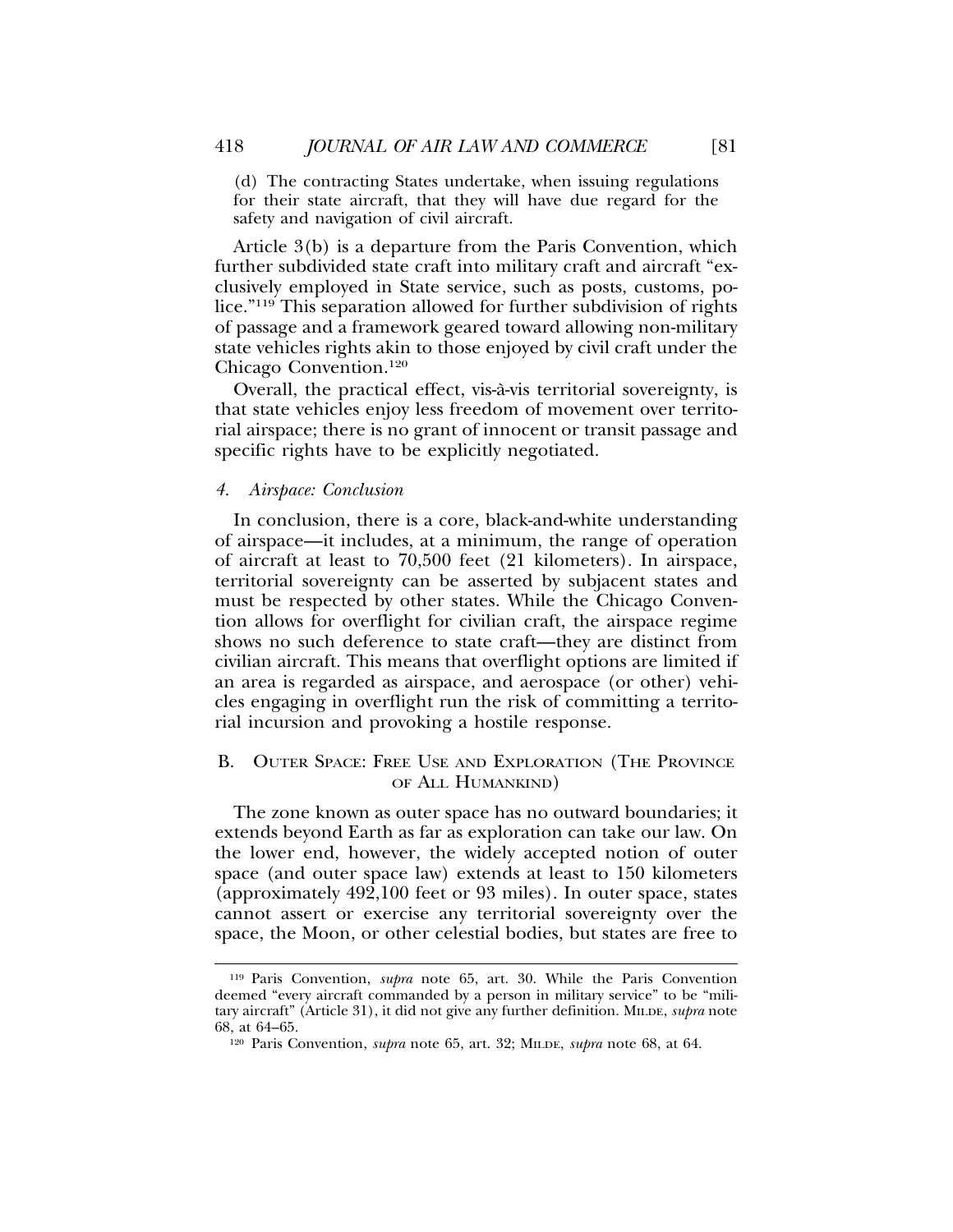(d) The contracting States undertake, when issuing regulations for their state aircraft, that they will have due regard for the safety and navigation of civil aircraft.

Article 3(b) is a departure from the Paris Convention, which further subdivided state craft into military craft and aircraft "exclusively employed in State service, such as posts, customs, police."[119] This separation allowed for further subdivision of rights of passage and a framework geared toward allowing non-military state vehicles rights akin to those enjoyed by civil craft under the Chicago Convention.[120]

Overall, the practical effect, vis-à-vis territorial sovereignty, is that state vehicles enjoy less freedom of movement over territorial airspace; there is no grant of innocent or transit passage and specific rights have to be explicitly negotiated.

#### 4. *Airspace: Conclusion*

In conclusion, there is a core, black-and-white understanding of airspace—it includes, at a minimum, the range of operation of aircraft at least to 70,500 feet (21 kilometers). In airspace, territorial sovereignty can be asserted by subjacent states and must be respected by other states. While the Chicago Convention allows for overflight for civilian craft, the airspace regime shows no such deference to state craft—they are distinct from civilian aircraft. This means that overflight options are limited if an area is regarded as airspace, and aerospace (or other) vehicles engaging in overflight run the risk of committing a territorial incursion and provoking a hostile response.

### B. Outer Space: Free Use and Exploration (The Province of All Humankind)

The zone known as outer space has no outward boundaries; it extends beyond Earth as far as exploration can take our law. On the lower end, however, the widely accepted notion of outer space (and outer space law) extends at least to 150 kilometers (approximately 492,100 feet or 93 miles). In outer space, states cannot assert or exercise any territorial sovereignty over the space, the Moon, or other celestial bodies, but states are free to

---

[119] Paris Convention, *supra* note 65, art. 30. While the Paris Convention deemed "every aircraft commanded by a person in military service" to be "military aircraft" (Article 31), it did not give any further definition. Milde, *supra* note 68, at 64–65.

[120] Paris Convention, *supra* note 65, art. 32; Milde, *supra* note 68, at 64.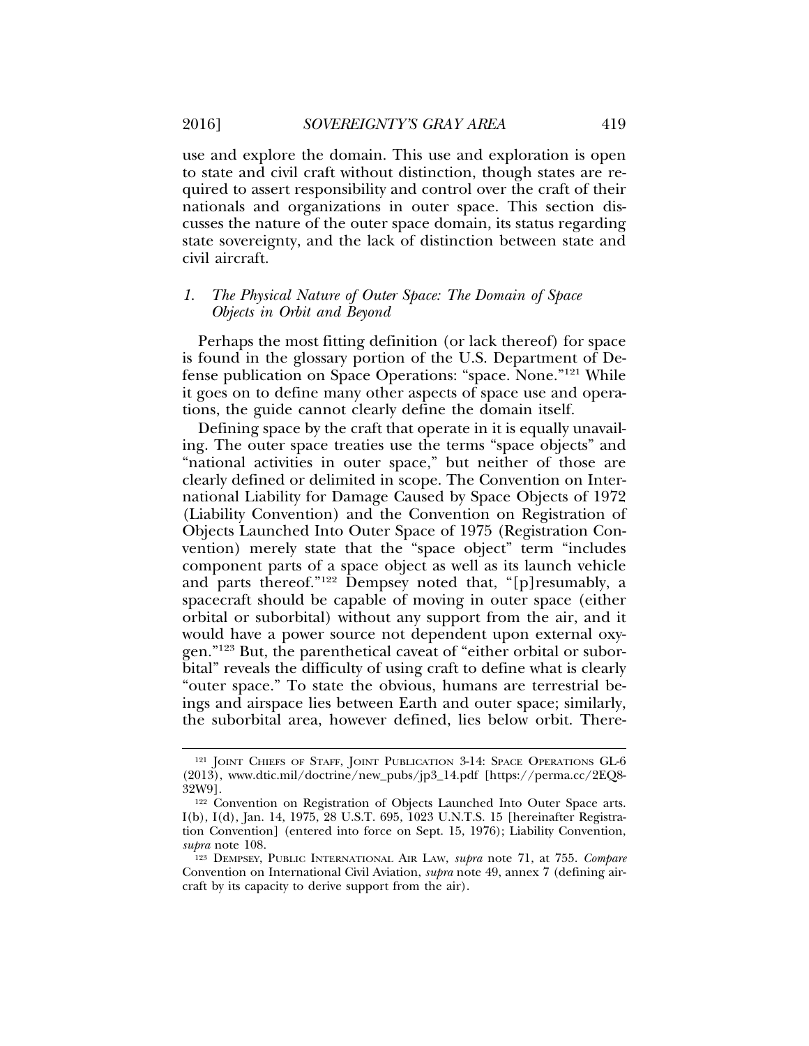use and explore the domain. This use and exploration is open to state and civil craft without distinction, though states are required to assert responsibility and control over the craft of their nationals and organizations in outer space. This section discusses the nature of the outer space domain, its status regarding state sovereignty, and the lack of distinction between state and civil aircraft.

### 1. *The Physical Nature of Outer Space: The Domain of Space Objects in Orbit and Beyond*

Perhaps the most fitting definition (or lack thereof) for space is found in the glossary portion of the U.S. Department of Defense publication on Space Operations: "space. None."[121] While it goes on to define many other aspects of space use and operations, the guide cannot clearly define the domain itself.

Defining space by the craft that operate in it is equally unavailing. The outer space treaties use the terms "space objects" and "national activities in outer space," but neither of those are clearly defined or delimited in scope. The Convention on International Liability for Damage Caused by Space Objects of 1972 (Liability Convention) and the Convention on Registration of Objects Launched Into Outer Space of 1975 (Registration Convention) merely state that the "space object" term "includes component parts of a space object as well as its launch vehicle and parts thereof."[122] Dempsey noted that, "[p]resumably, a spacecraft should be capable of moving in outer space (either orbital or suborbital) without any support from the air, and it would have a power source not dependent upon external oxygen."[123] But, the parenthetical caveat of "either orbital or suborbital" reveals the difficulty of using craft to define what is clearly "outer space." To state the obvious, humans are terrestrial beings and airspace lies between Earth and outer space; similarly, the suborbital area, however defined, lies below orbit. There-

---

[121] JOINT CHIEFS OF STAFF, JOINT PUBLICATION 3-14: SPACE OPERATIONS GL-6 (2013), www.dtic.mil/doctrine/new_pubs/jp3_14.pdf [https://perma.cc/2EQ8-32W9].

[122] Convention on Registration of Objects Launched Into Outer Space arts. I(b), I(d), Jan. 14, 1975, 28 U.S.T. 695, 1023 U.N.T.S. 15 [hereinafter Registration Convention] (entered into force on Sept. 15, 1976); Liability Convention, *supra* note 108.

[123] DEMPSEY, PUBLIC INTERNATIONAL AIR LAW, *supra* note 71, at 755. *Compare* Convention on International Civil Aviation, *supra* note 49, annex 7 (defining aircraft by its capacity to derive support from the air).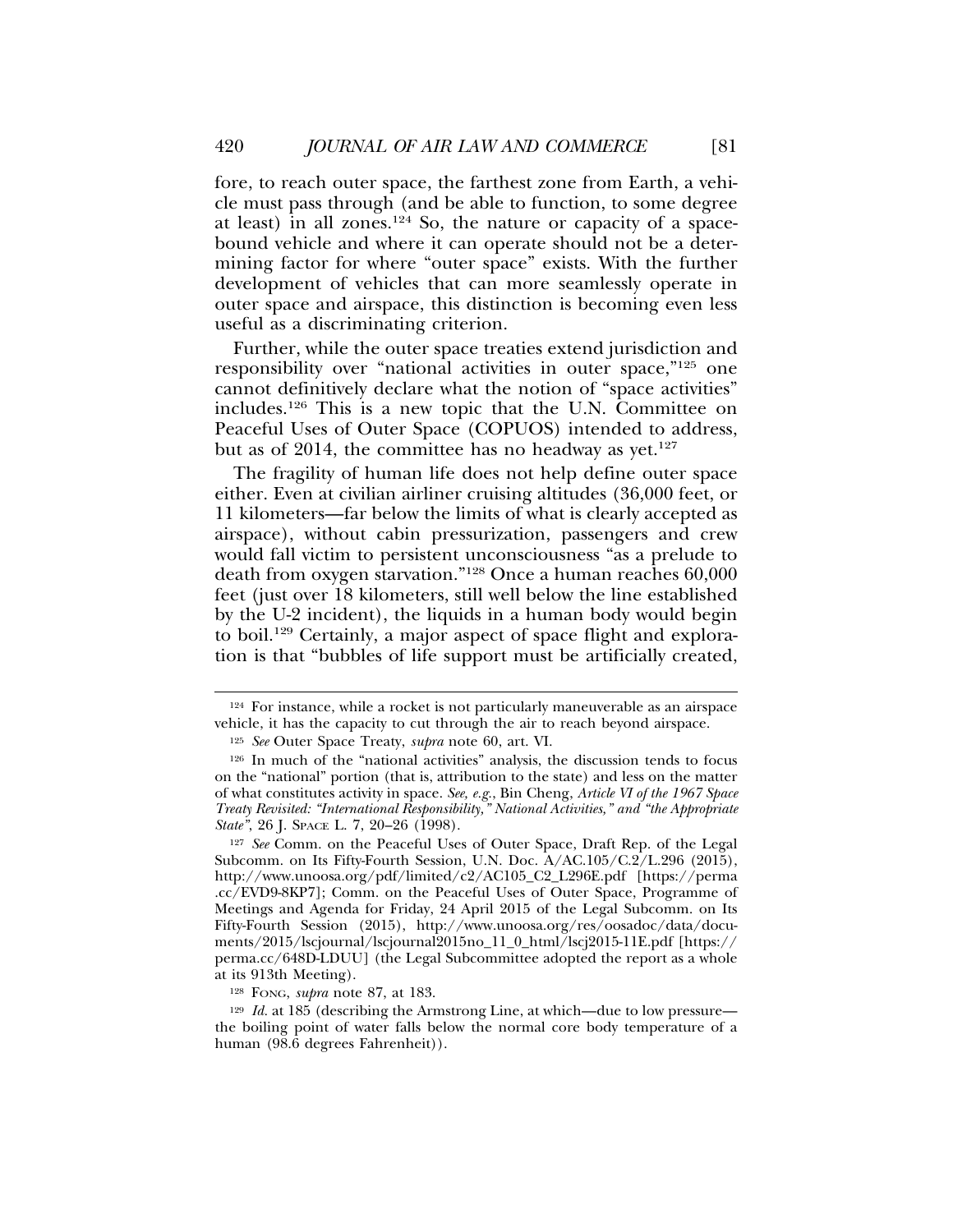fore, to reach outer space, the farthest zone from Earth, a vehicle must pass through (and be able to function, to some degree at least) in all zones.[124] So, the nature or capacity of a space-bound vehicle and where it can operate should not be a determining factor for where "outer space" exists. With the further development of vehicles that can more seamlessly operate in outer space and airspace, this distinction is becoming even less useful as a discriminating criterion.

Further, while the outer space treaties extend jurisdiction and responsibility over "national activities in outer space,"[125] one cannot definitively declare what the notion of "space activities" includes.[126] This is a new topic that the U.N. Committee on Peaceful Uses of Outer Space (COPUOS) intended to address, but as of 2014, the committee has no headway as yet.[127]

The fragility of human life does not help define outer space either. Even at civilian airliner cruising altitudes (36,000 feet, or 11 kilometers—far below the limits of what is clearly accepted as airspace), without cabin pressurization, passengers and crew would fall victim to persistent unconsciousness "as a prelude to death from oxygen starvation."[128] Once a human reaches 60,000 feet (just over 18 kilometers, still well below the line established by the U-2 incident), the liquids in a human body would begin to boil.[129] Certainly, a major aspect of space flight and exploration is that "bubbles of life support must be artificially created,

---

[124] For instance, while a rocket is not particularly maneuverable as an airspace vehicle, it has the capacity to cut through the air to reach beyond airspace.

[125] *See* Outer Space Treaty, *supra* note 60, art. VI.

[126] In much of the "national activities" analysis, the discussion tends to focus on the "national" portion (that is, attribution to the state) and less on the matter of what constitutes activity in space. *See, e.g.*, Bin Cheng, *Article VI of the 1967 Space Treaty Revisited: "International Responsibility," National Activities," and "the Appropriate State"*, 26 J. SPACE L. 7, 20–26 (1998).

[127] *See* Comm. on the Peaceful Uses of Outer Space, Draft Rep. of the Legal Subcomm. on Its Fifty-Fourth Session, U.N. Doc. A/AC.105/C.2/L.296 (2015), http://www.unoosa.org/pdf/limited/c2/AC105_C2_L296E.pdf [https://perma.cc/EVD9-8KP7]; Comm. on the Peaceful Uses of Outer Space, Programme of Meetings and Agenda for Friday, 24 April 2015 of the Legal Subcomm. on Its Fifty-Fourth Session (2015), http://www.unoosa.org/res/oosadoc/data/documents/2015/lscjournal/lscjournal2015no_11_0_html/lscj2015-11E.pdf [https://perma.cc/648D-LDUU] (the Legal Subcommittee adopted the report as a whole at its 913th Meeting).

[128] FONG, *supra* note 87, at 183.

[129] *Id.* at 185 (describing the Armstrong Line, at which—due to low pressure—the boiling point of water falls below the normal core body temperature of a human (98.6 degrees Fahrenheit)).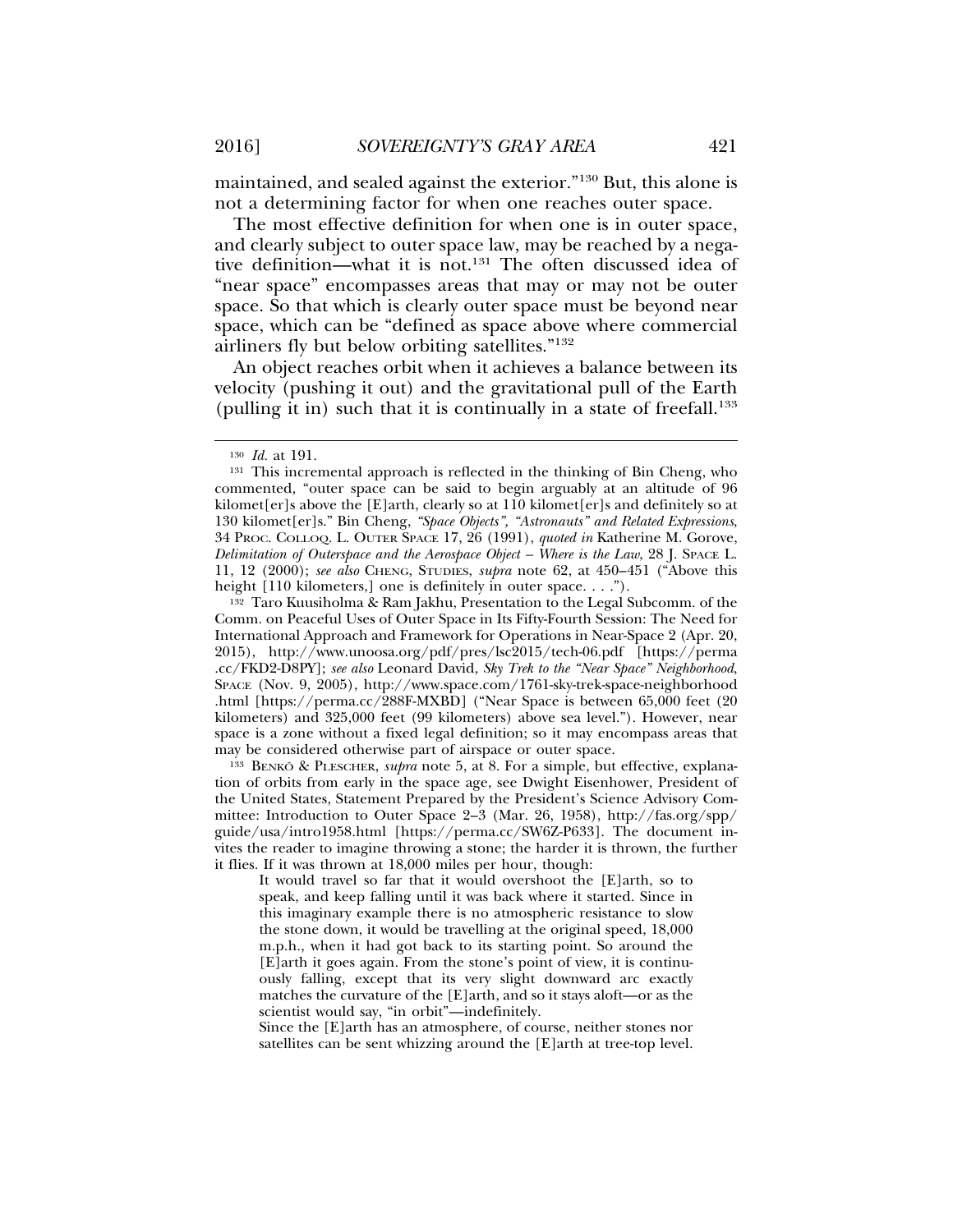maintained, and sealed against the exterior."[130] But, this alone is not a determining factor for when one reaches outer space.

The most effective definition for when one is in outer space, and clearly subject to outer space law, may be reached by a negative definition—what it is not.[131] The often discussed idea of "near space" encompasses areas that may or may not be outer space. So that which is clearly outer space must be beyond near space, which can be "defined as space above where commercial airliners fly but below orbiting satellites."[132]

An object reaches orbit when it achieves a balance between its velocity (pushing it out) and the gravitational pull of the Earth (pulling it in) such that it is continually in a state of freefall.[133]

---

[130] *Id.* at 191.

[131] This incremental approach is reflected in the thinking of Bin Cheng, who commented, "outer space can be said to begin arguably at an altitude of 96 kilomet[er]s above the [E]arth, clearly so at 110 kilomet[er]s and definitely so at 130 kilomet[er]s." Bin Cheng, *"Space Objects", "Astronauts" and Related Expressions*, 34 PROC. COLLOQ. L. OUTER SPACE 17, 26 (1991), *quoted in* Katherine M. Gorove, *Delimitation of Outerspace and the Aerospace Object – Where is the Law*, 28 J. SPACE L. 11, 12 (2000); *see also* CHENG, STUDIES, *supra* note 62, at 450–451 ("Above this height [110 kilometers,] one is definitely in outer space. . . .").

[132] Taro Kuusiholma & Ram Jakhu, Presentation to the Legal Subcomm. of the Comm. on Peaceful Uses of Outer Space in Its Fifty-Fourth Session: The Need for International Approach and Framework for Operations in Near-Space 2 (Apr. 20, 2015), http://www.unoosa.org/pdf/pres/lsc2015/tech-06.pdf [https://perma.cc/FKD2-D8PY]; *see also* Leonard David, *Sky Trek to the "Near Space" Neighborhood*, SPACE (Nov. 9, 2005), http://www.space.com/1761-sky-trek-space-neighborhood.html [https://perma.cc/288F-MXBD] ("Near Space is between 65,000 feet (20 kilometers) and 325,000 feet (99 kilometers) above sea level."). However, near space is a zone without a fixed legal definition; so it may encompass areas that may be considered otherwise part of airspace or outer space.

[133] BENKÖ & PLESCHER, *supra* note 5, at 8. For a simple, but effective, explanation of orbits from early in the space age, see Dwight Eisenhower, President of the United States, Statement Prepared by the President's Science Advisory Committee: Introduction to Outer Space 2–3 (Mar. 26, 1958), http://fas.org/spp/guide/usa/intro1958.html [https://perma.cc/SW6Z-P633]. The document invites the reader to imagine throwing a stone; the harder it is thrown, the further it flies. If it was thrown at 18,000 miles per hour, though:

> It would travel so far that it would overshoot the [E]arth, so to speak, and keep falling until it was back where it started. Since in this imaginary example there is no atmospheric resistance to slow the stone down, it would be travelling at the original speed, 18,000 m.p.h., when it had got back to its starting point. So around the [E]arth it goes again. From the stone's point of view, it is continuously falling, except that its very slight downward arc exactly matches the curvature of the [E]arth, and so it stays aloft—or as the scientist would say, "in orbit"—indefinitely.
>
> Since the [E]arth has an atmosphere, of course, neither stones nor satellites can be sent whizzing around the [E]arth at tree-top level.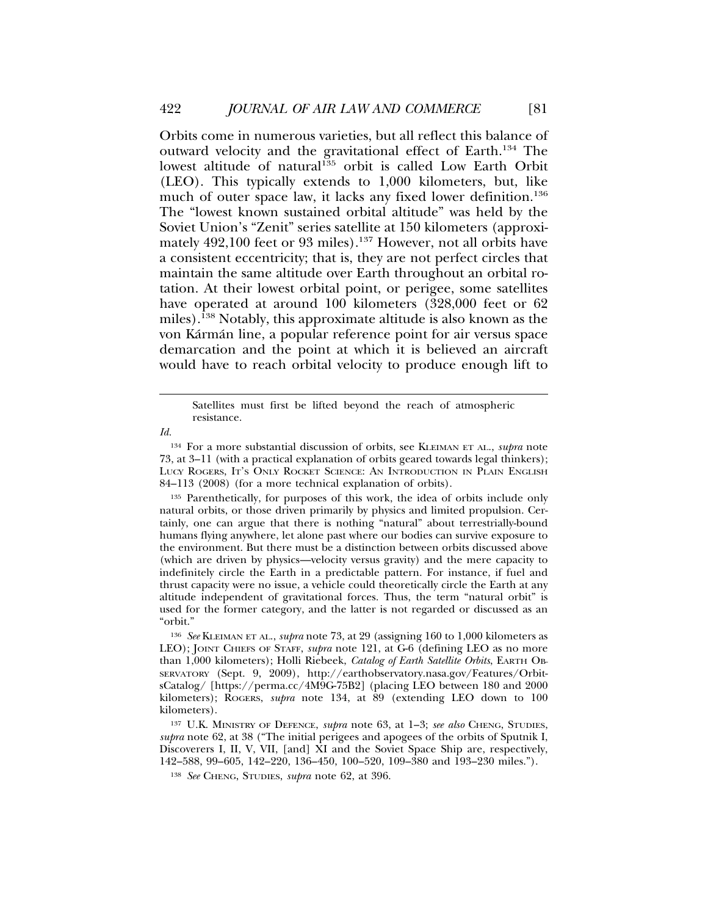Orbits come in numerous varieties, but all reflect this balance of outward velocity and the gravitational effect of Earth.[134] The lowest altitude of natural[135] orbit is called Low Earth Orbit (LEO). This typically extends to 1,000 kilometers, but, like much of outer space law, it lacks any fixed lower definition.[136] The "lowest known sustained orbital altitude" was held by the Soviet Union's "Zenit" series satellite at 150 kilometers (approximately 492,100 feet or 93 miles).[137] However, not all orbits have a consistent eccentricity; that is, they are not perfect circles that maintain the same altitude over Earth throughout an orbital rotation. At their lowest orbital point, or perigee, some satellites have operated at around 100 kilometers (328,000 feet or 62 miles).[138] Notably, this approximate altitude is also known as the von Kármán line, a popular reference point for air versus space demarcation and the point at which it is believed an aircraft would have to reach orbital velocity to produce enough lift to

> Satellites must first be lifted beyond the reach of atmospheric resistance.

*Id.*

[134] For a more substantial discussion of orbits, see KLEIMAN ET AL., *supra* note 73, at 3–11 (with a practical explanation of orbits geared towards legal thinkers); LUCY ROGERS, IT'S ONLY ROCKET SCIENCE: AN INTRODUCTION IN PLAIN ENGLISH 84–113 (2008) (for a more technical explanation of orbits).

[135] Parenthetically, for purposes of this work, the idea of orbits include only natural orbits, or those driven primarily by physics and limited propulsion. Certainly, one can argue that there is nothing "natural" about terrestrially-bound humans flying anywhere, let alone past where our bodies can survive exposure to the environment. But there must be a distinction between orbits discussed above (which are driven by physics—velocity versus gravity) and the mere capacity to indefinitely circle the Earth in a predictable pattern. For instance, if fuel and thrust capacity were no issue, a vehicle could theoretically circle the Earth at any altitude independent of gravitational forces. Thus, the term "natural orbit" is used for the former category, and the latter is not regarded or discussed as an "orbit."

[136] *See* KLEIMAN ET AL., *supra* note 73, at 29 (assigning 160 to 1,000 kilometers as LEO); JOINT CHIEFS OF STAFF, *supra* note 121, at G-6 (defining LEO as no more than 1,000 kilometers); Holli Riebeek, *Catalog of Earth Satellite Orbits*, EARTH OBSERVATORY (Sept. 9, 2009), http://earthobservatory.nasa.gov/Features/OrbitsCatalog/ [https://perma.cc/4M9G-75B2] (placing LEO between 180 and 2000 kilometers); ROGERS, *supra* note 134, at 89 (extending LEO down to 100 kilometers).

[137] U.K. MINISTRY OF DEFENCE, *supra* note 63, at 1–3; *see also* CHENG, STUDIES, *supra* note 62, at 38 ("The initial perigees and apogees of the orbits of Sputnik I, Discoverers I, II, V, VII, [and] XI and the Soviet Space Ship are, respectively, 142–588, 99–605, 142–220, 136–450, 100–520, 109–380 and 193–230 miles.").

[138] *See* CHENG, STUDIES, *supra* note 62, at 396.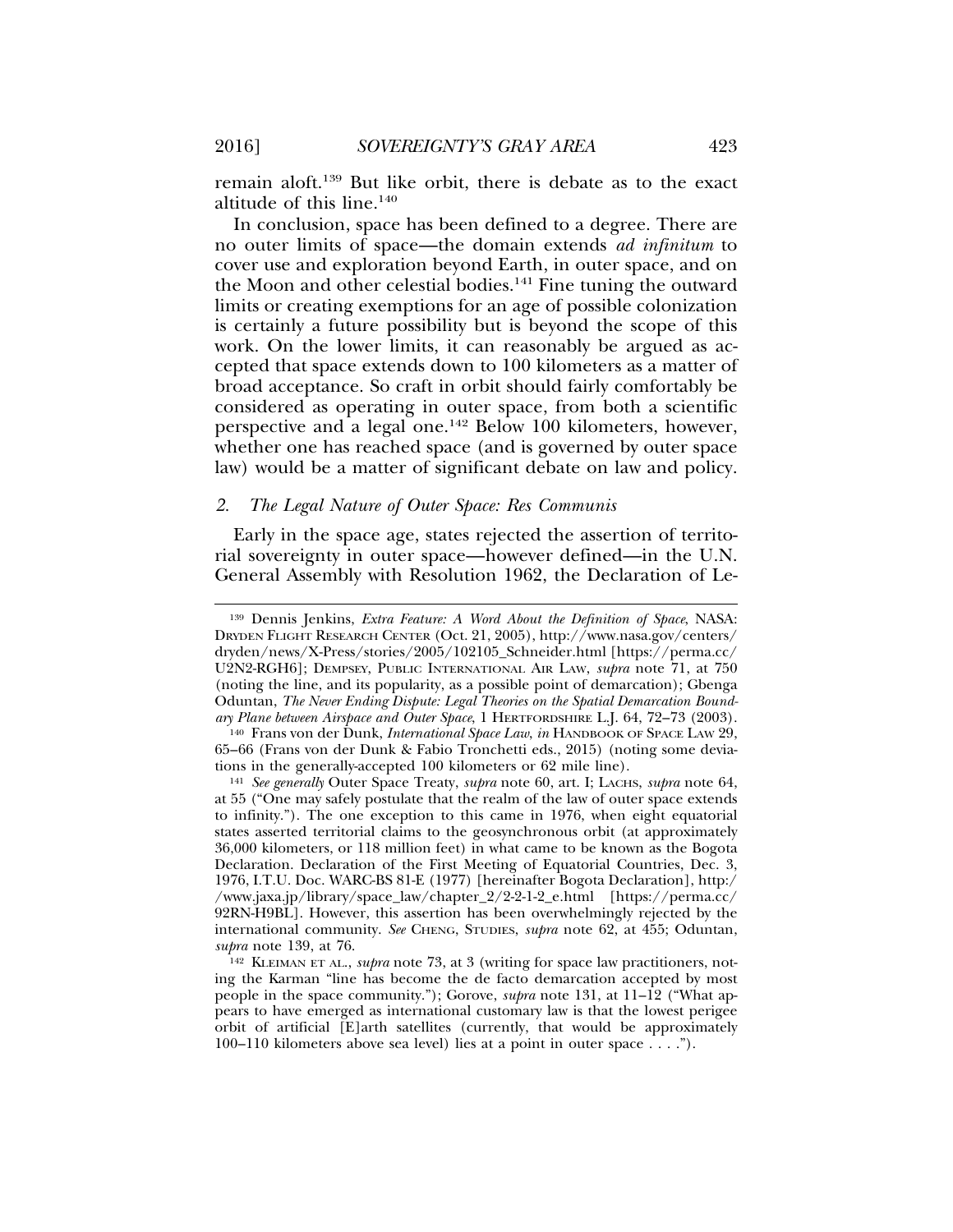remain aloft.[139] But like orbit, there is debate as to the exact altitude of this line.[140]

In conclusion, space has been defined to a degree. There are no outer limits of space—the domain extends *ad infinitum* to cover use and exploration beyond Earth, in outer space, and on the Moon and other celestial bodies.[141] Fine tuning the outward limits or creating exemptions for an age of possible colonization is certainly a future possibility but is beyond the scope of this work. On the lower limits, it can reasonably be argued as accepted that space extends down to 100 kilometers as a matter of broad acceptance. So craft in orbit should fairly comfortably be considered as operating in outer space, from both a scientific perspective and a legal one.[142] Below 100 kilometers, however, whether one has reached space (and is governed by outer space law) would be a matter of significant debate on law and policy.

### 2. *The Legal Nature of Outer Space: Res Communis*

Early in the space age, states rejected the assertion of territorial sovereignty in outer space—however defined—in the U.N. General Assembly with Resolution 1962, the Declaration of Le-

---

[139] Dennis Jenkins, *Extra Feature: A Word About the Definition of Space*, NASA: DRYDEN FLIGHT RESEARCH CENTER (Oct. 21, 2005), http://www.nasa.gov/centers/dryden/news/X-Press/stories/2005/102105_Schneider.html [https://perma.cc/U2N2-RGH6]; DEMPSEY, PUBLIC INTERNATIONAL AIR LAW, *supra* note 71, at 750 (noting the line, and its popularity, as a possible point of demarcation); Gbenga Oduntan, *The Never Ending Dispute: Legal Theories on the Spatial Demarcation Boundary Plane between Airspace and Outer Space*, 1 HERTFORDSHIRE L.J. 64, 72–73 (2003).

[140] Frans von der Dunk, *International Space Law*, *in* HANDBOOK OF SPACE LAW 29, 65–66 (Frans von der Dunk & Fabio Tronchetti eds., 2015) (noting some deviations in the generally-accepted 100 kilometers or 62 mile line).

[141] *See generally* Outer Space Treaty, *supra* note 60, art. I; LACHS, *supra* note 64, at 55 ("One may safely postulate that the realm of the law of outer space extends to infinity."). The one exception to this came in 1976, when eight equatorial states asserted territorial claims to the geosynchronous orbit (at approximately 36,000 kilometers, or 118 million feet) in what came to be known as the Bogota Declaration. Declaration of the First Meeting of Equatorial Countries, Dec. 3, 1976, I.T.U. Doc. WARC-BS 81-E (1977) [hereinafter Bogota Declaration], http://www.jaxa.jp/library/space_law/chapter_2/2-2-1-2_e.html [https://perma.cc/92RN-H9BL]. However, this assertion has been overwhelmingly rejected by the international community. *See* CHENG, STUDIES, *supra* note 62, at 455; Oduntan, *supra* note 139, at 76.

[142] KLEIMAN ET AL., *supra* note 73, at 3 (writing for space law practitioners, noting the Karman "line has become the de facto demarcation accepted by most people in the space community."); Gorove, *supra* note 131, at 11–12 ("What appears to have emerged as international customary law is that the lowest perigee orbit of artificial [E]arth satellites (currently, that would be approximately 100–110 kilometers above sea level) lies at a point in outer space . . . .").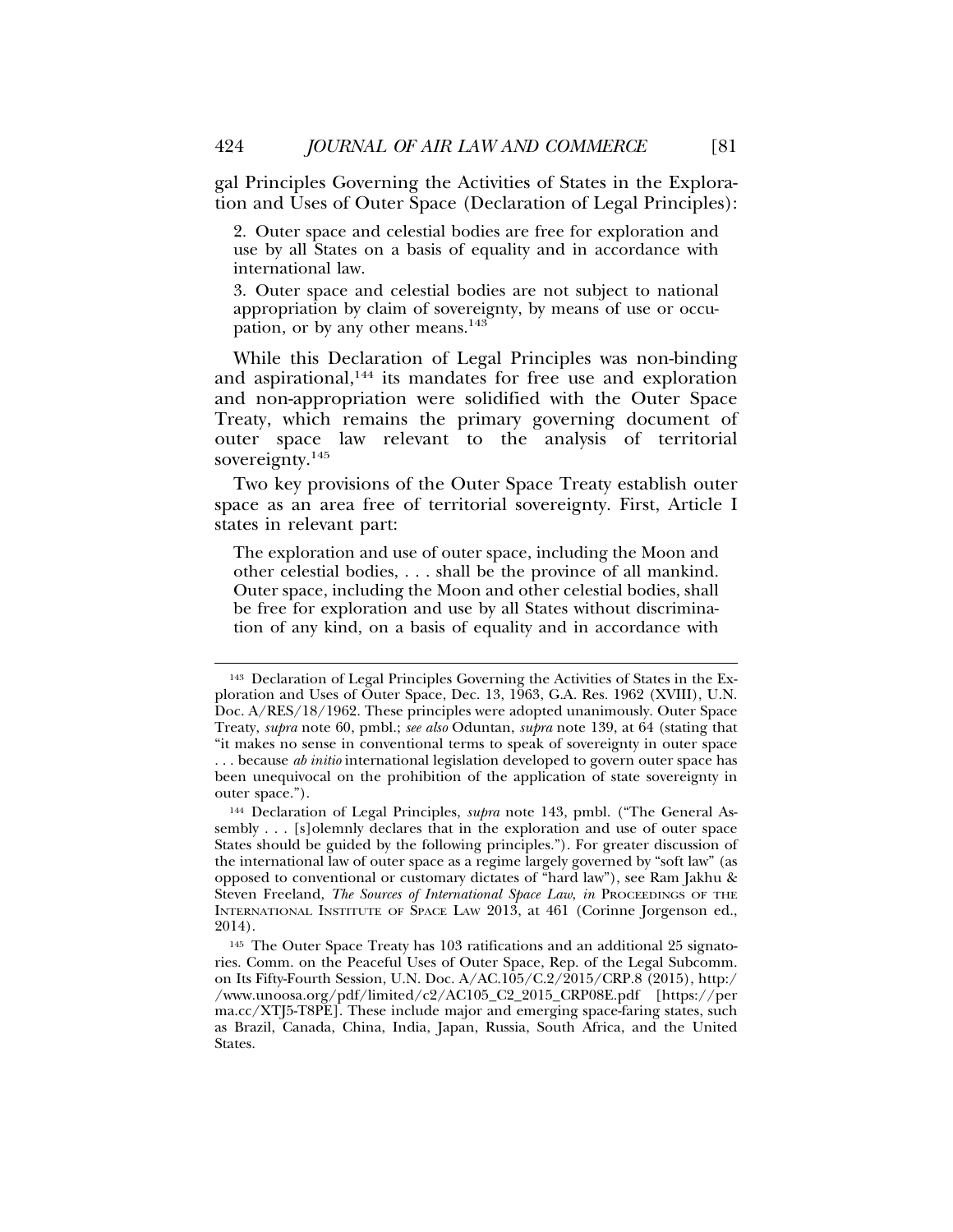gal Principles Governing the Activities of States in the Exploration and Uses of Outer Space (Declaration of Legal Principles):

> 2. Outer space and celestial bodies are free for exploration and use by all States on a basis of equality and in accordance with international law.
>
> 3. Outer space and celestial bodies are not subject to national appropriation by claim of sovereignty, by means of use or occupation, or by any other means.[143]

While this Declaration of Legal Principles was non-binding and aspirational,[144] its mandates for free use and exploration and non-appropriation were solidified with the Outer Space Treaty, which remains the primary governing document of outer space law relevant to the analysis of territorial sovereignty.[145]

Two key provisions of the Outer Space Treaty establish outer space as an area free of territorial sovereignty. First, Article I states in relevant part:

> The exploration and use of outer space, including the Moon and other celestial bodies, . . . shall be the province of all mankind. Outer space, including the Moon and other celestial bodies, shall be free for exploration and use by all States without discrimination of any kind, on a basis of equality and in accordance with

---

[143] Declaration of Legal Principles Governing the Activities of States in the Exploration and Uses of Outer Space, Dec. 13, 1963, G.A. Res. 1962 (XVIII), U.N. Doc. A/RES/18/1962. These principles were adopted unanimously. Outer Space Treaty, *supra* note 60, pmbl.; *see also* Oduntan, *supra* note 139, at 64 (stating that "it makes no sense in conventional terms to speak of sovereignty in outer space . . . because *ab initio* international legislation developed to govern outer space has been unequivocal on the prohibition of the application of state sovereignty in outer space.").

[144] Declaration of Legal Principles, *supra* note 143, pmbl. ("The General Assembly . . . [s]olemnly declares that in the exploration and use of outer space States should be guided by the following principles."). For greater discussion of the international law of outer space as a regime largely governed by "soft law" (as opposed to conventional or customary dictates of "hard law"), see Ram Jakhu & Steven Freeland, *The Sources of International Space Law*, *in* PROCEEDINGS OF THE INTERNATIONAL INSTITUTE OF SPACE LAW 2013, at 461 (Corinne Jorgenson ed., 2014).

[145] The Outer Space Treaty has 103 ratifications and an additional 25 signatories. Comm. on the Peaceful Uses of Outer Space, Rep. of the Legal Subcomm. on Its Fifty-Fourth Session, U.N. Doc. A/AC.105/C.2/2015/CRP.8 (2015), http://www.unoosa.org/pdf/limited/c2/AC105_C2_2015_CRP08E.pdf [https://perma.cc/XTJ5-T8PE]. These include major and emerging space-faring states, such as Brazil, Canada, China, India, Japan, Russia, South Africa, and the United States.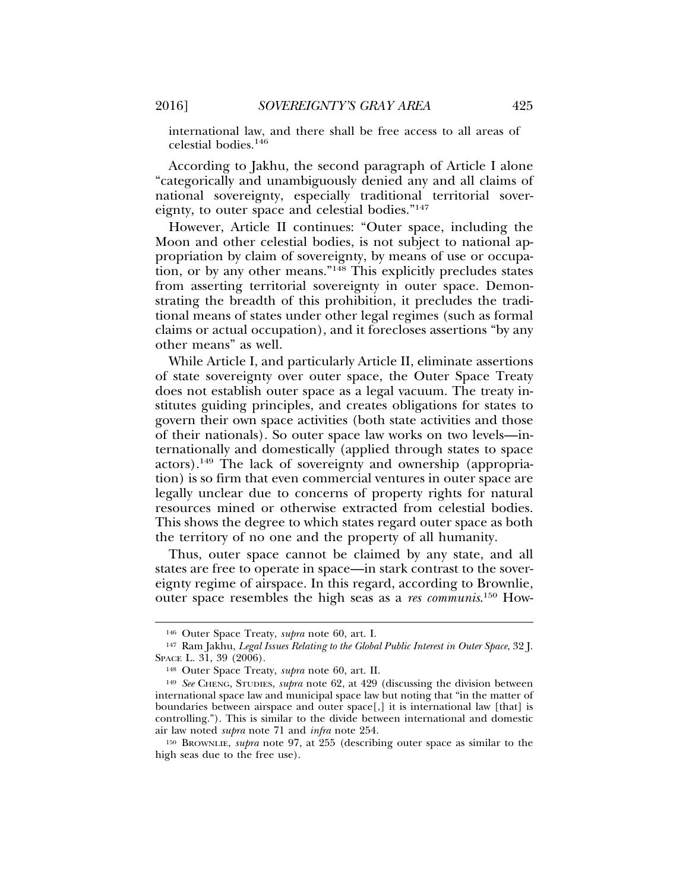> international law, and there shall be free access to all areas of celestial bodies.[146]

According to Jakhu, the second paragraph of Article I alone "categorically and unambiguously denied any and all claims of national sovereignty, especially traditional territorial sovereignty, to outer space and celestial bodies."[147]

However, Article II continues: "Outer space, including the Moon and other celestial bodies, is not subject to national appropriation by claim of sovereignty, by means of use or occupation, or by any other means."[148] This explicitly precludes states from asserting territorial sovereignty in outer space. Demonstrating the breadth of this prohibition, it precludes the traditional means of states under other legal regimes (such as formal claims or actual occupation), and it forecloses assertions "by any other means" as well.

While Article I, and particularly Article II, eliminate assertions of state sovereignty over outer space, the Outer Space Treaty does not establish outer space as a legal vacuum. The treaty institutes guiding principles, and creates obligations for states to govern their own space activities (both state activities and those of their nationals). So outer space law works on two levels—internationally and domestically (applied through states to space actors).[149] The lack of sovereignty and ownership (appropriation) is so firm that even commercial ventures in outer space are legally unclear due to concerns of property rights for natural resources mined or otherwise extracted from celestial bodies. This shows the degree to which states regard outer space as both the territory of no one and the property of all humanity.

Thus, outer space cannot be claimed by any state, and all states are free to operate in space—in stark contrast to the sovereignty regime of airspace. In this regard, according to Brownlie, outer space resembles the high seas as a *res communis*.[150] How-

---

[146] Outer Space Treaty, *supra* note 60, art. I.

[147] Ram Jakhu, *Legal Issues Relating to the Global Public Interest in Outer Space*, 32 J. SPACE L. 31, 39 (2006).

[148] Outer Space Treaty, *supra* note 60, art. II.

[149] *See* CHENG, STUDIES, *supra* note 62, at 429 (discussing the division between international space law and municipal space law but noting that "in the matter of boundaries between airspace and outer space[,] it is international law [that] is controlling."). This is similar to the divide between international and domestic air law noted *supra* note 71 and *infra* note 254.

[150] BROWNLIE, *supra* note 97, at 255 (describing outer space as similar to the high seas due to the free use).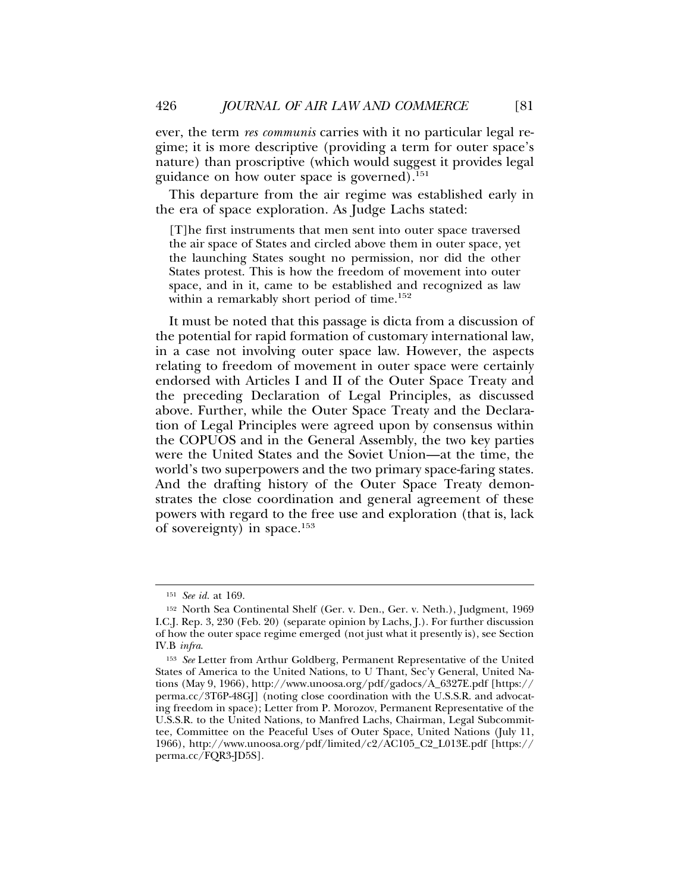ever, the term *res communis* carries with it no particular legal regime; it is more descriptive (providing a term for outer space's nature) than proscriptive (which would suggest it provides legal guidance on how outer space is governed).[151]

This departure from the air regime was established early in the era of space exploration. As Judge Lachs stated:

> [T]he first instruments that men sent into outer space traversed the air space of States and circled above them in outer space, yet the launching States sought no permission, nor did the other States protest. This is how the freedom of movement into outer space, and in it, came to be established and recognized as law within a remarkably short period of time.[152]

It must be noted that this passage is dicta from a discussion of the potential for rapid formation of customary international law, in a case not involving outer space law. However, the aspects relating to freedom of movement in outer space were certainly endorsed with Articles I and II of the Outer Space Treaty and the preceding Declaration of Legal Principles, as discussed above. Further, while the Outer Space Treaty and the Declaration of Legal Principles were agreed upon by consensus within the COPUOS and in the General Assembly, the two key parties were the United States and the Soviet Union—at the time, the world's two superpowers and the two primary space-faring states. And the drafting history of the Outer Space Treaty demonstrates the close coordination and general agreement of these powers with regard to the free use and exploration (that is, lack of sovereignty) in space.[153]

---

[151] *See id.* at 169.

[152] North Sea Continental Shelf (Ger. v. Den., Ger. v. Neth.), Judgment, 1969 I.C.J. Rep. 3, 230 (Feb. 20) (separate opinion by Lachs, J.). For further discussion of how the outer space regime emerged (not just what it presently is), see Section IV.B *infra*.

[153] *See* Letter from Arthur Goldberg, Permanent Representative of the United States of America to the United Nations, to U Thant, Sec'y General, United Nations (May 9, 1966), http://www.unoosa.org/pdf/gadocs/A_6327E.pdf [https://perma.cc/3T6P-48GJ] (noting close coordination with the U.S.S.R. and advocating freedom in space); Letter from P. Morozov, Permanent Representative of the U.S.S.R. to the United Nations, to Manfred Lachs, Chairman, Legal Subcommittee, Committee on the Peaceful Uses of Outer Space, United Nations (July 11, 1966), http://www.unoosa.org/pdf/limited/c2/AC105_C2_L013E.pdf [https://perma.cc/FQR3-JD5S].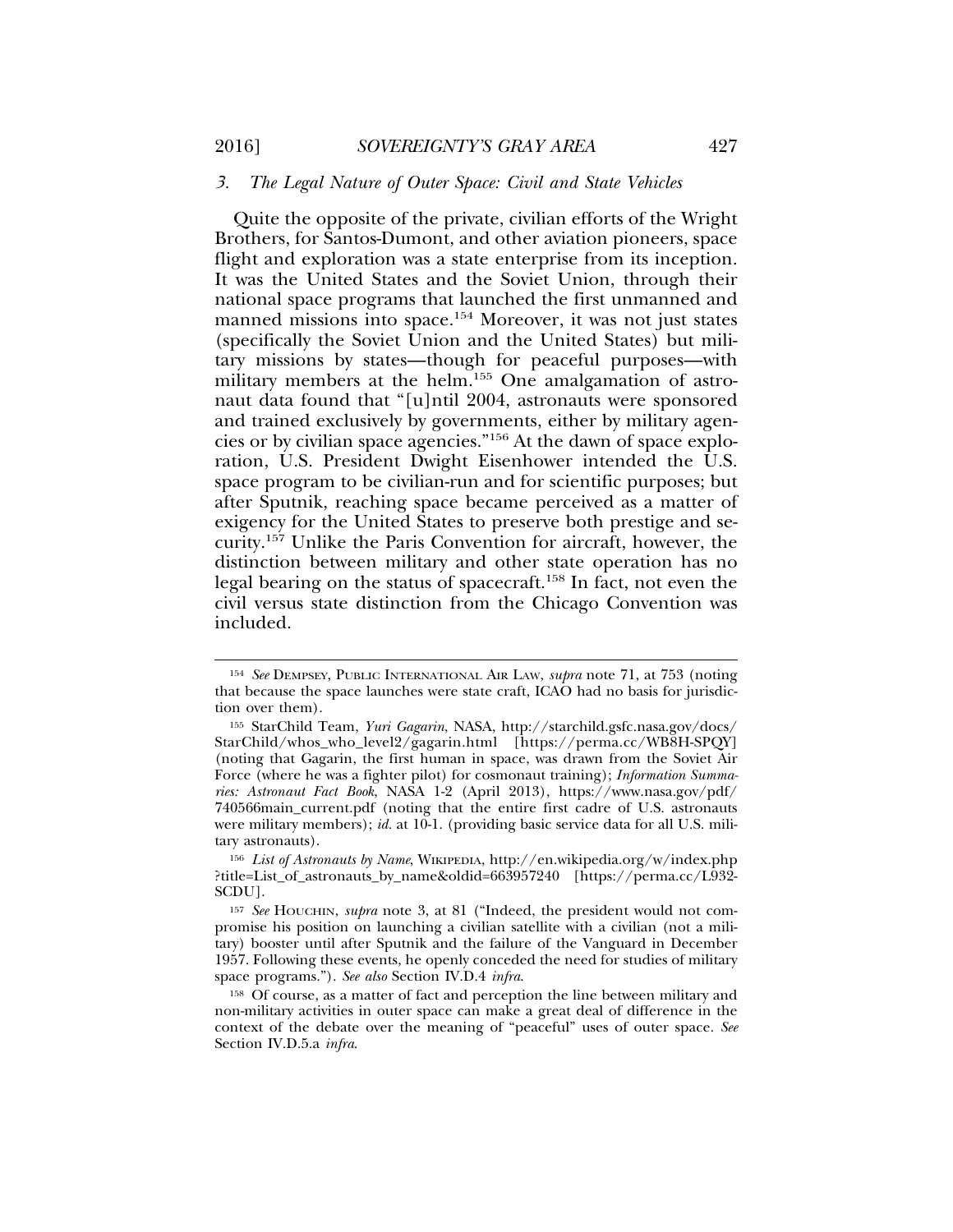### 3. *The Legal Nature of Outer Space: Civil and State Vehicles*

Quite the opposite of the private, civilian efforts of the Wright Brothers, for Santos-Dumont, and other aviation pioneers, space flight and exploration was a state enterprise from its inception. It was the United States and the Soviet Union, through their national space programs that launched the first unmanned and manned missions into space.[154] Moreover, it was not just states (specifically the Soviet Union and the United States) but military missions by states—though for peaceful purposes—with military members at the helm.[155] One amalgamation of astronaut data found that "[u]ntil 2004, astronauts were sponsored and trained exclusively by governments, either by military agencies or by civilian space agencies."[156] At the dawn of space exploration, U.S. President Dwight Eisenhower intended the U.S. space program to be civilian-run and for scientific purposes; but after Sputnik, reaching space became perceived as a matter of exigency for the United States to preserve both prestige and security.[157] Unlike the Paris Convention for aircraft, however, the distinction between military and other state operation has no legal bearing on the status of spacecraft.[158] In fact, not even the civil versus state distinction from the Chicago Convention was included.

---

[154] *See* DEMPSEY, PUBLIC INTERNATIONAL AIR LAW, *supra* note 71, at 753 (noting that because the space launches were state craft, ICAO had no basis for jurisdiction over them).

[155] StarChild Team, *Yuri Gagarin*, NASA, http://starchild.gsfc.nasa.gov/docs/StarChild/whos_who_level2/gagarin.html [https://perma.cc/WB8H-SPQY] (noting that Gagarin, the first human in space, was drawn from the Soviet Air Force (where he was a fighter pilot) for cosmonaut training); *Information Summaries: Astronaut Fact Book*, NASA 1-2 (April 2013), https://www.nasa.gov/pdf/740566main_current.pdf (noting that the entire first cadre of U.S. astronauts were military members); *id.* at 10-1. (providing basic service data for all U.S. military astronauts).

[156] *List of Astronauts by Name*, WIKIPEDIA, http://en.wikipedia.org/w/index.php?title=List_of_astronauts_by_name&oldid=663957240 [https://perma.cc/L932-SCDU].

[157] *See* HOUCHIN, *supra* note 3, at 81 ("Indeed, the president would not compromise his position on launching a civilian satellite with a civilian (not a military) booster until after Sputnik and the failure of the Vanguard in December 1957. Following these events, he openly conceded the need for studies of military space programs."). *See also* Section IV.D.4 *infra*.

[158] Of course, as a matter of fact and perception the line between military and non-military activities in outer space can make a great deal of difference in the context of the debate over the meaning of "peaceful" uses of outer space. *See* Section IV.D.5.a *infra*.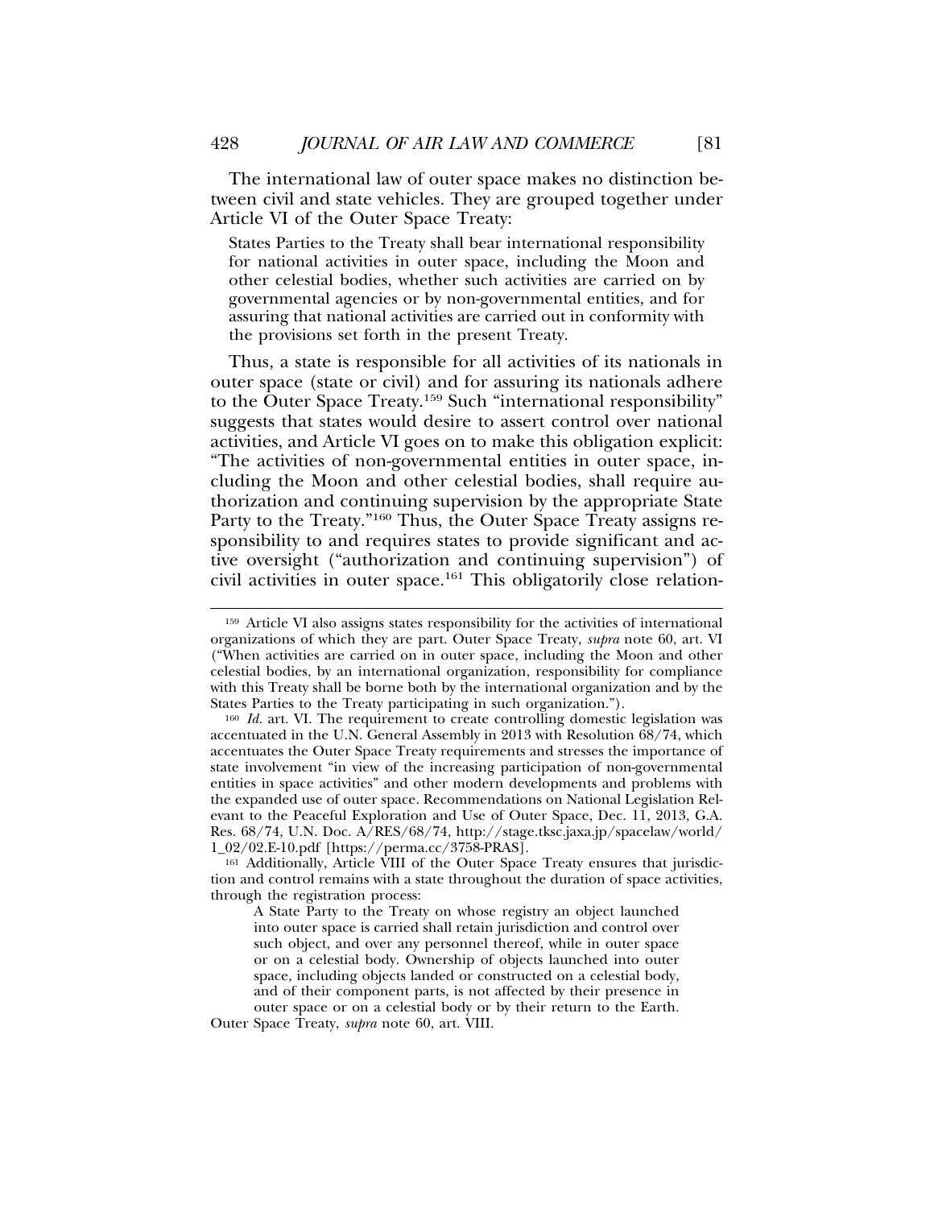The international law of outer space makes no distinction between civil and state vehicles. They are grouped together under Article VI of the Outer Space Treaty:

> States Parties to the Treaty shall bear international responsibility for national activities in outer space, including the Moon and other celestial bodies, whether such activities are carried on by governmental agencies or by non-governmental entities, and for assuring that national activities are carried out in conformity with the provisions set forth in the present Treaty.

Thus, a state is responsible for all activities of its nationals in outer space (state or civil) and for assuring its nationals adhere to the Outer Space Treaty.[159] Such "international responsibility" suggests that states would desire to assert control over national activities, and Article VI goes on to make this obligation explicit: "The activities of non-governmental entities in outer space, including the Moon and other celestial bodies, shall require authorization and continuing supervision by the appropriate State Party to the Treaty."[160] Thus, the Outer Space Treaty assigns responsibility to and requires states to provide significant and active oversight ("authorization and continuing supervision") of civil activities in outer space.[161] This obligatorily close relation-

---

[159] Article VI also assigns states responsibility for the activities of international organizations of which they are part. Outer Space Treaty, *supra* note 60, art. VI ("When activities are carried on in outer space, including the Moon and other celestial bodies, by an international organization, responsibility for compliance with this Treaty shall be borne both by the international organization and by the States Parties to the Treaty participating in such organization.").

[160] *Id.* art. VI. The requirement to create controlling domestic legislation was accentuated in the U.N. General Assembly in 2013 with Resolution 68/74, which accentuates the Outer Space Treaty requirements and stresses the importance of state involvement "in view of the increasing participation of non-governmental entities in space activities" and other modern developments and problems with the expanded use of outer space. Recommendations on National Legislation Relevant to the Peaceful Exploration and Use of Outer Space, Dec. 11, 2013, G.A. Res. 68/74, U.N. Doc. A/RES/68/74, http://stage.tksc.jaxa.jp/spacelaw/world/1_02/02.E-10.pdf [https://perma.cc/3758-PRAS].

[161] Additionally, Article VIII of the Outer Space Treaty ensures that jurisdiction and control remains with a state throughout the duration of space activities, through the registration process:

> A State Party to the Treaty on whose registry an object launched into outer space is carried shall retain jurisdiction and control over such object, and over any personnel thereof, while in outer space or on a celestial body. Ownership of objects launched into outer space, including objects landed or constructed on a celestial body, and of their component parts, is not affected by their presence in outer space or on a celestial body or by their return to the Earth.

Outer Space Treaty, *supra* note 60, art. VIII.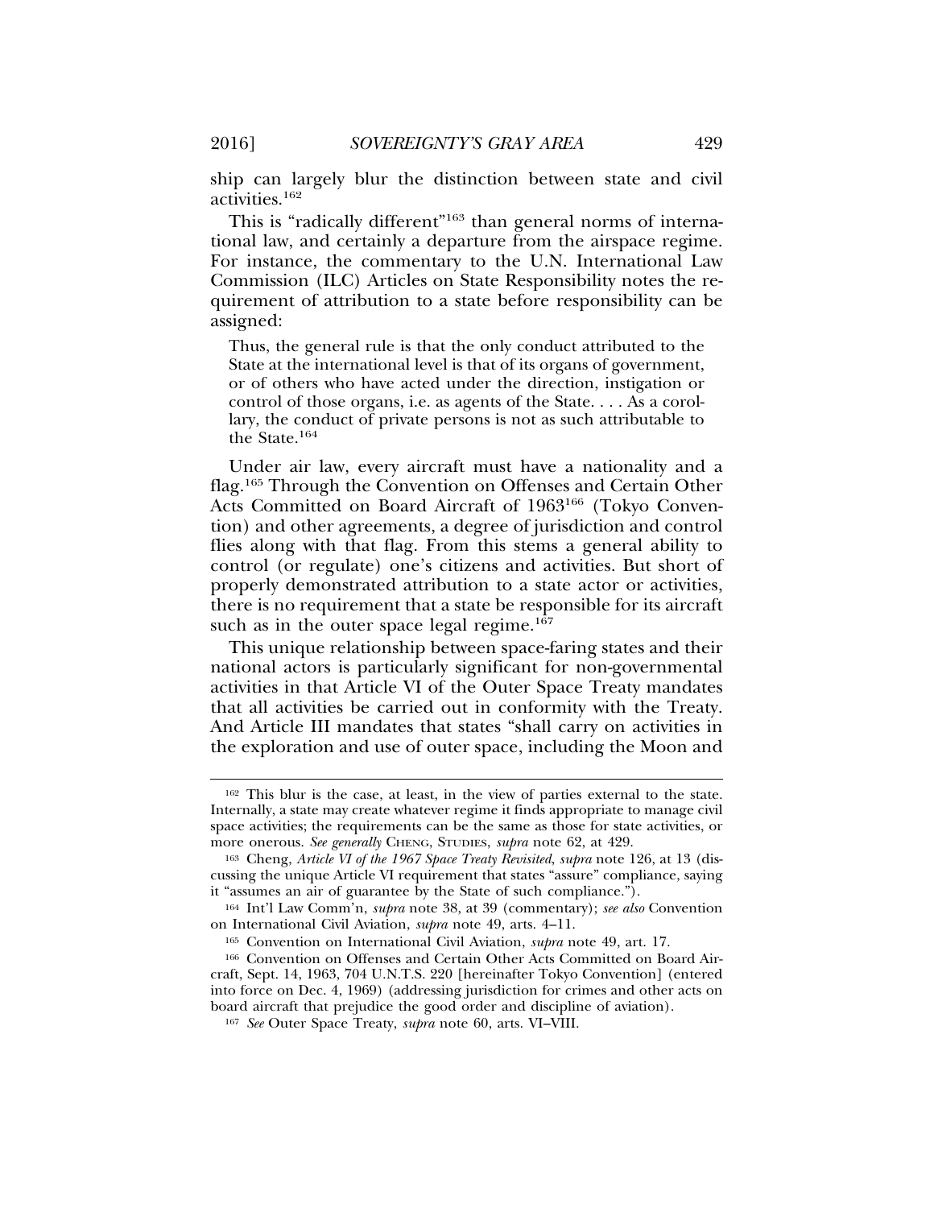ship can largely blur the distinction between state and civil activities.[162]

This is "radically different"[163] than general norms of international law, and certainly a departure from the airspace regime. For instance, the commentary to the U.N. International Law Commission (ILC) Articles on State Responsibility notes the requirement of attribution to a state before responsibility can be assigned:

> Thus, the general rule is that the only conduct attributed to the State at the international level is that of its organs of government, or of others who have acted under the direction, instigation or control of those organs, i.e. as agents of the State. . . . As a corollary, the conduct of private persons is not as such attributable to the State.[164]

Under air law, every aircraft must have a nationality and a flag.[165] Through the Convention on Offenses and Certain Other Acts Committed on Board Aircraft of 1963[166] (Tokyo Convention) and other agreements, a degree of jurisdiction and control flies along with that flag. From this stems a general ability to control (or regulate) one's citizens and activities. But short of properly demonstrated attribution to a state actor or activities, there is no requirement that a state be responsible for its aircraft such as in the outer space legal regime.[167]

This unique relationship between space-faring states and their national actors is particularly significant for non-governmental activities in that Article VI of the Outer Space Treaty mandates that all activities be carried out in conformity with the Treaty. And Article III mandates that states "shall carry on activities in the exploration and use of outer space, including the Moon and

---

[162] This blur is the case, at least, in the view of parties external to the state. Internally, a state may create whatever regime it finds appropriate to manage civil space activities; the requirements can be the same as those for state activities, or more onerous. *See generally* CHENG, STUDIES, *supra* note 62, at 429.

[163] Cheng, *Article VI of the 1967 Space Treaty Revisited*, *supra* note 126, at 13 (discussing the unique Article VI requirement that states "assure" compliance, saying it "assumes an air of guarantee by the State of such compliance.").

[164] Int'l Law Comm'n, *supra* note 38, at 39 (commentary); *see also* Convention on International Civil Aviation, *supra* note 49, arts. 4–11.

[165] Convention on International Civil Aviation, *supra* note 49, art. 17.

[166] Convention on Offenses and Certain Other Acts Committed on Board Aircraft, Sept. 14, 1963, 704 U.N.T.S. 220 [hereinafter Tokyo Convention] (entered into force on Dec. 4, 1969) (addressing jurisdiction for crimes and other acts on board aircraft that prejudice the good order and discipline of aviation).

[167] *See* Outer Space Treaty, *supra* note 60, arts. VI–VIII.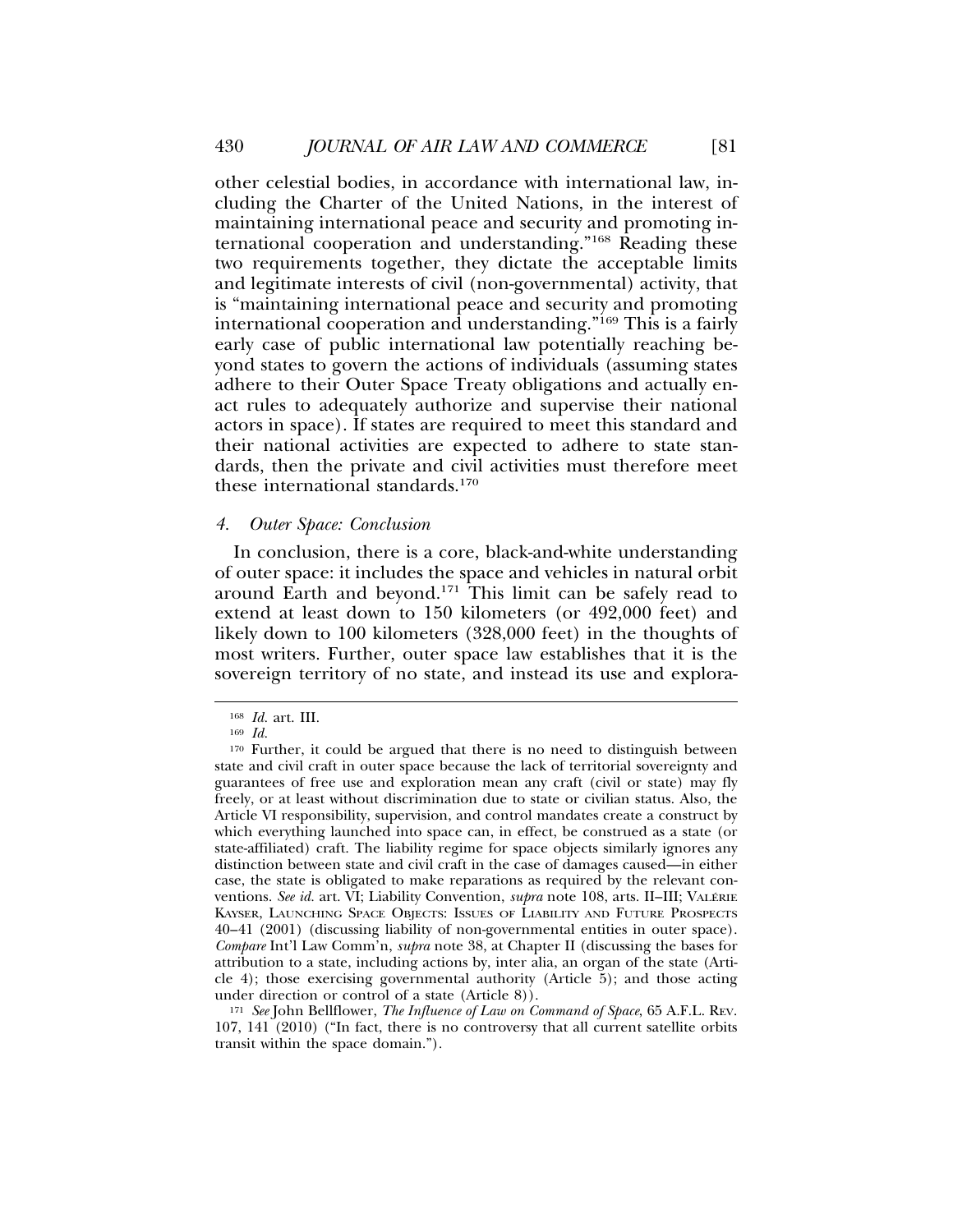other celestial bodies, in accordance with international law, including the Charter of the United Nations, in the interest of maintaining international peace and security and promoting international cooperation and understanding."[168] Reading these two requirements together, they dictate the acceptable limits and legitimate interests of civil (non-governmental) activity, that is "maintaining international peace and security and promoting international cooperation and understanding."[169] This is a fairly early case of public international law potentially reaching beyond states to govern the actions of individuals (assuming states adhere to their Outer Space Treaty obligations and actually enact rules to adequately authorize and supervise their national actors in space). If states are required to meet this standard and their national activities are expected to adhere to state standards, then the private and civil activities must therefore meet these international standards.[170]

#### 4. *Outer Space: Conclusion*

In conclusion, there is a core, black-and-white understanding of outer space: it includes the space and vehicles in natural orbit around Earth and beyond.[171] This limit can be safely read to extend at least down to 150 kilometers (or 492,000 feet) and likely down to 100 kilometers (328,000 feet) in the thoughts of most writers. Further, outer space law establishes that it is the sovereign territory of no state, and instead its use and explora-

---

[168] *Id.* art. III.

[169] *Id.*

[170] Further, it could be argued that there is no need to distinguish between state and civil craft in outer space because the lack of territorial sovereignty and guarantees of free use and exploration mean any craft (civil or state) may fly freely, or at least without discrimination due to state or civilian status. Also, the Article VI responsibility, supervision, and control mandates create a construct by which everything launched into space can, in effect, be construed as a state (or state-affiliated) craft. The liability regime for space objects similarly ignores any distinction between state and civil craft in the case of damages caused—in either case, the state is obligated to make reparations as required by the relevant conventions. *See id.* art. VI; Liability Convention, *supra* note 108, arts. II–III; VALÉRIE KAYSER, LAUNCHING SPACE OBJECTS: ISSUES OF LIABILITY AND FUTURE PROSPECTS 40–41 (2001) (discussing liability of non-governmental entities in outer space). *Compare* Int'l Law Comm'n, *supra* note 38, at Chapter II (discussing the bases for attribution to a state, including actions by, inter alia, an organ of the state (Article 4); those exercising governmental authority (Article 5); and those acting under direction or control of a state (Article 8)).

[171] *See* John Bellflower, *The Influence of Law on Command of Space*, 65 A.F.L. REV. 107, 141 (2010) ("In fact, there is no controversy that all current satellite orbits transit within the space domain.").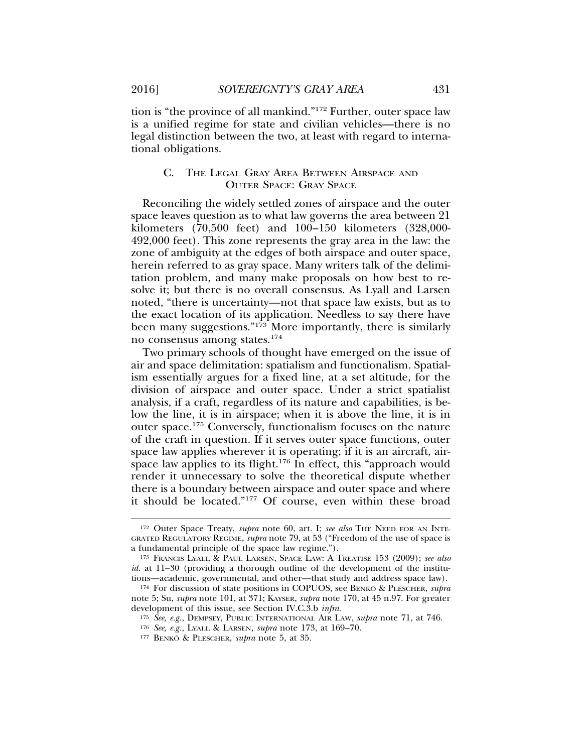tion is "the province of all mankind."[172] Further, outer space law is a unified regime for state and civilian vehicles—there is no legal distinction between the two, at least with regard to international obligations.

### C. The Legal Gray Area Between Airspace and Outer Space: Gray Space

Reconciling the widely settled zones of airspace and the outer space leaves question as to what law governs the area between 21 kilometers (70,500 feet) and 100–150 kilometers (328,000-492,000 feet). This zone represents the gray area in the law: the zone of ambiguity at the edges of both airspace and outer space, herein referred to as gray space. Many writers talk of the delimitation problem, and many make proposals on how best to resolve it; but there is no overall consensus. As Lyall and Larsen noted, "there is uncertainty—not that space law exists, but as to the exact location of its application. Needless to say there have been many suggestions."[173] More importantly, there is similarly no consensus among states.[174]

Two primary schools of thought have emerged on the issue of air and space delimitation: spatialism and functionalism. Spatialism essentially argues for a fixed line, at a set altitude, for the division of airspace and outer space. Under a strict spatialist analysis, if a craft, regardless of its nature and capabilities, is below the line, it is in airspace; when it is above the line, it is in outer space.[175] Conversely, functionalism focuses on the nature of the craft in question. If it serves outer space functions, outer space law applies wherever it is operating; if it is an aircraft, airspace law applies to its flight.[176] In effect, this "approach would render it unnecessary to solve the theoretical dispute whether there is a boundary between airspace and outer space and where it should be located."[177] Of course, even within these broad

---

[172] Outer Space Treaty, *supra* note 60, art. I; *see also* The Need for an Integrated Regulatory Regime, *supra* note 79, at 53 ("Freedom of the use of space is a fundamental principle of the space law regime.").

[173] Francis Lyall & Paul Larsen, Space Law: A Treatise 153 (2009); *see also id.* at 11–30 (providing a thorough outline of the development of the institutions—academic, governmental, and other—that study and address space law).

[174] For discussion of state positions in COPUOS, see Benkö & Plescher, *supra* note 5; Su, *supra* note 101, at 371; Kayser, *supra* note 170, at 45 n.97. For greater development of this issue, see Section IV.C.3.b *infra*.

[175] *See, e.g.*, Dempsey, Public International Air Law, *supra* note 71, at 746.

[176] *See, e.g.*, Lyall & Larsen, *supra* note 173, at 169–70.

[177] Benkö & Plescher, *supra* note 5, at 35.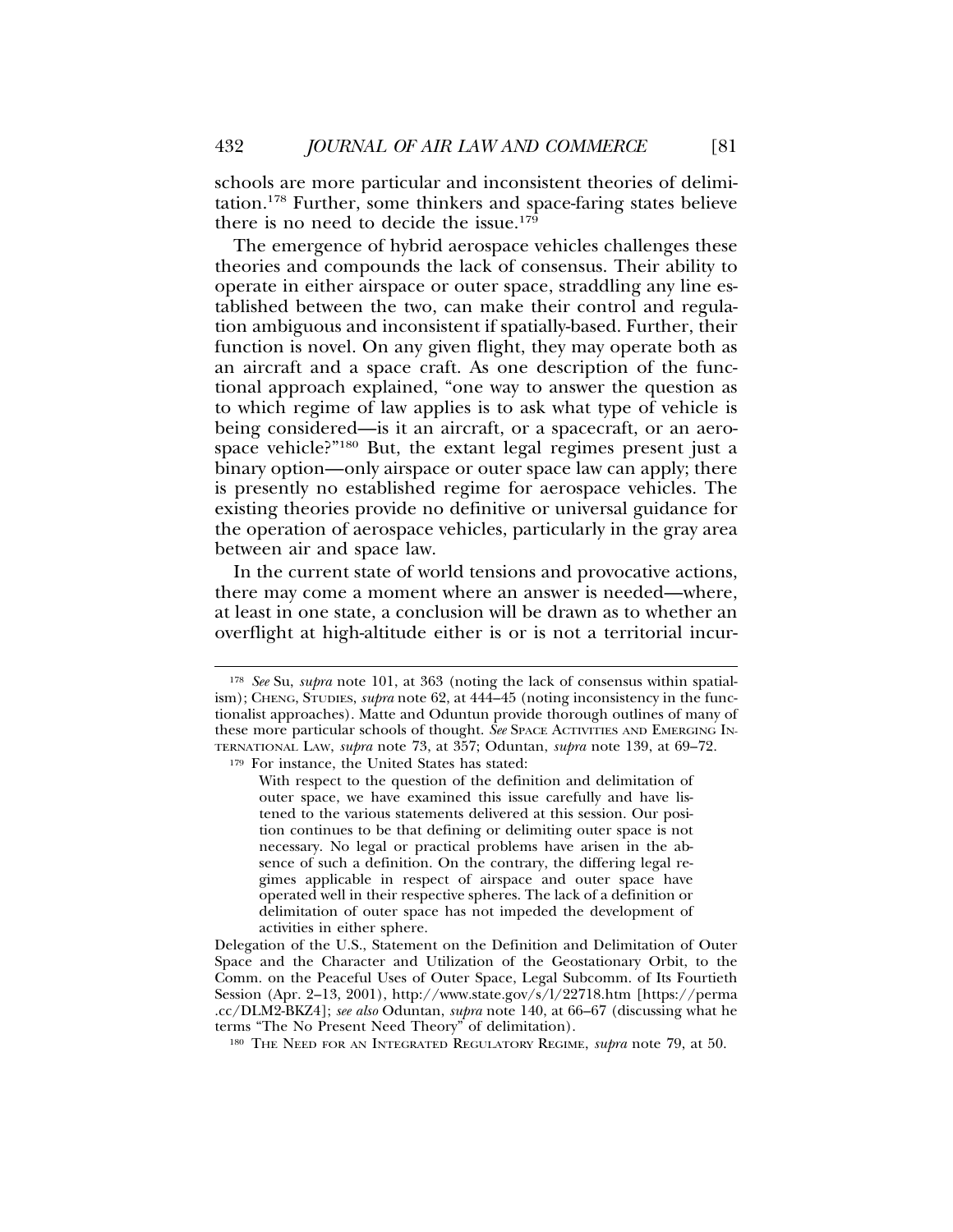schools are more particular and inconsistent theories of delimitation.[178] Further, some thinkers and space-faring states believe there is no need to decide the issue.[179]

The emergence of hybrid aerospace vehicles challenges these theories and compounds the lack of consensus. Their ability to operate in either airspace or outer space, straddling any line established between the two, can make their control and regulation ambiguous and inconsistent if spatially-based. Further, their function is novel. On any given flight, they may operate both as an aircraft and a space craft. As one description of the functional approach explained, "one way to answer the question as to which regime of law applies is to ask what type of vehicle is being considered—is it an aircraft, or a spacecraft, or an aerospace vehicle?"[180] But, the extant legal regimes present just a binary option—only airspace or outer space law can apply; there is presently no established regime for aerospace vehicles. The existing theories provide no definitive or universal guidance for the operation of aerospace vehicles, particularly in the gray area between air and space law.

In the current state of world tensions and provocative actions, there may come a moment where an answer is needed—where, at least in one state, a conclusion will be drawn as to whether an overflight at high-altitude either is or is not a territorial incur-

---

[178] *See* Su, *supra* note 101, at 363 (noting the lack of consensus within spatialism); CHENG, STUDIES, *supra* note 62, at 444–45 (noting inconsistency in the functionalist approaches). Matte and Oduntun provide thorough outlines of many of these more particular schools of thought. *See* SPACE ACTIVITIES AND EMERGING INTERNATIONAL LAW, *supra* note 73, at 357; Oduntan, *supra* note 139, at 69–72.

[179] For instance, the United States has stated:

> With respect to the question of the definition and delimitation of outer space, we have examined this issue carefully and have listened to the various statements delivered at this session. Our position continues to be that defining or delimiting outer space is not necessary. No legal or practical problems have arisen in the absence of such a definition. On the contrary, the differing legal regimes applicable in respect of airspace and outer space have operated well in their respective spheres. The lack of a definition or delimitation of outer space has not impeded the development of activities in either sphere.

Delegation of the U.S., Statement on the Definition and Delimitation of Outer Space and the Character and Utilization of the Geostationary Orbit, to the Comm. on the Peaceful Uses of Outer Space, Legal Subcomm. of Its Fourtieth Session (Apr. 2–13, 2001), http://www.state.gov/s/l/22718.htm [https://perma.cc/DLM2-BKZ4]; *see also* Oduntan, *supra* note 140, at 66–67 (discussing what he terms "The No Present Need Theory" of delimitation).

[180] THE NEED FOR AN INTEGRATED REGULATORY REGIME, *supra* note 79, at 50.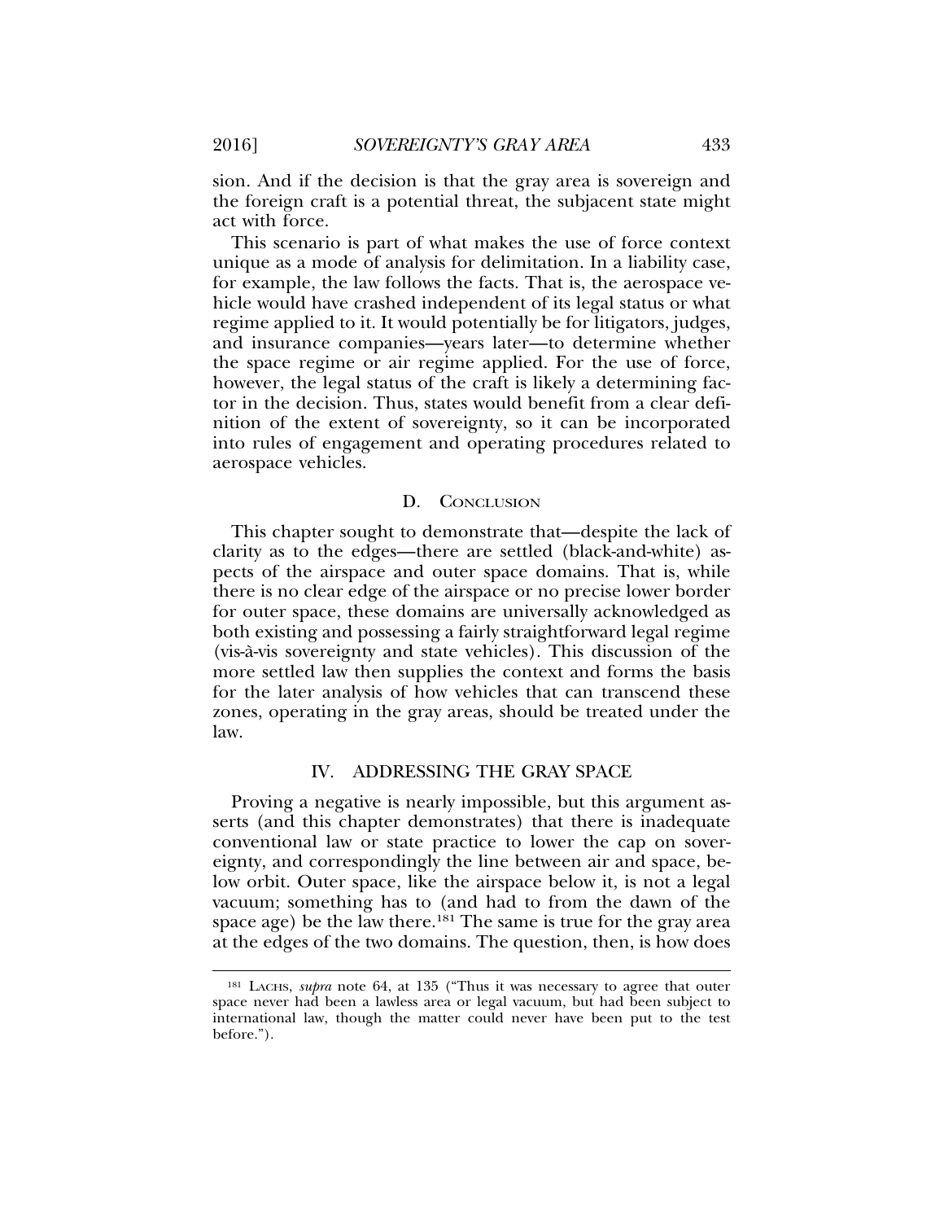sion. And if the decision is that the gray area is sovereign and the foreign craft is a potential threat, the subjacent state might act with force.

This scenario is part of what makes the use of force context unique as a mode of analysis for delimitation. In a liability case, for example, the law follows the facts. That is, the aerospace vehicle would have crashed independent of its legal status or what regime applied to it. It would potentially be for litigators, judges, and insurance companies—years later—to determine whether the space regime or air regime applied. For the use of force, however, the legal status of the craft is likely a determining factor in the decision. Thus, states would benefit from a clear definition of the extent of sovereignty, so it can be incorporated into rules of engagement and operating procedures related to aerospace vehicles.

### D. Conclusion

This chapter sought to demonstrate that—despite the lack of clarity as to the edges—there are settled (black-and-white) aspects of the airspace and outer space domains. That is, while there is no clear edge of the airspace or no precise lower border for outer space, these domains are universally acknowledged as both existing and possessing a fairly straightforward legal regime (vis-à-vis sovereignty and state vehicles). This discussion of the more settled law then supplies the context and forms the basis for the later analysis of how vehicles that can transcend these zones, operating in the gray areas, should be treated under the law.

## IV. ADDRESSING THE GRAY SPACE

Proving a negative is nearly impossible, but this argument asserts (and this chapter demonstrates) that there is inadequate conventional law or state practice to lower the cap on sovereignty, and correspondingly the line between air and space, below orbit. Outer space, like the airspace below it, is not a legal vacuum; something has to (and had to from the dawn of the space age) be the law there.[181] The same is true for the gray area at the edges of the two domains. The question, then, is how does

[181] Lachs, *supra* note 64, at 135 ("Thus it was necessary to agree that outer space never had been a lawless area or legal vacuum, but had been subject to international law, though the matter could never have been put to the test before.").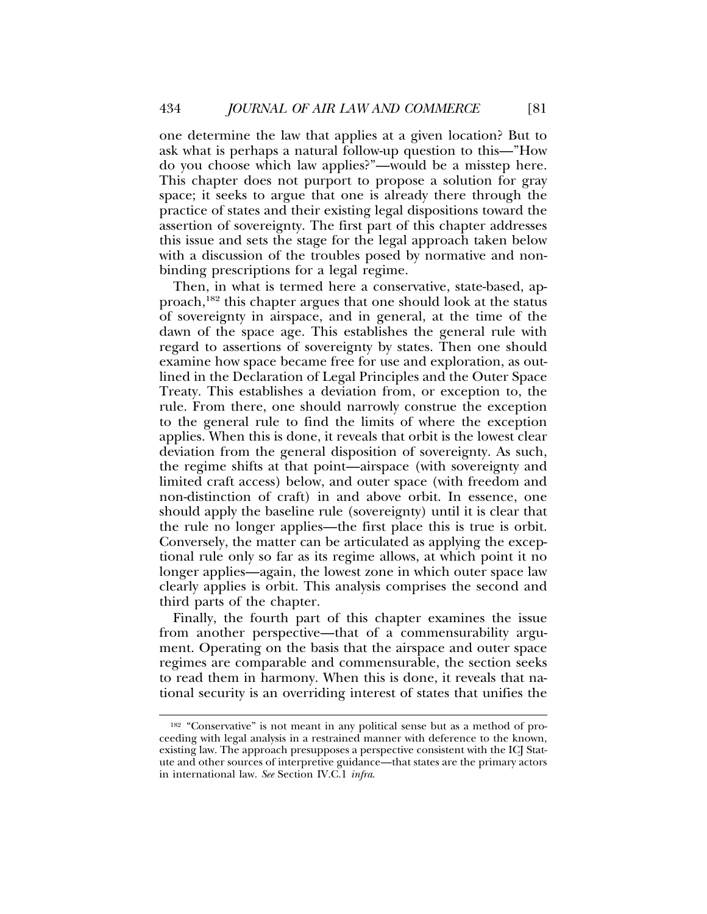one determine the law that applies at a given location? But to ask what is perhaps a natural follow-up question to this—"How do you choose which law applies?"—would be a misstep here. This chapter does not purport to propose a solution for gray space; it seeks to argue that one is already there through the practice of states and their existing legal dispositions toward the assertion of sovereignty. The first part of this chapter addresses this issue and sets the stage for the legal approach taken below with a discussion of the troubles posed by normative and non-binding prescriptions for a legal regime.

Then, in what is termed here a conservative, state-based, approach,[182] this chapter argues that one should look at the status of sovereignty in airspace, and in general, at the time of the dawn of the space age. This establishes the general rule with regard to assertions of sovereignty by states. Then one should examine how space became free for use and exploration, as outlined in the Declaration of Legal Principles and the Outer Space Treaty. This establishes a deviation from, or exception to, the rule. From there, one should narrowly construe the exception to the general rule to find the limits of where the exception applies. When this is done, it reveals that orbit is the lowest clear deviation from the general disposition of sovereignty. As such, the regime shifts at that point—airspace (with sovereignty and limited craft access) below, and outer space (with freedom and non-distinction of craft) in and above orbit. In essence, one should apply the baseline rule (sovereignty) until it is clear that the rule no longer applies—the first place this is true is orbit. Conversely, the matter can be articulated as applying the exceptional rule only so far as its regime allows, at which point it no longer applies—again, the lowest zone in which outer space law clearly applies is orbit. This analysis comprises the second and third parts of the chapter.

Finally, the fourth part of this chapter examines the issue from another perspective—that of a commensurability argument. Operating on the basis that the airspace and outer space regimes are comparable and commensurable, the section seeks to read them in harmony. When this is done, it reveals that national security is an overriding interest of states that unifies the

---

[182] "Conservative" is not meant in any political sense but as a method of proceeding with legal analysis in a restrained manner with deference to the known, existing law. The approach presupposes a perspective consistent with the ICJ Statute and other sources of interpretive guidance—that states are the primary actors in international law. *See* Section IV.C.1 *infra*.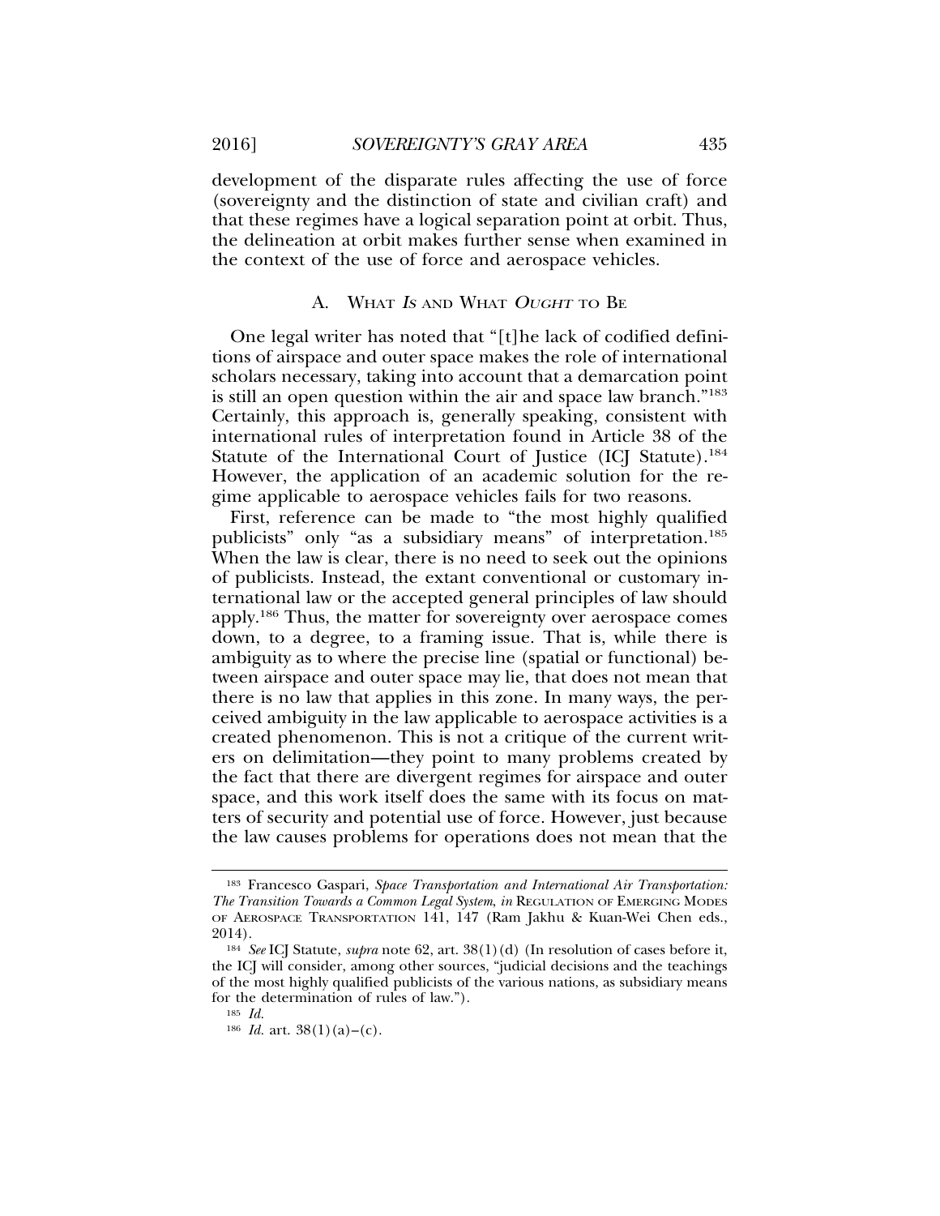development of the disparate rules affecting the use of force (sovereignty and the distinction of state and civilian craft) and that these regimes have a logical separation point at orbit. Thus, the delineation at orbit makes further sense when examined in the context of the use of force and aerospace vehicles.

### A. WHAT *IS* AND WHAT *OUGHT* TO BE

One legal writer has noted that "[t]he lack of codified definitions of airspace and outer space makes the role of international scholars necessary, taking into account that a demarcation point is still an open question within the air and space law branch."[183] Certainly, this approach is, generally speaking, consistent with international rules of interpretation found in Article 38 of the Statute of the International Court of Justice (ICJ Statute).[184] However, the application of an academic solution for the regime applicable to aerospace vehicles fails for two reasons.

First, reference can be made to "the most highly qualified publicists" only "as a subsidiary means" of interpretation.[185] When the law is clear, there is no need to seek out the opinions of publicists. Instead, the extant conventional or customary international law or the accepted general principles of law should apply.[186] Thus, the matter for sovereignty over aerospace comes down, to a degree, to a framing issue. That is, while there is ambiguity as to where the precise line (spatial or functional) between airspace and outer space may lie, that does not mean that there is no law that applies in this zone. In many ways, the perceived ambiguity in the law applicable to aerospace activities is a created phenomenon. This is not a critique of the current writers on delimitation—they point to many problems created by the fact that there are divergent regimes for airspace and outer space, and this work itself does the same with its focus on matters of security and potential use of force. However, just because the law causes problems for operations does not mean that the

---

[183] Francesco Gaspari, *Space Transportation and International Air Transportation: The Transition Towards a Common Legal System*, *in* REGULATION OF EMERGING MODES OF AEROSPACE TRANSPORTATION 141, 147 (Ram Jakhu & Kuan-Wei Chen eds., 2014).

[184] *See* ICJ Statute, *supra* note 62, art. 38(1)(d) (In resolution of cases before it, the ICJ will consider, among other sources, "judicial decisions and the teachings of the most highly qualified publicists of the various nations, as subsidiary means for the determination of rules of law.").

[185] *Id.*

[186] *Id.* art. 38(1)(a)–(c).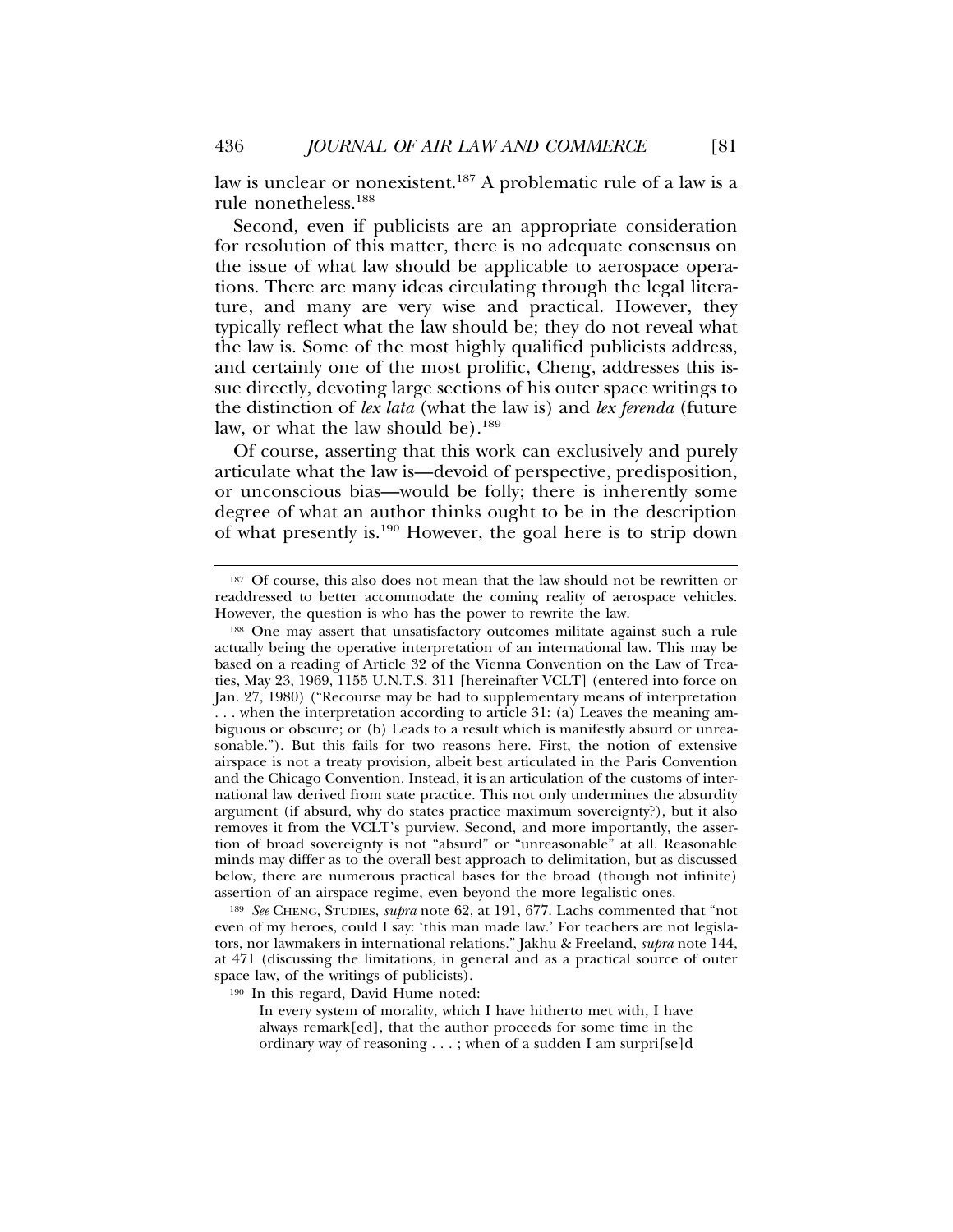law is unclear or nonexistent.[187] A problematic rule of a law is a rule nonetheless.[188]

Second, even if publicists are an appropriate consideration for resolution of this matter, there is no adequate consensus on the issue of what law should be applicable to aerospace operations. There are many ideas circulating through the legal literature, and many are very wise and practical. However, they typically reflect what the law should be; they do not reveal what the law is. Some of the most highly qualified publicists address, and certainly one of the most prolific, Cheng, addresses this issue directly, devoting large sections of his outer space writings to the distinction of *lex lata* (what the law is) and *lex ferenda* (future law, or what the law should be).[189]

Of course, asserting that this work can exclusively and purely articulate what the law is—devoid of perspective, predisposition, or unconscious bias—would be folly; there is inherently some degree of what an author thinks ought to be in the description of what presently is.[190] However, the goal here is to strip down

---

[187] Of course, this also does not mean that the law should not be rewritten or readdressed to better accommodate the coming reality of aerospace vehicles. However, the question is who has the power to rewrite the law.

[188] One may assert that unsatisfactory outcomes militate against such a rule actually being the operative interpretation of an international law. This may be based on a reading of Article 32 of the Vienna Convention on the Law of Treaties, May 23, 1969, 1155 U.N.T.S. 311 [hereinafter VCLT] (entered into force on Jan. 27, 1980) ("Recourse may be had to supplementary means of interpretation . . . when the interpretation according to article 31: (a) Leaves the meaning ambiguous or obscure; or (b) Leads to a result which is manifestly absurd or unreasonable."). But this fails for two reasons here. First, the notion of extensive airspace is not a treaty provision, albeit best articulated in the Paris Convention and the Chicago Convention. Instead, it is an articulation of the customs of international law derived from state practice. This not only undermines the absurdity argument (if absurd, why do states practice maximum sovereignty?), but it also removes it from the VCLT's purview. Second, and more importantly, the assertion of broad sovereignty is not "absurd" or "unreasonable" at all. Reasonable minds may differ as to the overall best approach to delimitation, but as discussed below, there are numerous practical bases for the broad (though not infinite) assertion of an airspace regime, even beyond the more legalistic ones.

[189] *See* CHENG, STUDIES, *supra* note 62, at 191, 677. Lachs commented that "not even of my heroes, could I say: 'this man made law.' For teachers are not legislators, nor lawmakers in international relations." Jakhu & Freeland, *supra* note 144, at 471 (discussing the limitations, in general and as a practical source of outer space law, of the writings of publicists).

[190] In this regard, David Hume noted:

> In every system of morality, which I have hitherto met with, I have always remark[ed], that the author proceeds for some time in the ordinary way of reasoning . . . ; when of a sudden I am surpri[se]d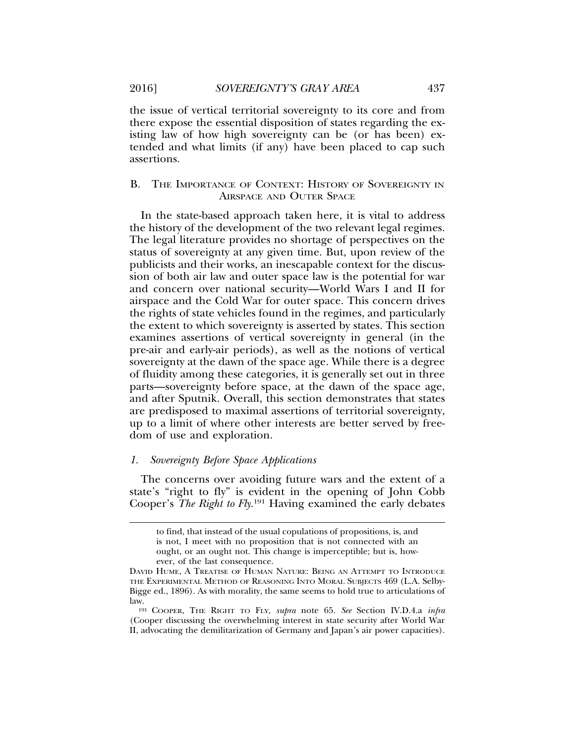the issue of vertical territorial sovereignty to its core and from there expose the essential disposition of states regarding the existing law of how high sovereignty can be (or has been) extended and what limits (if any) have been placed to cap such assertions.

### B. The Importance of Context: History of Sovereignty in Airspace and Outer Space

In the state-based approach taken here, it is vital to address the history of the development of the two relevant legal regimes. The legal literature provides no shortage of perspectives on the status of sovereignty at any given time. But, upon review of the publicists and their works, an inescapable context for the discussion of both air law and outer space law is the potential for war and concern over national security—World Wars I and II for airspace and the Cold War for outer space. This concern drives the rights of state vehicles found in the regimes, and particularly the extent to which sovereignty is asserted by states. This section examines assertions of vertical sovereignty in general (in the pre-air and early-air periods), as well as the notions of vertical sovereignty at the dawn of the space age. While there is a degree of fluidity among these categories, it is generally set out in three parts—sovereignty before space, at the dawn of the space age, and after Sputnik. Overall, this section demonstrates that states are predisposed to maximal assertions of territorial sovereignty, up to a limit of where other interests are better served by freedom of use and exploration.

#### *1. Sovereignty Before Space Applications*

The concerns over avoiding future wars and the extent of a state's "right to fly" is evident in the opening of John Cobb Cooper's *The Right to Fly*.[191] Having examined the early debates

---

> to find, that instead of the usual copulations of propositions, is, and is not, I meet with no proposition that is not connected with an ought, or an ought not. This change is imperceptible; but is, however, of the last consequence.

David Hume, A Treatise of Human Nature: Being an Attempt to Introduce the Experimental Method of Reasoning Into Moral Subjects 469 (L.A. Selby-Bigge ed., 1896). As with morality, the same seems to hold true to articulations of law.

[191] Cooper, The Right to Fly, *supra* note 65. *See* Section IV.D.4.a *infra* (Cooper discussing the overwhelming interest in state security after World War II, advocating the demilitarization of Germany and Japan's air power capacities).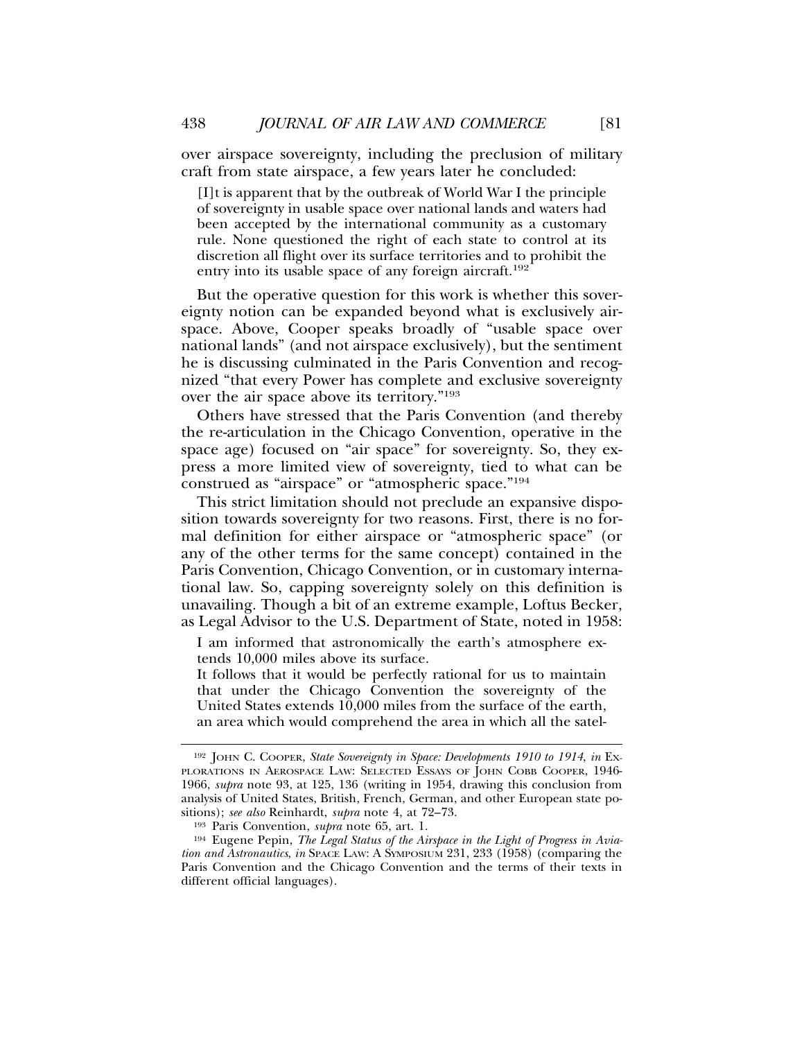over airspace sovereignty, including the preclusion of military craft from state airspace, a few years later he concluded:

> [I]t is apparent that by the outbreak of World War I the principle of sovereignty in usable space over national lands and waters had been accepted by the international community as a customary rule. None questioned the right of each state to control at its discretion all flight over its surface territories and to prohibit the entry into its usable space of any foreign aircraft.[192]

But the operative question for this work is whether this sovereignty notion can be expanded beyond what is exclusively airspace. Above, Cooper speaks broadly of "usable space over national lands" (and not airspace exclusively), but the sentiment he is discussing culminated in the Paris Convention and recognized "that every Power has complete and exclusive sovereignty over the air space above its territory."[193]

Others have stressed that the Paris Convention (and thereby the re-articulation in the Chicago Convention, operative in the space age) focused on "air space" for sovereignty. So, they express a more limited view of sovereignty, tied to what can be construed as "airspace" or "atmospheric space."[194]

This strict limitation should not preclude an expansive disposition towards sovereignty for two reasons. First, there is no formal definition for either airspace or "atmospheric space" (or any of the other terms for the same concept) contained in the Paris Convention, Chicago Convention, or in customary international law. So, capping sovereignty solely on this definition is unavailing. Though a bit of an extreme example, Loftus Becker, as Legal Advisor to the U.S. Department of State, noted in 1958:

> I am informed that astronomically the earth's atmosphere extends 10,000 miles above its surface.
>
> It follows that it would be perfectly rational for us to maintain that under the Chicago Convention the sovereignty of the United States extends 10,000 miles from the surface of the earth, an area which would comprehend the area in which all the satel-

---

192 JOHN C. COOPER, *State Sovereignty in Space: Developments 1910 to 1914*, *in* EXPLORATIONS IN AEROSPACE LAW: SELECTED ESSAYS OF JOHN COBB COOPER, 1946-1966, *supra* note 93, at 125, 136 (writing in 1954, drawing this conclusion from analysis of United States, British, French, German, and other European state positions); *see also* Reinhardt, *supra* note 4, at 72–73.

193 Paris Convention, *supra* note 65, art. 1.

194 Eugene Pepin, *The Legal Status of the Airspace in the Light of Progress in Aviation and Astronautics*, *in* SPACE LAW: A SYMPOSIUM 231, 233 (1958) (comparing the Paris Convention and the Chicago Convention and the terms of their texts in different official languages).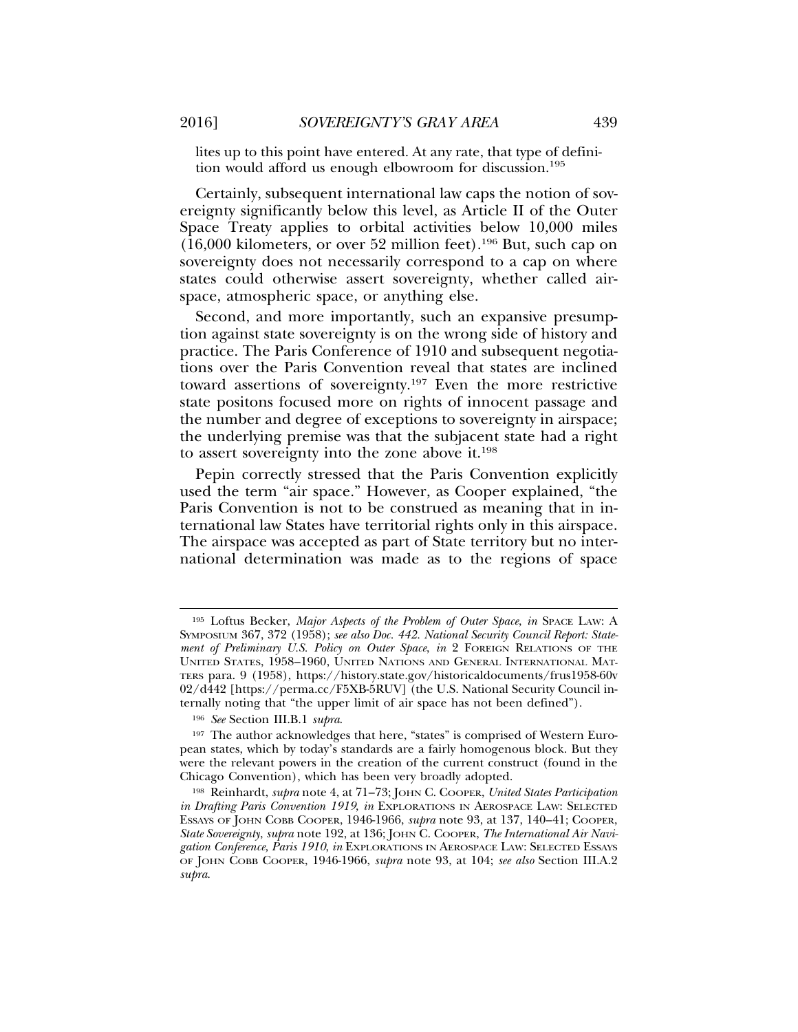lites up to this point have entered. At any rate, that type of definition would afford us enough elbowroom for discussion.[195]

Certainly, subsequent international law caps the notion of sovereignty significantly below this level, as Article II of the Outer Space Treaty applies to orbital activities below 10,000 miles (16,000 kilometers, or over 52 million feet).[196] But, such cap on sovereignty does not necessarily correspond to a cap on where states could otherwise assert sovereignty, whether called airspace, atmospheric space, or anything else.

Second, and more importantly, such an expansive presumption against state sovereignty is on the wrong side of history and practice. The Paris Conference of 1910 and subsequent negotiations over the Paris Convention reveal that states are inclined toward assertions of sovereignty.[197] Even the more restrictive state positons focused more on rights of innocent passage and the number and degree of exceptions to sovereignty in airspace; the underlying premise was that the subjacent state had a right to assert sovereignty into the zone above it.[198]

Pepin correctly stressed that the Paris Convention explicitly used the term "air space." However, as Cooper explained, "the Paris Convention is not to be construed as meaning that in international law States have territorial rights only in this airspace. The airspace was accepted as part of State territory but no international determination was made as to the regions of space

---

[195] Loftus Becker, *Major Aspects of the Problem of Outer Space*, *in* SPACE LAW: A SYMPOSIUM 367, 372 (1958); *see also Doc. 442. National Security Council Report: Statement of Preliminary U.S. Policy on Outer Space*, *in* 2 FOREIGN RELATIONS OF THE UNITED STATES, 1958–1960, UNITED NATIONS AND GENERAL INTERNATIONAL MATTERS para. 9 (1958), https://history.state.gov/historicaldocuments/frus1958-60v02/d442 [https://perma.cc/F5XB-5RUV] (the U.S. National Security Council internally noting that "the upper limit of air space has not been defined").

[196] *See* Section III.B.1 *supra*.

[197] The author acknowledges that here, "states" is comprised of Western European states, which by today's standards are a fairly homogenous block. But they were the relevant powers in the creation of the current construct (found in the Chicago Convention), which has been very broadly adopted.

[198] Reinhardt, *supra* note 4, at 71–73; JOHN C. COOPER, *United States Participation in Drafting Paris Convention 1919*, *in* EXPLORATIONS IN AEROSPACE LAW: SELECTED ESSAYS OF JOHN COBB COOPER, 1946-1966, *supra* note 93, at 137, 140–41; COOPER, *State Sovereignty*, *supra* note 192, at 136; JOHN C. COOPER, *The International Air Navigation Conference, Paris 1910*, *in* EXPLORATIONS IN AEROSPACE LAW: SELECTED ESSAYS OF JOHN COBB COOPER, 1946-1966, *supra* note 93, at 104; *see also* Section III.A.2 *supra*.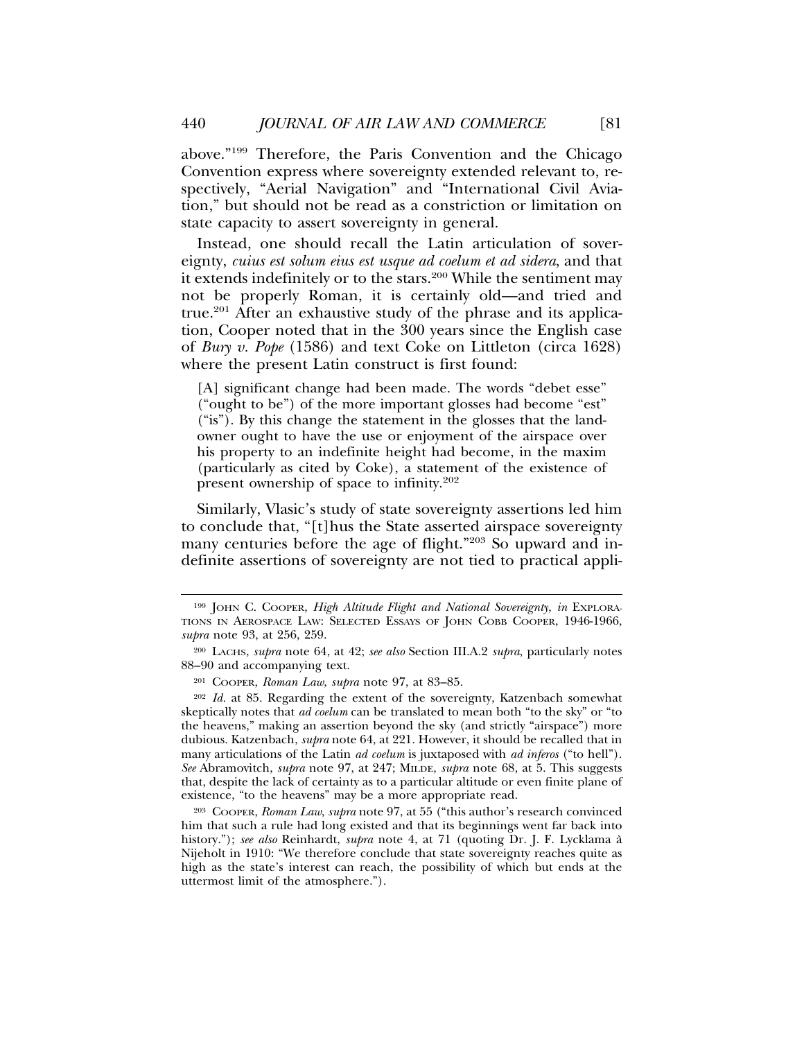above."[199] Therefore, the Paris Convention and the Chicago Convention express where sovereignty extended relevant to, respectively, "Aerial Navigation" and "International Civil Aviation," but should not be read as a constriction or limitation on state capacity to assert sovereignty in general.

Instead, one should recall the Latin articulation of sovereignty, *cuius est solum eius est usque ad coelum et ad sidera*, and that it extends indefinitely or to the stars.[200] While the sentiment may not be properly Roman, it is certainly old—and tried and true.[201] After an exhaustive study of the phrase and its application, Cooper noted that in the 300 years since the English case of *Bury v. Pope* (1586) and text Coke on Littleton (circa 1628) where the present Latin construct is first found:

> [A] significant change had been made. The words "debet esse" ("ought to be") of the more important glosses had become "est" ("is"). By this change the statement in the glosses that the landowner ought to have the use or enjoyment of the airspace over his property to an indefinite height had become, in the maxim (particularly as cited by Coke), a statement of the existence of present ownership of space to infinity.[202]

Similarly, Vlasic's study of state sovereignty assertions led him to conclude that, "[t]hus the State asserted airspace sovereignty many centuries before the age of flight."[203] So upward and indefinite assertions of sovereignty are not tied to practical appli-

---

[199] JOHN C. COOPER, *High Altitude Flight and National Sovereignty*, *in* EXPLORATIONS IN AEROSPACE LAW: SELECTED ESSAYS OF JOHN COBB COOPER, 1946-1966, *supra* note 93, at 256, 259.

[200] LACHS, *supra* note 64, at 42; *see also* Section III.A.2 *supra*, particularly notes 88–90 and accompanying text.

[201] COOPER, *Roman Law*, *supra* note 97, at 83–85.

[202] *Id.* at 85. Regarding the extent of the sovereignty, Katzenbach somewhat skeptically notes that *ad coelum* can be translated to mean both "to the sky" or "to the heavens," making an assertion beyond the sky (and strictly "airspace") more dubious. Katzenbach, *supra* note 64, at 221. However, it should be recalled that in many articulations of the Latin *ad coelum* is juxtaposed with *ad inferos* ("to hell"). *See* Abramovitch, *supra* note 97, at 247; MILDE, *supra* note 68, at 5. This suggests that, despite the lack of certainty as to a particular altitude or even finite plane of existence, "to the heavens" may be a more appropriate read.

[203] COOPER, *Roman Law*, *supra* note 97, at 55 ("this author's research convinced him that such a rule had long existed and that its beginnings went far back into history."); *see also* Reinhardt, *supra* note 4, at 71 (quoting Dr. J. F. Lycklama à Nijeholt in 1910: "We therefore conclude that state sovereignty reaches quite as high as the state's interest can reach, the possibility of which but ends at the uttermost limit of the atmosphere.").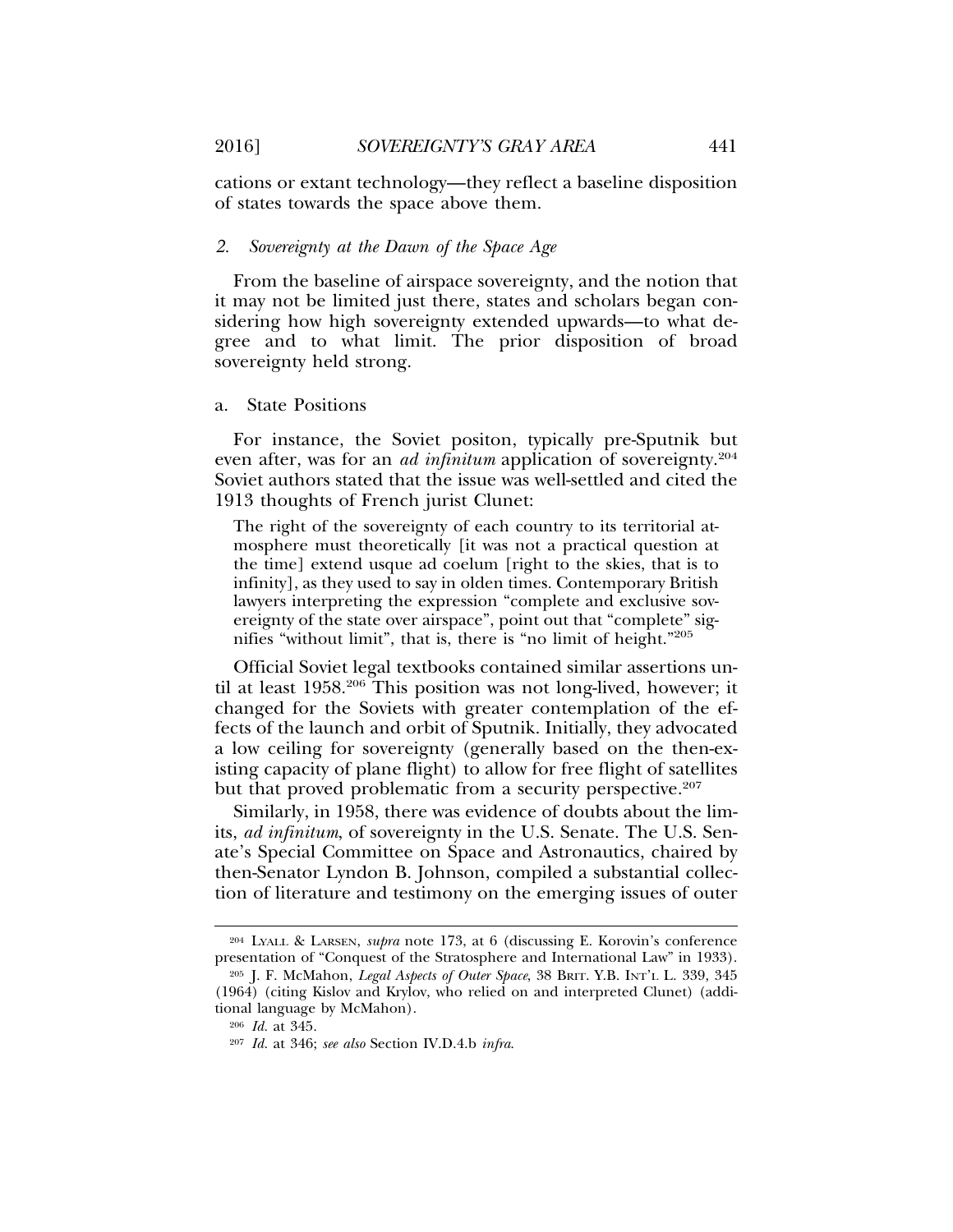cations or extant technology—they reflect a baseline disposition of states towards the space above them.

### 2. *Sovereignty at the Dawn of the Space Age*

From the baseline of airspace sovereignty, and the notion that it may not be limited just there, states and scholars began considering how high sovereignty extended upwards—to what degree and to what limit. The prior disposition of broad sovereignty held strong.

#### a. State Positions

For instance, the Soviet positon, typically pre-Sputnik but even after, was for an *ad infinitum* application of sovereignty.[204] Soviet authors stated that the issue was well-settled and cited the 1913 thoughts of French jurist Clunet:

> The right of the sovereignty of each country to its territorial atmosphere must theoretically [it was not a practical question at the time] extend usque ad coelum [right to the skies, that is to infinity], as they used to say in olden times. Contemporary British lawyers interpreting the expression "complete and exclusive sovereignty of the state over airspace", point out that "complete" signifies "without limit", that is, there is "no limit of height."[205]

Official Soviet legal textbooks contained similar assertions until at least 1958.[206] This position was not long-lived, however; it changed for the Soviets with greater contemplation of the effects of the launch and orbit of Sputnik. Initially, they advocated a low ceiling for sovereignty (generally based on the then-existing capacity of plane flight) to allow for free flight of satellites but that proved problematic from a security perspective.[207]

Similarly, in 1958, there was evidence of doubts about the limits, *ad infinitum*, of sovereignty in the U.S. Senate. The U.S. Senate's Special Committee on Space and Astronautics, chaired by then-Senator Lyndon B. Johnson, compiled a substantial collection of literature and testimony on the emerging issues of outer

---

[204] LYALL & LARSEN, *supra* note 173, at 6 (discussing E. Korovin's conference presentation of "Conquest of the Stratosphere and International Law" in 1933).

[205] J. F. McMahon, *Legal Aspects of Outer Space*, 38 BRIT. Y.B. INT'L L. 339, 345 (1964) (citing Kislov and Krylov, who relied on and interpreted Clunet) (additional language by McMahon).

[206] *Id.* at 345.

[207] *Id.* at 346; *see also* Section IV.D.4.b *infra*.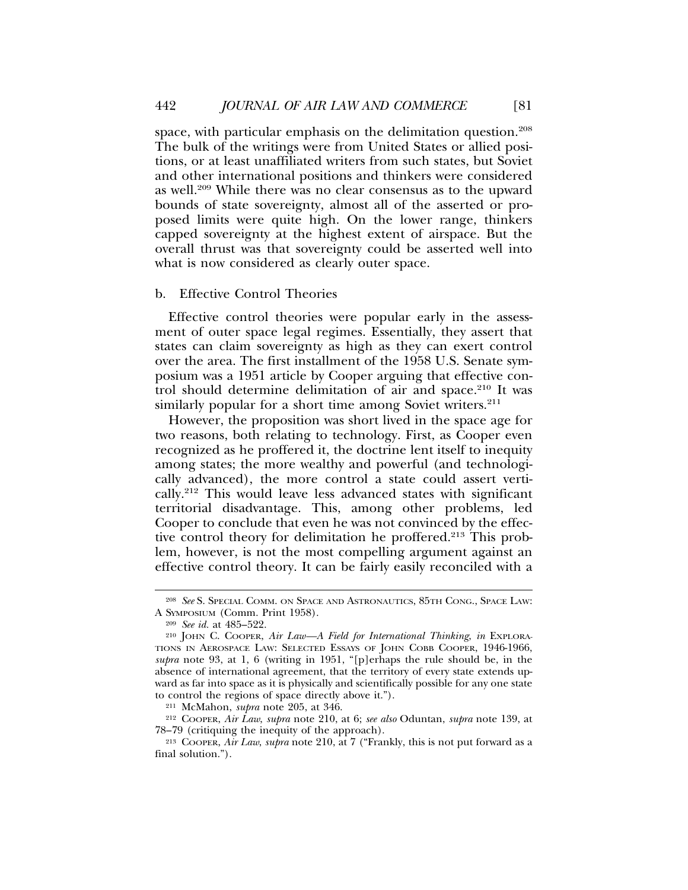space, with particular emphasis on the delimitation question.[208] The bulk of the writings were from United States or allied positions, or at least unaffiliated writers from such states, but Soviet and other international positions and thinkers were considered as well.[209] While there was no clear consensus as to the upward bounds of state sovereignty, almost all of the asserted or proposed limits were quite high. On the lower range, thinkers capped sovereignty at the highest extent of airspace. But the overall thrust was that sovereignty could be asserted well into what is now considered as clearly outer space.

#### b. Effective Control Theories

Effective control theories were popular early in the assessment of outer space legal regimes. Essentially, they assert that states can claim sovereignty as high as they can exert control over the area. The first installment of the 1958 U.S. Senate symposium was a 1951 article by Cooper arguing that effective control should determine delimitation of air and space.[210] It was similarly popular for a short time among Soviet writers.[211]

However, the proposition was short lived in the space age for two reasons, both relating to technology. First, as Cooper even recognized as he proffered it, the doctrine lent itself to inequity among states; the more wealthy and powerful (and technologically advanced), the more control a state could assert vertically.[212] This would leave less advanced states with significant territorial disadvantage. This, among other problems, led Cooper to conclude that even he was not convinced by the effective control theory for delimitation he proffered.[213] This problem, however, is not the most compelling argument against an effective control theory. It can be fairly easily reconciled with a

---

[208] *See* S. SPECIAL COMM. ON SPACE AND ASTRONAUTICS, 85TH CONG., SPACE LAW: A SYMPOSIUM (Comm. Print 1958).

[209] *See id.* at 485–522.

[210] JOHN C. COOPER, *Air Law—A Field for International Thinking*, *in* EXPLORATIONS IN AEROSPACE LAW: SELECTED ESSAYS OF JOHN COBB COOPER, 1946-1966, *supra* note 93, at 1, 6 (writing in 1951, "[p]erhaps the rule should be, in the absence of international agreement, that the territory of every state extends upward as far into space as it is physically and scientifically possible for any one state to control the regions of space directly above it.").

[211] McMahon, *supra* note 205, at 346.

[212] COOPER, *Air Law*, *supra* note 210, at 6; *see also* Oduntan, *supra* note 139, at 78–79 (critiquing the inequity of the approach).

[213] COOPER, *Air Law*, *supra* note 210, at 7 ("Frankly, this is not put forward as a final solution.").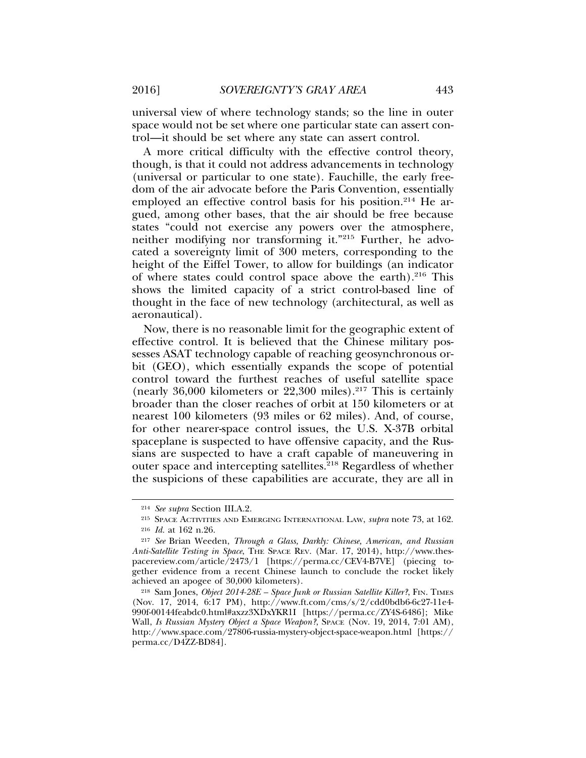universal view of where technology stands; so the line in outer space would not be set where one particular state can assert control—it should be set where any state can assert control.

A more critical difficulty with the effective control theory, though, is that it could not address advancements in technology (universal or particular to one state). Fauchille, the early freedom of the air advocate before the Paris Convention, essentially employed an effective control basis for his position.[214] He argued, among other bases, that the air should be free because states "could not exercise any powers over the atmosphere, neither modifying nor transforming it."[215] Further, he advocated a sovereignty limit of 300 meters, corresponding to the height of the Eiffel Tower, to allow for buildings (an indicator of where states could control space above the earth).[216] This shows the limited capacity of a strict control-based line of thought in the face of new technology (architectural, as well as aeronautical).

Now, there is no reasonable limit for the geographic extent of effective control. It is believed that the Chinese military possesses ASAT technology capable of reaching geosynchronous orbit (GEO), which essentially expands the scope of potential control toward the furthest reaches of useful satellite space (nearly 36,000 kilometers or 22,300 miles).[217] This is certainly broader than the closer reaches of orbit at 150 kilometers or at nearest 100 kilometers (93 miles or 62 miles). And, of course, for other nearer-space control issues, the U.S. X-37B orbital spaceplane is suspected to have offensive capacity, and the Russians are suspected to have a craft capable of maneuvering in outer space and intercepting satellites.[218] Regardless of whether the suspicions of these capabilities are accurate, they are all in

---

[214] *See supra* Section III.A.2.

[215] SPACE ACTIVITIES AND EMERGING INTERNATIONAL LAW, *supra* note 73, at 162.

[216] *Id.* at 162 n.26.

[217] *See* Brian Weeden, *Through a Glass, Darkly: Chinese, American, and Russian Anti-Satellite Testing in Space*, THE SPACE REV. (Mar. 17, 2014), http://www.thespacereview.com/article/2473/1 [https://perma.cc/CEV4-B7VE] (piecing together evidence from a recent Chinese launch to conclude the rocket likely achieved an apogee of 30,000 kilometers).

[218] Sam Jones, *Object 2014-28E – Space Junk or Russian Satellite Killer?*, FIN. TIMES (Nov. 17, 2014, 6:17 PM), http://www.ft.com/cms/s/2/cdd0bdb6-6c27-11e4-990f-00144feabdc0.html#axzz3XDxYKR1I [https://perma.cc/ZY4S-6486]; Mike Wall, *Is Russian Mystery Object a Space Weapon?*, SPACE (Nov. 19, 2014, 7:01 AM), http://www.space.com/27806-russia-mystery-object-space-weapon.html [https://perma.cc/D4ZZ-BD84].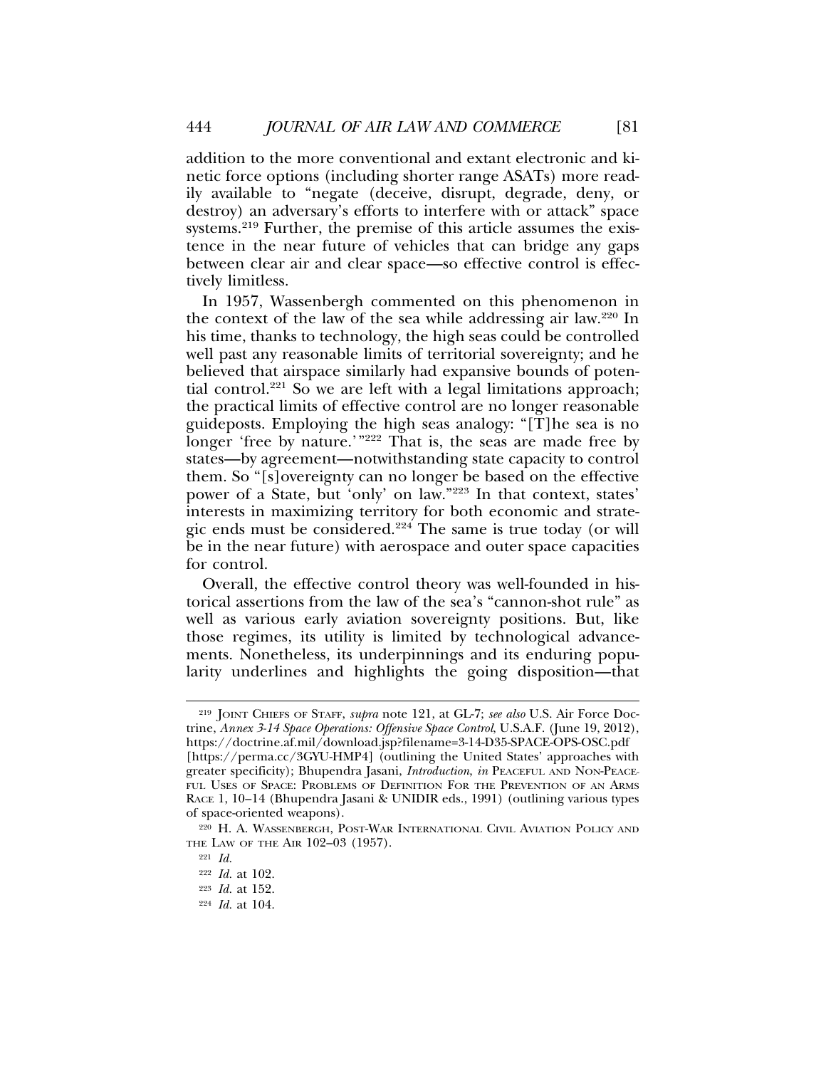addition to the more conventional and extant electronic and kinetic force options (including shorter range ASATs) more readily available to "negate (deceive, disrupt, degrade, deny, or destroy) an adversary's efforts to interfere with or attack" space systems.[219] Further, the premise of this article assumes the existence in the near future of vehicles that can bridge any gaps between clear air and clear space—so effective control is effectively limitless.

In 1957, Wassenbergh commented on this phenomenon in the context of the law of the sea while addressing air law.[220] In his time, thanks to technology, the high seas could be controlled well past any reasonable limits of territorial sovereignty; and he believed that airspace similarly had expansive bounds of potential control.[221] So we are left with a legal limitations approach; the practical limits of effective control are no longer reasonable guideposts. Employing the high seas analogy: "[T]he sea is no longer 'free by nature.'"[222] That is, the seas are made free by states—by agreement—notwithstanding state capacity to control them. So "[s]overeignty can no longer be based on the effective power of a State, but 'only' on law."[223] In that context, states' interests in maximizing territory for both economic and strategic ends must be considered.[224] The same is true today (or will be in the near future) with aerospace and outer space capacities for control.

Overall, the effective control theory was well-founded in historical assertions from the law of the sea's "cannon-shot rule" as well as various early aviation sovereignty positions. But, like those regimes, its utility is limited by technological advancements. Nonetheless, its underpinnings and its enduring popularity underlines and highlights the going disposition—that

---

[219] JOINT CHIEFS OF STAFF, *supra* note 121, at GL-7; *see also* U.S. Air Force Doctrine, *Annex 3-14 Space Operations: Offensive Space Control*, U.S.A.F. (June 19, 2012), https://doctrine.af.mil/download.jsp?filename=3-14-D35-SPACE-OPS-OSC.pdf [https://perma.cc/3GYU-HMP4] (outlining the United States' approaches with greater specificity); Bhupendra Jasani, *Introduction*, *in* PEACEFUL AND NON-PEACEFUL USES OF SPACE: PROBLEMS OF DEFINITION FOR THE PREVENTION OF AN ARMS RACE 1, 10–14 (Bhupendra Jasani & UNIDIR eds., 1991) (outlining various types of space-oriented weapons).

[220] H. A. WASSENBERGH, POST-WAR INTERNATIONAL CIVIL AVIATION POLICY AND THE LAW OF THE AIR 102–03 (1957).

[221] *Id.*

[222] *Id.* at 102.

[223] *Id.* at 152.

[224] *Id.* at 104.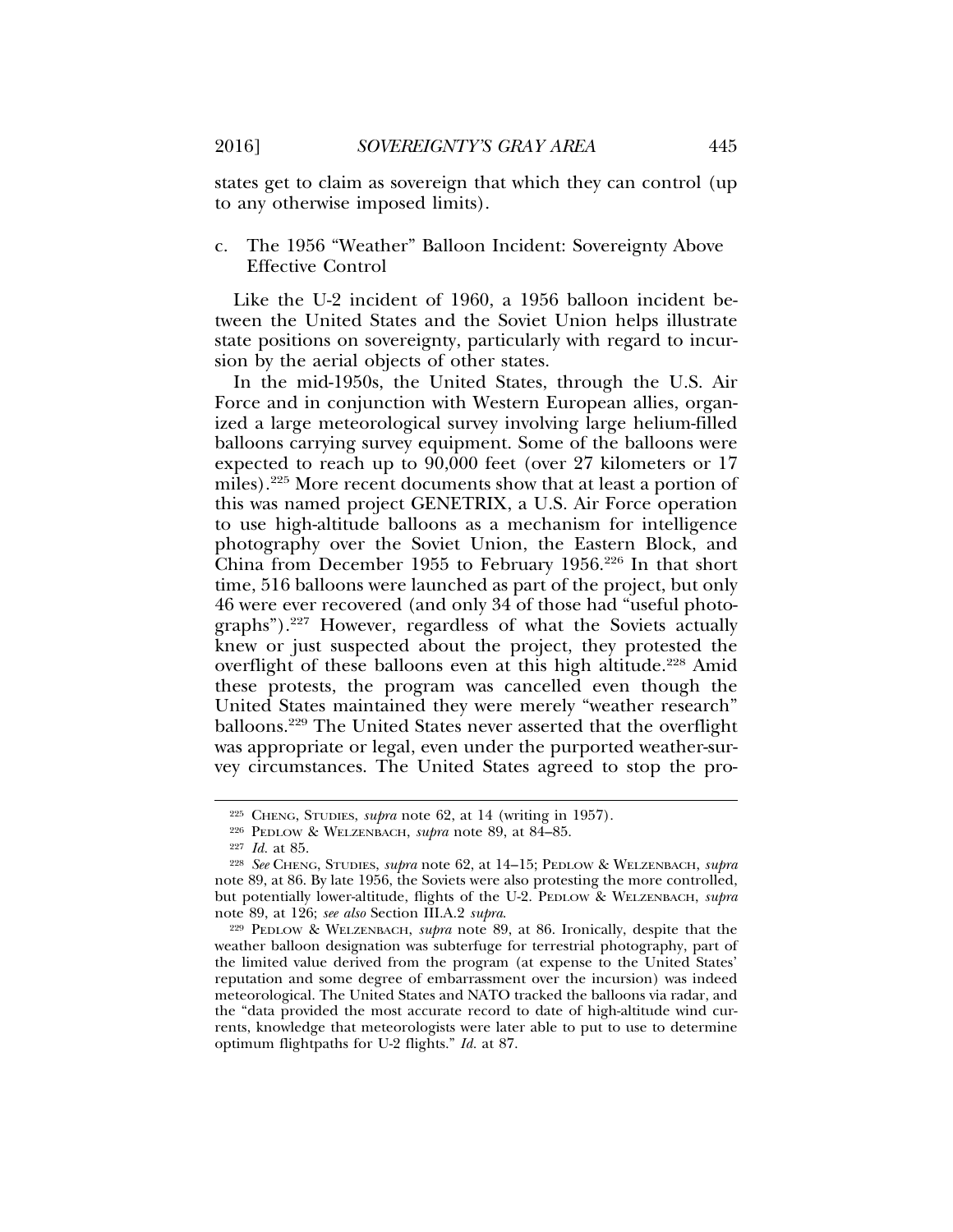states get to claim as sovereign that which they can control (up to any otherwise imposed limits).

c. The 1956 "Weather" Balloon Incident: Sovereignty Above Effective Control

Like the U-2 incident of 1960, a 1956 balloon incident between the United States and the Soviet Union helps illustrate state positions on sovereignty, particularly with regard to incursion by the aerial objects of other states.

In the mid-1950s, the United States, through the U.S. Air Force and in conjunction with Western European allies, organized a large meteorological survey involving large helium-filled balloons carrying survey equipment. Some of the balloons were expected to reach up to 90,000 feet (over 27 kilometers or 17 miles).[225] More recent documents show that at least a portion of this was named project GENETRIX, a U.S. Air Force operation to use high-altitude balloons as a mechanism for intelligence photography over the Soviet Union, the Eastern Block, and China from December 1955 to February 1956.[226] In that short time, 516 balloons were launched as part of the project, but only 46 were ever recovered (and only 34 of those had "useful photographs").[227] However, regardless of what the Soviets actually knew or just suspected about the project, they protested the overflight of these balloons even at this high altitude.[228] Amid these protests, the program was cancelled even though the United States maintained they were merely "weather research" balloons.[229] The United States never asserted that the overflight was appropriate or legal, even under the purported weather-survey circumstances. The United States agreed to stop the pro-

[225] CHENG, STUDIES, *supra* note 62, at 14 (writing in 1957).

[226] PEDLOW & WELZENBACH, *supra* note 89, at 84–85.

[227] *Id.* at 85.

[228] *See* CHENG, STUDIES, *supra* note 62, at 14–15; PEDLOW & WELZENBACH, *supra* note 89, at 86. By late 1956, the Soviets were also protesting the more controlled, but potentially lower-altitude, flights of the U-2. PEDLOW & WELZENBACH, *supra* note 89, at 126; *see also* Section III.A.2 *supra*.

[229] PEDLOW & WELZENBACH, *supra* note 89, at 86. Ironically, despite that the weather balloon designation was subterfuge for terrestrial photography, part of the limited value derived from the program (at expense to the United States' reputation and some degree of embarrassment over the incursion) was indeed meteorological. The United States and NATO tracked the balloons via radar, and the "data provided the most accurate record to date of high-altitude wind currents, knowledge that meteorologists were later able to put to use to determine optimum flightpaths for U-2 flights." *Id.* at 87.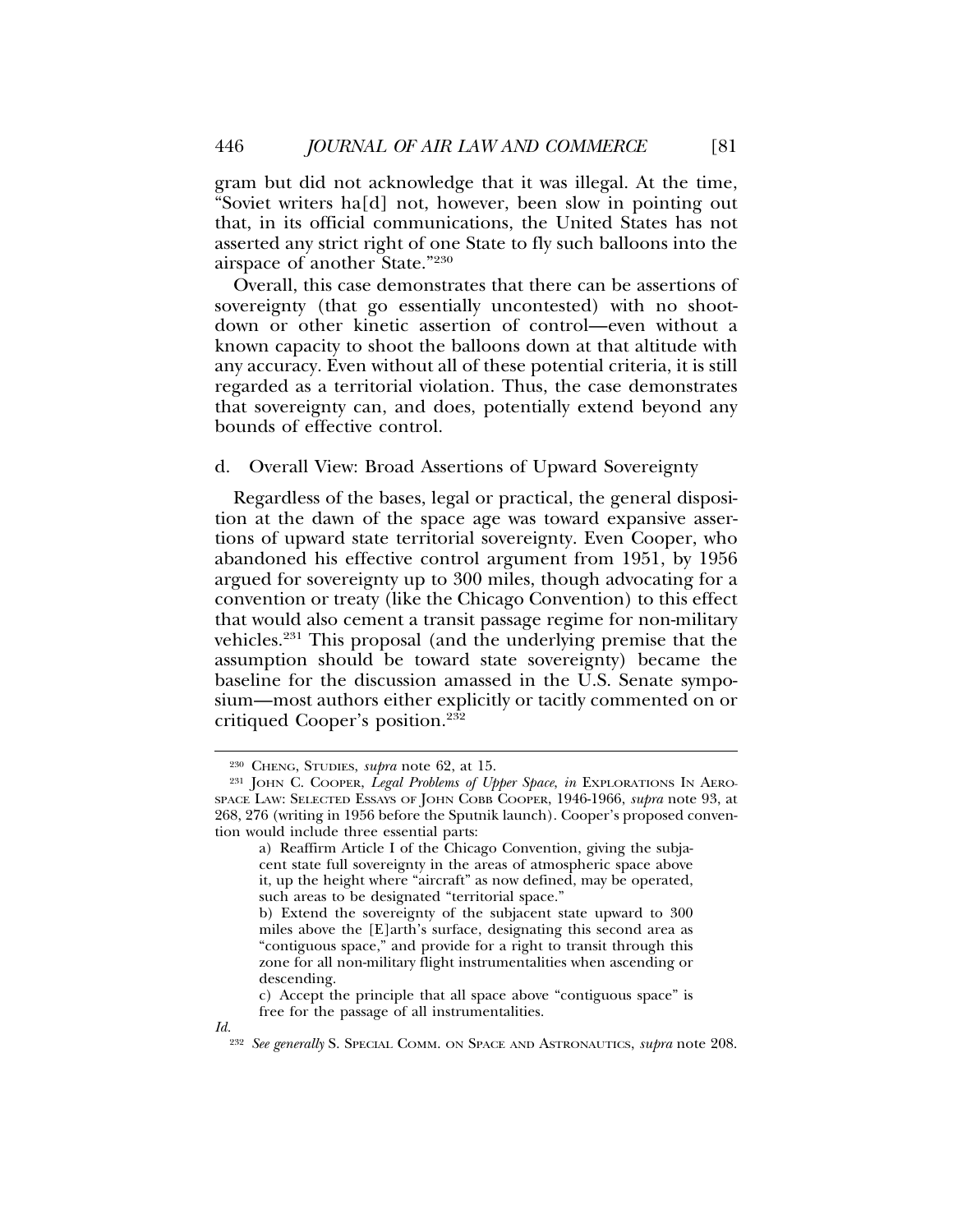gram but did not acknowledge that it was illegal. At the time, "Soviet writers ha[d] not, however, been slow in pointing out that, in its official communications, the United States has not asserted any strict right of one State to fly such balloons into the airspace of another State."[230]

Overall, this case demonstrates that there can be assertions of sovereignty (that go essentially uncontested) with no shoot-down or other kinetic assertion of control—even without a known capacity to shoot the balloons down at that altitude with any accuracy. Even without all of these potential criteria, it is still regarded as a territorial violation. Thus, the case demonstrates that sovereignty can, and does, potentially extend beyond any bounds of effective control.

d. Overall View: Broad Assertions of Upward Sovereignty

Regardless of the bases, legal or practical, the general disposition at the dawn of the space age was toward expansive assertions of upward state territorial sovereignty. Even Cooper, who abandoned his effective control argument from 1951, by 1956 argued for sovereignty up to 300 miles, though advocating for a convention or treaty (like the Chicago Convention) to this effect that would also cement a transit passage regime for non-military vehicles.[231] This proposal (and the underlying premise that the assumption should be toward state sovereignty) became the baseline for the discussion amassed in the U.S. Senate symposium—most authors either explicitly or tacitly commented on or critiqued Cooper's position.[232]

---

[230] CHENG, STUDIES, *supra* note 62, at 15.

[231] JOHN C. COOPER, *Legal Problems of Upper Space*, *in* EXPLORATIONS IN AEROSPACE LAW: SELECTED ESSAYS OF JOHN COBB COOPER, 1946-1966, *supra* note 93, at 268, 276 (writing in 1956 before the Sputnik launch). Cooper's proposed convention would include three essential parts:

> a) Reaffirm Article I of the Chicago Convention, giving the subjacent state full sovereignty in the areas of atmospheric space above it, up the height where "aircraft" as now defined, may be operated, such areas to be designated "territorial space."
>
> b) Extend the sovereignty of the subjacent state upward to 300 miles above the [E]arth's surface, designating this second area as "contiguous space," and provide for a right to transit through this zone for all non-military flight instrumentalities when ascending or descending.
>
> c) Accept the principle that all space above "contiguous space" is free for the passage of all instrumentalities.

*Id.*

[232] *See generally* S. SPECIAL COMM. ON SPACE AND ASTRONAUTICS, *supra* note 208.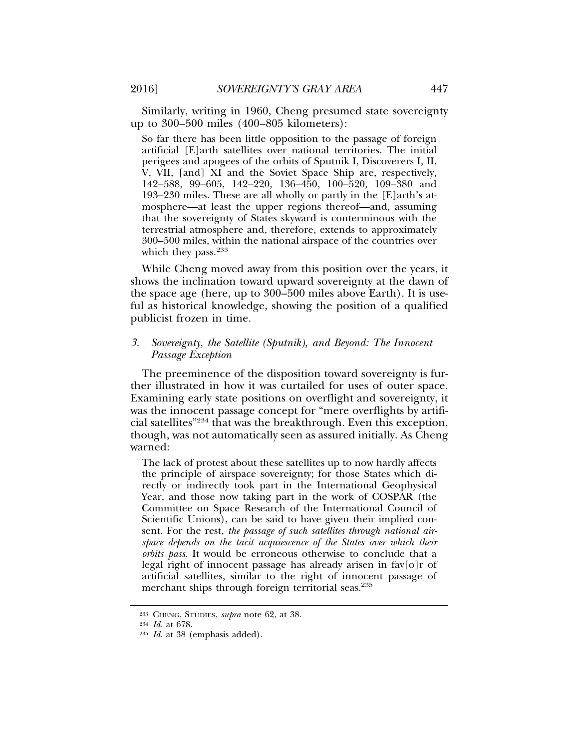Similarly, writing in 1960, Cheng presumed state sovereignty up to 300–500 miles (400–805 kilometers):

> So far there has been little opposition to the passage of foreign artificial [E]arth satellites over national territories. The initial perigees and apogees of the orbits of Sputnik I, Discoverers I, II, V, VII, [and] XI and the Soviet Space Ship are, respectively, 142–588, 99–605, 142–220, 136–450, 100–520, 109–380 and 193–230 miles. These are all wholly or partly in the [E]arth's atmosphere—at least the upper regions thereof—and, assuming that the sovereignty of States skyward is conterminous with the terrestrial atmosphere and, therefore, extends to approximately 300–500 miles, within the national airspace of the countries over which they pass.[233]

While Cheng moved away from this position over the years, it shows the inclination toward upward sovereignty at the dawn of the space age (here, up to 300–500 miles above Earth). It is useful as historical knowledge, showing the position of a qualified publicist frozen in time.

### *3. Sovereignty, the Satellite (Sputnik), and Beyond: The Innocent Passage Exception*

The preeminence of the disposition toward sovereignty is further illustrated in how it was curtailed for uses of outer space. Examining early state positions on overflight and sovereignty, it was the innocent passage concept for "mere overflights by artificial satellites"[234] that was the breakthrough. Even this exception, though, was not automatically seen as assured initially. As Cheng warned:

> The lack of protest about these satellites up to now hardly affects the principle of airspace sovereignty; for those States which directly or indirectly took part in the International Geophysical Year, and those now taking part in the work of COSPAR (the Committee on Space Research of the International Council of Scientific Unions), can be said to have given their implied consent. For the rest, *the passage of such satellites through national airspace depends on the tacit acquiescence of the States over which their orbits pass*. It would be erroneous otherwise to conclude that a legal right of innocent passage has already arisen in fav[o]r of artificial satellites, similar to the right of innocent passage of merchant ships through foreign territorial seas.[235]

---

[233] Cheng, Studies, *supra* note 62, at 38.

[234] *Id.* at 678.

[235] *Id.* at 38 (emphasis added).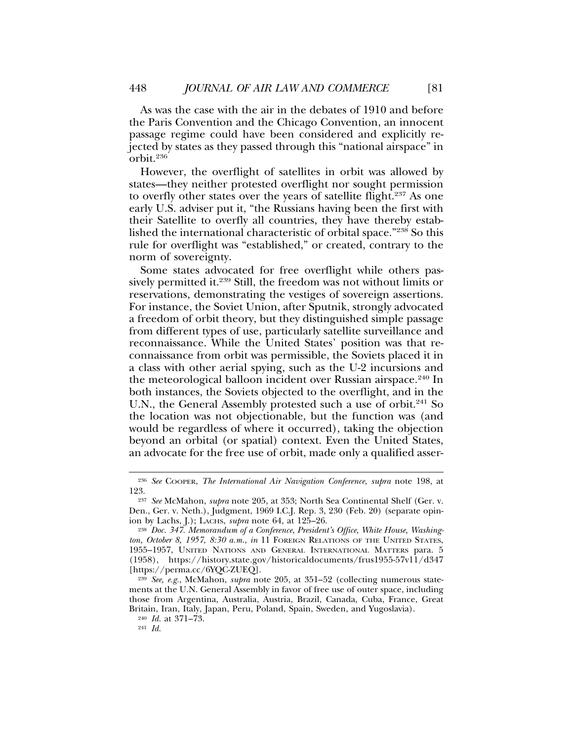As was the case with the air in the debates of 1910 and before the Paris Convention and the Chicago Convention, an innocent passage regime could have been considered and explicitly rejected by states as they passed through this "national airspace" in orbit.[236]

However, the overflight of satellites in orbit was allowed by states—they neither protested overflight nor sought permission to overfly other states over the years of satellite flight.[237] As one early U.S. adviser put it, "the Russians having been the first with their Satellite to overfly all countries, they have thereby established the international characteristic of orbital space."[238] So this rule for overflight was "established," or created, contrary to the norm of sovereignty.

Some states advocated for free overflight while others passively permitted it.[239] Still, the freedom was not without limits or reservations, demonstrating the vestiges of sovereign assertions. For instance, the Soviet Union, after Sputnik, strongly advocated a freedom of orbit theory, but they distinguished simple passage from different types of use, particularly satellite surveillance and reconnaissance. While the United States' position was that reconnaissance from orbit was permissible, the Soviets placed it in a class with other aerial spying, such as the U-2 incursions and the meteorological balloon incident over Russian airspace.[240] In both instances, the Soviets objected to the overflight, and in the U.N., the General Assembly protested such a use of orbit.[241] So the location was not objectionable, but the function was (and would be regardless of where it occurred), taking the objection beyond an orbital (or spatial) context. Even the United States, an advocate for the free use of orbit, made only a qualified asser-

---

[236] *See* Cooper, *The International Air Navigation Conference*, *supra* note 198, at 123.

[237] *See* McMahon, *supra* note 205, at 353; North Sea Continental Shelf (Ger. v. Den., Ger. v. Neth.), Judgment, 1969 I.C.J. Rep. 3, 230 (Feb. 20) (separate opinion by Lachs, J.); Lachs, *supra* note 64, at 125–26.

[238] *Doc. 347. Memorandum of a Conference, President's Office, White House, Washington, October 8, 1957, 8:30 a.m.*, *in* 11 Foreign Relations of the United States, 1955–1957, United Nations and General International Matters para. 5 (1958), https://history.state.gov/historicaldocuments/frus1955-57v11/d347 [https://perma.cc/6YQC-ZUEQ].

[239] *See, e.g.*, McMahon, *supra* note 205, at 351–52 (collecting numerous statements at the U.N. General Assembly in favor of free use of outer space, including those from Argentina, Australia, Austria, Brazil, Canada, Cuba, France, Great Britain, Iran, Italy, Japan, Peru, Poland, Spain, Sweden, and Yugoslavia).

[240] *Id.* at 371–73.

[241] *Id.*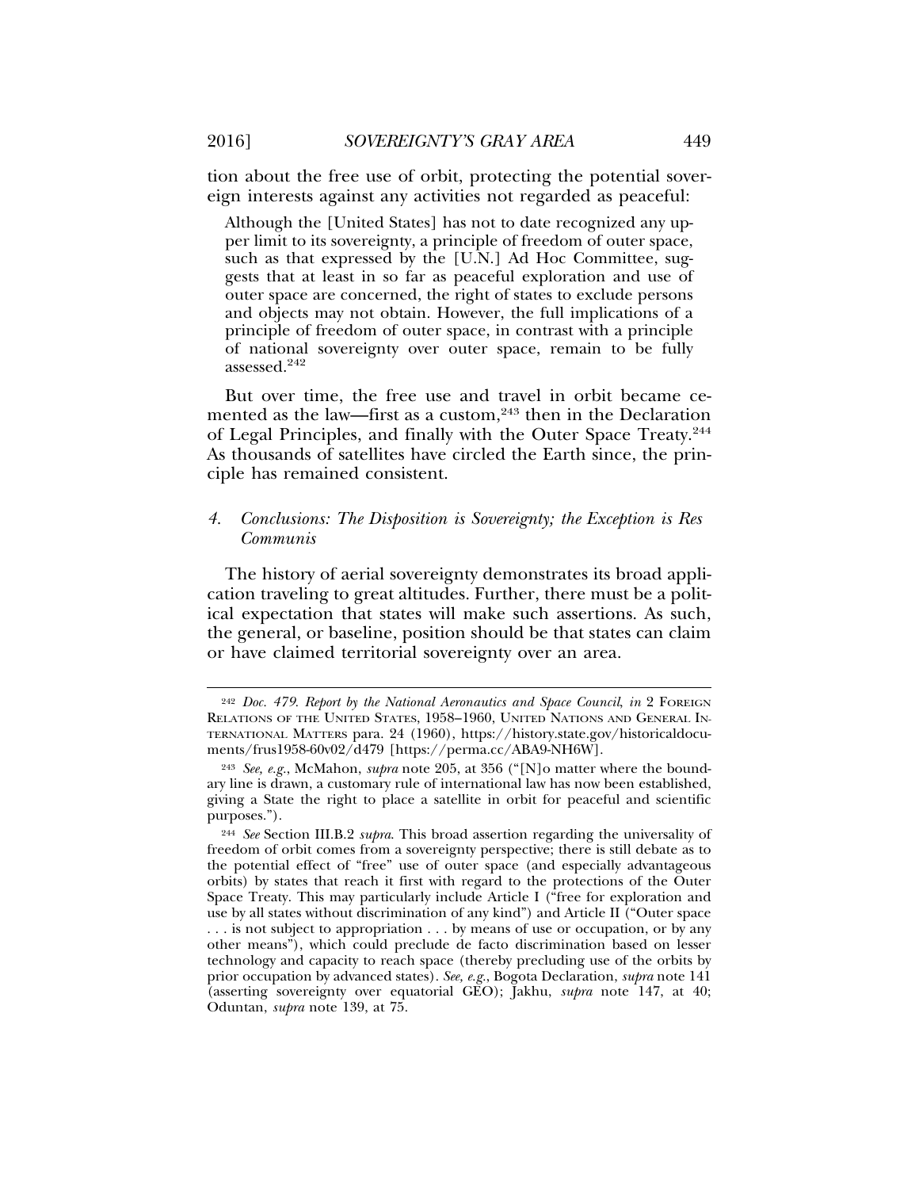tion about the free use of orbit, protecting the potential sovereign interests against any activities not regarded as peaceful:

> Although the [United States] has not to date recognized any upper limit to its sovereignty, a principle of freedom of outer space, such as that expressed by the [U.N.] Ad Hoc Committee, suggests that at least in so far as peaceful exploration and use of outer space are concerned, the right of states to exclude persons and objects may not obtain. However, the full implications of a principle of freedom of outer space, in contrast with a principle of national sovereignty over outer space, remain to be fully assessed.[242]

But over time, the free use and travel in orbit became cemented as the law—first as a custom,[243] then in the Declaration of Legal Principles, and finally with the Outer Space Treaty.[244] As thousands of satellites have circled the Earth since, the principle has remained consistent.

#### 4. *Conclusions: The Disposition is Sovereignty; the Exception is Res Communis*

The history of aerial sovereignty demonstrates its broad application traveling to great altitudes. Further, there must be a political expectation that states will make such assertions. As such, the general, or baseline, position should be that states can claim or have claimed territorial sovereignty over an area.

---

[242] *Doc. 479. Report by the National Aeronautics and Space Council*, *in* 2 FOREIGN RELATIONS OF THE UNITED STATES, 1958–1960, UNITED NATIONS AND GENERAL INTERNATIONAL MATTERS para. 24 (1960), https://history.state.gov/historicaldocuments/frus1958-60v02/d479 [https://perma.cc/ABA9-NH6W].

[243] *See, e.g.*, McMahon, *supra* note 205, at 356 ("[N]o matter where the boundary line is drawn, a customary rule of international law has now been established, giving a State the right to place a satellite in orbit for peaceful and scientific purposes.").

[244] *See* Section III.B.2 *supra*. This broad assertion regarding the universality of freedom of orbit comes from a sovereignty perspective; there is still debate as to the potential effect of "free" use of outer space (and especially advantageous orbits) by states that reach it first with regard to the protections of the Outer Space Treaty. This may particularly include Article I ("free for exploration and use by all states without discrimination of any kind") and Article II ("Outer space . . . is not subject to appropriation . . . by means of use or occupation, or by any other means"), which could preclude de facto discrimination based on lesser technology and capacity to reach space (thereby precluding use of the orbits by prior occupation by advanced states). *See, e.g.*, Bogota Declaration, *supra* note 141 (asserting sovereignty over equatorial GEO); Jakhu, *supra* note 147, at 40; Oduntan, *supra* note 139, at 75.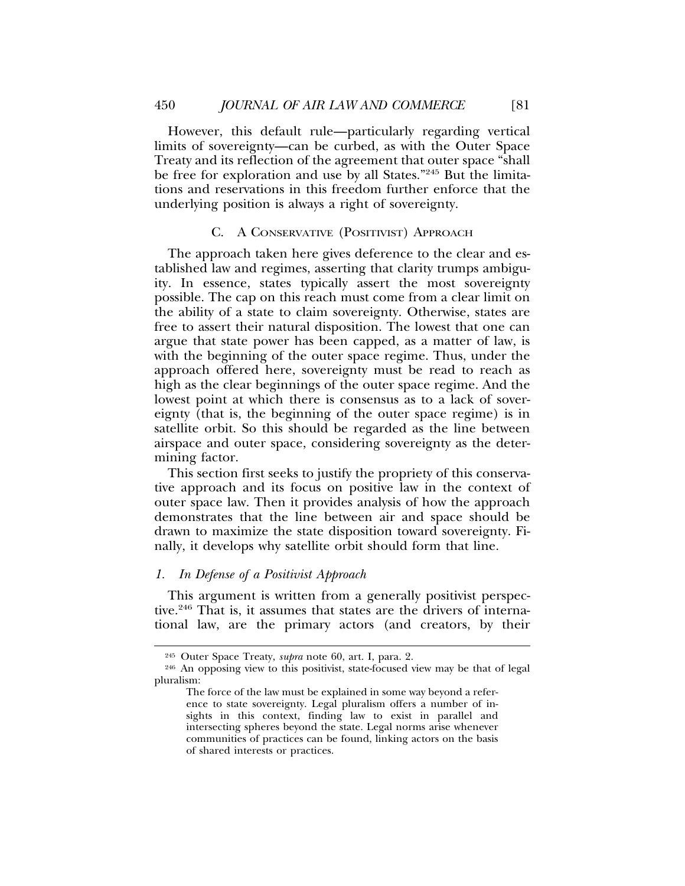However, this default rule—particularly regarding vertical limits of sovereignty—can be curbed, as with the Outer Space Treaty and its reflection of the agreement that outer space "shall be free for exploration and use by all States."[245] But the limitations and reservations in this freedom further enforce that the underlying position is always a right of sovereignty.

### C. A Conservative (Positivist) Approach

The approach taken here gives deference to the clear and established law and regimes, asserting that clarity trumps ambiguity. In essence, states typically assert the most sovereignty possible. The cap on this reach must come from a clear limit on the ability of a state to claim sovereignty. Otherwise, states are free to assert their natural disposition. The lowest that one can argue that state power has been capped, as a matter of law, is with the beginning of the outer space regime. Thus, under the approach offered here, sovereignty must be read to reach as high as the clear beginnings of the outer space regime. And the lowest point at which there is consensus as to a lack of sovereignty (that is, the beginning of the outer space regime) is in satellite orbit. So this should be regarded as the line between airspace and outer space, considering sovereignty as the determining factor.

This section first seeks to justify the propriety of this conservative approach and its focus on positive law in the context of outer space law. Then it provides analysis of how the approach demonstrates that the line between air and space should be drawn to maximize the state disposition toward sovereignty. Finally, it develops why satellite orbit should form that line.

#### 1. *In Defense of a Positivist Approach*

This argument is written from a generally positivist perspective.[246] That is, it assumes that states are the drivers of international law, are the primary actors (and creators, by their

---

[245] Outer Space Treaty, *supra* note 60, art. I, para. 2.

[246] An opposing view to this positivist, state-focused view may be that of legal pluralism:

> The force of the law must be explained in some way beyond a reference to state sovereignty. Legal pluralism offers a number of insights in this context, finding law to exist in parallel and intersecting spheres beyond the state. Legal norms arise whenever communities of practices can be found, linking actors on the basis of shared interests or practices.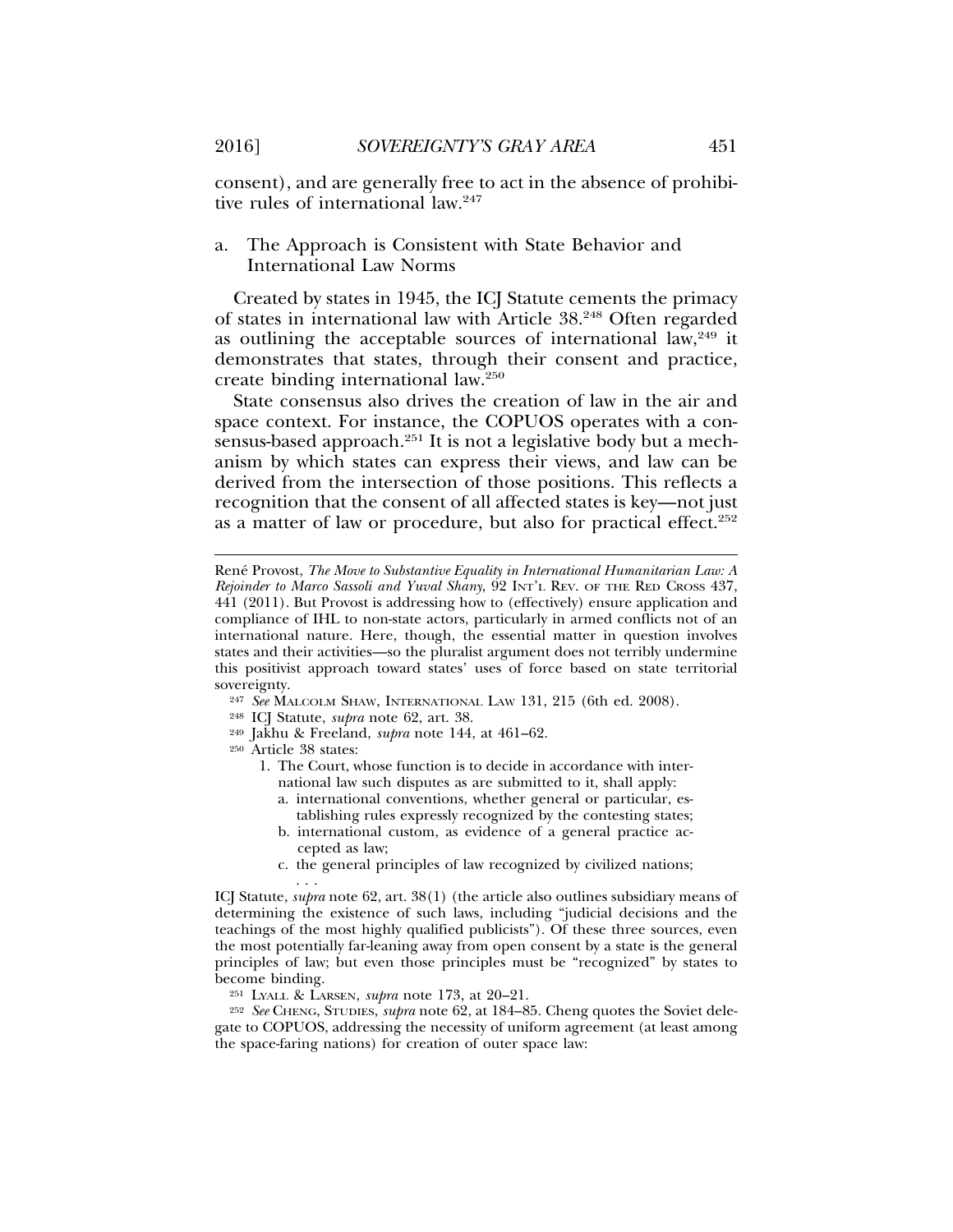consent), and are generally free to act in the absence of prohibitive rules of international law.[247]

a. The Approach is Consistent with State Behavior and International Law Norms

Created by states in 1945, the ICJ Statute cements the primacy of states in international law with Article 38.[248] Often regarded as outlining the acceptable sources of international law,[249] it demonstrates that states, through their consent and practice, create binding international law.[250]

State consensus also drives the creation of law in the air and space context. For instance, the COPUOS operates with a consensus-based approach.[251] It is not a legislative body but a mechanism by which states can express their views, and law can be derived from the intersection of those positions. This reflects a recognition that the consent of all affected states is key—not just as a matter of law or procedure, but also for practical effect.[252]

---

René Provost, *The Move to Substantive Equality in International Humanitarian Law: A Rejoinder to Marco Sassoli and Yuval Shany*, 92 INT'L REV. OF THE RED CROSS 437, 441 (2011). But Provost is addressing how to (effectively) ensure application and compliance of IHL to non-state actors, particularly in armed conflicts not of an international nature. Here, though, the essential matter in question involves states and their activities—so the pluralist argument does not terribly undermine this positivist approach toward states' uses of force based on state territorial sovereignty.

[247] *See* MALCOLM SHAW, INTERNATIONAL LAW 131, 215 (6th ed. 2008).

[248] ICJ Statute, *supra* note 62, art. 38.

[249] Jakhu & Freeland, *supra* note 144, at 461–62.

[250] Article 38 states:

> 1. The Court, whose function is to decide in accordance with international law such disputes as are submitted to it, shall apply:
>    a. international conventions, whether general or particular, establishing rules expressly recognized by the contesting states;
>    b. international custom, as evidence of a general practice accepted as law;
>    c. the general principles of law recognized by civilized nations;
>    . . .

ICJ Statute, *supra* note 62, art. 38(1) (the article also outlines subsidiary means of determining the existence of such laws, including "judicial decisions and the teachings of the most highly qualified publicists"). Of these three sources, even the most potentially far-leaning away from open consent by a state is the general principles of law; but even those principles must be "recognized" by states to become binding.

[251] LYALL & LARSEN, *supra* note 173, at 20–21.

[252] *See* CHENG, STUDIES, *supra* note 62, at 184–85. Cheng quotes the Soviet delegate to COPUOS, addressing the necessity of uniform agreement (at least among the space-faring nations) for creation of outer space law: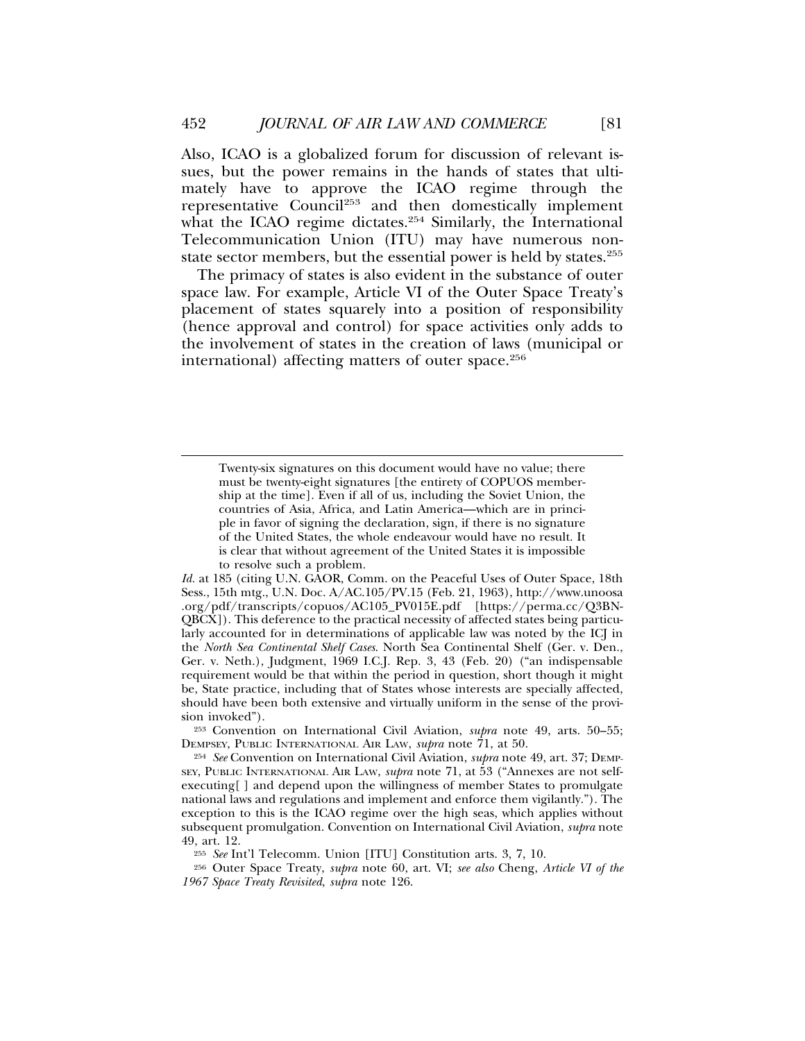Also, ICAO is a globalized forum for discussion of relevant issues, but the power remains in the hands of states that ultimately have to approve the ICAO regime through the representative Council[253] and then domestically implement what the ICAO regime dictates.[254] Similarly, the International Telecommunication Union (ITU) may have numerous non-state sector members, but the essential power is held by states.[255]

The primacy of states is also evident in the substance of outer space law. For example, Article VI of the Outer Space Treaty's placement of states squarely into a position of responsibility (hence approval and control) for space activities only adds to the involvement of states in the creation of laws (municipal or international) affecting matters of outer space.[256]

---

> Twenty-six signatures on this document would have no value; there must be twenty-eight signatures [the entirety of COPUOS membership at the time]. Even if all of us, including the Soviet Union, the countries of Asia, Africa, and Latin America—which are in principle in favor of signing the declaration, sign, if there is no signature of the United States, the whole endeavour would have no result. It is clear that without agreement of the United States it is impossible to resolve such a problem.

*Id.* at 185 (citing U.N. GAOR, Comm. on the Peaceful Uses of Outer Space, 18th Sess., 15th mtg., U.N. Doc. A/AC.105/PV.15 (Feb. 21, 1963), http://www.unoosa.org/pdf/transcripts/copuos/AC105_PV015E.pdf [https://perma.cc/Q3BN-QBCX]). This deference to the practical necessity of affected states being particularly accounted for in determinations of applicable law was noted by the ICJ in the *North Sea Continental Shelf Cases*. North Sea Continental Shelf (Ger. v. Den., Ger. v. Neth.), Judgment, 1969 I.C.J. Rep. 3, 43 (Feb. 20) ("an indispensable requirement would be that within the period in question, short though it might be, State practice, including that of States whose interests are specially affected, should have been both extensive and virtually uniform in the sense of the provision invoked").

[253] Convention on International Civil Aviation, *supra* note 49, arts. 50–55; DEMPSEY, PUBLIC INTERNATIONAL AIR LAW, *supra* note 71, at 50.

[254] *See* Convention on International Civil Aviation, *supra* note 49, art. 37; DEMPSEY, PUBLIC INTERNATIONAL AIR LAW, *supra* note 71, at 53 ("Annexes are not self-executing[ ] and depend upon the willingness of member States to promulgate national laws and regulations and implement and enforce them vigilantly."). The exception to this is the ICAO regime over the high seas, which applies without subsequent promulgation. Convention on International Civil Aviation, *supra* note 49, art. 12.

[255] *See* Int'l Telecomm. Union [ITU] Constitution arts. 3, 7, 10.

[256] Outer Space Treaty, *supra* note 60, art. VI; *see also* Cheng, *Article VI of the 1967 Space Treaty Revisited*, *supra* note 126.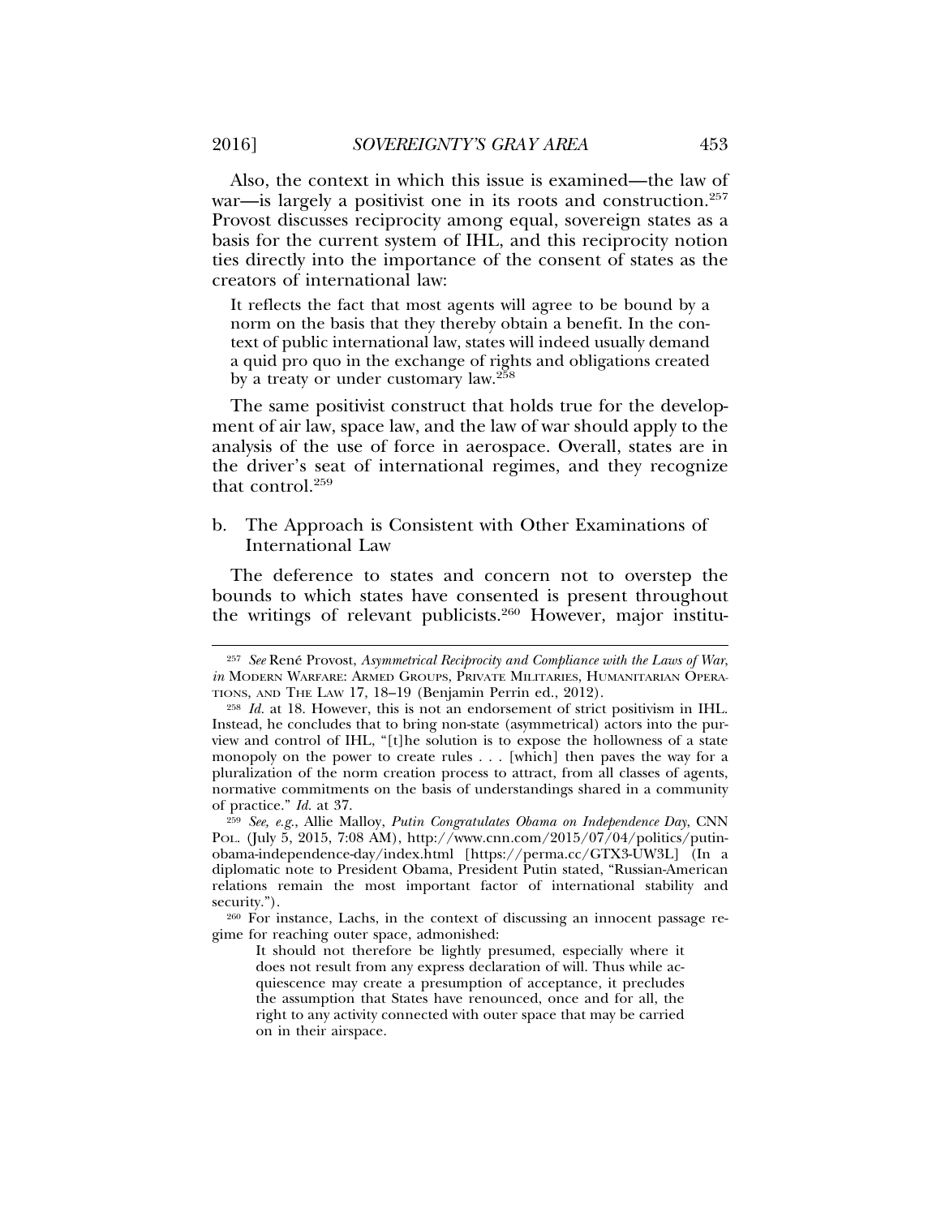Also, the context in which this issue is examined—the law of war—is largely a positivist one in its roots and construction.[257] Provost discusses reciprocity among equal, sovereign states as a basis for the current system of IHL, and this reciprocity notion ties directly into the importance of the consent of states as the creators of international law:

> It reflects the fact that most agents will agree to be bound by a norm on the basis that they thereby obtain a benefit. In the context of public international law, states will indeed usually demand a quid pro quo in the exchange of rights and obligations created by a treaty or under customary law.[258]

The same positivist construct that holds true for the development of air law, space law, and the law of war should apply to the analysis of the use of force in aerospace. Overall, states are in the driver's seat of international regimes, and they recognize that control.[259]

### b. The Approach is Consistent with Other Examinations of International Law

The deference to states and concern not to overstep the bounds to which states have consented is present throughout the writings of relevant publicists.[260] However, major institu-

---

[257] *See* René Provost, *Asymmetrical Reciprocity and Compliance with the Laws of War*, *in* MODERN WARFARE: ARMED GROUPS, PRIVATE MILITARIES, HUMANITARIAN OPERATIONS, AND THE LAW 17, 18–19 (Benjamin Perrin ed., 2012).

[258] *Id.* at 18. However, this is not an endorsement of strict positivism in IHL. Instead, he concludes that to bring non-state (asymmetrical) actors into the purview and control of IHL, "[t]he solution is to expose the hollowness of a state monopoly on the power to create rules . . . [which] then paves the way for a pluralization of the norm creation process to attract, from all classes of agents, normative commitments on the basis of understandings shared in a community of practice." *Id.* at 37.

[259] *See, e.g.*, Allie Malloy, *Putin Congratulates Obama on Independence Day*, CNN POL. (July 5, 2015, 7:08 AM), http://www.cnn.com/2015/07/04/politics/putin-obama-independence-day/index.html [https://perma.cc/GTX3-UW3L] (In a diplomatic note to President Obama, President Putin stated, "Russian-American relations remain the most important factor of international stability and security.").

[260] For instance, Lachs, in the context of discussing an innocent passage regime for reaching outer space, admonished:

> It should not therefore be lightly presumed, especially where it does not result from any express declaration of will. Thus while acquiescence may create a presumption of acceptance, it precludes the assumption that States have renounced, once and for all, the right to any activity connected with outer space that may be carried on in their airspace.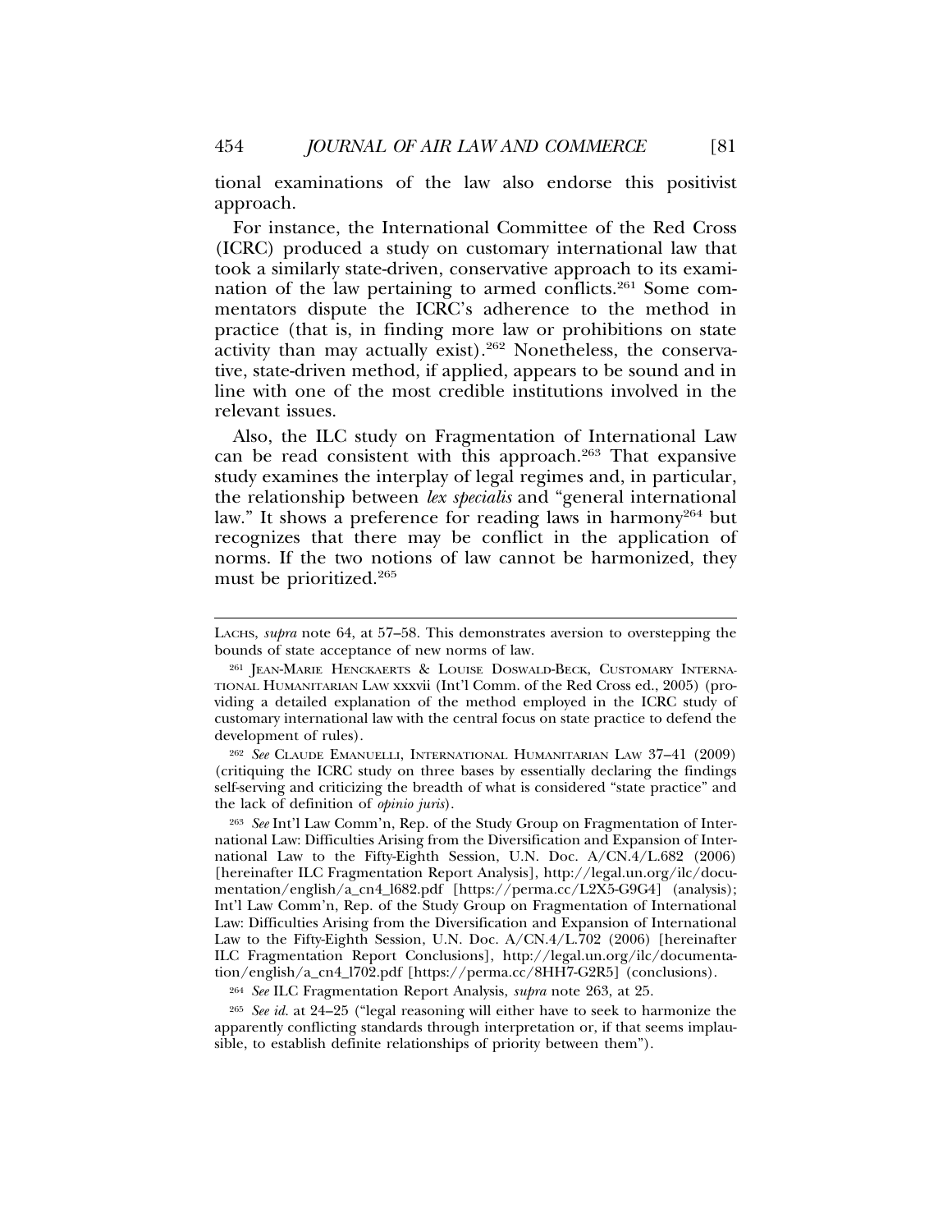tional examinations of the law also endorse this positivist approach.

For instance, the International Committee of the Red Cross (ICRC) produced a study on customary international law that took a similarly state-driven, conservative approach to its examination of the law pertaining to armed conflicts.[261] Some commentators dispute the ICRC's adherence to the method in practice (that is, in finding more law or prohibitions on state activity than may actually exist).[262] Nonetheless, the conservative, state-driven method, if applied, appears to be sound and in line with one of the most credible institutions involved in the relevant issues.

Also, the ILC study on Fragmentation of International Law can be read consistent with this approach.[263] That expansive study examines the interplay of legal regimes and, in particular, the relationship between *lex specialis* and "general international law." It shows a preference for reading laws in harmony[264] but recognizes that there may be conflict in the application of norms. If the two notions of law cannot be harmonized, they must be prioritized.[265]

---

LACHS, *supra* note 64, at 57–58. This demonstrates aversion to overstepping the bounds of state acceptance of new norms of law.

[261] JEAN-MARIE HENCKAERTS & LOUISE DOSWALD-BECK, CUSTOMARY INTERNATIONAL HUMANITARIAN LAW xxxvii (Int'l Comm. of the Red Cross ed., 2005) (providing a detailed explanation of the method employed in the ICRC study of customary international law with the central focus on state practice to defend the development of rules).

[262] *See* CLAUDE EMANUELLI, INTERNATIONAL HUMANITARIAN LAW 37–41 (2009) (critiquing the ICRC study on three bases by essentially declaring the findings self-serving and criticizing the breadth of what is considered "state practice" and the lack of definition of *opinio juris*).

[263] *See* Int'l Law Comm'n, Rep. of the Study Group on Fragmentation of International Law: Difficulties Arising from the Diversification and Expansion of International Law to the Fifty-Eighth Session, U.N. Doc. A/CN.4/L.682 (2006) [hereinafter ILC Fragmentation Report Analysis], http://legal.un.org/ilc/documentation/english/a_cn4_l682.pdf [https://perma.cc/L2X5-G9G4] (analysis); Int'l Law Comm'n, Rep. of the Study Group on Fragmentation of International Law: Difficulties Arising from the Diversification and Expansion of International Law to the Fifty-Eighth Session, U.N. Doc. A/CN.4/L.702 (2006) [hereinafter ILC Fragmentation Report Conclusions], http://legal.un.org/ilc/documentation/english/a_cn4_l702.pdf [https://perma.cc/8HH7-G2R5] (conclusions).

[264] *See* ILC Fragmentation Report Analysis, *supra* note 263, at 25.

[265] *See id.* at 24–25 ("legal reasoning will either have to seek to harmonize the apparently conflicting standards through interpretation or, if that seems implausible, to establish definite relationships of priority between them").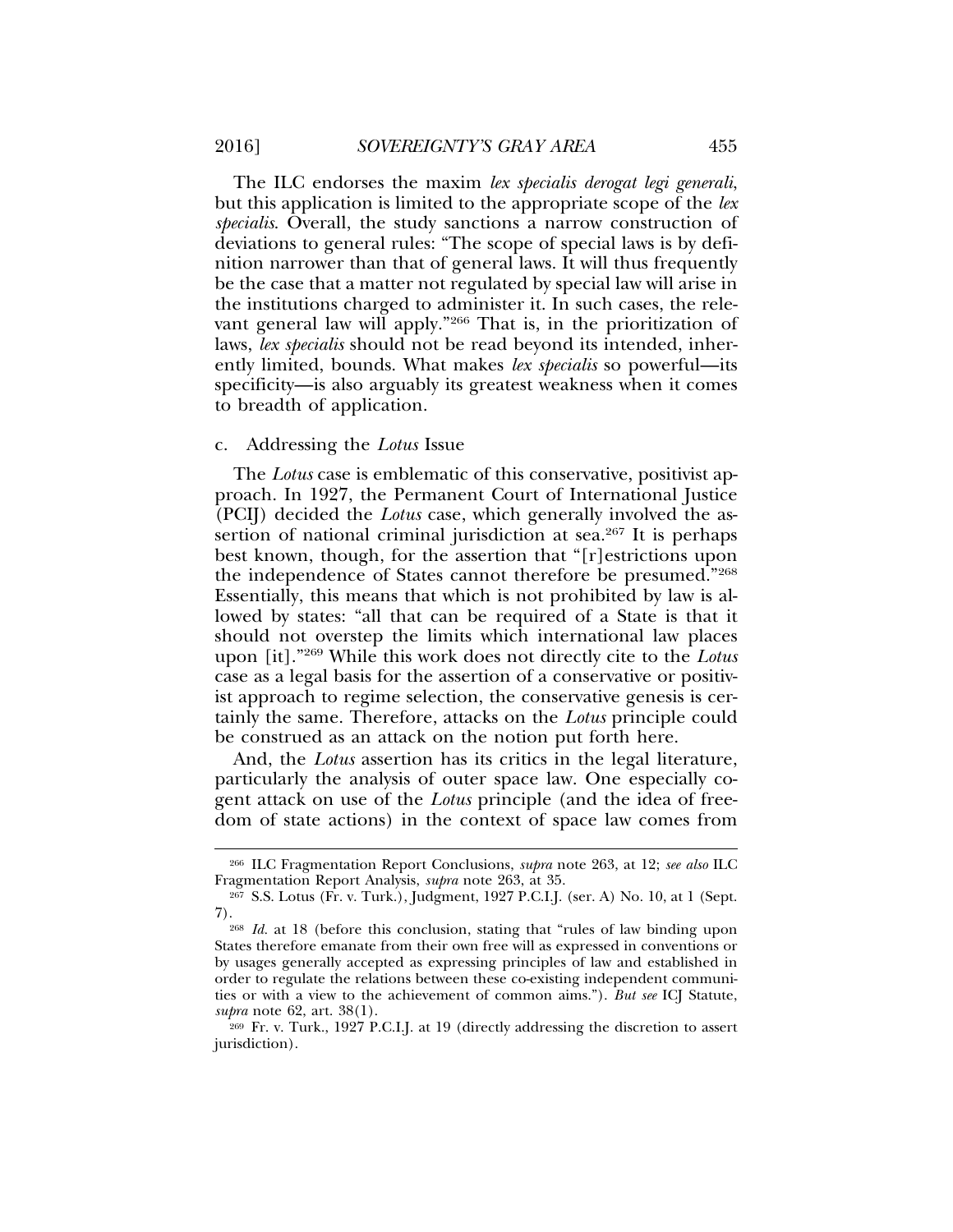The ILC endorses the maxim *lex specialis derogat legi generali*, but this application is limited to the appropriate scope of the *lex specialis*. Overall, the study sanctions a narrow construction of deviations to general rules: "The scope of special laws is by definition narrower than that of general laws. It will thus frequently be the case that a matter not regulated by special law will arise in the institutions charged to administer it. In such cases, the relevant general law will apply."[266] That is, in the prioritization of laws, *lex specialis* should not be read beyond its intended, inherently limited, bounds. What makes *lex specialis* so powerful—its specificity—is also arguably its greatest weakness when it comes to breadth of application.

c. Addressing the *Lotus* Issue

The *Lotus* case is emblematic of this conservative, positivist approach. In 1927, the Permanent Court of International Justice (PCIJ) decided the *Lotus* case, which generally involved the assertion of national criminal jurisdiction at sea.[267] It is perhaps best known, though, for the assertion that "[r]estrictions upon the independence of States cannot therefore be presumed."[268] Essentially, this means that which is not prohibited by law is allowed by states: "all that can be required of a State is that it should not overstep the limits which international law places upon [it]."[269] While this work does not directly cite to the *Lotus* case as a legal basis for the assertion of a conservative or positivist approach to regime selection, the conservative genesis is certainly the same. Therefore, attacks on the *Lotus* principle could be construed as an attack on the notion put forth here.

And, the *Lotus* assertion has its critics in the legal literature, particularly the analysis of outer space law. One especially cogent attack on use of the *Lotus* principle (and the idea of freedom of state actions) in the context of space law comes from

---

[266] ILC Fragmentation Report Conclusions, *supra* note 263, at 12; *see also* ILC Fragmentation Report Analysis, *supra* note 263, at 35.

[267] S.S. Lotus (Fr. v. Turk.), Judgment, 1927 P.C.I.J. (ser. A) No. 10, at 1 (Sept. 7).

[268] *Id.* at 18 (before this conclusion, stating that "rules of law binding upon States therefore emanate from their own free will as expressed in conventions or by usages generally accepted as expressing principles of law and established in order to regulate the relations between these co-existing independent communities or with a view to the achievement of common aims."). *But see* ICJ Statute, *supra* note 62, art. 38(1).

[269] Fr. v. Turk., 1927 P.C.I.J. at 19 (directly addressing the discretion to assert jurisdiction).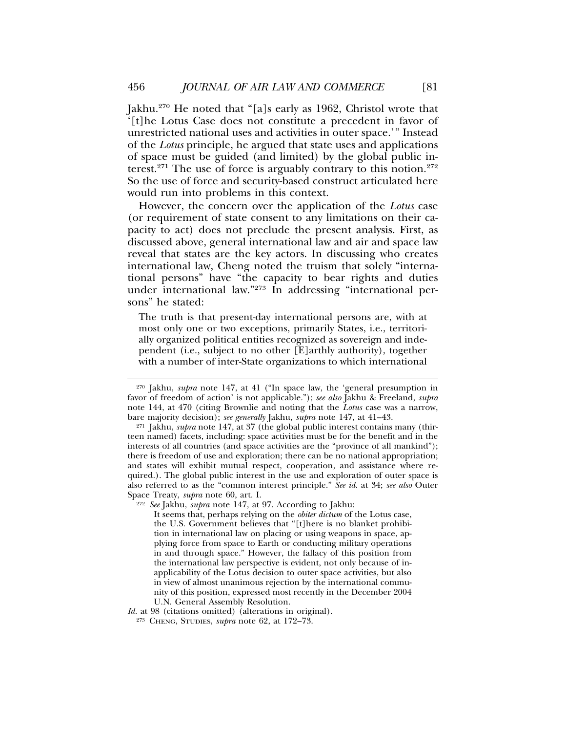Jakhu.[270] He noted that "[a]s early as 1962, Christol wrote that '[t]he Lotus Case does not constitute a precedent in favor of unrestricted national uses and activities in outer space.'" Instead of the *Lotus* principle, he argued that state uses and applications of space must be guided (and limited) by the global public interest.[271] The use of force is arguably contrary to this notion.[272] So the use of force and security-based construct articulated here would run into problems in this context.

However, the concern over the application of the *Lotus* case (or requirement of state consent to any limitations on their capacity to act) does not preclude the present analysis. First, as discussed above, general international law and air and space law reveal that states are the key actors. In discussing who creates international law, Cheng noted the truism that solely "international persons" have "the capacity to bear rights and duties under international law."[273] In addressing "international persons" he stated:

> The truth is that present-day international persons are, with at most only one or two exceptions, primarily States, i.e., territorially organized political entities recognized as sovereign and independent (i.e., subject to no other [E]arthly authority), together with a number of inter-State organizations to which international

---

[270] Jakhu, *supra* note 147, at 41 ("In space law, the 'general presumption in favor of freedom of action' is not applicable."); *see also* Jakhu & Freeland, *supra* note 144, at 470 (citing Brownlie and noting that the *Lotus* case was a narrow, bare majority decision); *see generally* Jakhu, *supra* note 147, at 41–43.

[271] Jakhu, *supra* note 147, at 37 (the global public interest contains many (thirteen named) facets, including: space activities must be for the benefit and in the interests of all countries (and space activities are the "province of all mankind"); there is freedom of use and exploration; there can be no national appropriation; and states will exhibit mutual respect, cooperation, and assistance where required.). The global public interest in the use and exploration of outer space is also referred to as the "common interest principle." *See id.* at 34; *see also* Outer Space Treaty, *supra* note 60, art. I.

[272] *See* Jakhu, *supra* note 147, at 97. According to Jakhu:

> It seems that, perhaps relying on the *obiter dictum* of the Lotus case, the U.S. Government believes that "[t]here is no blanket prohibition in international law on placing or using weapons in space, applying force from space to Earth or conducting military operations in and through space." However, the fallacy of this position from the international law perspective is evident, not only because of inapplicability of the Lotus decision to outer space activities, but also in view of almost unanimous rejection by the international community of this position, expressed most recently in the December 2004 U.N. General Assembly Resolution.

*Id.* at 98 (citations omitted) (alterations in original).

[273] CHENG, STUDIES, *supra* note 62, at 172–73.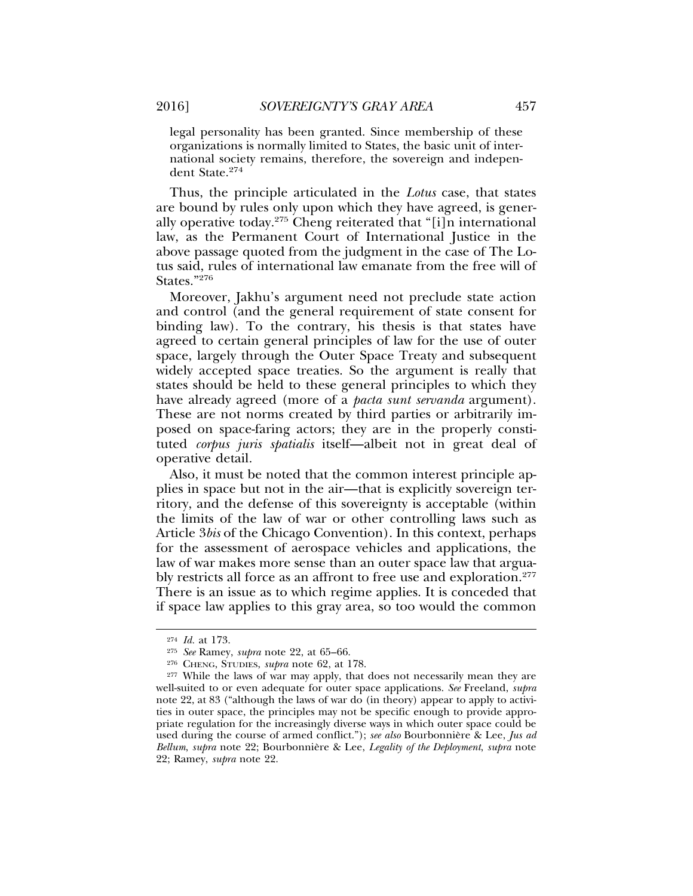legal personality has been granted. Since membership of these organizations is normally limited to States, the basic unit of international society remains, therefore, the sovereign and independent State.[274]

Thus, the principle articulated in the *Lotus* case, that states are bound by rules only upon which they have agreed, is generally operative today.[275] Cheng reiterated that "[i]n international law, as the Permanent Court of International Justice in the above passage quoted from the judgment in the case of The Lotus said, rules of international law emanate from the free will of States."[276]

Moreover, Jakhu's argument need not preclude state action and control (and the general requirement of state consent for binding law). To the contrary, his thesis is that states have agreed to certain general principles of law for the use of outer space, largely through the Outer Space Treaty and subsequent widely accepted space treaties. So the argument is really that states should be held to these general principles to which they have already agreed (more of a *pacta sunt servanda* argument). These are not norms created by third parties or arbitrarily imposed on space-faring actors; they are in the properly constituted *corpus juris spatialis* itself—albeit not in great deal of operative detail.

Also, it must be noted that the common interest principle applies in space but not in the air—that is explicitly sovereign territory, and the defense of this sovereignty is acceptable (within the limits of the law of war or other controlling laws such as Article 3*bis* of the Chicago Convention). In this context, perhaps for the assessment of aerospace vehicles and applications, the law of war makes more sense than an outer space law that arguably restricts all force as an affront to free use and exploration.[277] There is an issue as to which regime applies. It is conceded that if space law applies to this gray area, so too would the common

---

[274] *Id.* at 173.

[275] *See* Ramey, *supra* note 22, at 65–66.

[276] CHENG, STUDIES, *supra* note 62, at 178.

[277] While the laws of war may apply, that does not necessarily mean they are well-suited to or even adequate for outer space applications. *See* Freeland, *supra* note 22, at 83 ("although the laws of war do (in theory) appear to apply to activities in outer space, the principles may not be specific enough to provide appropriate regulation for the increasingly diverse ways in which outer space could be used during the course of armed conflict."); *see also* Bourbonnière & Lee, *Jus ad Bellum*, *supra* note 22; Bourbonnière & Lee, *Legality of the Deployment*, *supra* note 22; Ramey, *supra* note 22.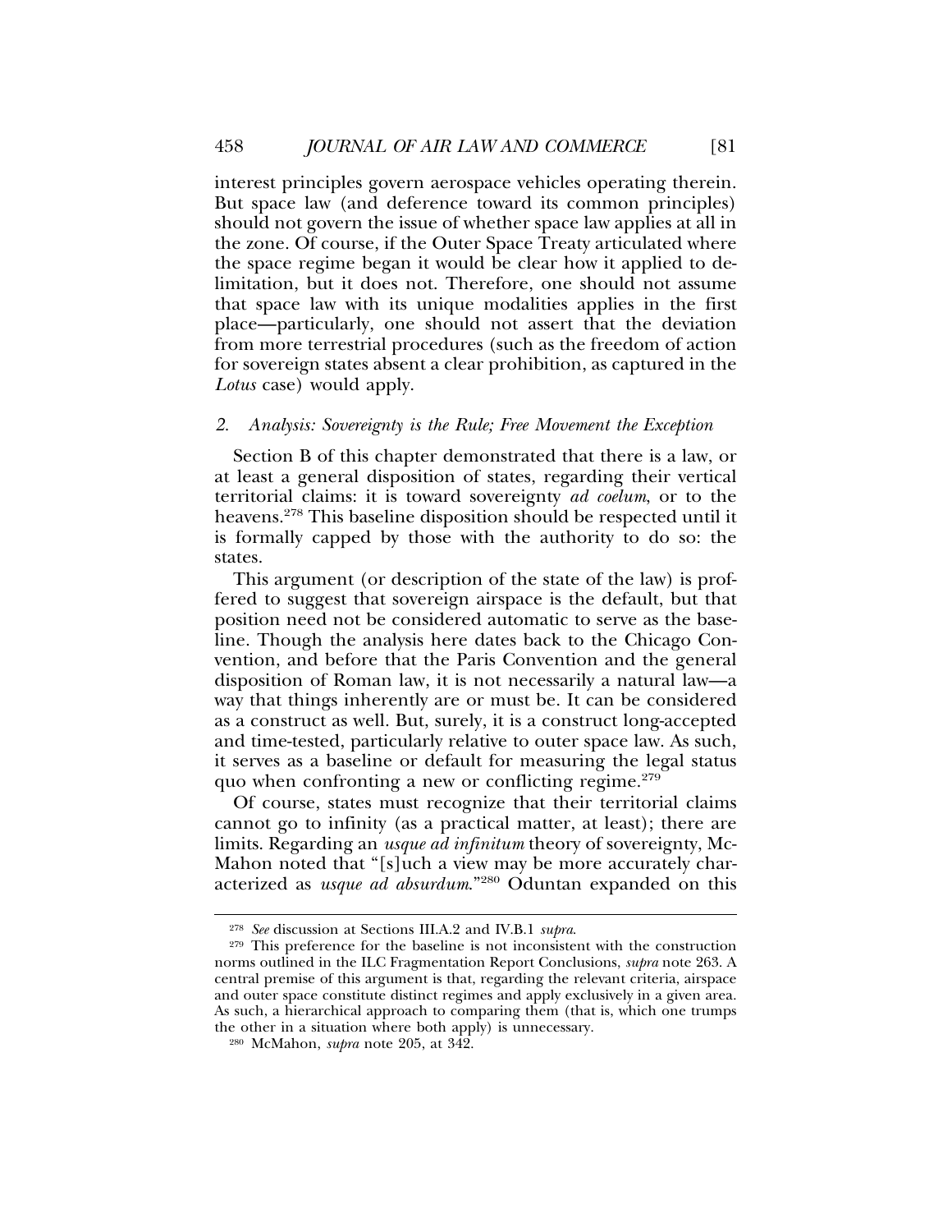interest principles govern aerospace vehicles operating therein. But space law (and deference toward its common principles) should not govern the issue of whether space law applies at all in the zone. Of course, if the Outer Space Treaty articulated where the space regime began it would be clear how it applied to delimitation, but it does not. Therefore, one should not assume that space law with its unique modalities applies in the first place—particularly, one should not assert that the deviation from more terrestrial procedures (such as the freedom of action for sovereign states absent a clear prohibition, as captured in the *Lotus* case) would apply.

### 2. *Analysis: Sovereignty is the Rule; Free Movement the Exception*

Section B of this chapter demonstrated that there is a law, or at least a general disposition of states, regarding their vertical territorial claims: it is toward sovereignty *ad coelum*, or to the heavens.[278] This baseline disposition should be respected until it is formally capped by those with the authority to do so: the states.

This argument (or description of the state of the law) is proffered to suggest that sovereign airspace is the default, but that position need not be considered automatic to serve as the baseline. Though the analysis here dates back to the Chicago Convention, and before that the Paris Convention and the general disposition of Roman law, it is not necessarily a natural law—a way that things inherently are or must be. It can be considered as a construct as well. But, surely, it is a construct long-accepted and time-tested, particularly relative to outer space law. As such, it serves as a baseline or default for measuring the legal status quo when confronting a new or conflicting regime.[279]

Of course, states must recognize that their territorial claims cannot go to infinity (as a practical matter, at least); there are limits. Regarding an *usque ad infinitum* theory of sovereignty, McMahon noted that "[s]uch a view may be more accurately characterized as *usque ad absurdum*."[280] Oduntan expanded on this

---

[278] *See* discussion at Sections III.A.2 and IV.B.1 *supra*.

[279] This preference for the baseline is not inconsistent with the construction norms outlined in the ILC Fragmentation Report Conclusions, *supra* note 263. A central premise of this argument is that, regarding the relevant criteria, airspace and outer space constitute distinct regimes and apply exclusively in a given area. As such, a hierarchical approach to comparing them (that is, which one trumps the other in a situation where both apply) is unnecessary.

[280] McMahon, *supra* note 205, at 342.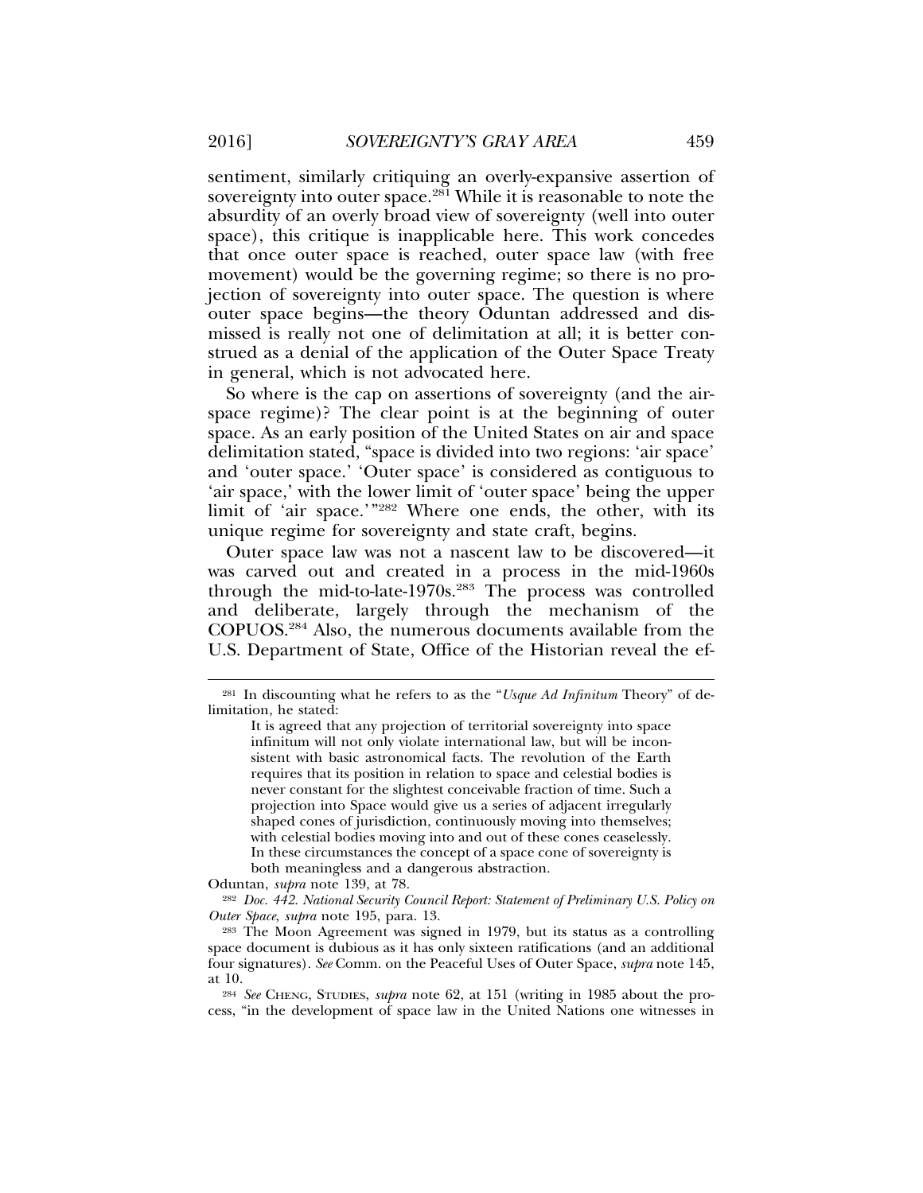sentiment, similarly critiquing an overly-expansive assertion of sovereignty into outer space.[281] While it is reasonable to note the absurdity of an overly broad view of sovereignty (well into outer space), this critique is inapplicable here. This work concedes that once outer space is reached, outer space law (with free movement) would be the governing regime; so there is no projection of sovereignty into outer space. The question is where outer space begins—the theory Oduntan addressed and dismissed is really not one of delimitation at all; it is better construed as a denial of the application of the Outer Space Treaty in general, which is not advocated here.

So where is the cap on assertions of sovereignty (and the airspace regime)? The clear point is at the beginning of outer space. As an early position of the United States on air and space delimitation stated, "space is divided into two regions: 'air space' and 'outer space.' 'Outer space' is considered as contiguous to 'air space,' with the lower limit of 'outer space' being the upper limit of 'air space.'"[282] Where one ends, the other, with its unique regime for sovereignty and state craft, begins.

Outer space law was not a nascent law to be discovered—it was carved out and created in a process in the mid-1960s through the mid-to-late-1970s.[283] The process was controlled and deliberate, largely through the mechanism of the COPUOS.[284] Also, the numerous documents available from the U.S. Department of State, Office of the Historian reveal the ef-

---

[281] In discounting what he refers to as the "*Usque Ad Infinitum* Theory" of delimitation, he stated:

> It is agreed that any projection of territorial sovereignty into space infinitum will not only violate international law, but will be inconsistent with basic astronomical facts. The revolution of the Earth requires that its position in relation to space and celestial bodies is never constant for the slightest conceivable fraction of time. Such a projection into Space would give us a series of adjacent irregularly shaped cones of jurisdiction, continuously moving into themselves; with celestial bodies moving into and out of these cones ceaselessly. In these circumstances the concept of a space cone of sovereignty is both meaningless and a dangerous abstraction.

Oduntan, *supra* note 139, at 78.

[282] *Doc. 442. National Security Council Report: Statement of Preliminary U.S. Policy on Outer Space*, *supra* note 195, para. 13.

[283] The Moon Agreement was signed in 1979, but its status as a controlling space document is dubious as it has only sixteen ratifications (and an additional four signatures). *See* Comm. on the Peaceful Uses of Outer Space, *supra* note 145, at 10.

[284] *See* CHENG, STUDIES, *supra* note 62, at 151 (writing in 1985 about the process, "in the development of space law in the United Nations one witnesses in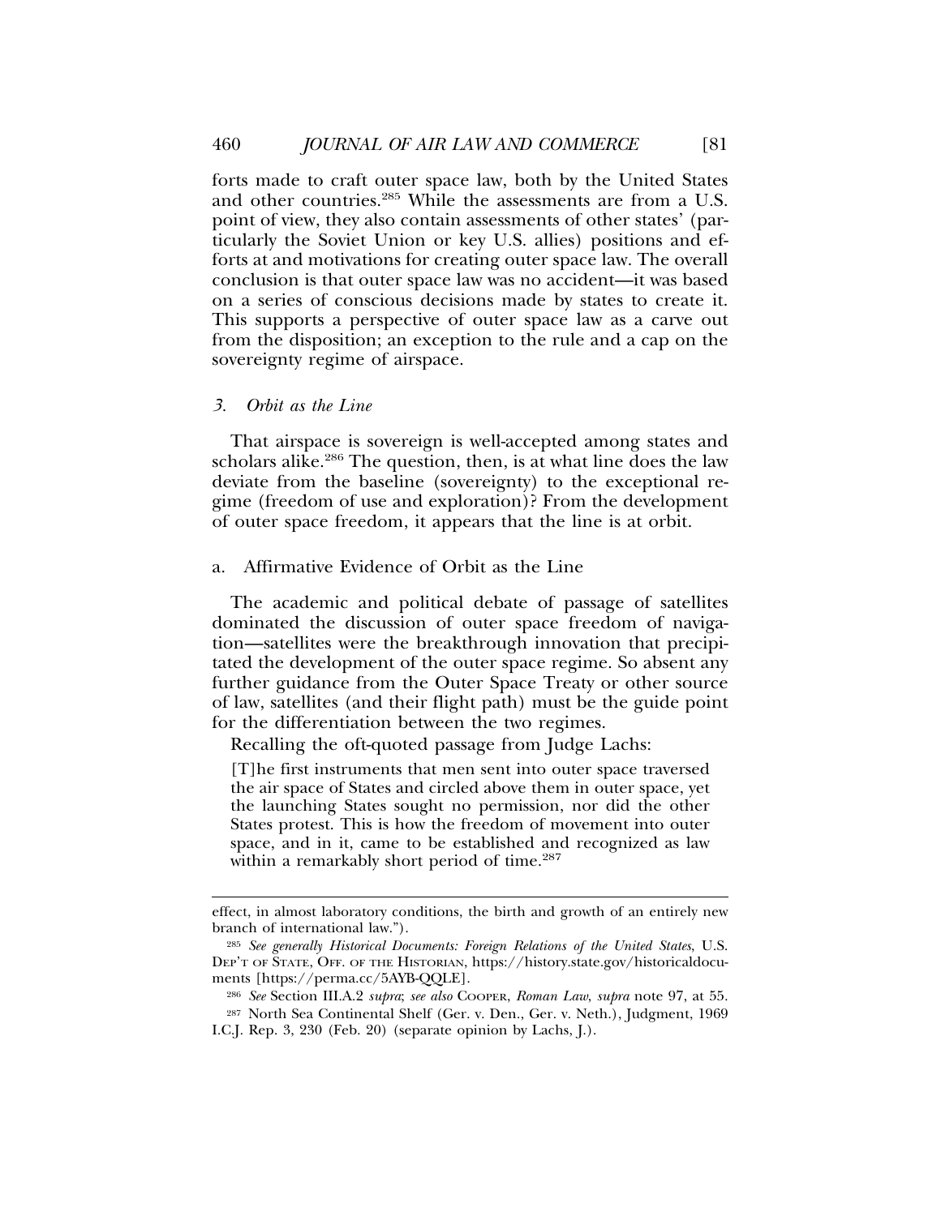forts made to craft outer space law, both by the United States and other countries.[285] While the assessments are from a U.S. point of view, they also contain assessments of other states' (particularly the Soviet Union or key U.S. allies) positions and efforts at and motivations for creating outer space law. The overall conclusion is that outer space law was no accident—it was based on a series of conscious decisions made by states to create it. This supports a perspective of outer space law as a carve out from the disposition; an exception to the rule and a cap on the sovereignty regime of airspace.

### 3. *Orbit as the Line*

That airspace is sovereign is well-accepted among states and scholars alike.[286] The question, then, is at what line does the law deviate from the baseline (sovereignty) to the exceptional regime (freedom of use and exploration)? From the development of outer space freedom, it appears that the line is at orbit.

#### a. Affirmative Evidence of Orbit as the Line

The academic and political debate of passage of satellites dominated the discussion of outer space freedom of navigation—satellites were the breakthrough innovation that precipitated the development of the outer space regime. So absent any further guidance from the Outer Space Treaty or other source of law, satellites (and their flight path) must be the guide point for the differentiation between the two regimes.

Recalling the oft-quoted passage from Judge Lachs:

> [T]he first instruments that men sent into outer space traversed the air space of States and circled above them in outer space, yet the launching States sought no permission, nor did the other States protest. This is how the freedom of movement into outer space, and in it, came to be established and recognized as law within a remarkably short period of time.[287]

---

effect, in almost laboratory conditions, the birth and growth of an entirely new branch of international law.").

[285] *See generally Historical Documents: Foreign Relations of the United States*, U.S. DEP'T OF STATE, OFF. OF THE HISTORIAN, https://history.state.gov/historicaldocuments [https://perma.cc/5AYB-QQLE].

[286] *See* Section III.A.2 *supra*; *see also* COOPER, *Roman Law*, *supra* note 97, at 55.

[287] North Sea Continental Shelf (Ger. v. Den., Ger. v. Neth.), Judgment, 1969 I.C.J. Rep. 3, 230 (Feb. 20) (separate opinion by Lachs, J.).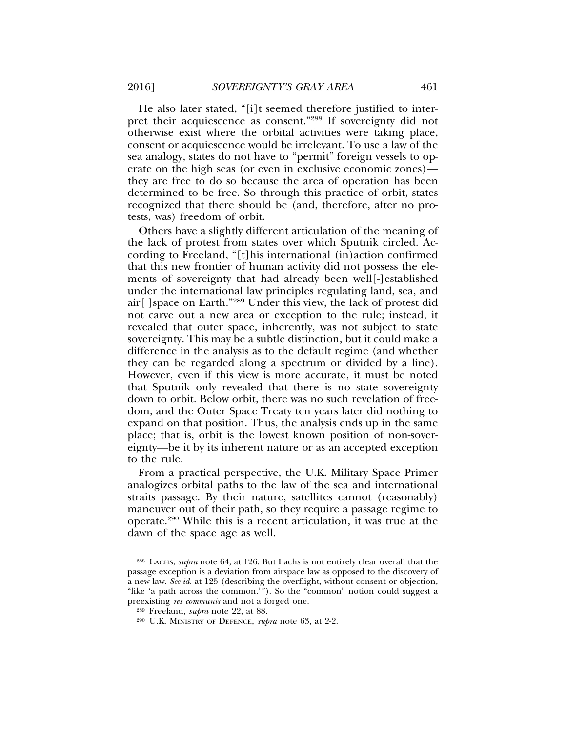He also later stated, "[i]t seemed therefore justified to interpret their acquiescence as consent."[288] If sovereignty did not otherwise exist where the orbital activities were taking place, consent or acquiescence would be irrelevant. To use a law of the sea analogy, states do not have to "permit" foreign vessels to operate on the high seas (or even in exclusive economic zones)—they are free to do so because the area of operation has been determined to be free. So through this practice of orbit, states recognized that there should be (and, therefore, after no protests, was) freedom of orbit.

Others have a slightly different articulation of the meaning of the lack of protest from states over which Sputnik circled. According to Freeland, "[t]his international (in)action confirmed that this new frontier of human activity did not possess the elements of sovereignty that had already been well[-]established under the international law principles regulating land, sea, and air[ ]space on Earth."[289] Under this view, the lack of protest did not carve out a new area or exception to the rule; instead, it revealed that outer space, inherently, was not subject to state sovereignty. This may be a subtle distinction, but it could make a difference in the analysis as to the default regime (and whether they can be regarded along a spectrum or divided by a line). However, even if this view is more accurate, it must be noted that Sputnik only revealed that there is no state sovereignty down to orbit. Below orbit, there was no such revelation of freedom, and the Outer Space Treaty ten years later did nothing to expand on that position. Thus, the analysis ends up in the same place; that is, orbit is the lowest known position of non-sovereignty—be it by its inherent nature or as an accepted exception to the rule.

From a practical perspective, the U.K. Military Space Primer analogizes orbital paths to the law of the sea and international straits passage. By their nature, satellites cannot (reasonably) maneuver out of their path, so they require a passage regime to operate.[290] While this is a recent articulation, it was true at the dawn of the space age as well.

---

[288] LACHS, *supra* note 64, at 126. But Lachs is not entirely clear overall that the passage exception is a deviation from airspace law as opposed to the discovery of a new law. *See id.* at 125 (describing the overflight, without consent or objection, "like 'a path across the common.'"). So the "common" notion could suggest a preexisting *res communis* and not a forged one.

[289] Freeland, *supra* note 22, at 88.

[290] U.K. MINISTRY OF DEFENCE, *supra* note 63, at 2-2.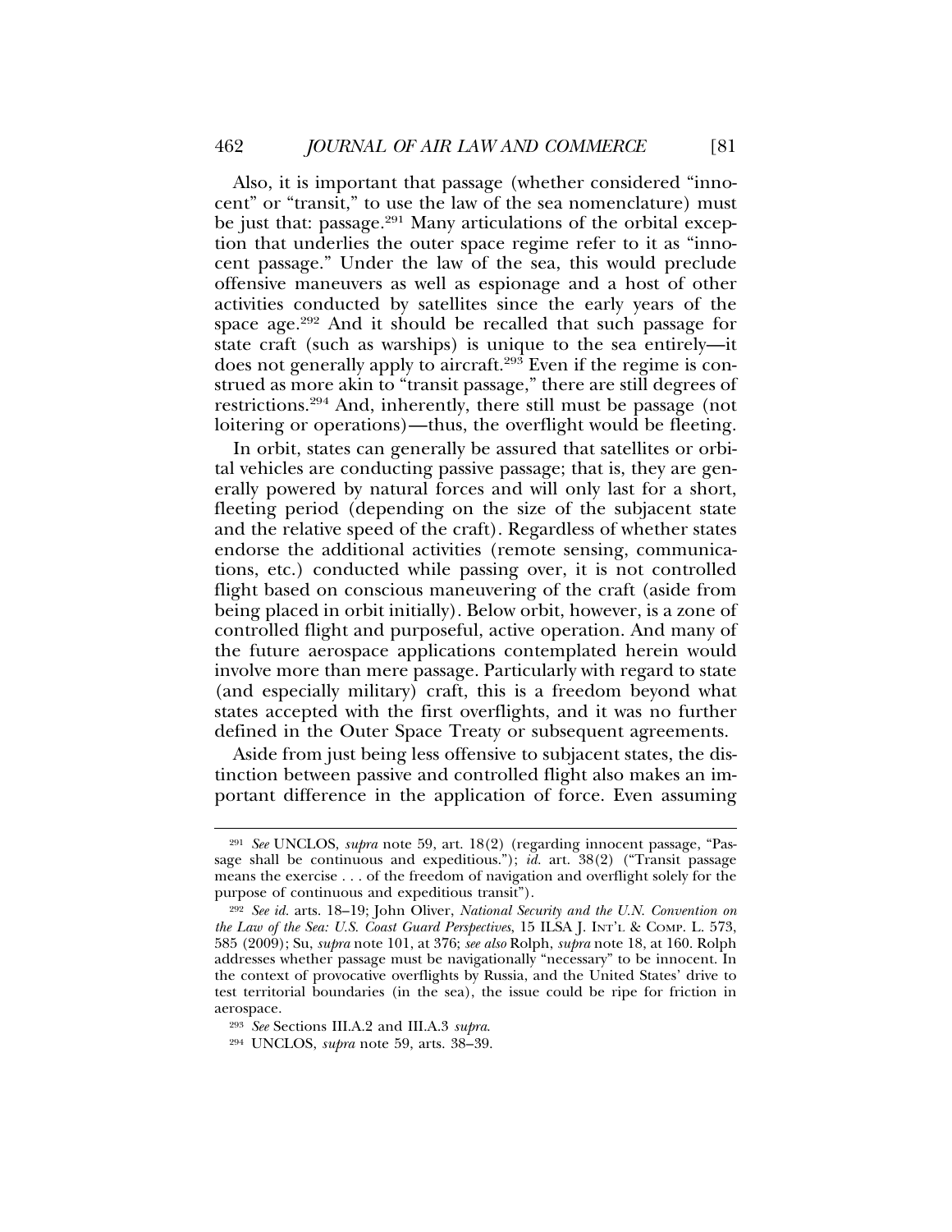Also, it is important that passage (whether considered "innocent" or "transit," to use the law of the sea nomenclature) must be just that: passage.[291] Many articulations of the orbital exception that underlies the outer space regime refer to it as "innocent passage." Under the law of the sea, this would preclude offensive maneuvers as well as espionage and a host of other activities conducted by satellites since the early years of the space age.[292] And it should be recalled that such passage for state craft (such as warships) is unique to the sea entirely—it does not generally apply to aircraft.[293] Even if the regime is construed as more akin to "transit passage," there are still degrees of restrictions.[294] And, inherently, there still must be passage (not loitering or operations)—thus, the overflight would be fleeting.

In orbit, states can generally be assured that satellites or orbital vehicles are conducting passive passage; that is, they are generally powered by natural forces and will only last for a short, fleeting period (depending on the size of the subjacent state and the relative speed of the craft). Regardless of whether states endorse the additional activities (remote sensing, communications, etc.) conducted while passing over, it is not controlled flight based on conscious maneuvering of the craft (aside from being placed in orbit initially). Below orbit, however, is a zone of controlled flight and purposeful, active operation. And many of the future aerospace applications contemplated herein would involve more than mere passage. Particularly with regard to state (and especially military) craft, this is a freedom beyond what states accepted with the first overflights, and it was no further defined in the Outer Space Treaty or subsequent agreements.

Aside from just being less offensive to subjacent states, the distinction between passive and controlled flight also makes an important difference in the application of force. Even assuming

---

[291] *See* UNCLOS, *supra* note 59, art. 18(2) (regarding innocent passage, "Passage shall be continuous and expeditious."); *id.* art. 38(2) ("Transit passage means the exercise . . . of the freedom of navigation and overflight solely for the purpose of continuous and expeditious transit").

[292] *See id.* arts. 18–19; John Oliver, *National Security and the U.N. Convention on the Law of the Sea: U.S. Coast Guard Perspectives*, 15 ILSA J. INT'L & COMP. L. 573, 585 (2009); Su, *supra* note 101, at 376; *see also* Rolph, *supra* note 18, at 160. Rolph addresses whether passage must be navigationally "necessary" to be innocent. In the context of provocative overflights by Russia, and the United States' drive to test territorial boundaries (in the sea), the issue could be ripe for friction in aerospace.

[293] *See* Sections III.A.2 and III.A.3 *supra*.

[294] UNCLOS, *supra* note 59, arts. 38–39.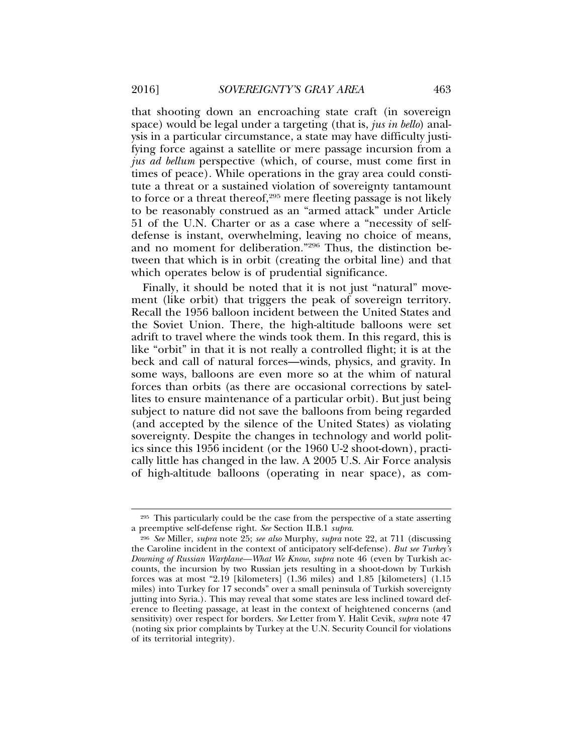that shooting down an encroaching state craft (in sovereign space) would be legal under a targeting (that is, *jus in bello*) analysis in a particular circumstance, a state may have difficulty justifying force against a satellite or mere passage incursion from a *jus ad bellum* perspective (which, of course, must come first in times of peace). While operations in the gray area could constitute a threat or a sustained violation of sovereignty tantamount to force or a threat thereof,[295] mere fleeting passage is not likely to be reasonably construed as an "armed attack" under Article 51 of the U.N. Charter or as a case where a "necessity of self-defense is instant, overwhelming, leaving no choice of means, and no moment for deliberation."[296] Thus, the distinction between that which is in orbit (creating the orbital line) and that which operates below is of prudential significance.

Finally, it should be noted that it is not just "natural" movement (like orbit) that triggers the peak of sovereign territory. Recall the 1956 balloon incident between the United States and the Soviet Union. There, the high-altitude balloons were set adrift to travel where the winds took them. In this regard, this is like "orbit" in that it is not really a controlled flight; it is at the beck and call of natural forces—winds, physics, and gravity. In some ways, balloons are even more so at the whim of natural forces than orbits (as there are occasional corrections by satellites to ensure maintenance of a particular orbit). But just being subject to nature did not save the balloons from being regarded (and accepted by the silence of the United States) as violating sovereignty. Despite the changes in technology and world politics since this 1956 incident (or the 1960 U-2 shoot-down), practically little has changed in the law. A 2005 U.S. Air Force analysis of high-altitude balloons (operating in near space), as com-

---

[295] This particularly could be the case from the perspective of a state asserting a preemptive self-defense right. *See* Section II.B.1 *supra*.

[296] *See* Miller, *supra* note 25; *see also* Murphy, *supra* note 22, at 711 (discussing the Caroline incident in the context of anticipatory self-defense). *But see Turkey's Downing of Russian Warplane—What We Know*, *supra* note 46 (even by Turkish accounts, the incursion by two Russian jets resulting in a shoot-down by Turkish forces was at most "2.19 [kilometers] (1.36 miles) and 1.85 [kilometers] (1.15 miles) into Turkey for 17 seconds" over a small peninsula of Turkish sovereignty jutting into Syria.). This may reveal that some states are less inclined toward deference to fleeting passage, at least in the context of heightened concerns (and sensitivity) over respect for borders. *See* Letter from Y. Halit Cevik, *supra* note 47 (noting six prior complaints by Turkey at the U.N. Security Council for violations of its territorial integrity).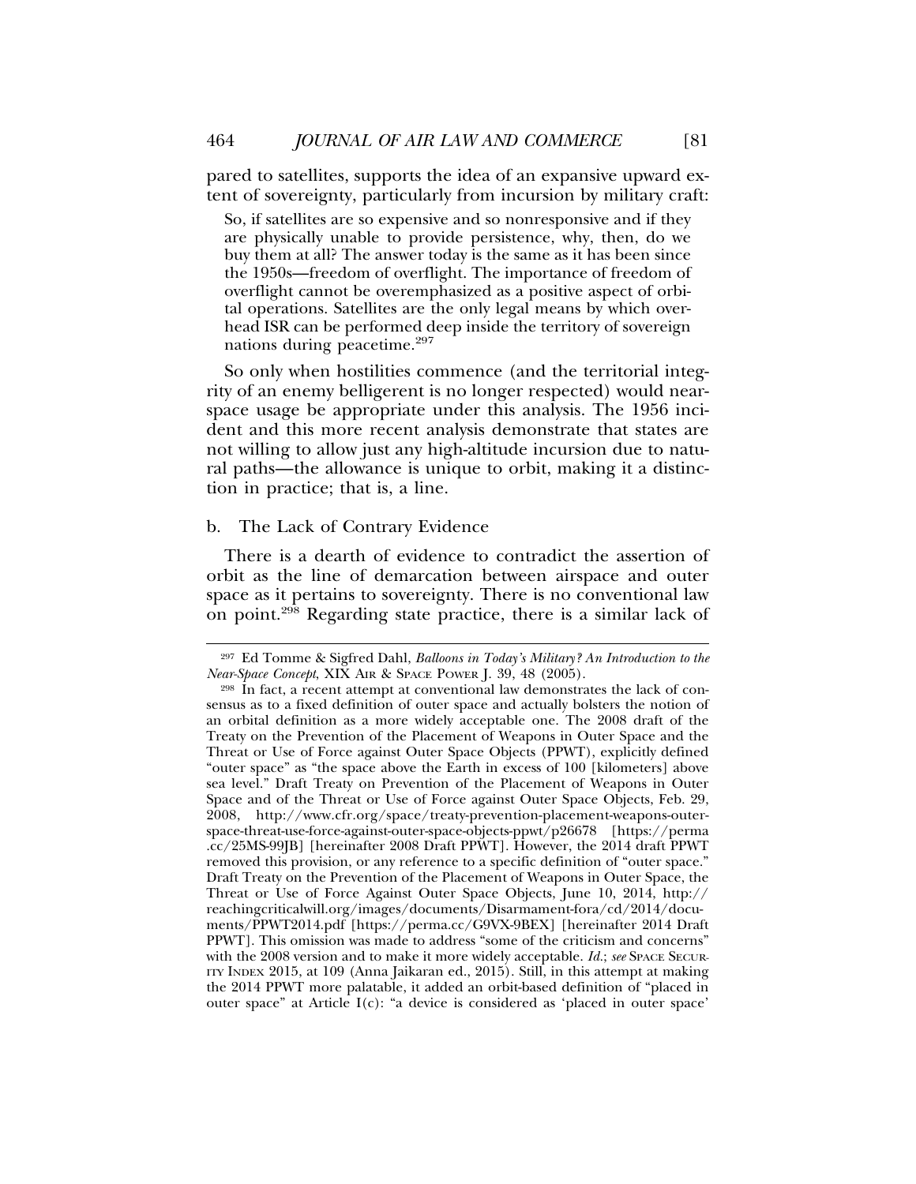pared to satellites, supports the idea of an expansive upward extent of sovereignty, particularly from incursion by military craft:

> So, if satellites are so expensive and so nonresponsive and if they are physically unable to provide persistence, why, then, do we buy them at all? The answer today is the same as it has been since the 1950s—freedom of overflight. The importance of freedom of overflight cannot be overemphasized as a positive aspect of orbital operations. Satellites are the only legal means by which overhead ISR can be performed deep inside the territory of sovereign nations during peacetime.[297]

So only when hostilities commence (and the territorial integrity of an enemy belligerent is no longer respected) would near-space usage be appropriate under this analysis. The 1956 incident and this more recent analysis demonstrate that states are not willing to allow just any high-altitude incursion due to natural paths—the allowance is unique to orbit, making it a distinction in practice; that is, a line.

#### b. The Lack of Contrary Evidence

There is a dearth of evidence to contradict the assertion of orbit as the line of demarcation between airspace and outer space as it pertains to sovereignty. There is no conventional law on point.[298] Regarding state practice, there is a similar lack of

---

[297] Ed Tomme & Sigfred Dahl, *Balloons in Today's Military? An Introduction to the Near-Space Concept*, XIX AIR & SPACE POWER J. 39, 48 (2005).

[298] In fact, a recent attempt at conventional law demonstrates the lack of consensus as to a fixed definition of outer space and actually bolsters the notion of an orbital definition as a more widely acceptable one. The 2008 draft of the Treaty on the Prevention of the Placement of Weapons in Outer Space and the Threat or Use of Force against Outer Space Objects (PPWT), explicitly defined "outer space" as "the space above the Earth in excess of 100 [kilometers] above sea level." Draft Treaty on Prevention of the Placement of Weapons in Outer Space and of the Threat or Use of Force against Outer Space Objects, Feb. 29, 2008, http://www.cfr.org/space/treaty-prevention-placement-weapons-outer-space-threat-use-force-against-outer-space-objects-ppwt/p26678 [https://perma.cc/25MS-99JB] [hereinafter 2008 Draft PPWT]. However, the 2014 draft PPWT removed this provision, or any reference to a specific definition of "outer space." Draft Treaty on the Prevention of the Placement of Weapons in Outer Space, the Threat or Use of Force Against Outer Space Objects, June 10, 2014, http://reachingcriticalwill.org/images/documents/Disarmament-fora/cd/2014/documents/PPWT2014.pdf [https://perma.cc/G9VX-9BEX] [hereinafter 2014 Draft PPWT]. This omission was made to address "some of the criticism and concerns" with the 2008 version and to make it more widely acceptable. *Id.*; *see* SPACE SECURITY INDEX 2015, at 109 (Anna Jaikaran ed., 2015). Still, in this attempt at making the 2014 PPWT more palatable, it added an orbit-based definition of "placed in outer space" at Article I(c): "a device is considered as 'placed in outer space'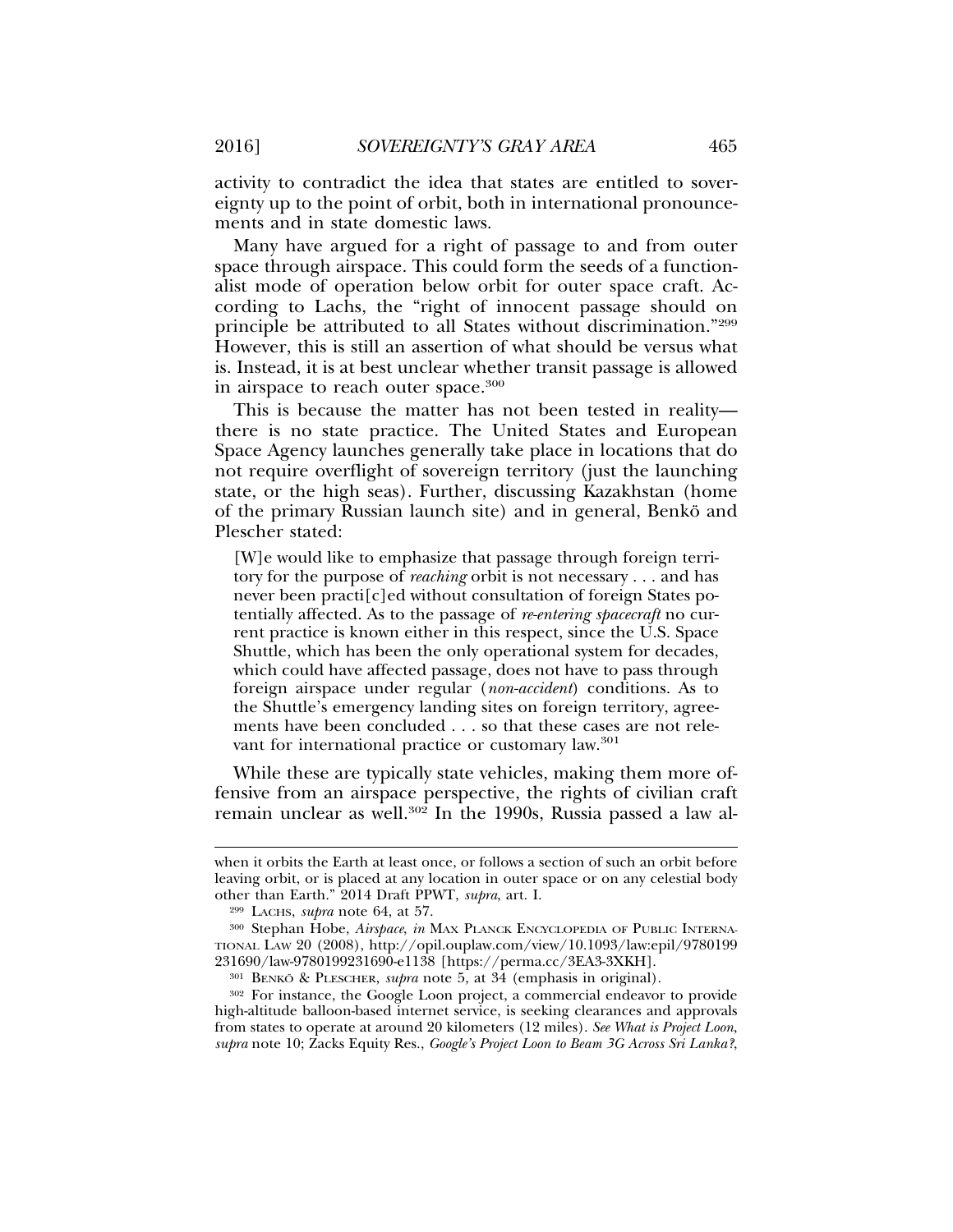activity to contradict the idea that states are entitled to sovereignty up to the point of orbit, both in international pronouncements and in state domestic laws.

Many have argued for a right of passage to and from outer space through airspace. This could form the seeds of a functionalist mode of operation below orbit for outer space craft. According to Lachs, the "right of innocent passage should on principle be attributed to all States without discrimination."[299] However, this is still an assertion of what should be versus what is. Instead, it is at best unclear whether transit passage is allowed in airspace to reach outer space.[300]

This is because the matter has not been tested in reality—there is no state practice. The United States and European Space Agency launches generally take place in locations that do not require overflight of sovereign territory (just the launching state, or the high seas). Further, discussing Kazakhstan (home of the primary Russian launch site) and in general, Benkö and Plescher stated:

> [W]e would like to emphasize that passage through foreign territory for the purpose of *reaching* orbit is not necessary . . . and has never been practi[c]ed without consultation of foreign States potentially affected. As to the passage of *re-entering spacecraft* no current practice is known either in this respect, since the U.S. Space Shuttle, which has been the only operational system for decades, which could have affected passage, does not have to pass through foreign airspace under regular (*non-accident*) conditions. As to the Shuttle's emergency landing sites on foreign territory, agreements have been concluded . . . so that these cases are not relevant for international practice or customary law.[301]

While these are typically state vehicles, making them more offensive from an airspace perspective, the rights of civilian craft remain unclear as well.[302] In the 1990s, Russia passed a law al-

---

when it orbits the Earth at least once, or follows a section of such an orbit before leaving orbit, or is placed at any location in outer space or on any celestial body other than Earth." 2014 Draft PPWT, *supra*, art. I.

[299] LACHS, *supra* note 64, at 57.

[300] Stephan Hobe, *Airspace*, *in* MAX PLANCK ENCYCLOPEDIA OF PUBLIC INTERNATIONAL LAW 20 (2008), http://opil.ouplaw.com/view/10.1093/law:epil/9780199231690/law-9780199231690-e1138 [https://perma.cc/3EA3-3XKH].

[301] BENKÖ & PLESCHER, *supra* note 5, at 34 (emphasis in original).

[302] For instance, the Google Loon project, a commercial endeavor to provide high-altitude balloon-based internet service, is seeking clearances and approvals from states to operate at around 20 kilometers (12 miles). *See What is Project Loon*, *supra* note 10; Zacks Equity Res., *Google's Project Loon to Beam 3G Across Sri Lanka?*,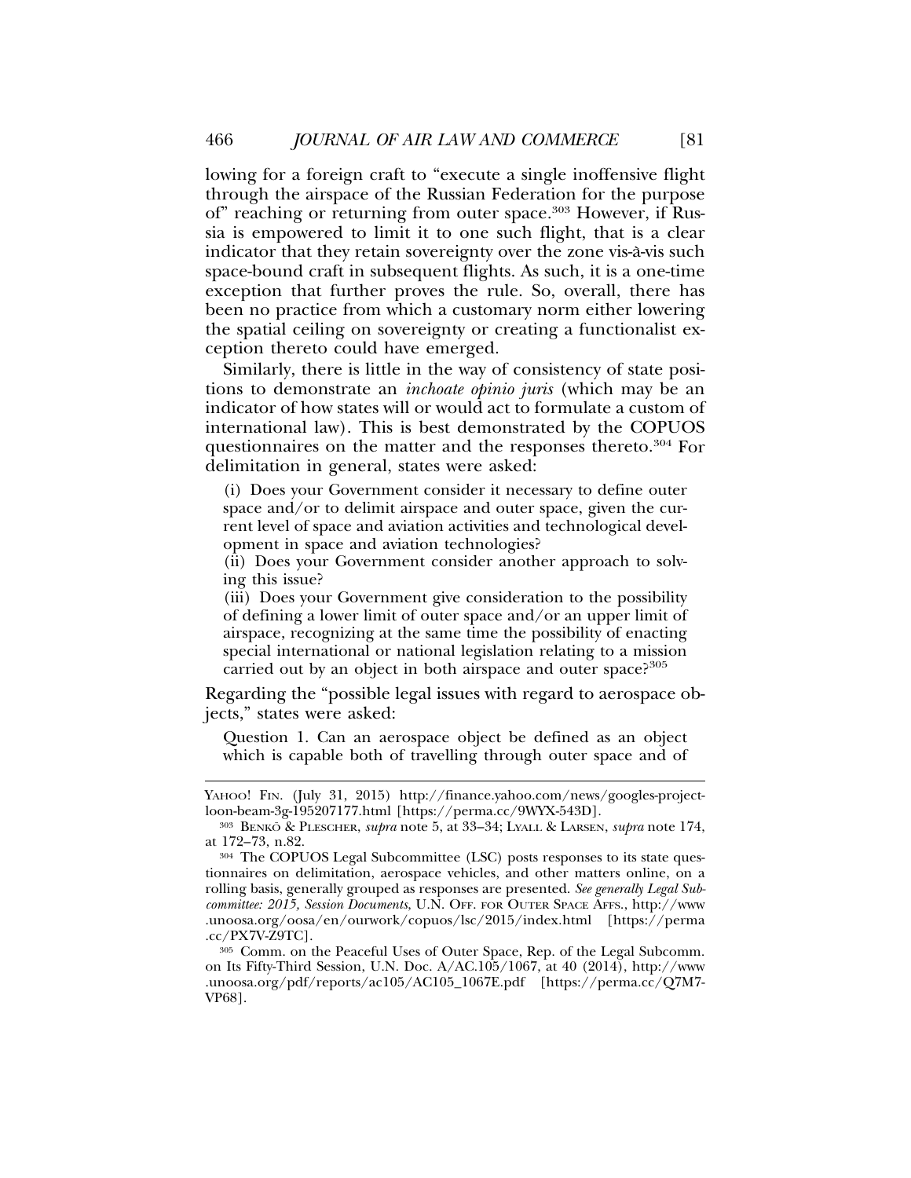lowing for a foreign craft to "execute a single inoffensive flight through the airspace of the Russian Federation for the purpose of" reaching or returning from outer space.[303] However, if Russia is empowered to limit it to one such flight, that is a clear indicator that they retain sovereignty over the zone vis-à-vis such space-bound craft in subsequent flights. As such, it is a one-time exception that further proves the rule. So, overall, there has been no practice from which a customary norm either lowering the spatial ceiling on sovereignty or creating a functionalist exception thereto could have emerged.

Similarly, there is little in the way of consistency of state positions to demonstrate an *inchoate opinio juris* (which may be an indicator of how states will or would act to formulate a custom of international law). This is best demonstrated by the COPUOS questionnaires on the matter and the responses thereto.[304] For delimitation in general, states were asked:

> (i) Does your Government consider it necessary to define outer space and/or to delimit airspace and outer space, given the current level of space and aviation activities and technological development in space and aviation technologies?
> (ii) Does your Government consider another approach to solving this issue?
> (iii) Does your Government give consideration to the possibility of defining a lower limit of outer space and/or an upper limit of airspace, recognizing at the same time the possibility of enacting special international or national legislation relating to a mission carried out by an object in both airspace and outer space?[305]

Regarding the "possible legal issues with regard to aerospace objects," states were asked:

> Question 1. Can an aerospace object be defined as an object which is capable both of travelling through outer space and of

---

YAHOO! FIN. (July 31, 2015) http://finance.yahoo.com/news/googles-project-loon-beam-3g-195207177.html [https://perma.cc/9WYX-543D].

[303] BENKÖ & PLESCHER, *supra* note 5, at 33–34; LYALL & LARSEN, *supra* note 174, at 172–73, n.82.

[304] The COPUOS Legal Subcommittee (LSC) posts responses to its state questionnaires on delimitation, aerospace vehicles, and other matters online, on a rolling basis, generally grouped as responses are presented. *See generally Legal Subcommittee: 2015, Session Documents*, U.N. OFF. FOR OUTER SPACE AFFS., http://www.unoosa.org/oosa/en/ourwork/copuos/lsc/2015/index.html [https://perma.cc/PX7V-Z9TC].

[305] Comm. on the Peaceful Uses of Outer Space, Rep. of the Legal Subcomm. on Its Fifty-Third Session, U.N. Doc. A/AC.105/1067, at 40 (2014), http://www.unoosa.org/pdf/reports/ac105/AC105_1067E.pdf [https://perma.cc/Q7M7-VP68].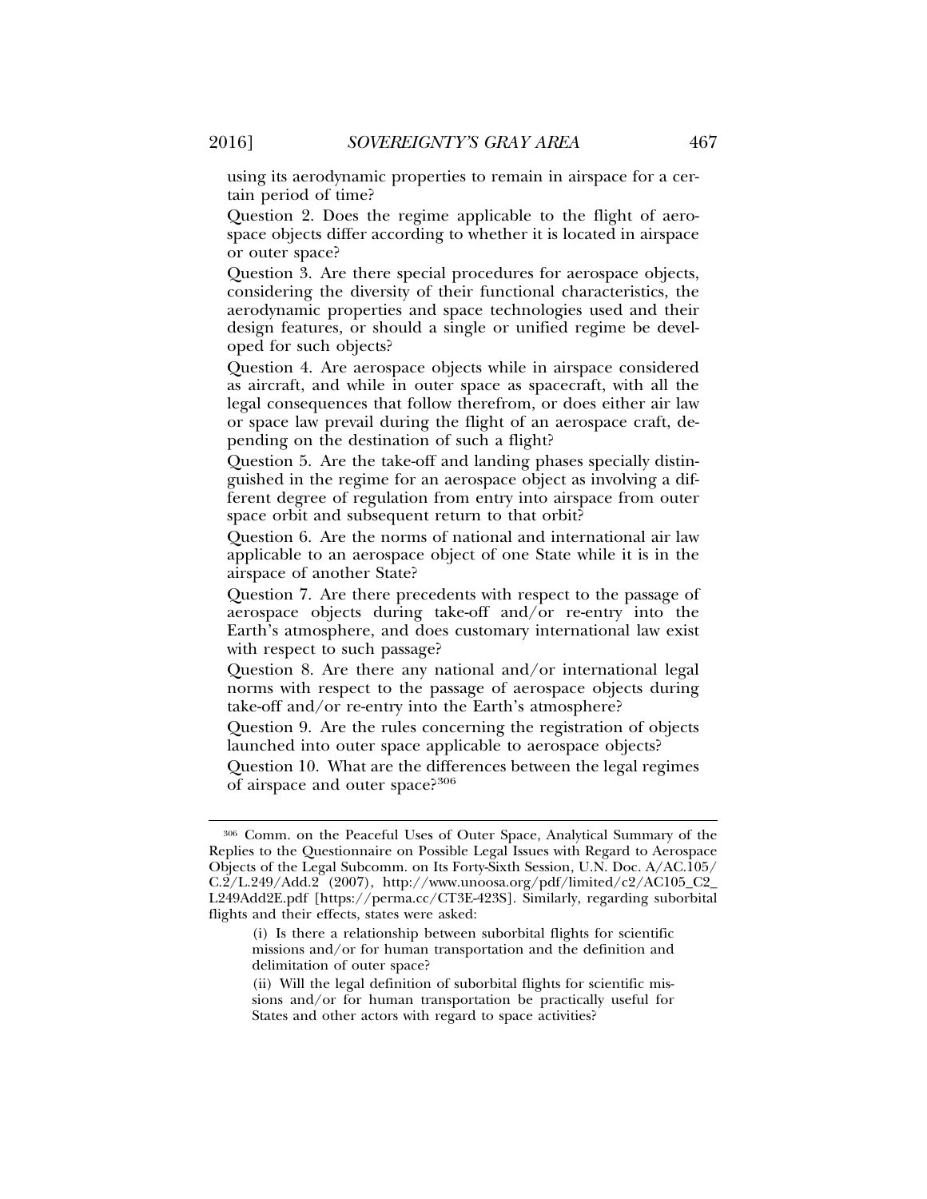using its aerodynamic properties to remain in airspace for a certain period of time?

Question 2. Does the regime applicable to the flight of aerospace objects differ according to whether it is located in airspace or outer space?

Question 3. Are there special procedures for aerospace objects, considering the diversity of their functional characteristics, the aerodynamic properties and space technologies used and their design features, or should a single or unified regime be developed for such objects?

Question 4. Are aerospace objects while in airspace considered as aircraft, and while in outer space as spacecraft, with all the legal consequences that follow therefrom, or does either air law or space law prevail during the flight of an aerospace craft, depending on the destination of such a flight?

Question 5. Are the take-off and landing phases specially distinguished in the regime for an aerospace object as involving a different degree of regulation from entry into airspace from outer space orbit and subsequent return to that orbit?

Question 6. Are the norms of national and international air law applicable to an aerospace object of one State while it is in the airspace of another State?

Question 7. Are there precedents with respect to the passage of aerospace objects during take-off and/or re-entry into the Earth's atmosphere, and does customary international law exist with respect to such passage?

Question 8. Are there any national and/or international legal norms with respect to the passage of aerospace objects during take-off and/or re-entry into the Earth's atmosphere?

Question 9. Are the rules concerning the registration of objects launched into outer space applicable to aerospace objects?

Question 10. What are the differences between the legal regimes of airspace and outer space?[306]

---

[306] Comm. on the Peaceful Uses of Outer Space, Analytical Summary of the Replies to the Questionnaire on Possible Legal Issues with Regard to Aerospace Objects of the Legal Subcomm. on Its Forty-Sixth Session, U.N. Doc. A/AC.105/C.2/L.249/Add.2 (2007), http://www.unoosa.org/pdf/limited/c2/AC105_C2_L249Add2E.pdf [https://perma.cc/CT3E-423S]. Similarly, regarding suborbital flights and their effects, states were asked:

> (i) Is there a relationship between suborbital flights for scientific missions and/or for human transportation and the definition and delimitation of outer space?
>
> (ii) Will the legal definition of suborbital flights for scientific missions and/or for human transportation be practically useful for States and other actors with regard to space activities?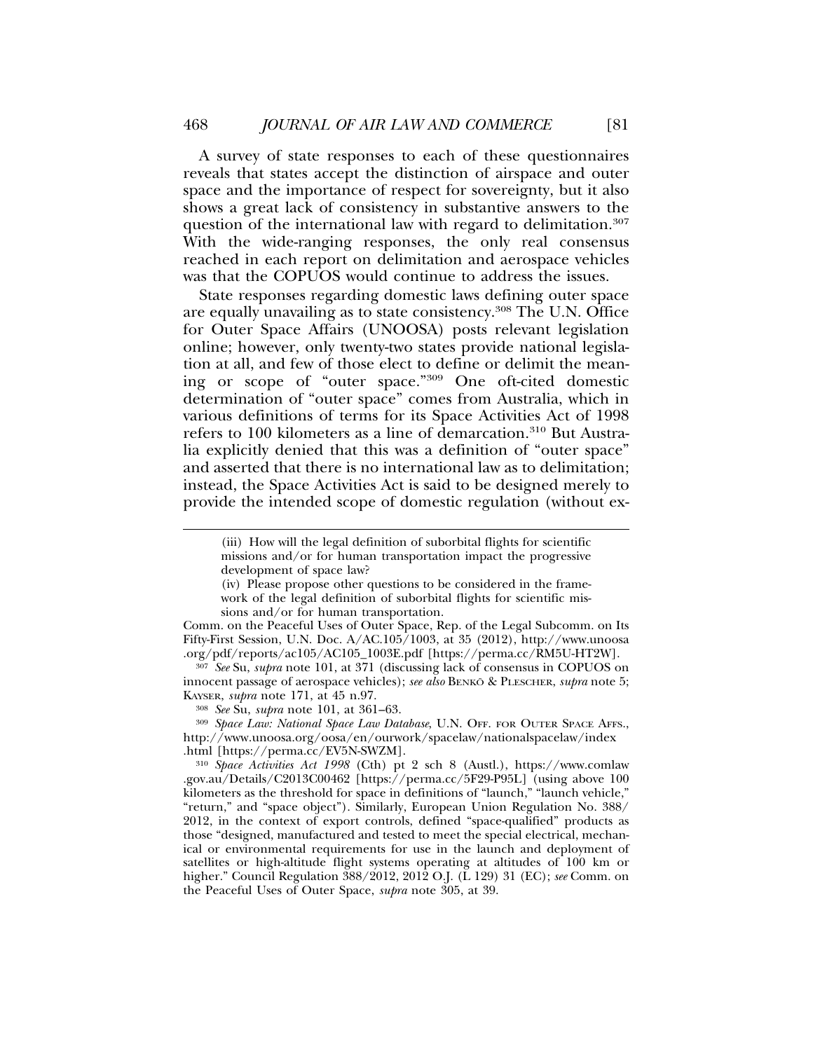A survey of state responses to each of these questionnaires reveals that states accept the distinction of airspace and outer space and the importance of respect for sovereignty, but it also shows a great lack of consistency in substantive answers to the question of the international law with regard to delimitation.[307] With the wide-ranging responses, the only real consensus reached in each report on delimitation and aerospace vehicles was that the COPUOS would continue to address the issues.

State responses regarding domestic laws defining outer space are equally unavailing as to state consistency.[308] The U.N. Office for Outer Space Affairs (UNOOSA) posts relevant legislation online; however, only twenty-two states provide national legislation at all, and few of those elect to define or delimit the meaning or scope of "outer space."[309] One oft-cited domestic determination of "outer space" comes from Australia, which in various definitions of terms for its Space Activities Act of 1998 refers to 100 kilometers as a line of demarcation.[310] But Australia explicitly denied that this was a definition of "outer space" and asserted that there is no international law as to delimitation; instead, the Space Activities Act is said to be designed merely to provide the intended scope of domestic regulation (without ex-

---

> (iii) How will the legal definition of suborbital flights for scientific missions and/or for human transportation impact the progressive development of space law?
>
> (iv) Please propose other questions to be considered in the framework of the legal definition of suborbital flights for scientific missions and/or for human transportation.

Comm. on the Peaceful Uses of Outer Space, Rep. of the Legal Subcomm. on Its Fifty-First Session, U.N. Doc. A/AC.105/1003, at 35 (2012), http://www.unoosa.org/pdf/reports/ac105/AC105_1003E.pdf [https://perma.cc/RM5U-HT2W].

[307] *See* Su, *supra* note 101, at 371 (discussing lack of consensus in COPUOS on innocent passage of aerospace vehicles); *see also* BENKÖ & PLESCHER, *supra* note 5; KAYSER, *supra* note 171, at 45 n.97.

[308] *See* Su, *supra* note 101, at 361–63.

[309] *Space Law: National Space Law Database*, U.N. OFF. FOR OUTER SPACE AFFS., http://www.unoosa.org/oosa/en/ourwork/spacelaw/nationalspacelaw/index.html [https://perma.cc/EV5N-SWZM].

[310] *Space Activities Act 1998* (Cth) pt 2 sch 8 (Austl.), https://www.comlaw.gov.au/Details/C2013C00462 [https://perma.cc/5F29-P95L] (using above 100 kilometers as the threshold for space in definitions of "launch," "launch vehicle," "return," and "space object"). Similarly, European Union Regulation No. 388/2012, in the context of export controls, defined "space-qualified" products as those "designed, manufactured and tested to meet the special electrical, mechanical or environmental requirements for use in the launch and deployment of satellites or high-altitude flight systems operating at altitudes of 100 km or higher." Council Regulation 388/2012, 2012 O.J. (L 129) 31 (EC); *see* Comm. on the Peaceful Uses of Outer Space, *supra* note 305, at 39.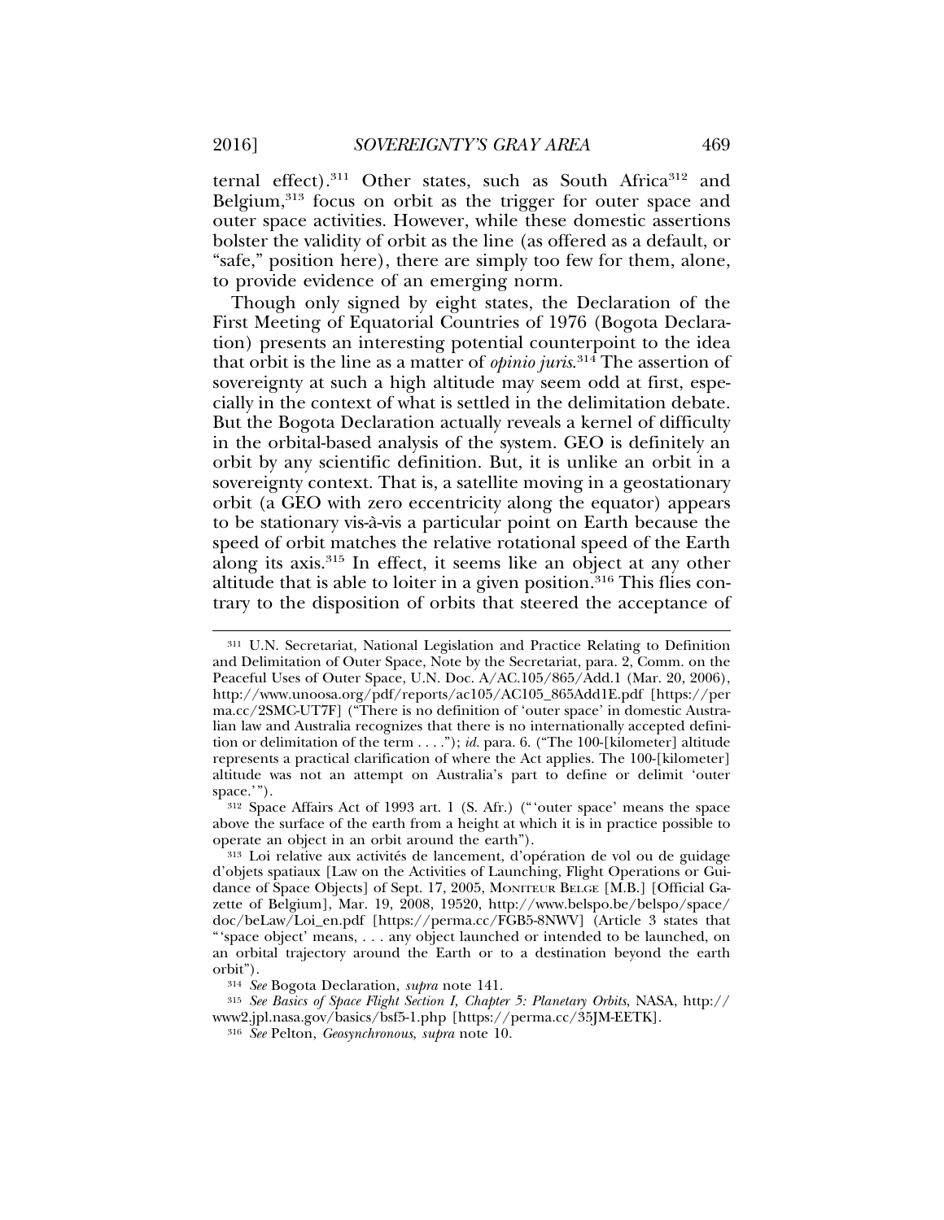ternal effect).[311] Other states, such as South Africa[312] and Belgium,[313] focus on orbit as the trigger for outer space and outer space activities. However, while these domestic assertions bolster the validity of orbit as the line (as offered as a default, or "safe," position here), there are simply too few for them, alone, to provide evidence of an emerging norm.

Though only signed by eight states, the Declaration of the First Meeting of Equatorial Countries of 1976 (Bogota Declaration) presents an interesting potential counterpoint to the idea that orbit is the line as a matter of *opinio juris*.[314] The assertion of sovereignty at such a high altitude may seem odd at first, especially in the context of what is settled in the delimitation debate. But the Bogota Declaration actually reveals a kernel of difficulty in the orbital-based analysis of the system. GEO is definitely an orbit by any scientific definition. But, it is unlike an orbit in a sovereignty context. That is, a satellite moving in a geostationary orbit (a GEO with zero eccentricity along the equator) appears to be stationary vis-à-vis a particular point on Earth because the speed of orbit matches the relative rotational speed of the Earth along its axis.[315] In effect, it seems like an object at any other altitude that is able to loiter in a given position.[316] This flies contrary to the disposition of orbits that steered the acceptance of

---

[311] U.N. Secretariat, National Legislation and Practice Relating to Definition and Delimitation of Outer Space, Note by the Secretariat, para. 2, Comm. on the Peaceful Uses of Outer Space, U.N. Doc. A/AC.105/865/Add.1 (Mar. 20, 2006), http://www.unoosa.org/pdf/reports/ac105/AC105_865Add1E.pdf [https://perma.cc/2SMC-UT7F] ("There is no definition of 'outer space' in domestic Australian law and Australia recognizes that there is no internationally accepted definition or delimitation of the term . . . ."); *id.* para. 6. ("The 100-[kilometer] altitude represents a practical clarification of where the Act applies. The 100-[kilometer] altitude was not an attempt on Australia's part to define or delimit 'outer space.'").

[312] Space Affairs Act of 1993 art. 1 (S. Afr.) ("'outer space' means the space above the surface of the earth from a height at which it is in practice possible to operate an object in an orbit around the earth").

[313] Loi relative aux activités de lancement, d'opération de vol ou de guidage d'objets spatiaux [Law on the Activities of Launching, Flight Operations or Guidance of Space Objects] of Sept. 17, 2005, MONITEUR BELGE [M.B.] [Official Gazette of Belgium], Mar. 19, 2008, 19520, http://www.belspo.be/belspo/space/doc/beLaw/Loi_en.pdf [https://perma.cc/FGB5-8NWV] (Article 3 states that "'space object' means, . . . any object launched or intended to be launched, on an orbital trajectory around the Earth or to a destination beyond the earth orbit").

[314] *See* Bogota Declaration, *supra* note 141.

[315] *See Basics of Space Flight Section I, Chapter 5: Planetary Orbits*, NASA, http://www2.jpl.nasa.gov/basics/bsf5-1.php [https://perma.cc/35JM-EETK].

[316] *See* Pelton, *Geosynchronous*, *supra* note 10.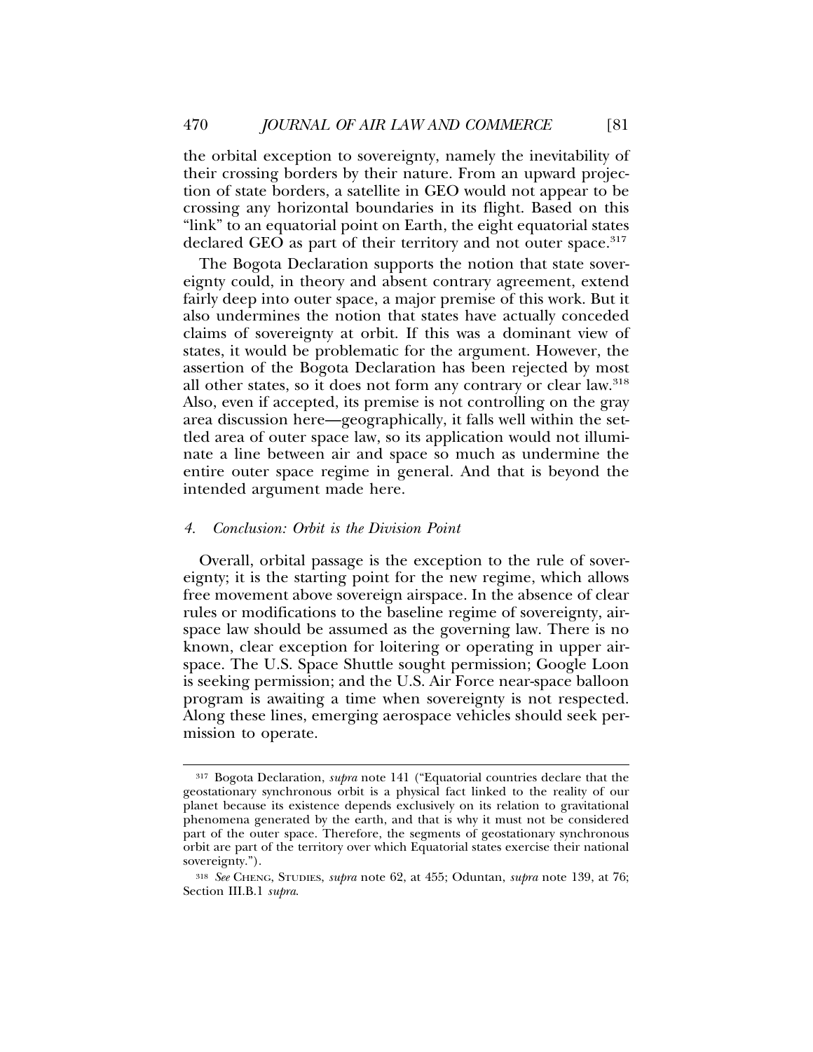the orbital exception to sovereignty, namely the inevitability of their crossing borders by their nature. From an upward projection of state borders, a satellite in GEO would not appear to be crossing any horizontal boundaries in its flight. Based on this "link" to an equatorial point on Earth, the eight equatorial states declared GEO as part of their territory and not outer space.[317]

The Bogota Declaration supports the notion that state sovereignty could, in theory and absent contrary agreement, extend fairly deep into outer space, a major premise of this work. But it also undermines the notion that states have actually conceded claims of sovereignty at orbit. If this was a dominant view of states, it would be problematic for the argument. However, the assertion of the Bogota Declaration has been rejected by most all other states, so it does not form any contrary or clear law.[318] Also, even if accepted, its premise is not controlling on the gray area discussion here—geographically, it falls well within the settled area of outer space law, so its application would not illuminate a line between air and space so much as undermine the entire outer space regime in general. And that is beyond the intended argument made here.

#### *4. Conclusion: Orbit is the Division Point*

Overall, orbital passage is the exception to the rule of sovereignty; it is the starting point for the new regime, which allows free movement above sovereign airspace. In the absence of clear rules or modifications to the baseline regime of sovereignty, airspace law should be assumed as the governing law. There is no known, clear exception for loitering or operating in upper airspace. The U.S. Space Shuttle sought permission; Google Loon is seeking permission; and the U.S. Air Force near-space balloon program is awaiting a time when sovereignty is not respected. Along these lines, emerging aerospace vehicles should seek permission to operate.

---

[317] Bogota Declaration, *supra* note 141 ("Equatorial countries declare that the geostationary synchronous orbit is a physical fact linked to the reality of our planet because its existence depends exclusively on its relation to gravitational phenomena generated by the earth, and that is why it must not be considered part of the outer space. Therefore, the segments of geostationary synchronous orbit are part of the territory over which Equatorial states exercise their national sovereignty.").

[318] *See* CHENG, STUDIES, *supra* note 62, at 455; Oduntan, *supra* note 139, at 76; Section III.B.1 *supra*.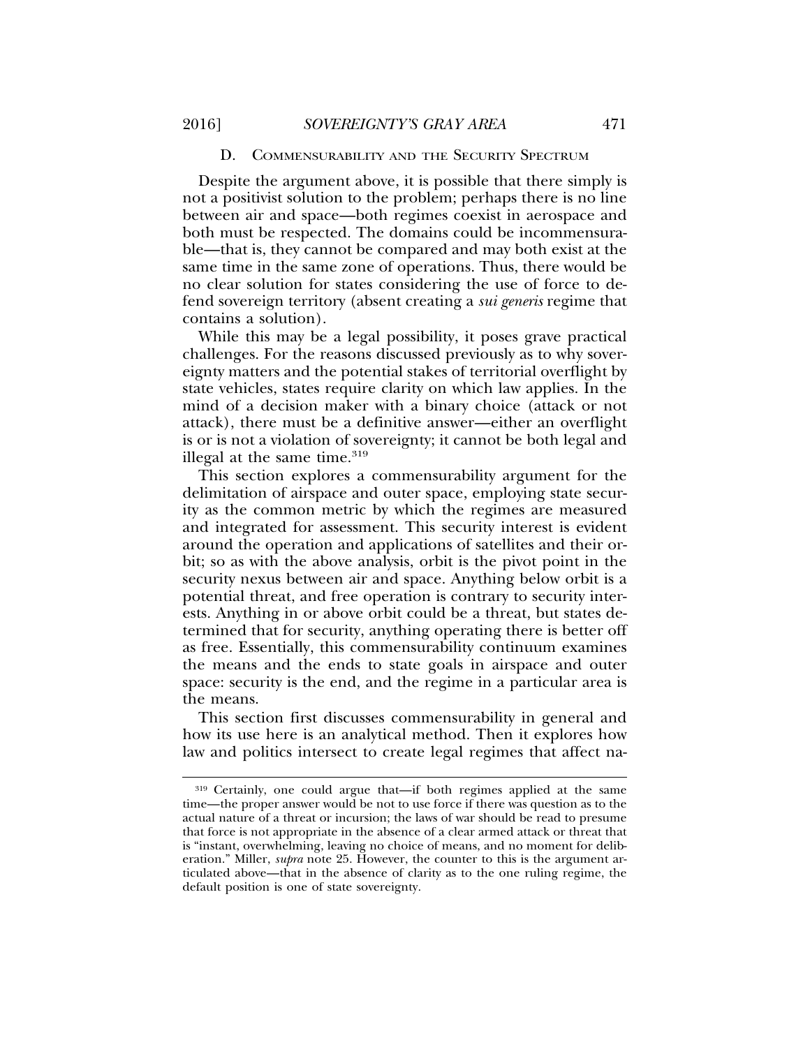### D. Commensurability and the Security Spectrum

Despite the argument above, it is possible that there simply is not a positivist solution to the problem; perhaps there is no line between air and space—both regimes coexist in aerospace and both must be respected. The domains could be incommensurable—that is, they cannot be compared and may both exist at the same time in the same zone of operations. Thus, there would be no clear solution for states considering the use of force to defend sovereign territory (absent creating a *sui generis* regime that contains a solution).

While this may be a legal possibility, it poses grave practical challenges. For the reasons discussed previously as to why sovereignty matters and the potential stakes of territorial overflight by state vehicles, states require clarity on which law applies. In the mind of a decision maker with a binary choice (attack or not attack), there must be a definitive answer—either an overflight is or is not a violation of sovereignty; it cannot be both legal and illegal at the same time.[319]

This section explores a commensurability argument for the delimitation of airspace and outer space, employing state security as the common metric by which the regimes are measured and integrated for assessment. This security interest is evident around the operation and applications of satellites and their orbit; so as with the above analysis, orbit is the pivot point in the security nexus between air and space. Anything below orbit is a potential threat, and free operation is contrary to security interests. Anything in or above orbit could be a threat, but states determined that for security, anything operating there is better off as free. Essentially, this commensurability continuum examines the means and the ends to state goals in airspace and outer space: security is the end, and the regime in a particular area is the means.

This section first discusses commensurability in general and how its use here is an analytical method. Then it explores how law and politics intersect to create legal regimes that affect na-

---

[319] Certainly, one could argue that—if both regimes applied at the same time—the proper answer would be not to use force if there was question as to the actual nature of a threat or incursion; the laws of war should be read to presume that force is not appropriate in the absence of a clear armed attack or threat that is "instant, overwhelming, leaving no choice of means, and no moment for deliberation." Miller, *supra* note 25. However, the counter to this is the argument articulated above—that in the absence of clarity as to the one ruling regime, the default position is one of state sovereignty.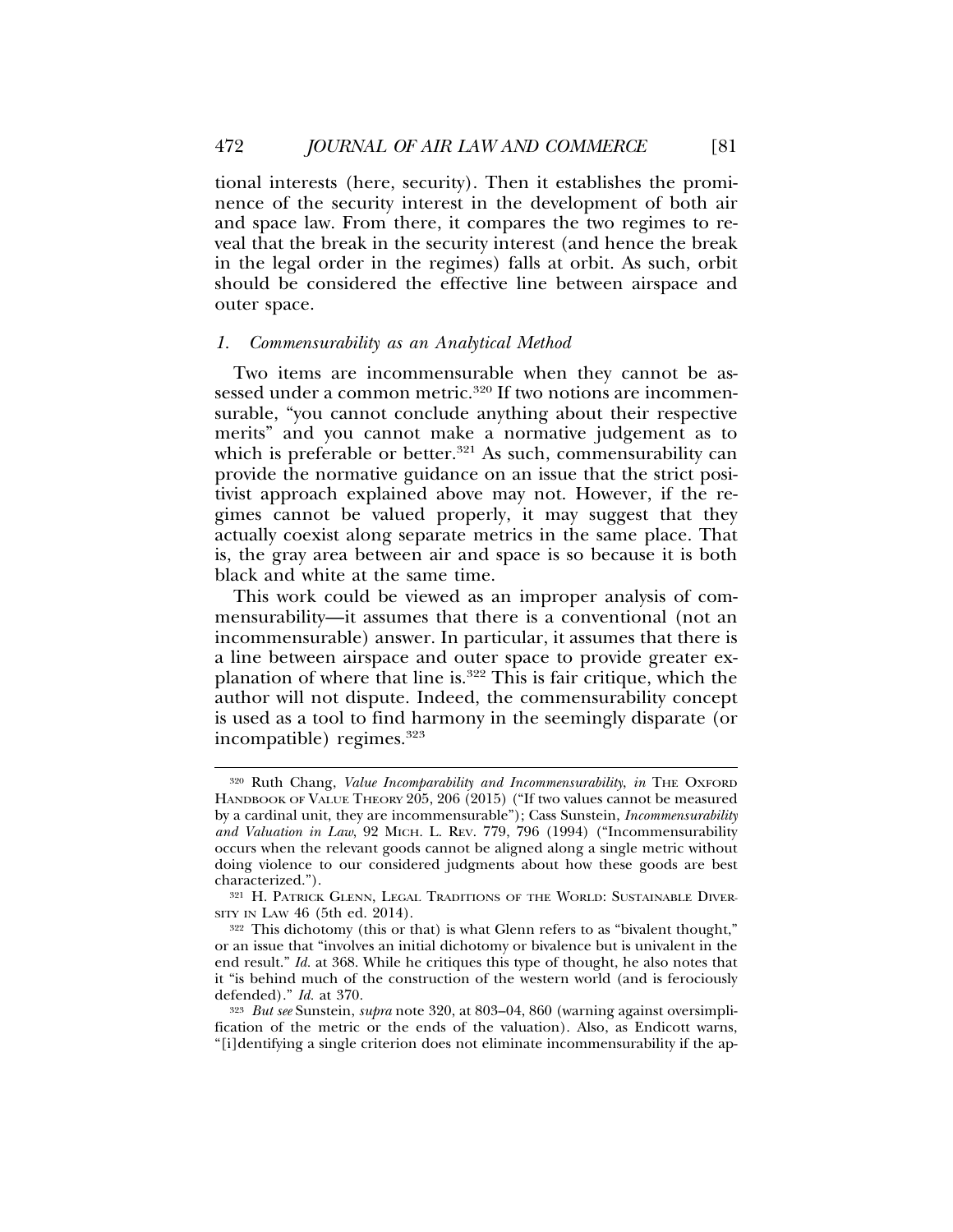tional interests (here, security). Then it establishes the prominence of the security interest in the development of both air and space law. From there, it compares the two regimes to reveal that the break in the security interest (and hence the break in the legal order in the regimes) falls at orbit. As such, orbit should be considered the effective line between airspace and outer space.

### *1. Commensurability as an Analytical Method*

Two items are incommensurable when they cannot be assessed under a common metric.[320] If two notions are incommensurable, "you cannot conclude anything about their respective merits" and you cannot make a normative judgement as to which is preferable or better.[321] As such, commensurability can provide the normative guidance on an issue that the strict positivist approach explained above may not. However, if the regimes cannot be valued properly, it may suggest that they actually coexist along separate metrics in the same place. That is, the gray area between air and space is so because it is both black and white at the same time.

This work could be viewed as an improper analysis of commensurability—it assumes that there is a conventional (not an incommensurable) answer. In particular, it assumes that there is a line between airspace and outer space to provide greater explanation of where that line is.[322] This is fair critique, which the author will not dispute. Indeed, the commensurability concept is used as a tool to find harmony in the seemingly disparate (or incompatible) regimes.[323]

---

[320] Ruth Chang, *Value Incomparability and Incommensurability*, *in* THE OXFORD HANDBOOK OF VALUE THEORY 205, 206 (2015) ("If two values cannot be measured by a cardinal unit, they are incommensurable"); Cass Sunstein, *Incommensurability and Valuation in Law*, 92 MICH. L. REV. 779, 796 (1994) ("Incommensurability occurs when the relevant goods cannot be aligned along a single metric without doing violence to our considered judgments about how these goods are best characterized.").

[321] H. PATRICK GLENN, LEGAL TRADITIONS OF THE WORLD: SUSTAINABLE DIVERSITY IN LAW 46 (5th ed. 2014).

[322] This dichotomy (this or that) is what Glenn refers to as "bivalent thought," or an issue that "involves an initial dichotomy or bivalence but is univalent in the end result." *Id.* at 368. While he critiques this type of thought, he also notes that it "is behind much of the construction of the western world (and is ferociously defended)." *Id.* at 370.

[323] *But see* Sunstein, *supra* note 320, at 803–04, 860 (warning against oversimplification of the metric or the ends of the valuation). Also, as Endicott warns, "[i]dentifying a single criterion does not eliminate incommensurability if the ap-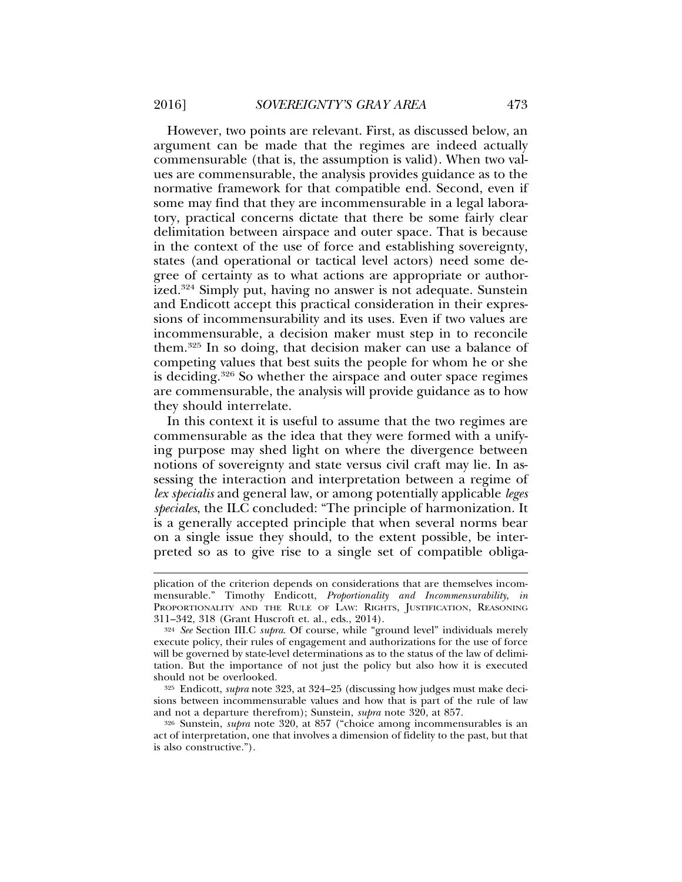However, two points are relevant. First, as discussed below, an argument can be made that the regimes are indeed actually commensurable (that is, the assumption is valid). When two values are commensurable, the analysis provides guidance as to the normative framework for that compatible end. Second, even if some may find that they are incommensurable in a legal laboratory, practical concerns dictate that there be some fairly clear delimitation between airspace and outer space. That is because in the context of the use of force and establishing sovereignty, states (and operational or tactical level actors) need some degree of certainty as to what actions are appropriate or authorized.[324] Simply put, having no answer is not adequate. Sunstein and Endicott accept this practical consideration in their expressions of incommensurability and its uses. Even if two values are incommensurable, a decision maker must step in to reconcile them.[325] In so doing, that decision maker can use a balance of competing values that best suits the people for whom he or she is deciding.[326] So whether the airspace and outer space regimes are commensurable, the analysis will provide guidance as to how they should interrelate.

In this context it is useful to assume that the two regimes are commensurable as the idea that they were formed with a unifying purpose may shed light on where the divergence between notions of sovereignty and state versus civil craft may lie. In assessing the interaction and interpretation between a regime of *lex specialis* and general law, or among potentially applicable *leges speciales*, the ILC concluded: "The principle of harmonization. It is a generally accepted principle that when several norms bear on a single issue they should, to the extent possible, be interpreted so as to give rise to a single set of compatible obliga-

---

plication of the criterion depends on considerations that are themselves incommensurable." Timothy Endicott, *Proportionality and Incommensurability*, *in* PROPORTIONALITY AND THE RULE OF LAW: RIGHTS, JUSTIFICATION, REASONING 311–342, 318 (Grant Huscroft et. al., eds., 2014).

[324] *See* Section III.C *supra.* Of course, while "ground level" individuals merely execute policy, their rules of engagement and authorizations for the use of force will be governed by state-level determinations as to the status of the law of delimitation. But the importance of not just the policy but also how it is executed should not be overlooked.

[325] Endicott, *supra* note 323, at 324–25 (discussing how judges must make decisions between incommensurable values and how that is part of the rule of law and not a departure therefrom); Sunstein, *supra* note 320, at 857.

[326] Sunstein, *supra* note 320, at 857 ("choice among incommensurables is an act of interpretation, one that involves a dimension of fidelity to the past, but that is also constructive.").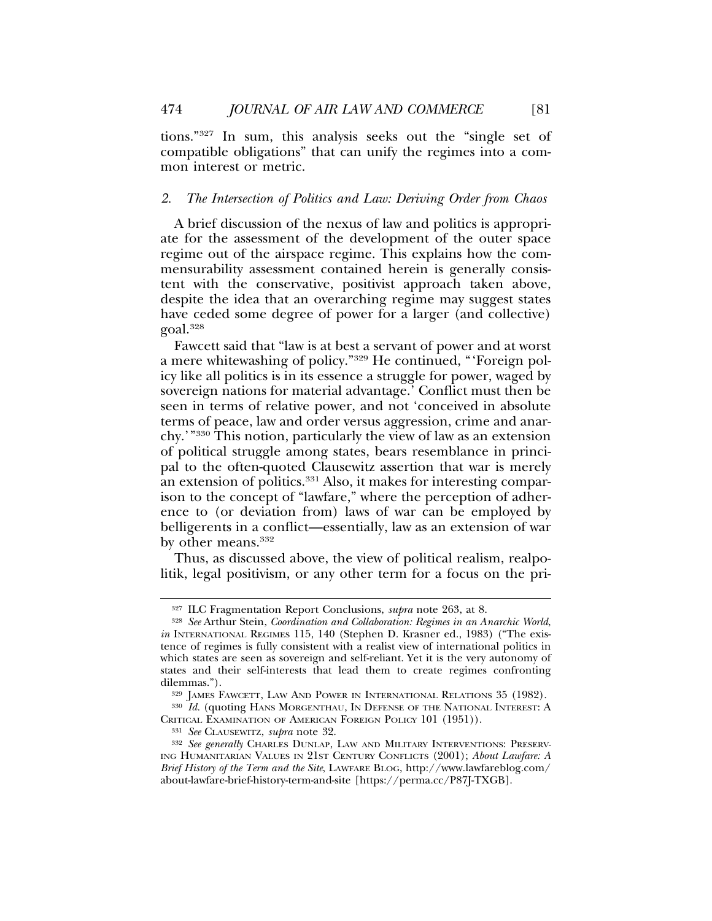tions."[327] In sum, this analysis seeks out the "single set of compatible obligations" that can unify the regimes into a common interest or metric.

### 2. *The Intersection of Politics and Law: Deriving Order from Chaos*

A brief discussion of the nexus of law and politics is appropriate for the assessment of the development of the outer space regime out of the airspace regime. This explains how the commensurability assessment contained herein is generally consistent with the conservative, positivist approach taken above, despite the idea that an overarching regime may suggest states have ceded some degree of power for a larger (and collective) goal.[328]

Fawcett said that "law is at best a servant of power and at worst a mere whitewashing of policy."[329] He continued, "'Foreign policy like all politics is in its essence a struggle for power, waged by sovereign nations for material advantage.' Conflict must then be seen in terms of relative power, and not 'conceived in absolute terms of peace, law and order versus aggression, crime and anarchy.'"[330] This notion, particularly the view of law as an extension of political struggle among states, bears resemblance in principal to the often-quoted Clausewitz assertion that war is merely an extension of politics.[331] Also, it makes for interesting comparison to the concept of "lawfare," where the perception of adherence to (or deviation from) laws of war can be employed by belligerents in a conflict—essentially, law as an extension of war by other means.[332]

Thus, as discussed above, the view of political realism, realpolitik, legal positivism, or any other term for a focus on the pri-

---

[327] ILC Fragmentation Report Conclusions, *supra* note 263, at 8.

[328] *See* Arthur Stein, *Coordination and Collaboration: Regimes in an Anarchic World*, *in* INTERNATIONAL REGIMES 115, 140 (Stephen D. Krasner ed., 1983) ("The existence of regimes is fully consistent with a realist view of international politics in which states are seen as sovereign and self-reliant. Yet it is the very autonomy of states and their self-interests that lead them to create regimes confronting dilemmas.").

[329] JAMES FAWCETT, LAW AND POWER IN INTERNATIONAL RELATIONS 35 (1982).

[330] *Id.* (quoting HANS MORGENTHAU, IN DEFENSE OF THE NATIONAL INTEREST: A CRITICAL EXAMINATION OF AMERICAN FOREIGN POLICY 101 (1951)).

[331] *See* CLAUSEWITZ, *supra* note 32.

[332] *See generally* CHARLES DUNLAP, LAW AND MILITARY INTERVENTIONS: PRESERVING HUMANITARIAN VALUES IN 21ST CENTURY CONFLICTS (2001); *About Lawfare: A Brief History of the Term and the Site*, LAWFARE BLOG, http://www.lawfareblog.com/about-lawfare-brief-history-term-and-site [https://perma.cc/P87J-TXGB].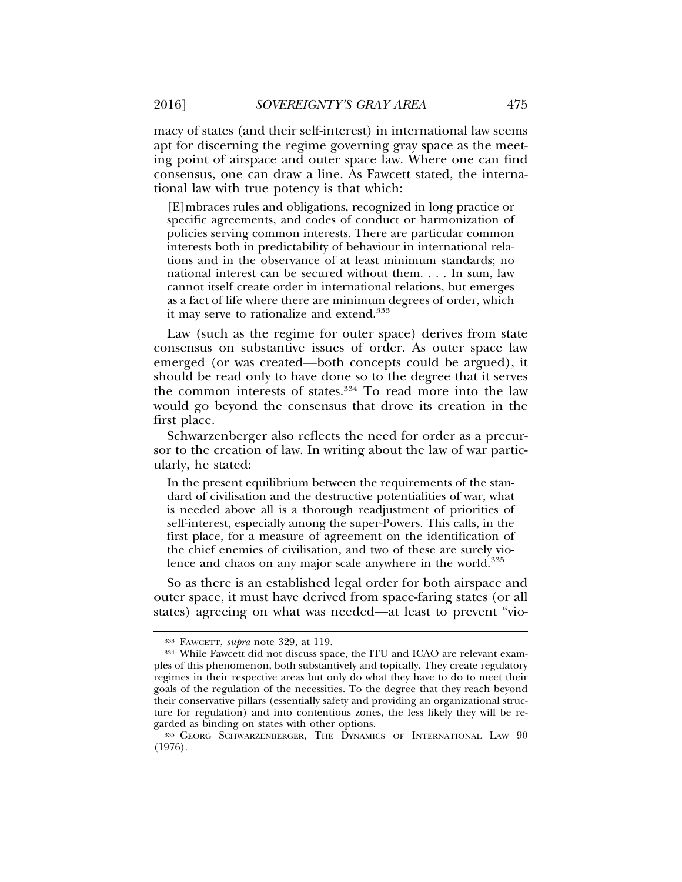macy of states (and their self-interest) in international law seems apt for discerning the regime governing gray space as the meeting point of airspace and outer space law. Where one can find consensus, one can draw a line. As Fawcett stated, the international law with true potency is that which:

> [E]mbraces rules and obligations, recognized in long practice or specific agreements, and codes of conduct or harmonization of policies serving common interests. There are particular common interests both in predictability of behaviour in international relations and in the observance of at least minimum standards; no national interest can be secured without them. . . . In sum, law cannot itself create order in international relations, but emerges as a fact of life where there are minimum degrees of order, which it may serve to rationalize and extend.[333]

Law (such as the regime for outer space) derives from state consensus on substantive issues of order. As outer space law emerged (or was created—both concepts could be argued), it should be read only to have done so to the degree that it serves the common interests of states.[334] To read more into the law would go beyond the consensus that drove its creation in the first place.

Schwarzenberger also reflects the need for order as a precursor to the creation of law. In writing about the law of war particularly, he stated:

> In the present equilibrium between the requirements of the standard of civilisation and the destructive potentialities of war, what is needed above all is a thorough readjustment of priorities of self-interest, especially among the super-Powers. This calls, in the first place, for a measure of agreement on the identification of the chief enemies of civilisation, and two of these are surely violence and chaos on any major scale anywhere in the world.[335]

So as there is an established legal order for both airspace and outer space, it must have derived from space-faring states (or all states) agreeing on what was needed—at least to prevent "vio-

---

[333] FAWCETT, *supra* note 329, at 119.

[334] While Fawcett did not discuss space, the ITU and ICAO are relevant examples of this phenomenon, both substantively and topically. They create regulatory regimes in their respective areas but only do what they have to do to meet their goals of the regulation of the necessities. To the degree that they reach beyond their conservative pillars (essentially safety and providing an organizational structure for regulation) and into contentious zones, the less likely they will be regarded as binding on states with other options.

[335] GEORG SCHWARZENBERGER, THE DYNAMICS OF INTERNATIONAL LAW 90 (1976).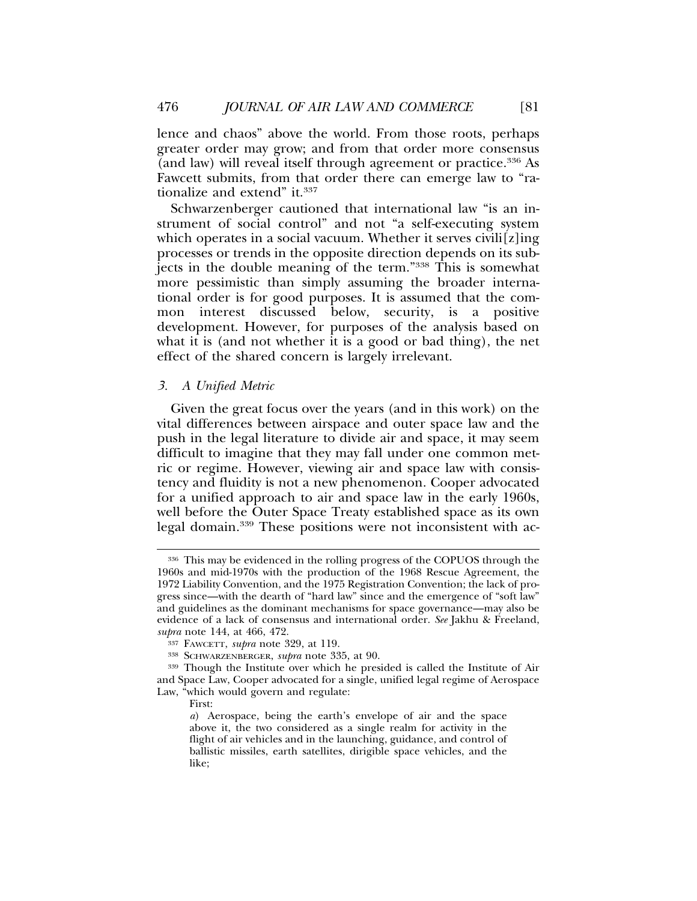lence and chaos" above the world. From those roots, perhaps greater order may grow; and from that order more consensus (and law) will reveal itself through agreement or practice.[336] As Fawcett submits, from that order there can emerge law to "rationalize and extend" it.[337]

Schwarzenberger cautioned that international law "is an instrument of social control" and not "a self-executing system which operates in a social vacuum. Whether it serves civili[z]ing processes or trends in the opposite direction depends on its subjects in the double meaning of the term."[338] This is somewhat more pessimistic than simply assuming the broader international order is for good purposes. It is assumed that the common interest discussed below, security, is a positive development. However, for purposes of the analysis based on what it is (and not whether it is a good or bad thing), the net effect of the shared concern is largely irrelevant.

### *3. A Unified Metric*

Given the great focus over the years (and in this work) on the vital differences between airspace and outer space law and the push in the legal literature to divide air and space, it may seem difficult to imagine that they may fall under one common metric or regime. However, viewing air and space law with consistency and fluidity is not a new phenomenon. Cooper advocated for a unified approach to air and space law in the early 1960s, well before the Outer Space Treaty established space as its own legal domain.[339] These positions were not inconsistent with ac-

---

[336] This may be evidenced in the rolling progress of the COPUOS through the 1960s and mid-1970s with the production of the 1968 Rescue Agreement, the 1972 Liability Convention, and the 1975 Registration Convention; the lack of progress since—with the dearth of "hard law" since and the emergence of "soft law" and guidelines as the dominant mechanisms for space governance—may also be evidence of a lack of consensus and international order. *See* Jakhu & Freeland, *supra* note 144, at 466, 472.

[337] FAWCETT, *supra* note 329, at 119.

[338] SCHWARZENBERGER, *supra* note 335, at 90.

[339] Though the Institute over which he presided is called the Institute of Air and Space Law, Cooper advocated for a single, unified legal regime of Aerospace Law, "which would govern and regulate:

> First:
>
> *a*) Aerospace, being the earth's envelope of air and the space above it, the two considered as a single realm for activity in the flight of air vehicles and in the launching, guidance, and control of ballistic missiles, earth satellites, dirigible space vehicles, and the like;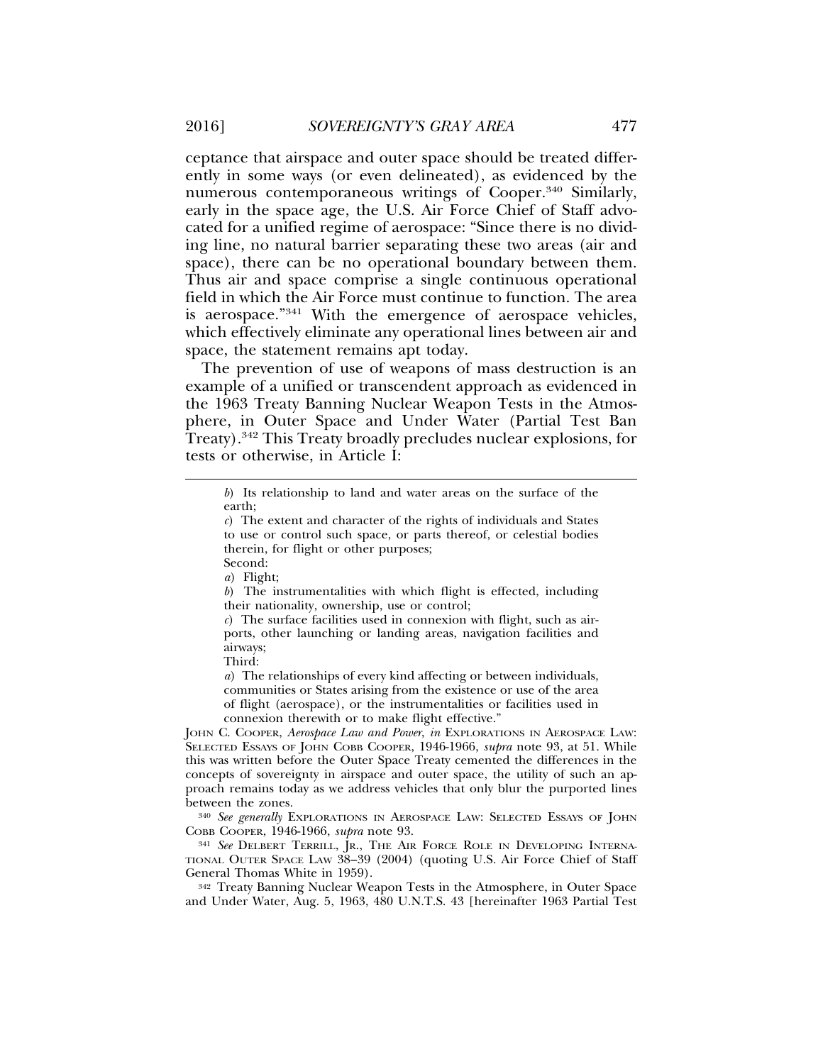ceptance that airspace and outer space should be treated differently in some ways (or even delineated), as evidenced by the numerous contemporaneous writings of Cooper.[340] Similarly, early in the space age, the U.S. Air Force Chief of Staff advocated for a unified regime of aerospace: "Since there is no dividing line, no natural barrier separating these two areas (air and space), there can be no operational boundary between them. Thus air and space comprise a single continuous operational field in which the Air Force must continue to function. The area is aerospace."[341] With the emergence of aerospace vehicles, which effectively eliminate any operational lines between air and space, the statement remains apt today.

The prevention of use of weapons of mass destruction is an example of a unified or transcendent approach as evidenced in the 1963 Treaty Banning Nuclear Weapon Tests in the Atmosphere, in Outer Space and Under Water (Partial Test Ban Treaty).[342] This Treaty broadly precludes nuclear explosions, for tests or otherwise, in Article I:

---

> *b*) Its relationship to land and water areas on the surface of the earth;
>
> *c*) The extent and character of the rights of individuals and States to use or control such space, or parts thereof, or celestial bodies therein, for flight or other purposes;
>
> Second:
>
> *a*) Flight;
>
> *b*) The instrumentalities with which flight is effected, including their nationality, ownership, use or control;
>
> *c*) The surface facilities used in connexion with flight, such as airports, other launching or landing areas, navigation facilities and airways;
>
> Third:
>
> *a*) The relationships of every kind affecting or between individuals, communities or States arising from the existence or use of the area of flight (aerospace), or the instrumentalities or facilities used in connexion therewith or to make flight effective."

JOHN C. COOPER, *Aerospace Law and Power*, *in* EXPLORATIONS IN AEROSPACE LAW: SELECTED ESSAYS OF JOHN COBB COOPER, 1946-1966, *supra* note 93, at 51. While this was written before the Outer Space Treaty cemented the differences in the concepts of sovereignty in airspace and outer space, the utility of such an approach remains today as we address vehicles that only blur the purported lines between the zones.

[340] *See generally* EXPLORATIONS IN AEROSPACE LAW: SELECTED ESSAYS OF JOHN COBB COOPER, 1946-1966, *supra* note 93.

[341] *See* DELBERT TERRILL, JR., THE AIR FORCE ROLE IN DEVELOPING INTERNATIONAL OUTER SPACE LAW 38–39 (2004) (quoting U.S. Air Force Chief of Staff General Thomas White in 1959).

[342] Treaty Banning Nuclear Weapon Tests in the Atmosphere, in Outer Space and Under Water, Aug. 5, 1963, 480 U.N.T.S. 43 [hereinafter 1963 Partial Test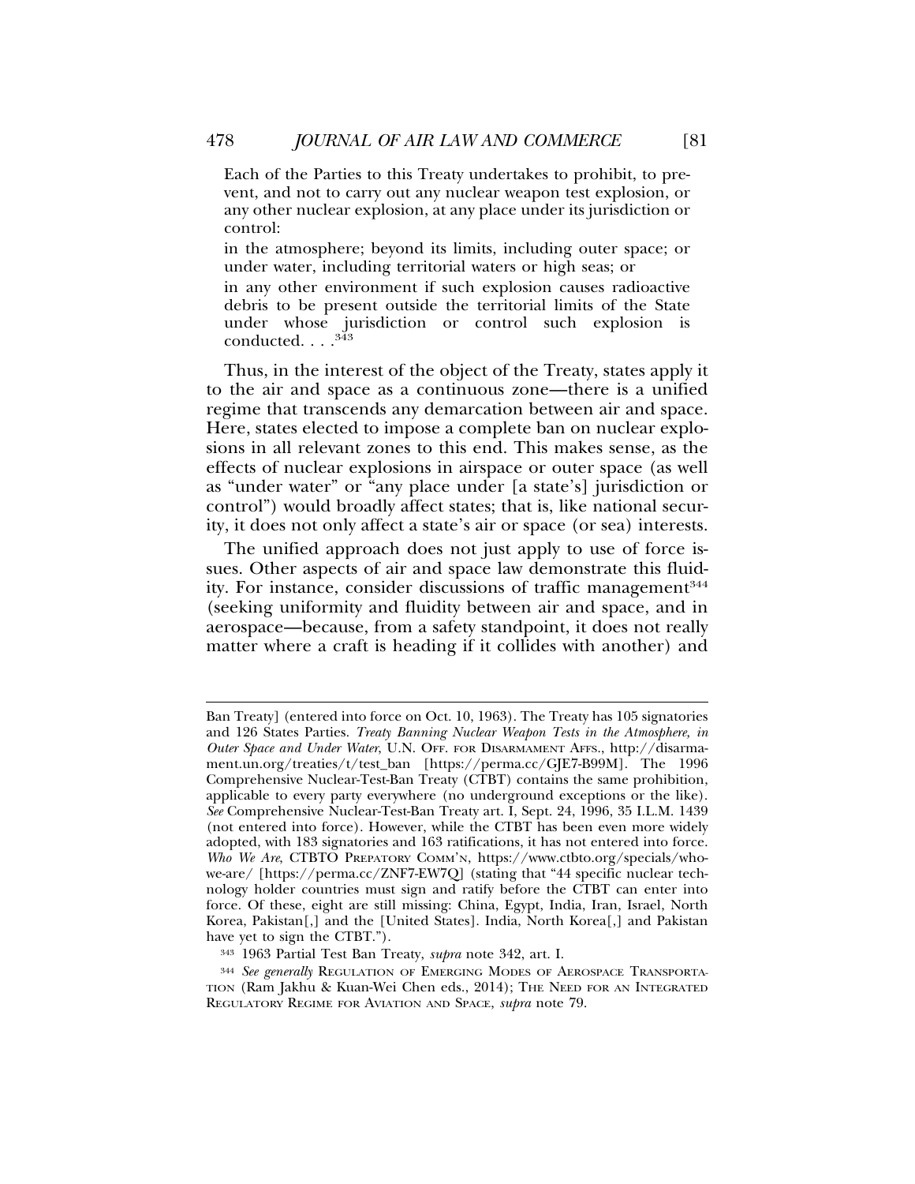> Each of the Parties to this Treaty undertakes to prohibit, to prevent, and not to carry out any nuclear weapon test explosion, or any other nuclear explosion, at any place under its jurisdiction or control:
>
> in the atmosphere; beyond its limits, including outer space; or under water, including territorial waters or high seas; or
>
> in any other environment if such explosion causes radioactive debris to be present outside the territorial limits of the State under whose jurisdiction or control such explosion is conducted. . . .[343]

Thus, in the interest of the object of the Treaty, states apply it to the air and space as a continuous zone—there is a unified regime that transcends any demarcation between air and space. Here, states elected to impose a complete ban on nuclear explosions in all relevant zones to this end. This makes sense, as the effects of nuclear explosions in airspace or outer space (as well as "under water" or "any place under [a state's] jurisdiction or control") would broadly affect states; that is, like national security, it does not only affect a state's air or space (or sea) interests.

The unified approach does not just apply to use of force issues. Other aspects of air and space law demonstrate this fluidity. For instance, consider discussions of traffic management[344] (seeking uniformity and fluidity between air and space, and in aerospace—because, from a safety standpoint, it does not really matter where a craft is heading if it collides with another) and

---

Ban Treaty] (entered into force on Oct. 10, 1963). The Treaty has 105 signatories and 126 States Parties. *Treaty Banning Nuclear Weapon Tests in the Atmosphere, in Outer Space and Under Water*, U.N. OFF. FOR DISARMAMENT AFFS., http://disarmament.un.org/treaties/t/test_ban [https://perma.cc/GJE7-B99M]. The 1996 Comprehensive Nuclear-Test-Ban Treaty (CTBT) contains the same prohibition, applicable to every party everywhere (no underground exceptions or the like). *See* Comprehensive Nuclear-Test-Ban Treaty art. I, Sept. 24, 1996, 35 I.L.M. 1439 (not entered into force). However, while the CTBT has been even more widely adopted, with 183 signatories and 163 ratifications, it has not entered into force. *Who We Are*, CTBTO PREPATORY COMM'N, https://www.ctbto.org/specials/who-we-are/ [https://perma.cc/ZNF7-EW7Q] (stating that "44 specific nuclear technology holder countries must sign and ratify before the CTBT can enter into force. Of these, eight are still missing: China, Egypt, India, Iran, Israel, North Korea, Pakistan[,] and the [United States]. India, North Korea[,] and Pakistan have yet to sign the CTBT.").

[343] 1963 Partial Test Ban Treaty, *supra* note 342, art. I.

[344] *See generally* REGULATION OF EMERGING MODES OF AEROSPACE TRANSPORTATION (Ram Jakhu & Kuan-Wei Chen eds., 2014); THE NEED FOR AN INTEGRATED REGULATORY REGIME FOR AVIATION AND SPACE, *supra* note 79.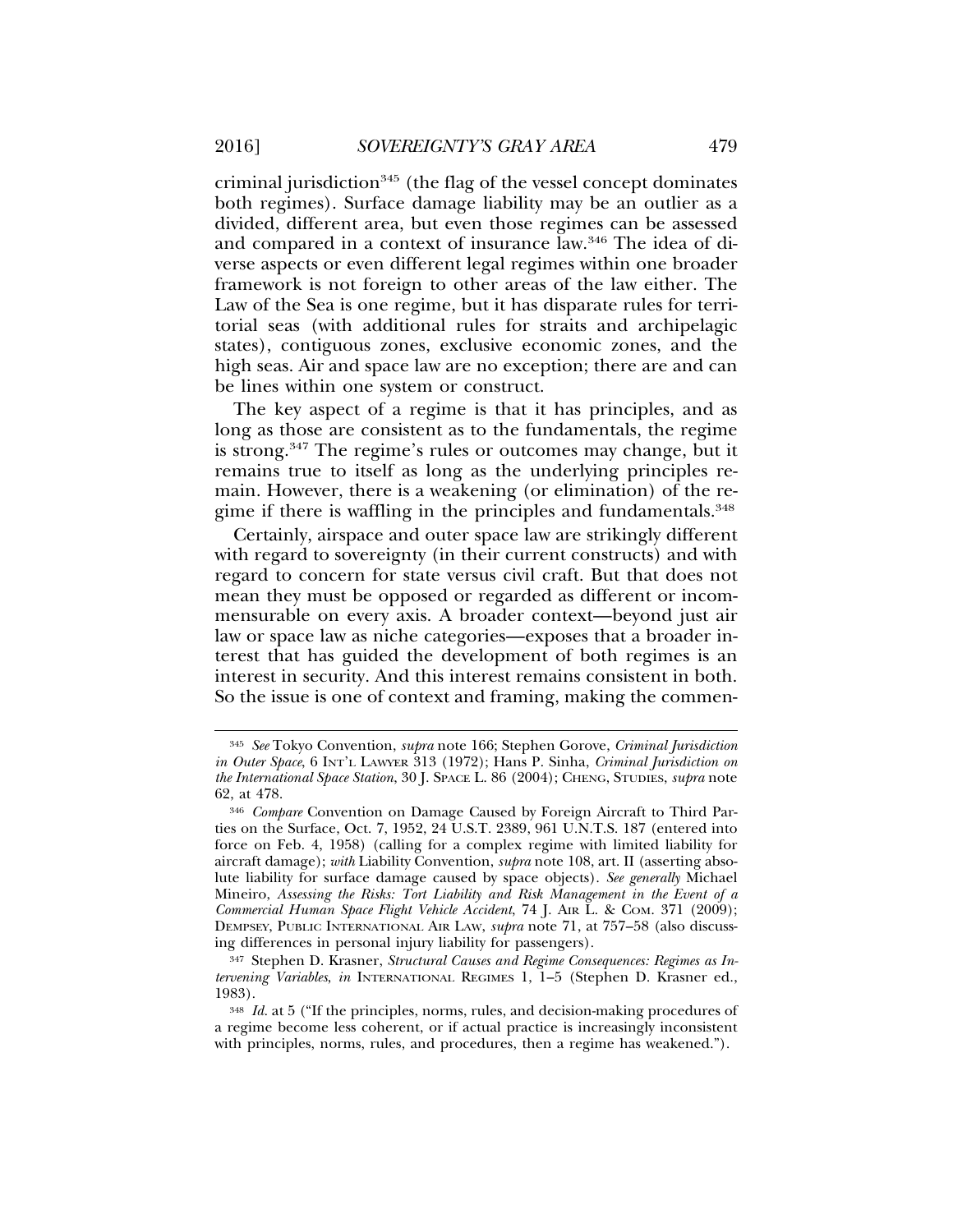criminal jurisdiction[345] (the flag of the vessel concept dominates both regimes). Surface damage liability may be an outlier as a divided, different area, but even those regimes can be assessed and compared in a context of insurance law.[346] The idea of diverse aspects or even different legal regimes within one broader framework is not foreign to other areas of the law either. The Law of the Sea is one regime, but it has disparate rules for territorial seas (with additional rules for straits and archipelagic states), contiguous zones, exclusive economic zones, and the high seas. Air and space law are no exception; there are and can be lines within one system or construct.

The key aspect of a regime is that it has principles, and as long as those are consistent as to the fundamentals, the regime is strong.[347] The regime's rules or outcomes may change, but it remains true to itself as long as the underlying principles remain. However, there is a weakening (or elimination) of the regime if there is waffling in the principles and fundamentals.[348]

Certainly, airspace and outer space law are strikingly different with regard to sovereignty (in their current constructs) and with regard to concern for state versus civil craft. But that does not mean they must be opposed or regarded as different or incommensurable on every axis. A broader context—beyond just air law or space law as niche categories—exposes that a broader interest that has guided the development of both regimes is an interest in security. And this interest remains consistent in both. So the issue is one of context and framing, making the commen-

---

[345] *See* Tokyo Convention, *supra* note 166; Stephen Gorove, *Criminal Jurisdiction in Outer Space*, 6 INT'L LAWYER 313 (1972); Hans P. Sinha, *Criminal Jurisdiction on the International Space Station*, 30 J. SPACE L. 86 (2004); CHENG, STUDIES, *supra* note 62, at 478.

[346] *Compare* Convention on Damage Caused by Foreign Aircraft to Third Parties on the Surface, Oct. 7, 1952, 24 U.S.T. 2389, 961 U.N.T.S. 187 (entered into force on Feb. 4, 1958) (calling for a complex regime with limited liability for aircraft damage); *with* Liability Convention, *supra* note 108, art. II (asserting absolute liability for surface damage caused by space objects). *See generally* Michael Mineiro, *Assessing the Risks: Tort Liability and Risk Management in the Event of a Commercial Human Space Flight Vehicle Accident*, 74 J. AIR L. & COM. 371 (2009); DEMPSEY, PUBLIC INTERNATIONAL AIR LAW, *supra* note 71, at 757–58 (also discussing differences in personal injury liability for passengers).

[347] Stephen D. Krasner, *Structural Causes and Regime Consequences: Regimes as Intervening Variables*, *in* INTERNATIONAL REGIMES 1, 1–5 (Stephen D. Krasner ed., 1983).

[348] *Id.* at 5 ("If the principles, norms, rules, and decision-making procedures of a regime become less coherent, or if actual practice is increasingly inconsistent with principles, norms, rules, and procedures, then a regime has weakened.").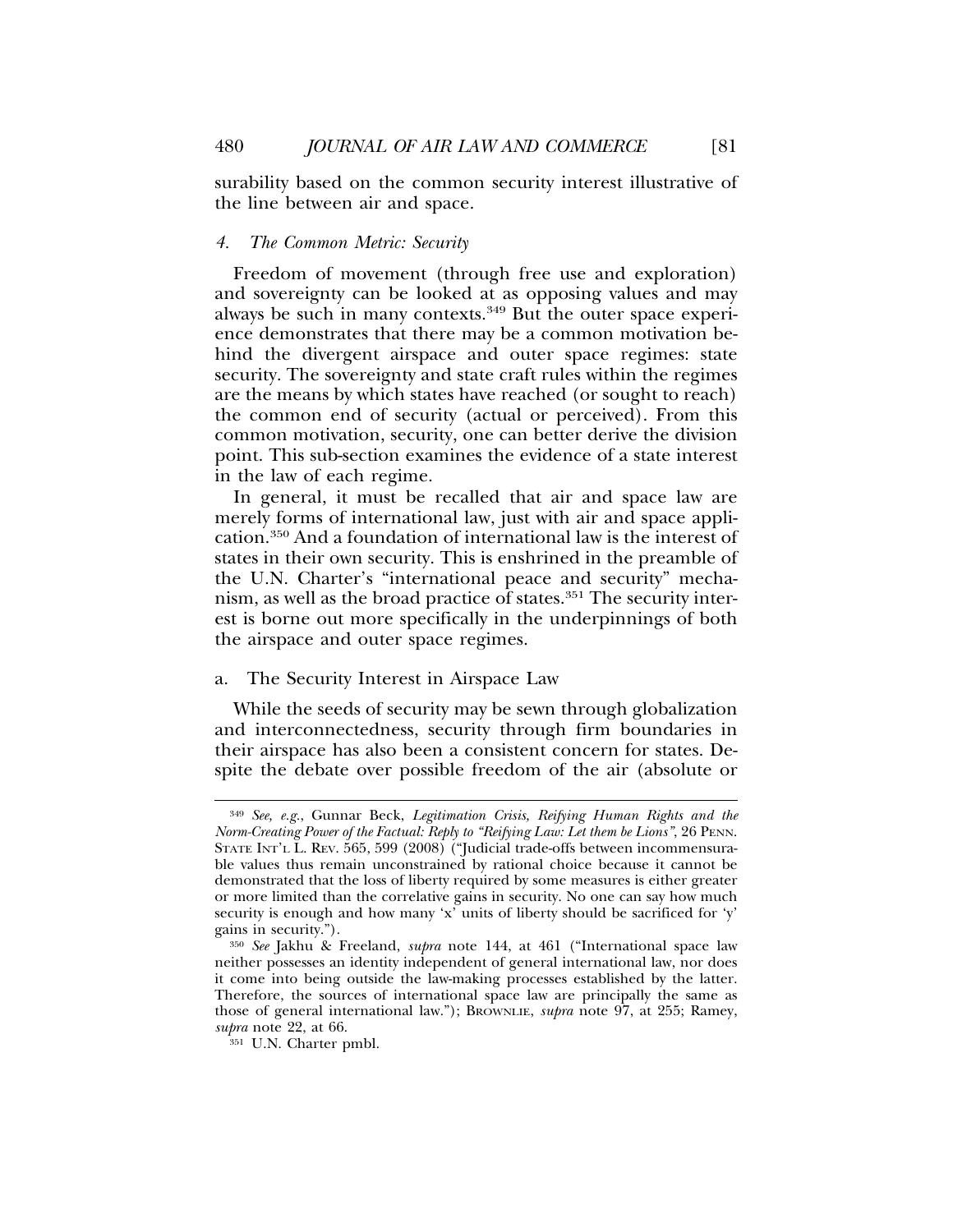surability based on the common security interest illustrative of the line between air and space.

### 4. *The Common Metric: Security*

Freedom of movement (through free use and exploration) and sovereignty can be looked at as opposing values and may always be such in many contexts.[349] But the outer space experience demonstrates that there may be a common motivation behind the divergent airspace and outer space regimes: state security. The sovereignty and state craft rules within the regimes are the means by which states have reached (or sought to reach) the common end of security (actual or perceived). From this common motivation, security, one can better derive the division point. This sub-section examines the evidence of a state interest in the law of each regime.

In general, it must be recalled that air and space law are merely forms of international law, just with air and space application.[350] And a foundation of international law is the interest of states in their own security. This is enshrined in the preamble of the U.N. Charter's "international peace and security" mechanism, as well as the broad practice of states.[351] The security interest is borne out more specifically in the underpinnings of both the airspace and outer space regimes.

#### a. The Security Interest in Airspace Law

While the seeds of security may be sewn through globalization and interconnectedness, security through firm boundaries in their airspace has also been a consistent concern for states. Despite the debate over possible freedom of the air (absolute or

---

[349] *See, e.g.*, Gunnar Beck, *Legitimation Crisis, Reifying Human Rights and the Norm-Creating Power of the Factual: Reply to "Reifying Law: Let them be Lions"*, 26 PENN. STATE INT'L L. REV. 565, 599 (2008) ("Judicial trade-offs between incommensurable values thus remain unconstrained by rational choice because it cannot be demonstrated that the loss of liberty required by some measures is either greater or more limited than the correlative gains in security. No one can say how much security is enough and how many 'x' units of liberty should be sacrificed for 'y' gains in security.").

[350] *See* Jakhu & Freeland, *supra* note 144, at 461 ("International space law neither possesses an identity independent of general international law, nor does it come into being outside the law-making processes established by the latter. Therefore, the sources of international space law are principally the same as those of general international law."); BROWNLIE, *supra* note 97, at 255; Ramey, *supra* note 22, at 66.

[351] U.N. Charter pmbl.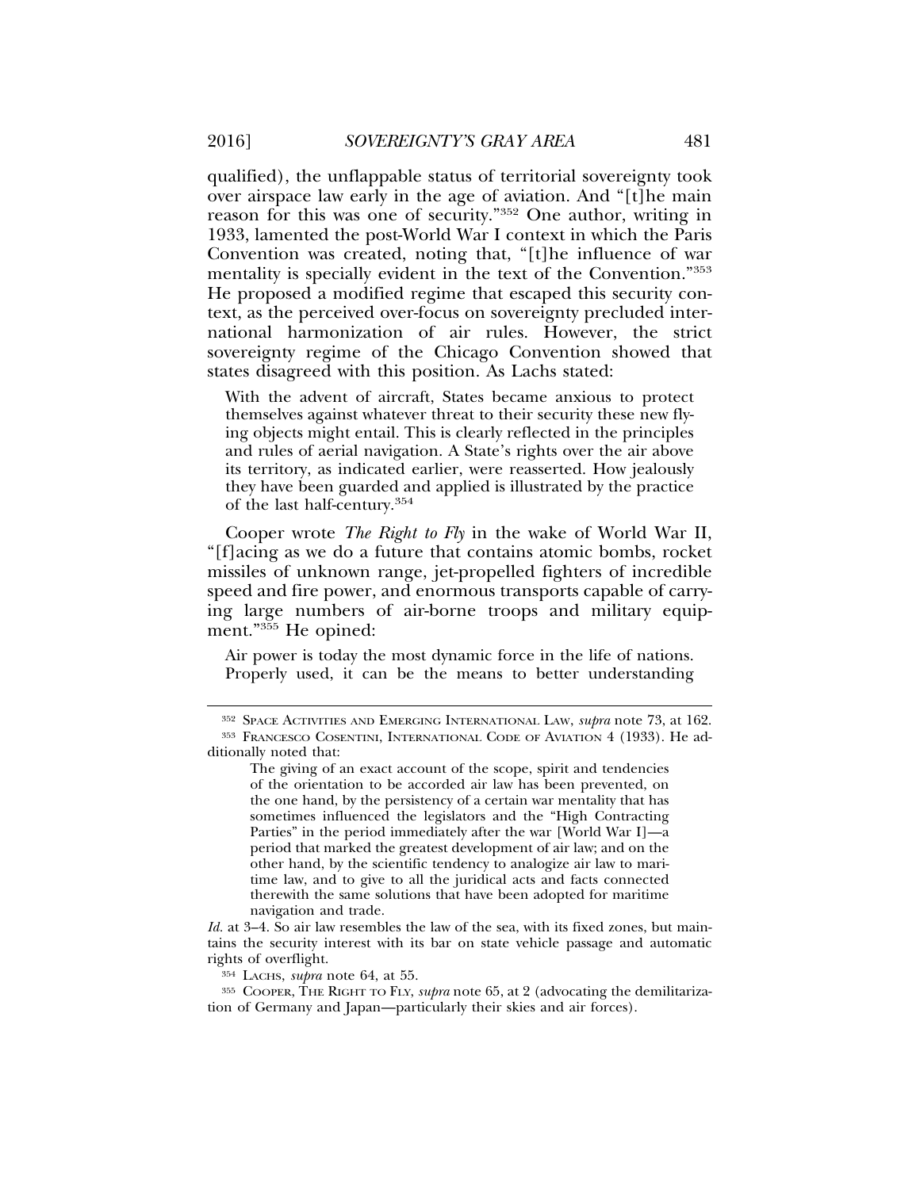qualified), the unflappable status of territorial sovereignty took over airspace law early in the age of aviation. And "[t]he main reason for this was one of security."[352] One author, writing in 1933, lamented the post-World War I context in which the Paris Convention was created, noting that, "[t]he influence of war mentality is specially evident in the text of the Convention."[353] He proposed a modified regime that escaped this security context, as the perceived over-focus on sovereignty precluded international harmonization of air rules. However, the strict sovereignty regime of the Chicago Convention showed that states disagreed with this position. As Lachs stated:

> With the advent of aircraft, States became anxious to protect themselves against whatever threat to their security these new flying objects might entail. This is clearly reflected in the principles and rules of aerial navigation. A State's rights over the air above its territory, as indicated earlier, were reasserted. How jealously they have been guarded and applied is illustrated by the practice of the last half-century.[354]

Cooper wrote *The Right to Fly* in the wake of World War II, "[f]acing as we do a future that contains atomic bombs, rocket missiles of unknown range, jet-propelled fighters of incredible speed and fire power, and enormous transports capable of carrying large numbers of air-borne troops and military equipment."[355] He opined:

> Air power is today the most dynamic force in the life of nations. Properly used, it can be the means to better understanding

---

[352] SPACE ACTIVITIES AND EMERGING INTERNATIONAL LAW, *supra* note 73, at 162.

[353] FRANCESCO COSENTINI, INTERNATIONAL CODE OF AVIATION 4 (1933). He additionally noted that:

> The giving of an exact account of the scope, spirit and tendencies of the orientation to be accorded air law has been prevented, on the one hand, by the persistency of a certain war mentality that has sometimes influenced the legislators and the "High Contracting Parties" in the period immediately after the war [World War I]—a period that marked the greatest development of air law; and on the other hand, by the scientific tendency to analogize air law to maritime law, and to give to all the juridical acts and facts connected therewith the same solutions that have been adopted for maritime navigation and trade.

*Id.* at 3–4. So air law resembles the law of the sea, with its fixed zones, but maintains the security interest with its bar on state vehicle passage and automatic rights of overflight.

[354] LACHS, *supra* note 64, at 55.

[355] COOPER, THE RIGHT TO FLY, *supra* note 65, at 2 (advocating the demilitarization of Germany and Japan—particularly their skies and air forces).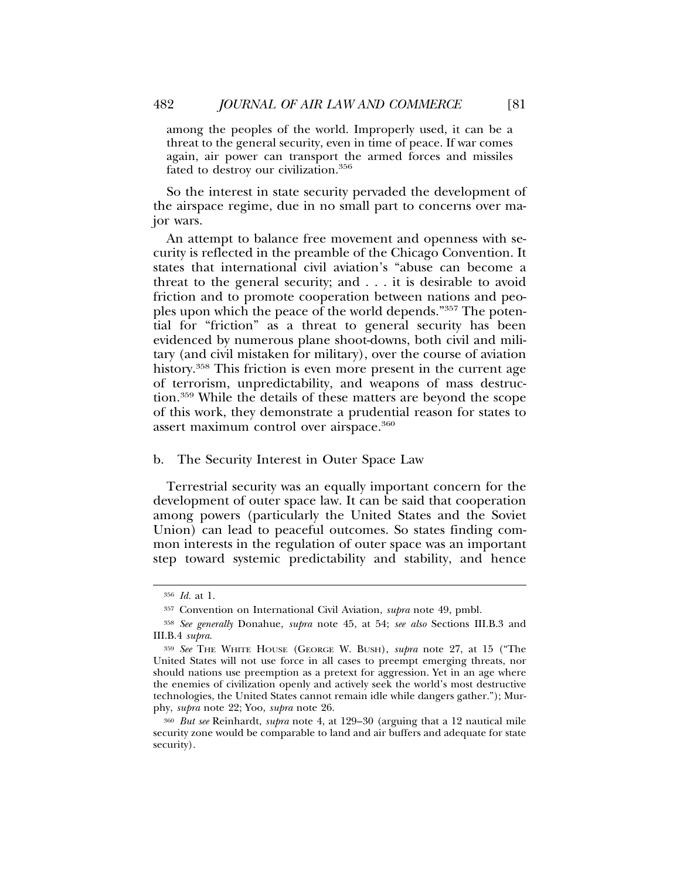> among the peoples of the world. Improperly used, it can be a threat to the general security, even in time of peace. If war comes again, air power can transport the armed forces and missiles fated to destroy our civilization.[356]

So the interest in state security pervaded the development of the airspace regime, due in no small part to concerns over major wars.

An attempt to balance free movement and openness with security is reflected in the preamble of the Chicago Convention. It states that international civil aviation's "abuse can become a threat to the general security; and . . . it is desirable to avoid friction and to promote cooperation between nations and peoples upon which the peace of the world depends."[357] The potential for "friction" as a threat to general security has been evidenced by numerous plane shoot-downs, both civil and military (and civil mistaken for military), over the course of aviation history.[358] This friction is even more present in the current age of terrorism, unpredictability, and weapons of mass destruction.[359] While the details of these matters are beyond the scope of this work, they demonstrate a prudential reason for states to assert maximum control over airspace.[360]

#### b. The Security Interest in Outer Space Law

Terrestrial security was an equally important concern for the development of outer space law. It can be said that cooperation among powers (particularly the United States and the Soviet Union) can lead to peaceful outcomes. So states finding common interests in the regulation of outer space was an important step toward systemic predictability and stability, and hence

---

[356] *Id.* at 1.

[357] Convention on International Civil Aviation, *supra* note 49, pmbl.

[358] *See generally* Donahue, *supra* note 45, at 54; *see also* Sections III.B.3 and III.B.4 *supra*.

[359] *See* THE WHITE HOUSE (GEORGE W. BUSH), *supra* note 27, at 15 ("The United States will not use force in all cases to preempt emerging threats, nor should nations use preemption as a pretext for aggression. Yet in an age where the enemies of civilization openly and actively seek the world's most destructive technologies, the United States cannot remain idle while dangers gather."); Murphy, *supra* note 22; Yoo, *supra* note 26.

[360] *But see* Reinhardt, *supra* note 4, at 129–30 (arguing that a 12 nautical mile security zone would be comparable to land and air buffers and adequate for state security).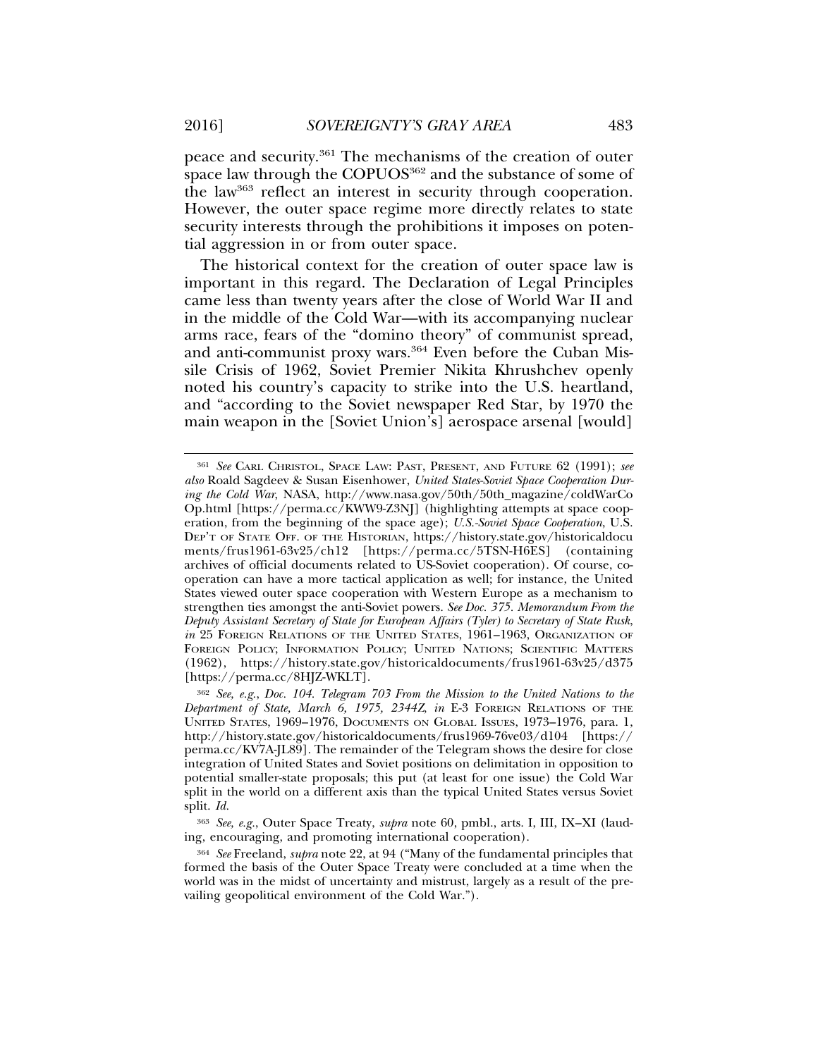peace and security.[361] The mechanisms of the creation of outer space law through the COPUOS[362] and the substance of some of the law[363] reflect an interest in security through cooperation. However, the outer space regime more directly relates to state security interests through the prohibitions it imposes on potential aggression in or from outer space.

The historical context for the creation of outer space law is important in this regard. The Declaration of Legal Principles came less than twenty years after the close of World War II and in the middle of the Cold War—with its accompanying nuclear arms race, fears of the "domino theory" of communist spread, and anti-communist proxy wars.[364] Even before the Cuban Missile Crisis of 1962, Soviet Premier Nikita Khrushchev openly noted his country's capacity to strike into the U.S. heartland, and "according to the Soviet newspaper Red Star, by 1970 the main weapon in the [Soviet Union's] aerospace arsenal [would]

---

[361] *See* CARL CHRISTOL, SPACE LAW: PAST, PRESENT, AND FUTURE 62 (1991); *see also* Roald Sagdeev & Susan Eisenhower, *United States-Soviet Space Cooperation During the Cold War*, NASA, http://www.nasa.gov/50th/50th_magazine/coldWarCoOp.html [https://perma.cc/KWW9-Z3NJ] (highlighting attempts at space cooperation, from the beginning of the space age); *U.S.-Soviet Space Cooperation*, U.S. DEP'T OF STATE OFF. OF THE HISTORIAN, https://history.state.gov/historicaldocuments/frus1961-63v25/ch12 [https://perma.cc/5TSN-H6ES] (containing archives of official documents related to US-Soviet cooperation). Of course, cooperation can have a more tactical application as well; for instance, the United States viewed outer space cooperation with Western Europe as a mechanism to strengthen ties amongst the anti-Soviet powers. *See Doc. 375. Memorandum From the Deputy Assistant Secretary of State for European Affairs (Tyler) to Secretary of State Rusk*, *in* 25 FOREIGN RELATIONS OF THE UNITED STATES, 1961–1963, ORGANIZATION OF FOREIGN POLICY; INFORMATION POLICY; UNITED NATIONS; SCIENTIFIC MATTERS (1962), https://history.state.gov/historicaldocuments/frus1961-63v25/d375 [https://perma.cc/8HJZ-WKLT].

[362] *See, e.g.*, *Doc. 104. Telegram 703 From the Mission to the United Nations to the Department of State, March 6, 1975, 2344Z*, *in* E-3 FOREIGN RELATIONS OF THE UNITED STATES, 1969–1976, DOCUMENTS ON GLOBAL ISSUES, 1973–1976, para. 1, http://history.state.gov/historicaldocuments/frus1969-76ve03/d104 [https://perma.cc/KV7A-JL89]. The remainder of the Telegram shows the desire for close integration of United States and Soviet positions on delimitation in opposition to potential smaller-state proposals; this put (at least for one issue) the Cold War split in the world on a different axis than the typical United States versus Soviet split. *Id.*

[363] *See, e.g.*, Outer Space Treaty, *supra* note 60, pmbl., arts. I, III, IX–XI (lauding, encouraging, and promoting international cooperation).

[364] *See* Freeland, *supra* note 22, at 94 ("Many of the fundamental principles that formed the basis of the Outer Space Treaty were concluded at a time when the world was in the midst of uncertainty and mistrust, largely as a result of the prevailing geopolitical environment of the Cold War.").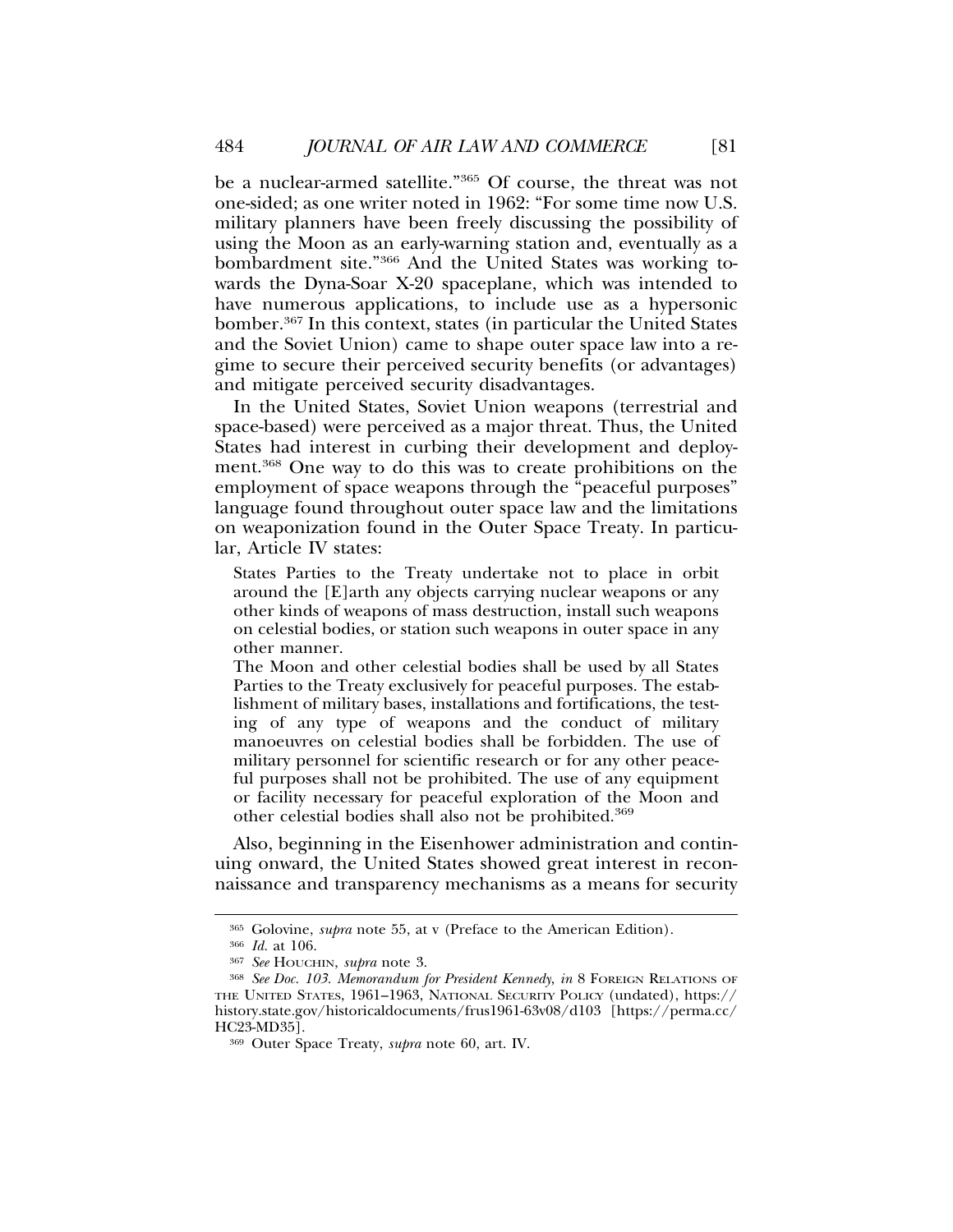be a nuclear-armed satellite."[365] Of course, the threat was not one-sided; as one writer noted in 1962: "For some time now U.S. military planners have been freely discussing the possibility of using the Moon as an early-warning station and, eventually as a bombardment site."[366] And the United States was working towards the Dyna-Soar X-20 spaceplane, which was intended to have numerous applications, to include use as a hypersonic bomber.[367] In this context, states (in particular the United States and the Soviet Union) came to shape outer space law into a regime to secure their perceived security benefits (or advantages) and mitigate perceived security disadvantages.

In the United States, Soviet Union weapons (terrestrial and space-based) were perceived as a major threat. Thus, the United States had interest in curbing their development and deployment.[368] One way to do this was to create prohibitions on the employment of space weapons through the "peaceful purposes" language found throughout outer space law and the limitations on weaponization found in the Outer Space Treaty. In particular, Article IV states:

> States Parties to the Treaty undertake not to place in orbit around the [E]arth any objects carrying nuclear weapons or any other kinds of weapons of mass destruction, install such weapons on celestial bodies, or station such weapons in outer space in any other manner.
>
> The Moon and other celestial bodies shall be used by all States Parties to the Treaty exclusively for peaceful purposes. The establishment of military bases, installations and fortifications, the testing of any type of weapons and the conduct of military manoeuvres on celestial bodies shall be forbidden. The use of military personnel for scientific research or for any other peaceful purposes shall not be prohibited. The use of any equipment or facility necessary for peaceful exploration of the Moon and other celestial bodies shall also not be prohibited.[369]

Also, beginning in the Eisenhower administration and continuing onward, the United States showed great interest in reconnaissance and transparency mechanisms as a means for security

---

[365] Golovine, *supra* note 55, at v (Preface to the American Edition).

[366] *Id.* at 106.

[367] *See* HOUCHIN, *supra* note 3.

[368] *See Doc. 103. Memorandum for President Kennedy*, *in* 8 FOREIGN RELATIONS OF THE UNITED STATES, 1961–1963, NATIONAL SECURITY POLICY (undated), https://history.state.gov/historicaldocuments/frus1961-63v08/d103 [https://perma.cc/HC23-MD35].

[369] Outer Space Treaty, *supra* note 60, art. IV.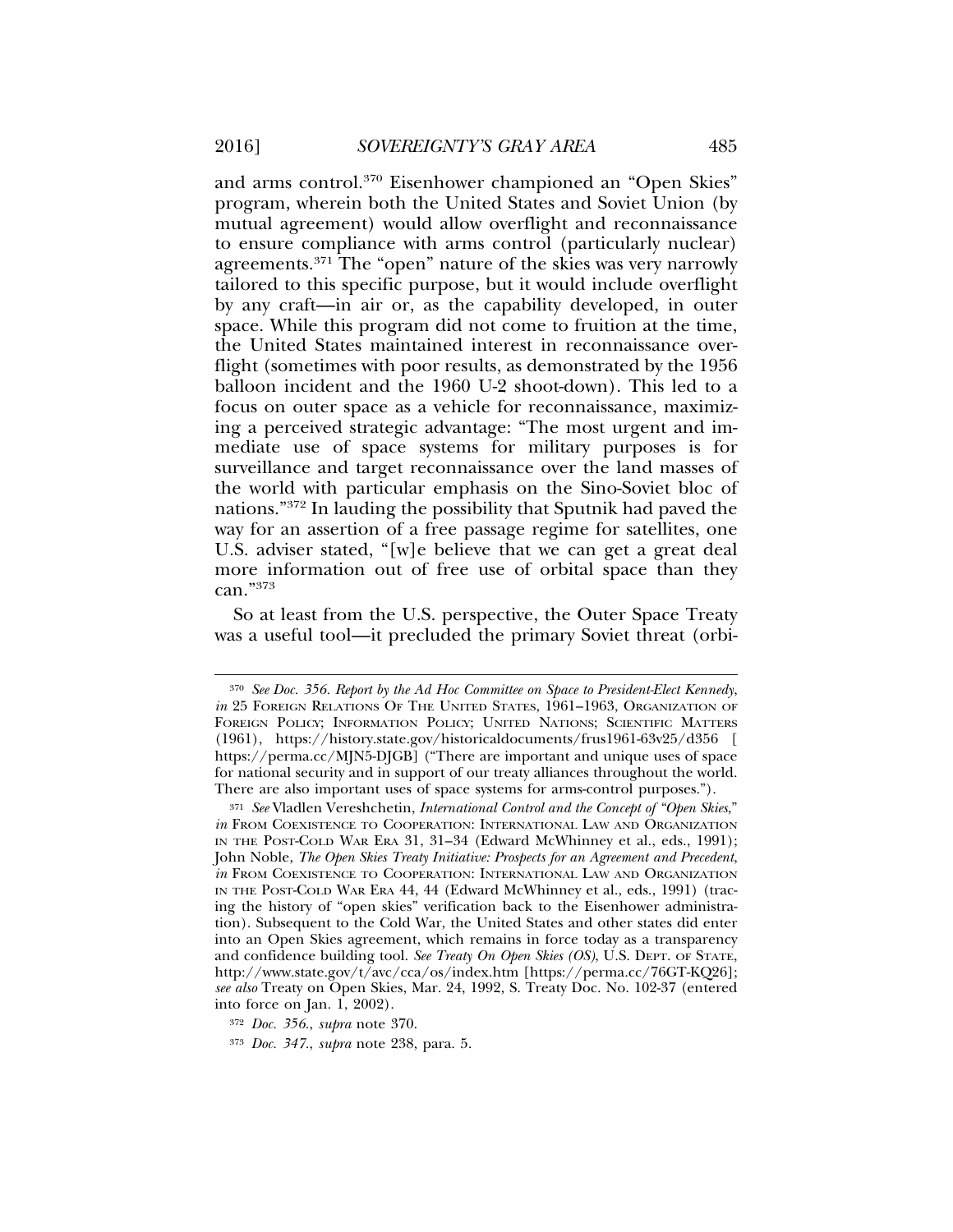and arms control.[370] Eisenhower championed an "Open Skies" program, wherein both the United States and Soviet Union (by mutual agreement) would allow overflight and reconnaissance to ensure compliance with arms control (particularly nuclear) agreements.[371] The "open" nature of the skies was very narrowly tailored to this specific purpose, but it would include overflight by any craft—in air or, as the capability developed, in outer space. While this program did not come to fruition at the time, the United States maintained interest in reconnaissance overflight (sometimes with poor results, as demonstrated by the 1956 balloon incident and the 1960 U-2 shoot-down). This led to a focus on outer space as a vehicle for reconnaissance, maximizing a perceived strategic advantage: "The most urgent and immediate use of space systems for military purposes is for surveillance and target reconnaissance over the land masses of the world with particular emphasis on the Sino-Soviet bloc of nations."[372] In lauding the possibility that Sputnik had paved the way for an assertion of a free passage regime for satellites, one U.S. adviser stated, "[w]e believe that we can get a great deal more information out of free use of orbital space than they can."[373]

So at least from the U.S. perspective, the Outer Space Treaty was a useful tool—it precluded the primary Soviet threat (orbi-

---

[370] *See Doc. 356. Report by the Ad Hoc Committee on Space to President-Elect Kennedy, in* 25 FOREIGN RELATIONS OF THE UNITED STATES, 1961–1963, ORGANIZATION OF FOREIGN POLICY; INFORMATION POLICY; UNITED NATIONS; SCIENTIFIC MATTERS (1961), https://history.state.gov/historicaldocuments/frus1961-63v25/d356 [https://perma.cc/MJN5-DJGB] ("There are important and unique uses of space for national security and in support of our treaty alliances throughout the world. There are also important uses of space systems for arms-control purposes.").

[371] *See* Vladlen Vereshchetin, *International Control and the Concept of "Open Skies*," *in* FROM COEXISTENCE TO COOPERATION: INTERNATIONAL LAW AND ORGANIZATION IN THE POST-COLD WAR ERA 31, 31–34 (Edward McWhinney et al., eds., 1991); John Noble, *The Open Skies Treaty Initiative: Prospects for an Agreement and Precedent*, *in* FROM COEXISTENCE TO COOPERATION: INTERNATIONAL LAW AND ORGANIZATION IN THE POST-COLD WAR ERA 44, 44 (Edward McWhinney et al., eds., 1991) (tracing the history of "open skies" verification back to the Eisenhower administration). Subsequent to the Cold War, the United States and other states did enter into an Open Skies agreement, which remains in force today as a transparency and confidence building tool. *See Treaty On Open Skies (OS)*, U.S. DEPT. OF STATE, http://www.state.gov/t/avc/cca/os/index.htm [https://perma.cc/76GT-KQ26]; *see also* Treaty on Open Skies, Mar. 24, 1992, S. Treaty Doc. No. 102-37 (entered into force on Jan. 1, 2002).

[372] *Doc. 356.*, *supra* note 370.

[373] *Doc. 347.*, *supra* note 238, para. 5.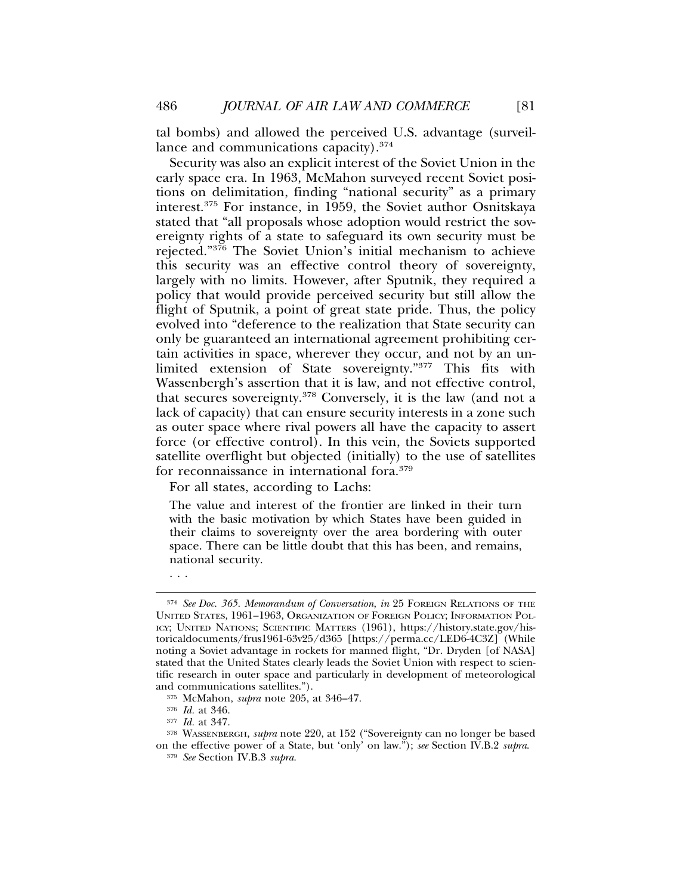tal bombs) and allowed the perceived U.S. advantage (surveillance and communications capacity).[374]

Security was also an explicit interest of the Soviet Union in the early space era. In 1963, McMahon surveyed recent Soviet positions on delimitation, finding "national security" as a primary interest.[375] For instance, in 1959, the Soviet author Osnitskaya stated that "all proposals whose adoption would restrict the sovereignty rights of a state to safeguard its own security must be rejected."[376] The Soviet Union's initial mechanism to achieve this security was an effective control theory of sovereignty, largely with no limits. However, after Sputnik, they required a policy that would provide perceived security but still allow the flight of Sputnik, a point of great state pride. Thus, the policy evolved into "deference to the realization that State security can only be guaranteed an international agreement prohibiting certain activities in space, wherever they occur, and not by an unlimited extension of State sovereignty."[377] This fits with Wassenbergh's assertion that it is law, and not effective control, that secures sovereignty.[378] Conversely, it is the law (and not a lack of capacity) that can ensure security interests in a zone such as outer space where rival powers all have the capacity to assert force (or effective control). In this vein, the Soviets supported satellite overflight but objected (initially) to the use of satellites for reconnaissance in international fora.[379]

For all states, according to Lachs:

> The value and interest of the frontier are linked in their turn with the basic motivation by which States have been guided in their claims to sovereignty over the area bordering with outer space. There can be little doubt that this has been, and remains, national security.
>
> . . .

---

[374] *See Doc. 365. Memorandum of Conversation*, *in* 25 FOREIGN RELATIONS OF THE UNITED STATES, 1961–1963, ORGANIZATION OF FOREIGN POLICY; INFORMATION POLICY; UNITED NATIONS; SCIENTIFIC MATTERS (1961), https://history.state.gov/historicaldocuments/frus1961-63v25/d365 [https://perma.cc/LED6-4C3Z] (While noting a Soviet advantage in rockets for manned flight, "Dr. Dryden [of NASA] stated that the United States clearly leads the Soviet Union with respect to scientific research in outer space and particularly in development of meteorological and communications satellites.").

[375] McMahon, *supra* note 205, at 346–47.

[376] *Id.* at 346.

[377] *Id.* at 347.

[378] WASSENBERGH, *supra* note 220, at 152 ("Sovereignty can no longer be based on the effective power of a State, but 'only' on law."); *see* Section IV.B.2 *supra*.

[379] *See* Section IV.B.3 *supra*.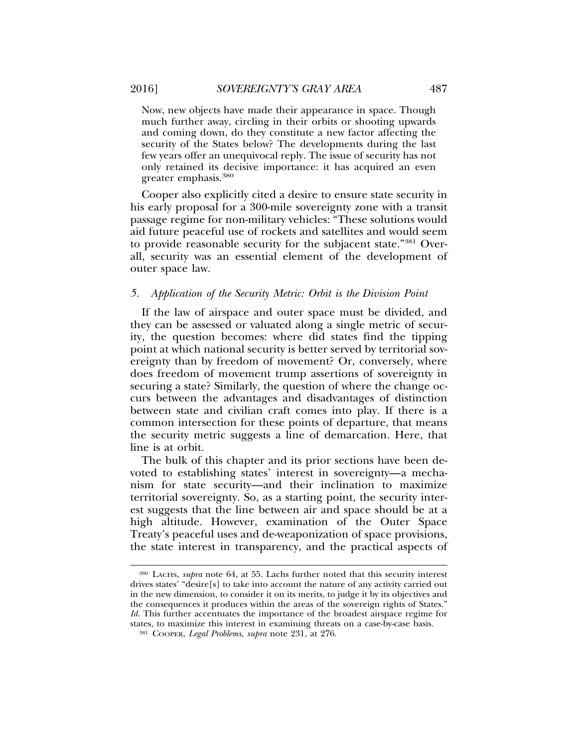> Now, new objects have made their appearance in space. Though much further away, circling in their orbits or shooting upwards and coming down, do they constitute a new factor affecting the security of the States below? The developments during the last few years offer an unequivocal reply. The issue of security has not only retained its decisive importance: it has acquired an even greater emphasis.[380]

Cooper also explicitly cited a desire to ensure state security in his early proposal for a 300-mile sovereignty zone with a transit passage regime for non-military vehicles: "These solutions would aid future peaceful use of rockets and satellites and would seem to provide reasonable security for the subjacent state."[381] Overall, security was an essential element of the development of outer space law.

### 5. *Application of the Security Metric: Orbit is the Division Point*

If the law of airspace and outer space must be divided, and they can be assessed or valuated along a single metric of security, the question becomes: where did states find the tipping point at which national security is better served by territorial sovereignty than by freedom of movement? Or, conversely, where does freedom of movement trump assertions of sovereignty in securing a state? Similarly, the question of where the change occurs between the advantages and disadvantages of distinction between state and civilian craft comes into play. If there is a common intersection for these points of departure, that means the security metric suggests a line of demarcation. Here, that line is at orbit.

The bulk of this chapter and its prior sections have been devoted to establishing states' interest in sovereignty—a mechanism for state security—and their inclination to maximize territorial sovereignty. So, as a starting point, the security interest suggests that the line between air and space should be at a high altitude. However, examination of the Outer Space Treaty's peaceful uses and de-weaponization of space provisions, the state interest in transparency, and the practical aspects of

---

[380] LACHS, *supra* note 64, at 55. Lachs further noted that this security interest drives states' "desire[s] to take into account the nature of any activity carried out in the new dimension, to consider it on its merits, to judge it by its objectives and the consequences it produces within the areas of the sovereign rights of States." *Id.* This further accentuates the importance of the broadest airspace regime for states, to maximize this interest in examining threats on a case-by-case basis.

[381] COOPER, *Legal Problems*, *supra* note 231, at 276.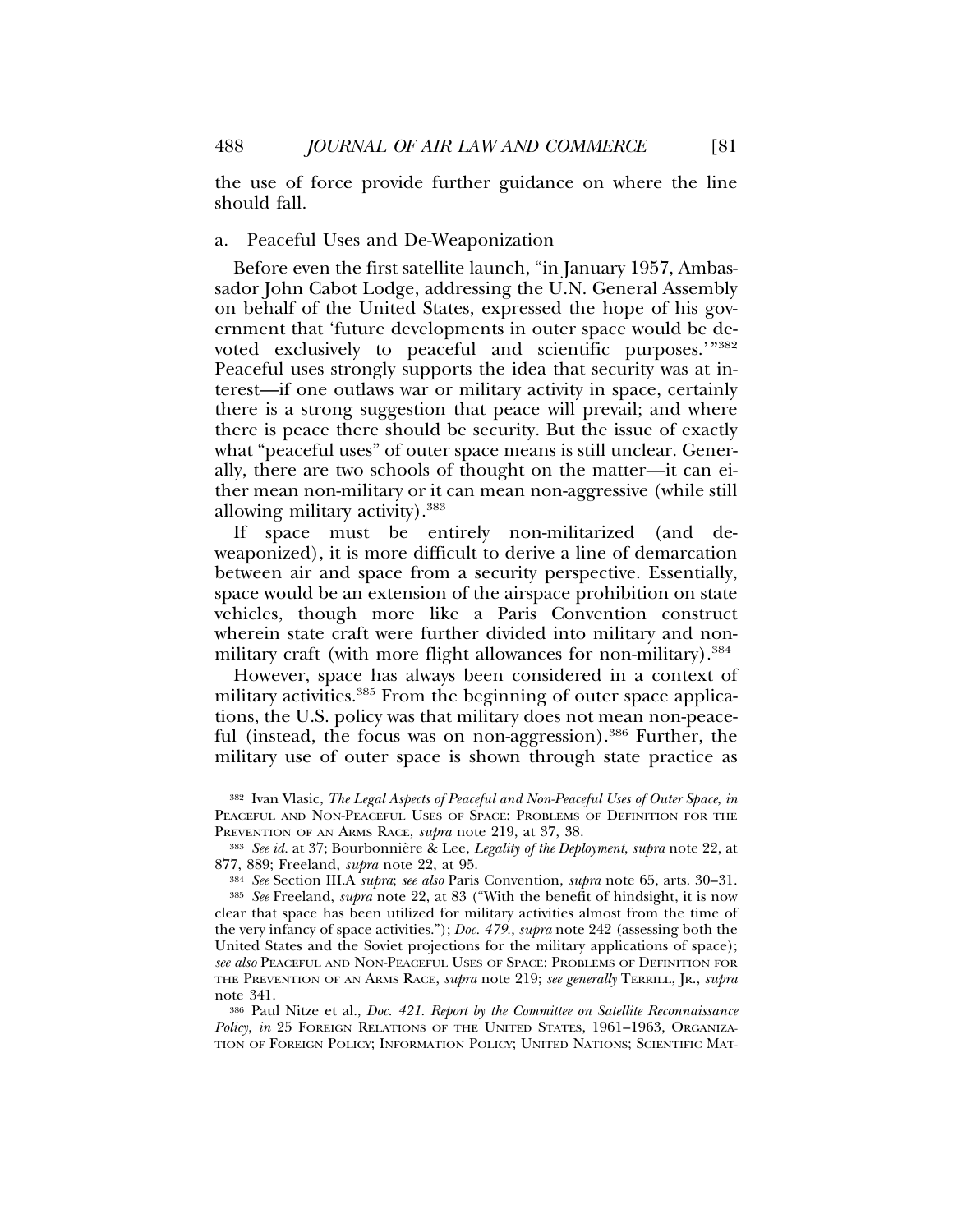the use of force provide further guidance on where the line should fall.

a. Peaceful Uses and De-Weaponization

Before even the first satellite launch, "in January 1957, Ambassador John Cabot Lodge, addressing the U.N. General Assembly on behalf of the United States, expressed the hope of his government that 'future developments in outer space would be devoted exclusively to peaceful and scientific purposes.'"[382] Peaceful uses strongly supports the idea that security was at interest—if one outlaws war or military activity in space, certainly there is a strong suggestion that peace will prevail; and where there is peace there should be security. But the issue of exactly what "peaceful uses" of outer space means is still unclear. Generally, there are two schools of thought on the matter—it can either mean non-military or it can mean non-aggressive (while still allowing military activity).[383]

If space must be entirely non-militarized (and de-weaponized), it is more difficult to derive a line of demarcation between air and space from a security perspective. Essentially, space would be an extension of the airspace prohibition on state vehicles, though more like a Paris Convention construct wherein state craft were further divided into military and non-military craft (with more flight allowances for non-military).[384]

However, space has always been considered in a context of military activities.[385] From the beginning of outer space applications, the U.S. policy was that military does not mean non-peaceful (instead, the focus was on non-aggression).[386] Further, the military use of outer space is shown through state practice as

---

[382] Ivan Vlasic, *The Legal Aspects of Peaceful and Non-Peaceful Uses of Outer Space*, *in* PEACEFUL AND NON-PEACEFUL USES OF SPACE: PROBLEMS OF DEFINITION FOR THE PREVENTION OF AN ARMS RACE, *supra* note 219, at 37, 38.

[383] *See id.* at 37; Bourbonnière & Lee, *Legality of the Deployment*, *supra* note 22, at 877, 889; Freeland, *supra* note 22, at 95.

[384] *See* Section III.A *supra*; *see also* Paris Convention, *supra* note 65, arts. 30–31.

[385] *See* Freeland, *supra* note 22, at 83 ("With the benefit of hindsight, it is now clear that space has been utilized for military activities almost from the time of the very infancy of space activities."); *Doc. 479.*, *supra* note 242 (assessing both the United States and the Soviet projections for the military applications of space); *see also* PEACEFUL AND NON-PEACEFUL USES OF SPACE: PROBLEMS OF DEFINITION FOR THE PREVENTION OF AN ARMS RACE, *supra* note 219; *see generally* TERRILL, JR., *supra* note 341.

[386] Paul Nitze et al., *Doc. 421. Report by the Committee on Satellite Reconnaissance Policy*, *in* 25 FOREIGN RELATIONS OF THE UNITED STATES, 1961–1963, ORGANIZATION OF FOREIGN POLICY; INFORMATION POLICY; UNITED NATIONS; SCIENTIFIC MAT-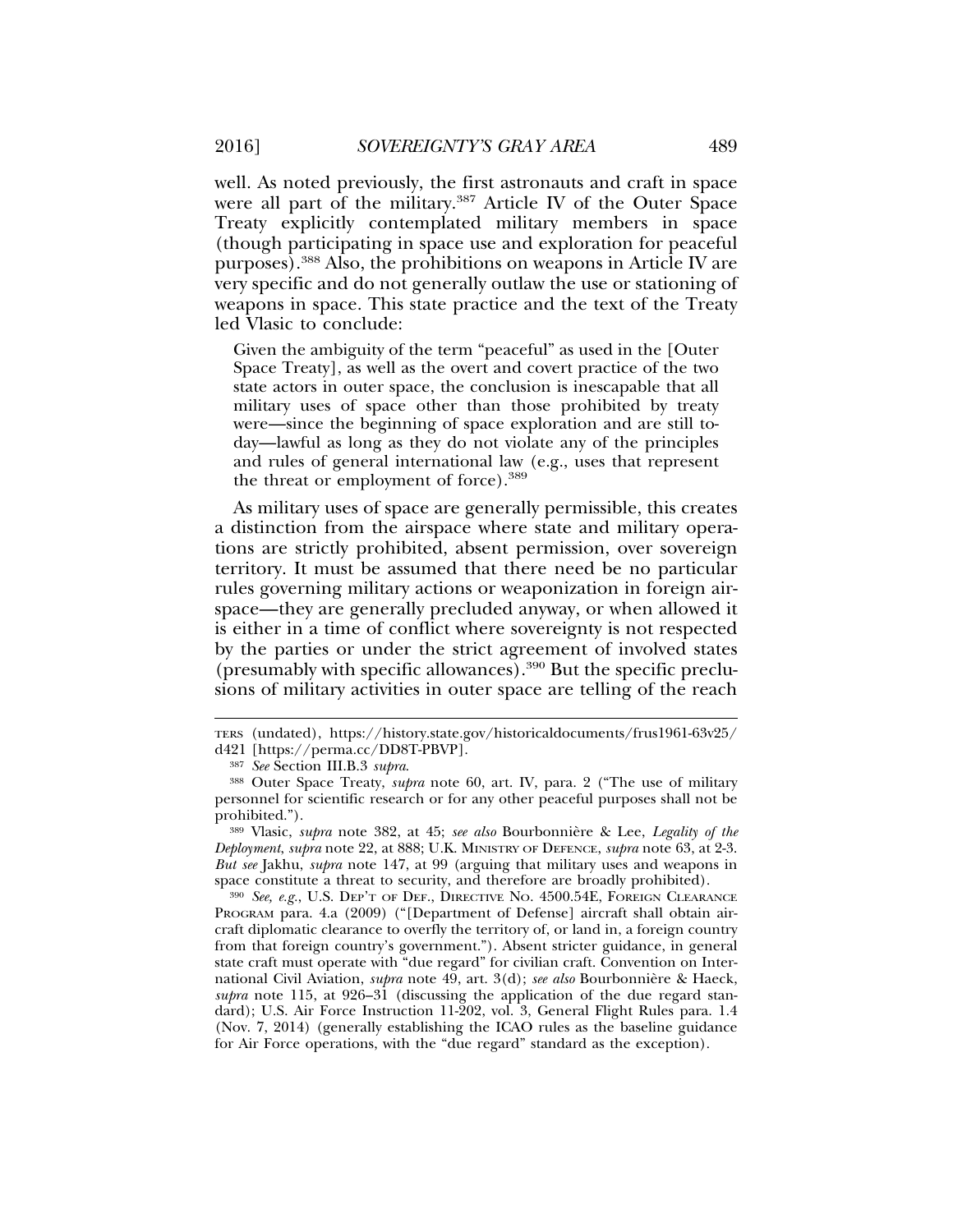well. As noted previously, the first astronauts and craft in space were all part of the military.[387] Article IV of the Outer Space Treaty explicitly contemplated military members in space (though participating in space use and exploration for peaceful purposes).[388] Also, the prohibitions on weapons in Article IV are very specific and do not generally outlaw the use or stationing of weapons in space. This state practice and the text of the Treaty led Vlasic to conclude:

> Given the ambiguity of the term "peaceful" as used in the [Outer Space Treaty], as well as the overt and covert practice of the two state actors in outer space, the conclusion is inescapable that all military uses of space other than those prohibited by treaty were—since the beginning of space exploration and are still today—lawful as long as they do not violate any of the principles and rules of general international law (e.g., uses that represent the threat or employment of force).[389]

As military uses of space are generally permissible, this creates a distinction from the airspace where state and military operations are strictly prohibited, absent permission, over sovereign territory. It must be assumed that there need be no particular rules governing military actions or weaponization in foreign airspace—they are generally precluded anyway, or when allowed it is either in a time of conflict where sovereignty is not respected by the parties or under the strict agreement of involved states (presumably with specific allowances).[390] But the specific preclusions of military activities in outer space are telling of the reach

---

TERS (undated), https://history.state.gov/historicaldocuments/frus1961-63v25/d421 [https://perma.cc/DD8T-PBVP].

[387] *See* Section III.B.3 *supra*.

[388] Outer Space Treaty, *supra* note 60, art. IV, para. 2 ("The use of military personnel for scientific research or for any other peaceful purposes shall not be prohibited.").

[389] Vlasic, *supra* note 382, at 45; *see also* Bourbonnière & Lee, *Legality of the Deployment*, *supra* note 22, at 888; U.K. MINISTRY OF DEFENCE, *supra* note 63, at 2-3. *But see* Jakhu, *supra* note 147, at 99 (arguing that military uses and weapons in space constitute a threat to security, and therefore are broadly prohibited).

[390] *See, e.g.*, U.S. DEP'T OF DEF., DIRECTIVE NO. 4500.54E, FOREIGN CLEARANCE PROGRAM para. 4.a (2009) ("[Department of Defense] aircraft shall obtain aircraft diplomatic clearance to overfly the territory of, or land in, a foreign country from that foreign country's government."). Absent stricter guidance, in general state craft must operate with "due regard" for civilian craft. Convention on International Civil Aviation, *supra* note 49, art. 3(d); *see also* Bourbonnière & Haeck, *supra* note 115, at 926–31 (discussing the application of the due regard standard); U.S. Air Force Instruction 11-202, vol. 3, General Flight Rules para. 1.4 (Nov. 7, 2014) (generally establishing the ICAO rules as the baseline guidance for Air Force operations, with the "due regard" standard as the exception).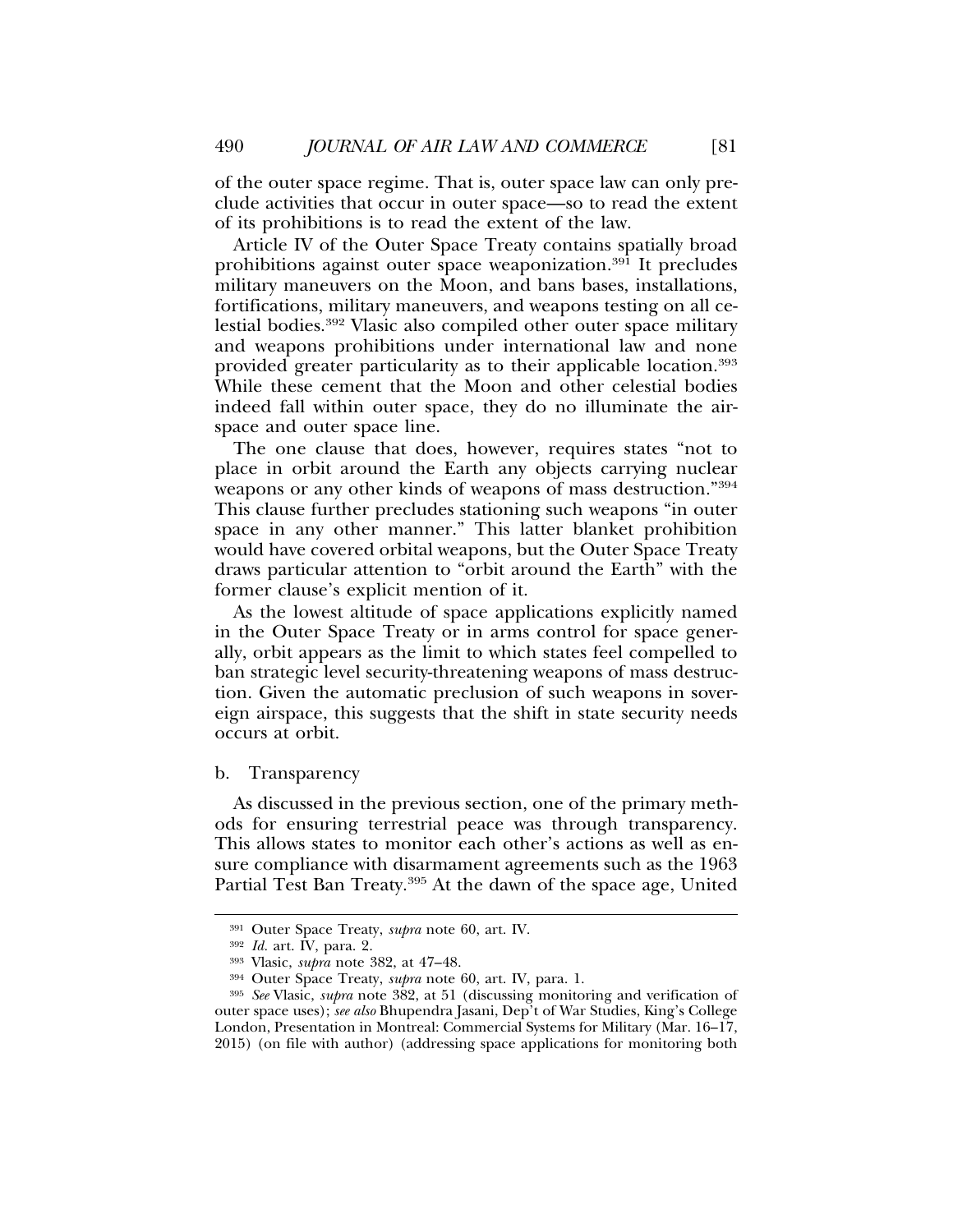of the outer space regime. That is, outer space law can only preclude activities that occur in outer space—so to read the extent of its prohibitions is to read the extent of the law.

Article IV of the Outer Space Treaty contains spatially broad prohibitions against outer space weaponization.[391] It precludes military maneuvers on the Moon, and bans bases, installations, fortifications, military maneuvers, and weapons testing on all celestial bodies.[392] Vlasic also compiled other outer space military and weapons prohibitions under international law and none provided greater particularity as to their applicable location.[393] While these cement that the Moon and other celestial bodies indeed fall within outer space, they do no illuminate the airspace and outer space line.

The one clause that does, however, requires states "not to place in orbit around the Earth any objects carrying nuclear weapons or any other kinds of weapons of mass destruction."[394] This clause further precludes stationing such weapons "in outer space in any other manner." This latter blanket prohibition would have covered orbital weapons, but the Outer Space Treaty draws particular attention to "orbit around the Earth" with the former clause's explicit mention of it.

As the lowest altitude of space applications explicitly named in the Outer Space Treaty or in arms control for space generally, orbit appears as the limit to which states feel compelled to ban strategic level security-threatening weapons of mass destruction. Given the automatic preclusion of such weapons in sovereign airspace, this suggests that the shift in state security needs occurs at orbit.

b. Transparency

As discussed in the previous section, one of the primary methods for ensuring terrestrial peace was through transparency. This allows states to monitor each other's actions as well as ensure compliance with disarmament agreements such as the 1963 Partial Test Ban Treaty.[395] At the dawn of the space age, United

---

[391] Outer Space Treaty, *supra* note 60, art. IV.

[392] *Id.* art. IV, para. 2.

[393] Vlasic, *supra* note 382, at 47–48.

[394] Outer Space Treaty, *supra* note 60, art. IV, para. 1.

[395] *See* Vlasic, *supra* note 382, at 51 (discussing monitoring and verification of outer space uses); *see also* Bhupendra Jasani, Dep't of War Studies, King's College London, Presentation in Montreal: Commercial Systems for Military (Mar. 16–17, 2015) (on file with author) (addressing space applications for monitoring both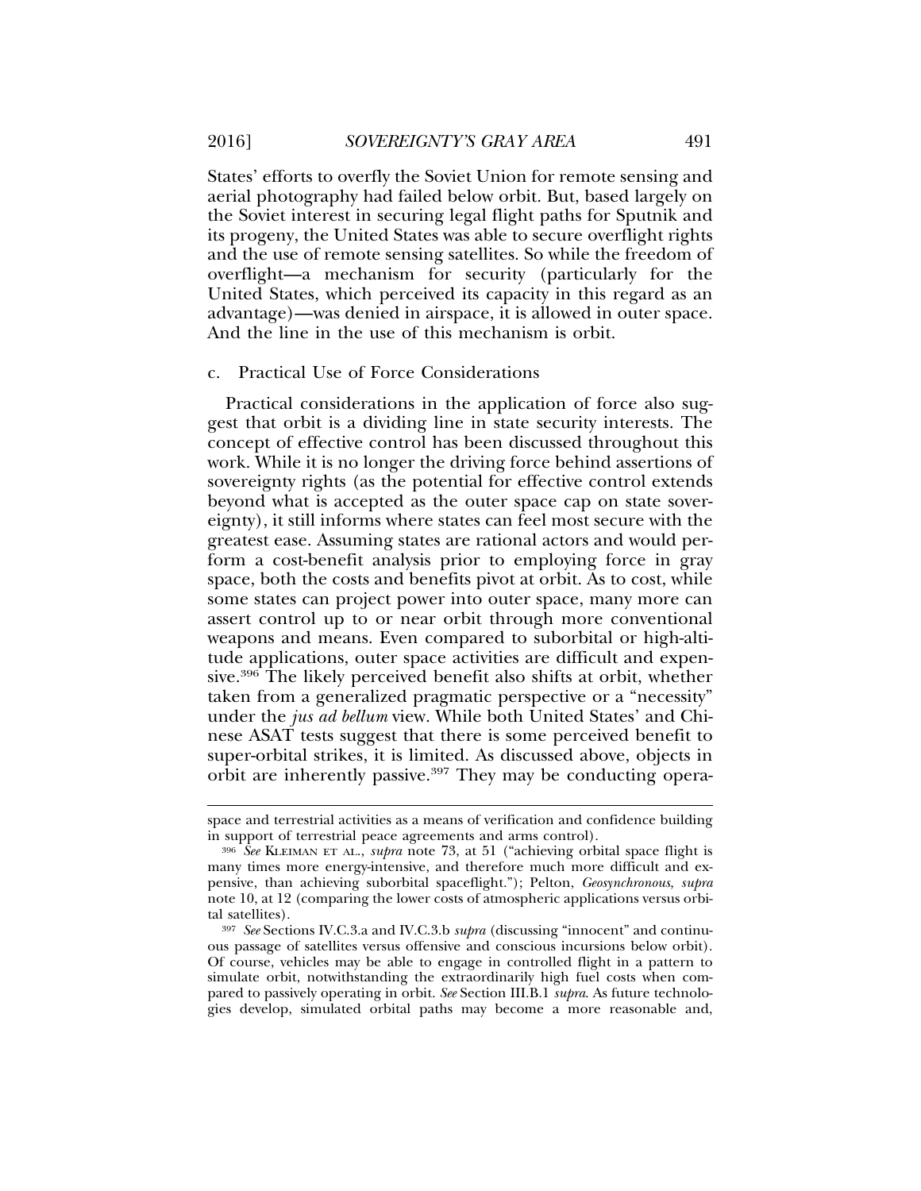States' efforts to overfly the Soviet Union for remote sensing and aerial photography had failed below orbit. But, based largely on the Soviet interest in securing legal flight paths for Sputnik and its progeny, the United States was able to secure overflight rights and the use of remote sensing satellites. So while the freedom of overflight—a mechanism for security (particularly for the United States, which perceived its capacity in this regard as an advantage)—was denied in airspace, it is allowed in outer space. And the line in the use of this mechanism is orbit.

c. Practical Use of Force Considerations

Practical considerations in the application of force also suggest that orbit is a dividing line in state security interests. The concept of effective control has been discussed throughout this work. While it is no longer the driving force behind assertions of sovereignty rights (as the potential for effective control extends beyond what is accepted as the outer space cap on state sovereignty), it still informs where states can feel most secure with the greatest ease. Assuming states are rational actors and would perform a cost-benefit analysis prior to employing force in gray space, both the costs and benefits pivot at orbit. As to cost, while some states can project power into outer space, many more can assert control up to or near orbit through more conventional weapons and means. Even compared to suborbital or high-altitude applications, outer space activities are difficult and expensive.[396] The likely perceived benefit also shifts at orbit, whether taken from a generalized pragmatic perspective or a "necessity" under the *jus ad bellum* view. While both United States' and Chinese ASAT tests suggest that there is some perceived benefit to super-orbital strikes, it is limited. As discussed above, objects in orbit are inherently passive.[397] They may be conducting opera-

---

space and terrestrial activities as a means of verification and confidence building in support of terrestrial peace agreements and arms control).

[396] *See* KLEIMAN ET AL., *supra* note 73, at 51 ("achieving orbital space flight is many times more energy-intensive, and therefore much more difficult and expensive, than achieving suborbital spaceflight."); Pelton, *Geosynchronous*, *supra* note 10, at 12 (comparing the lower costs of atmospheric applications versus orbital satellites).

[397] *See* Sections IV.C.3.a and IV.C.3.b *supra* (discussing "innocent" and continuous passage of satellites versus offensive and conscious incursions below orbit). Of course, vehicles may be able to engage in controlled flight in a pattern to simulate orbit, notwithstanding the extraordinarily high fuel costs when compared to passively operating in orbit. *See* Section III.B.1 *supra*. As future technologies develop, simulated orbital paths may become a more reasonable and,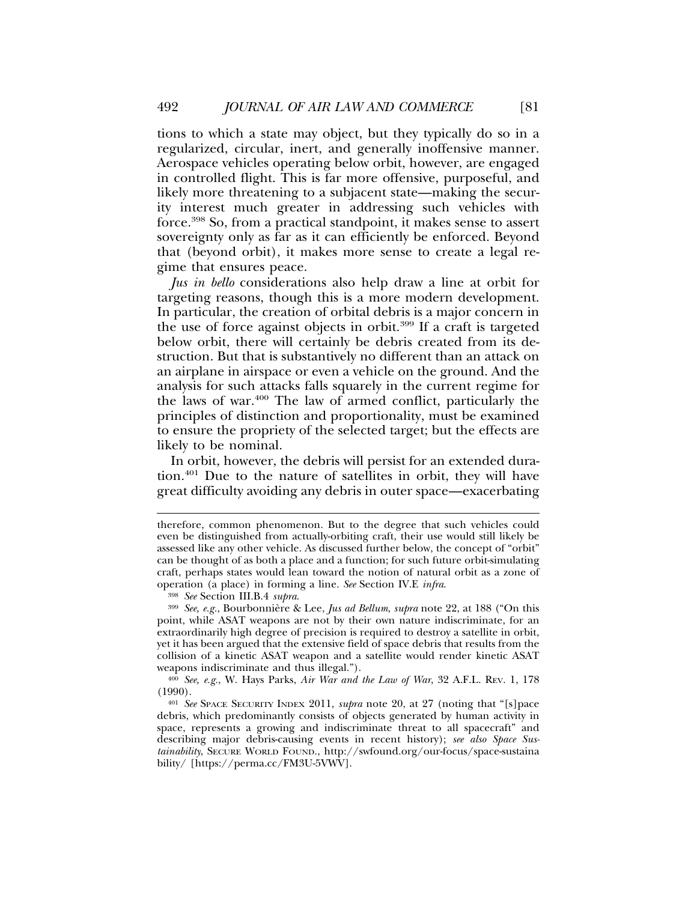tions to which a state may object, but they typically do so in a regularized, circular, inert, and generally inoffensive manner. Aerospace vehicles operating below orbit, however, are engaged in controlled flight. This is far more offensive, purposeful, and likely more threatening to a subjacent state—making the security interest much greater in addressing such vehicles with force.[398] So, from a practical standpoint, it makes sense to assert sovereignty only as far as it can efficiently be enforced. Beyond that (beyond orbit), it makes more sense to create a legal regime that ensures peace.

*Jus in bello* considerations also help draw a line at orbit for targeting reasons, though this is a more modern development. In particular, the creation of orbital debris is a major concern in the use of force against objects in orbit.[399] If a craft is targeted below orbit, there will certainly be debris created from its destruction. But that is substantively no different than an attack on an airplane in airspace or even a vehicle on the ground. And the analysis for such attacks falls squarely in the current regime for the laws of war.[400] The law of armed conflict, particularly the principles of distinction and proportionality, must be examined to ensure the propriety of the selected target; but the effects are likely to be nominal.

In orbit, however, the debris will persist for an extended duration.[401] Due to the nature of satellites in orbit, they will have great difficulty avoiding any debris in outer space—exacerbating

---

therefore, common phenomenon. But to the degree that such vehicles could even be distinguished from actually-orbiting craft, their use would still likely be assessed like any other vehicle. As discussed further below, the concept of "orbit" can be thought of as both a place and a function; for such future orbit-simulating craft, perhaps states would lean toward the notion of natural orbit as a zone of operation (a place) in forming a line. *See* Section IV.E *infra*.

[398] *See* Section III.B.4 *supra*.

[399] *See, e.g.*, Bourbonnière & Lee, *Jus ad Bellum*, *supra* note 22, at 188 ("On this point, while ASAT weapons are not by their own nature indiscriminate, for an extraordinarily high degree of precision is required to destroy a satellite in orbit, yet it has been argued that the extensive field of space debris that results from the collision of a kinetic ASAT weapon and a satellite would render kinetic ASAT weapons indiscriminate and thus illegal.").

[400] *See, e.g.*, W. Hays Parks, *Air War and the Law of War*, 32 A.F.L. Rev. 1, 178 (1990).

[401] *See* Space Security Index 2011, *supra* note 20, at 27 (noting that "[s]pace debris, which predominantly consists of objects generated by human activity in space, represents a growing and indiscriminate threat to all spacecraft" and describing major debris-causing events in recent history); *see also Space Sustainability*, Secure World Found., http://swfound.org/our-focus/space-sustainability/ [https://perma.cc/FM3U-5VWV].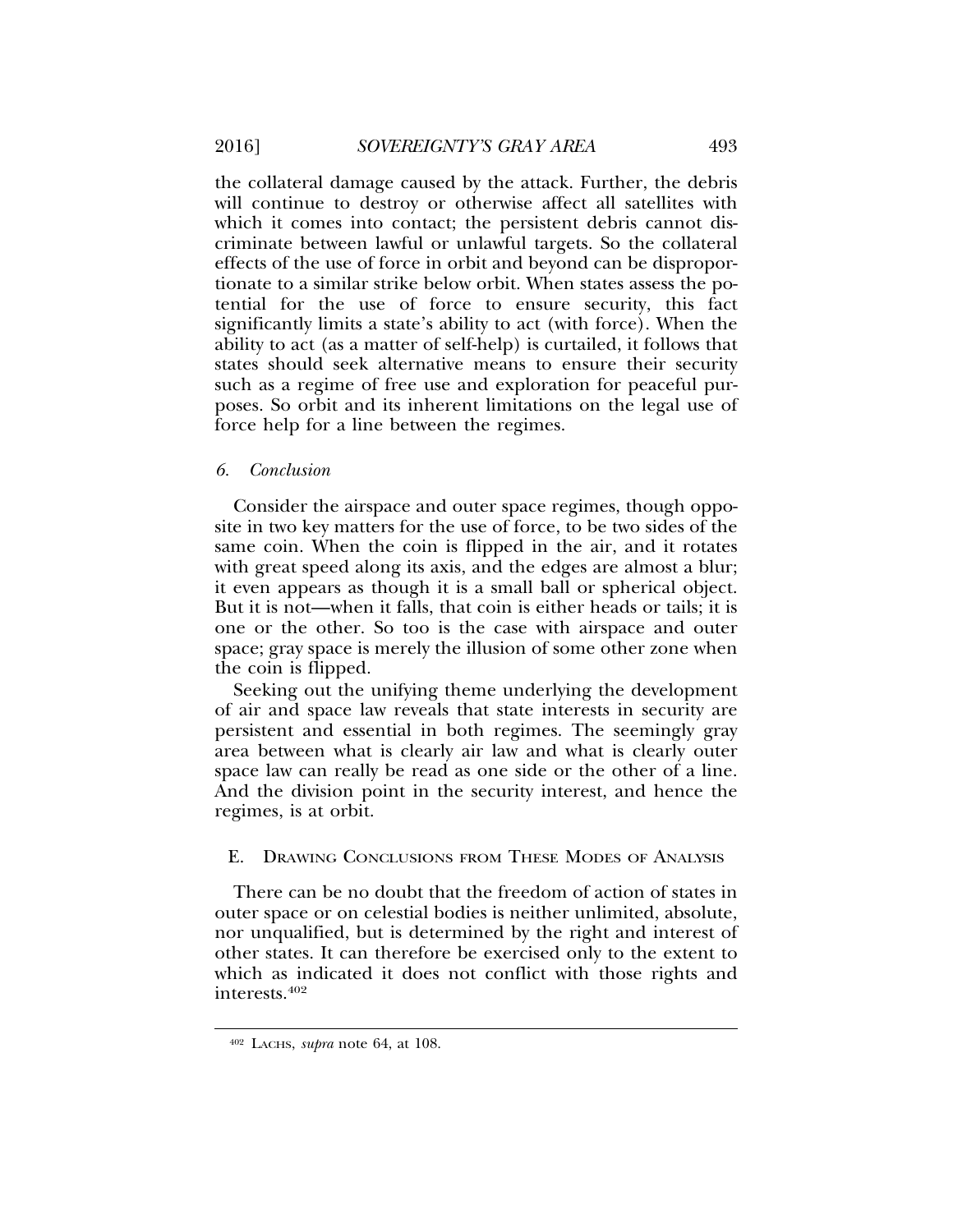the collateral damage caused by the attack. Further, the debris will continue to destroy or otherwise affect all satellites with which it comes into contact; the persistent debris cannot discriminate between lawful or unlawful targets. So the collateral effects of the use of force in orbit and beyond can be disproportionate to a similar strike below orbit. When states assess the potential for the use of force to ensure security, this fact significantly limits a state's ability to act (with force). When the ability to act (as a matter of self-help) is curtailed, it follows that states should seek alternative means to ensure their security such as a regime of free use and exploration for peaceful purposes. So orbit and its inherent limitations on the legal use of force help for a line between the regimes.

#### 6. *Conclusion*

Consider the airspace and outer space regimes, though opposite in two key matters for the use of force, to be two sides of the same coin. When the coin is flipped in the air, and it rotates with great speed along its axis, and the edges are almost a blur; it even appears as though it is a small ball or spherical object. But it is not—when it falls, that coin is either heads or tails; it is one or the other. So too is the case with airspace and outer space; gray space is merely the illusion of some other zone when the coin is flipped.

Seeking out the unifying theme underlying the development of air and space law reveals that state interests in security are persistent and essential in both regimes. The seemingly gray area between what is clearly air law and what is clearly outer space law can really be read as one side or the other of a line. And the division point in the security interest, and hence the regimes, is at orbit.

### E. Drawing Conclusions from These Modes of Analysis

There can be no doubt that the freedom of action of states in outer space or on celestial bodies is neither unlimited, absolute, nor unqualified, but is determined by the right and interest of other states. It can therefore be exercised only to the extent to which as indicated it does not conflict with those rights and interests.[402]

---

[402] Lachs, *supra* note 64, at 108.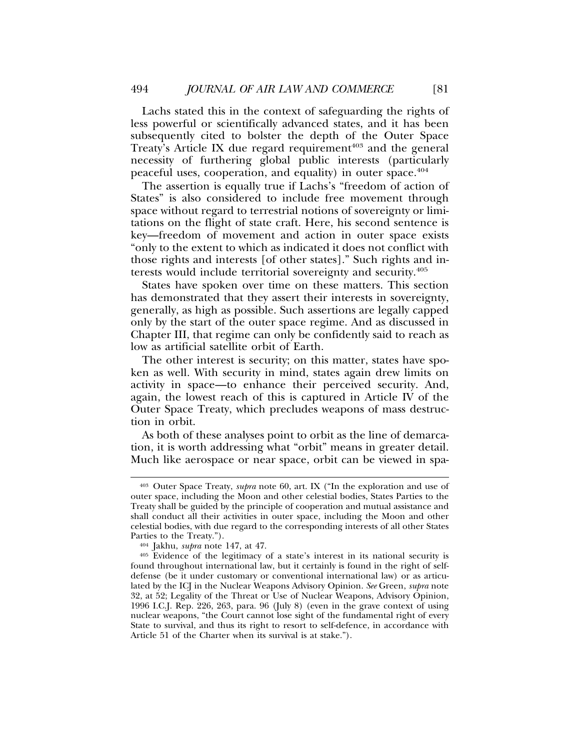Lachs stated this in the context of safeguarding the rights of less powerful or scientifically advanced states, and it has been subsequently cited to bolster the depth of the Outer Space Treaty's Article IX due regard requirement[403] and the general necessity of furthering global public interests (particularly peaceful uses, cooperation, and equality) in outer space.[404]

The assertion is equally true if Lachs's "freedom of action of States" is also considered to include free movement through space without regard to terrestrial notions of sovereignty or limitations on the flight of state craft. Here, his second sentence is key—freedom of movement and action in outer space exists "only to the extent to which as indicated it does not conflict with those rights and interests [of other states]." Such rights and interests would include territorial sovereignty and security.[405]

States have spoken over time on these matters. This section has demonstrated that they assert their interests in sovereignty, generally, as high as possible. Such assertions are legally capped only by the start of the outer space regime. And as discussed in Chapter III, that regime can only be confidently said to reach as low as artificial satellite orbit of Earth.

The other interest is security; on this matter, states have spoken as well. With security in mind, states again drew limits on activity in space—to enhance their perceived security. And, again, the lowest reach of this is captured in Article IV of the Outer Space Treaty, which precludes weapons of mass destruction in orbit.

As both of these analyses point to orbit as the line of demarcation, it is worth addressing what "orbit" means in greater detail. Much like aerospace or near space, orbit can be viewed in spa-

---

[403] Outer Space Treaty, *supra* note 60, art. IX ("In the exploration and use of outer space, including the Moon and other celestial bodies, States Parties to the Treaty shall be guided by the principle of cooperation and mutual assistance and shall conduct all their activities in outer space, including the Moon and other celestial bodies, with due regard to the corresponding interests of all other States Parties to the Treaty.").

[404] Jakhu, *supra* note 147, at 47.

[405] Evidence of the legitimacy of a state's interest in its national security is found throughout international law, but it certainly is found in the right of self-defense (be it under customary or conventional international law) or as articulated by the ICJ in the Nuclear Weapons Advisory Opinion. *See* Green, *supra* note 32, at 52; Legality of the Threat or Use of Nuclear Weapons, Advisory Opinion, 1996 I.C.J. Rep. 226, 263, para. 96 (July 8) (even in the grave context of using nuclear weapons, "the Court cannot lose sight of the fundamental right of every State to survival, and thus its right to resort to self-defence, in accordance with Article 51 of the Charter when its survival is at stake.").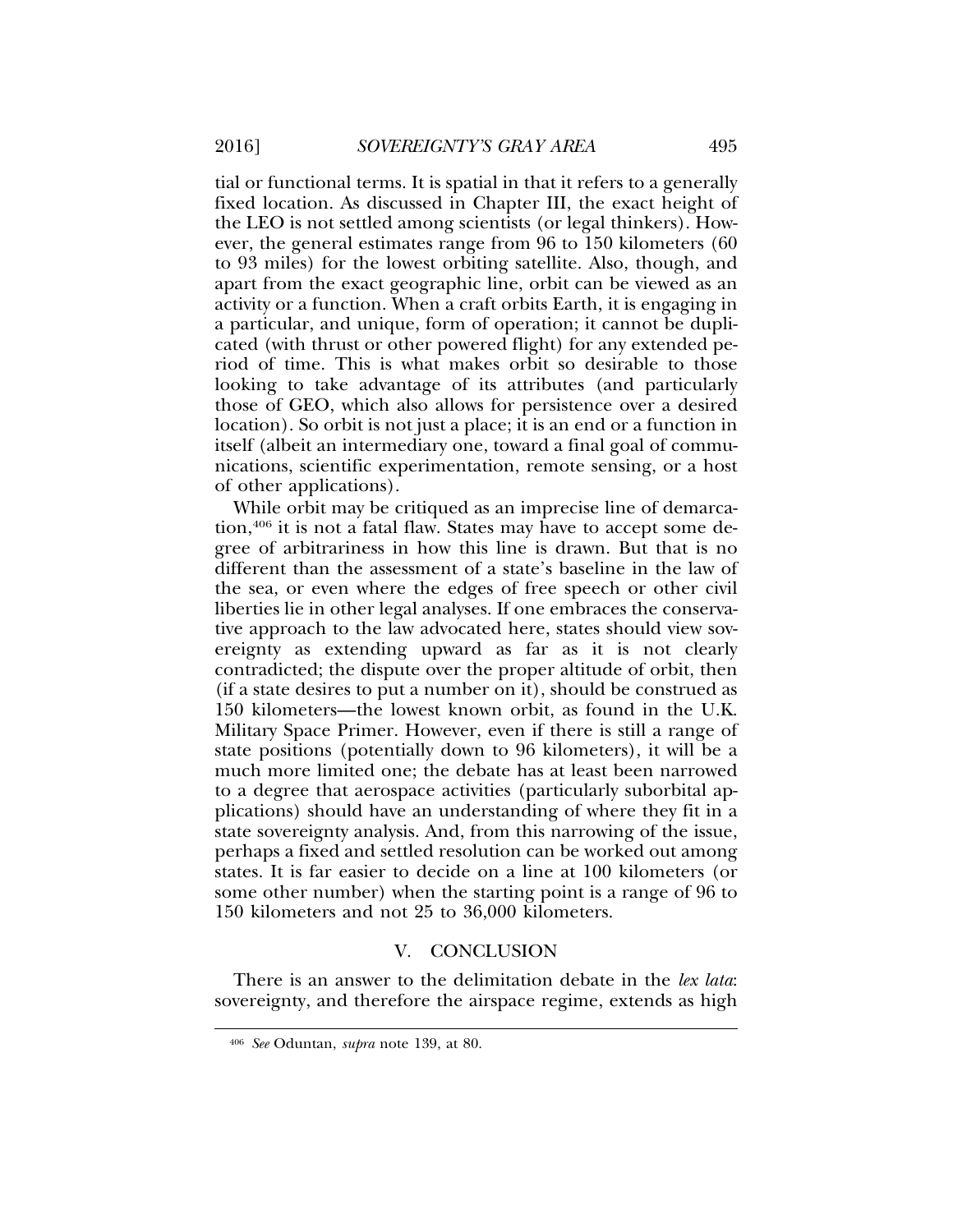tial or functional terms. It is spatial in that it refers to a generally fixed location. As discussed in Chapter III, the exact height of the LEO is not settled among scientists (or legal thinkers). However, the general estimates range from 96 to 150 kilometers (60 to 93 miles) for the lowest orbiting satellite. Also, though, and apart from the exact geographic line, orbit can be viewed as an activity or a function. When a craft orbits Earth, it is engaging in a particular, and unique, form of operation; it cannot be duplicated (with thrust or other powered flight) for any extended period of time. This is what makes orbit so desirable to those looking to take advantage of its attributes (and particularly those of GEO, which also allows for persistence over a desired location). So orbit is not just a place; it is an end or a function in itself (albeit an intermediary one, toward a final goal of communications, scientific experimentation, remote sensing, or a host of other applications).

While orbit may be critiqued as an imprecise line of demarcation,[406] it is not a fatal flaw. States may have to accept some degree of arbitrariness in how this line is drawn. But that is no different than the assessment of a state's baseline in the law of the sea, or even where the edges of free speech or other civil liberties lie in other legal analyses. If one embraces the conservative approach to the law advocated here, states should view sovereignty as extending upward as far as it is not clearly contradicted; the dispute over the proper altitude of orbit, then (if a state desires to put a number on it), should be construed as 150 kilometers—the lowest known orbit, as found in the U.K. Military Space Primer. However, even if there is still a range of state positions (potentially down to 96 kilometers), it will be a much more limited one; the debate has at least been narrowed to a degree that aerospace activities (particularly suborbital applications) should have an understanding of where they fit in a state sovereignty analysis. And, from this narrowing of the issue, perhaps a fixed and settled resolution can be worked out among states. It is far easier to decide on a line at 100 kilometers (or some other number) when the starting point is a range of 96 to 150 kilometers and not 25 to 36,000 kilometers.

## V. CONCLUSION

There is an answer to the delimitation debate in the *lex lata*: sovereignty, and therefore the airspace regime, extends as high

---

[406] *See* Oduntan, *supra* note 139, at 80.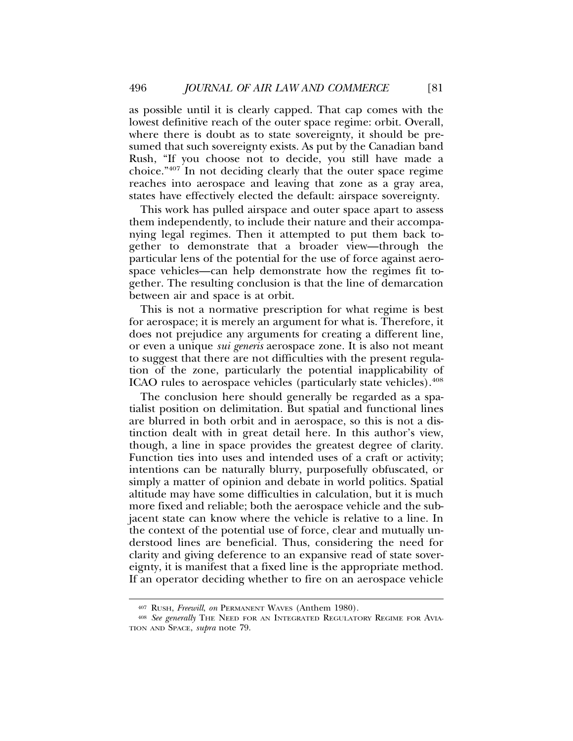as possible until it is clearly capped. That cap comes with the lowest definitive reach of the outer space regime: orbit. Overall, where there is doubt as to state sovereignty, it should be presumed that such sovereignty exists. As put by the Canadian band Rush, "If you choose not to decide, you still have made a choice."[407] In not deciding clearly that the outer space regime reaches into aerospace and leaving that zone as a gray area, states have effectively elected the default: airspace sovereignty.

This work has pulled airspace and outer space apart to assess them independently, to include their nature and their accompanying legal regimes. Then it attempted to put them back together to demonstrate that a broader view—through the particular lens of the potential for the use of force against aerospace vehicles—can help demonstrate how the regimes fit together. The resulting conclusion is that the line of demarcation between air and space is at orbit.

This is not a normative prescription for what regime is best for aerospace; it is merely an argument for what is. Therefore, it does not prejudice any arguments for creating a different line, or even a unique *sui generis* aerospace zone. It is also not meant to suggest that there are not difficulties with the present regulation of the zone, particularly the potential inapplicability of ICAO rules to aerospace vehicles (particularly state vehicles).[408]

The conclusion here should generally be regarded as a spatialist position on delimitation. But spatial and functional lines are blurred in both orbit and in aerospace, so this is not a distinction dealt with in great detail here. In this author's view, though, a line in space provides the greatest degree of clarity. Function ties into uses and intended uses of a craft or activity; intentions can be naturally blurry, purposefully obfuscated, or simply a matter of opinion and debate in world politics. Spatial altitude may have some difficulties in calculation, but it is much more fixed and reliable; both the aerospace vehicle and the subjacent state can know where the vehicle is relative to a line. In the context of the potential use of force, clear and mutually understood lines are beneficial. Thus, considering the need for clarity and giving deference to an expansive read of state sovereignty, it is manifest that a fixed line is the appropriate method. If an operator deciding whether to fire on an aerospace vehicle

---

[407] RUSH, *Freewill*, *on* PERMANENT WAVES (Anthem 1980).

[408] *See generally* THE NEED FOR AN INTEGRATED REGULATORY REGIME FOR AVIATION AND SPACE, *supra* note 79.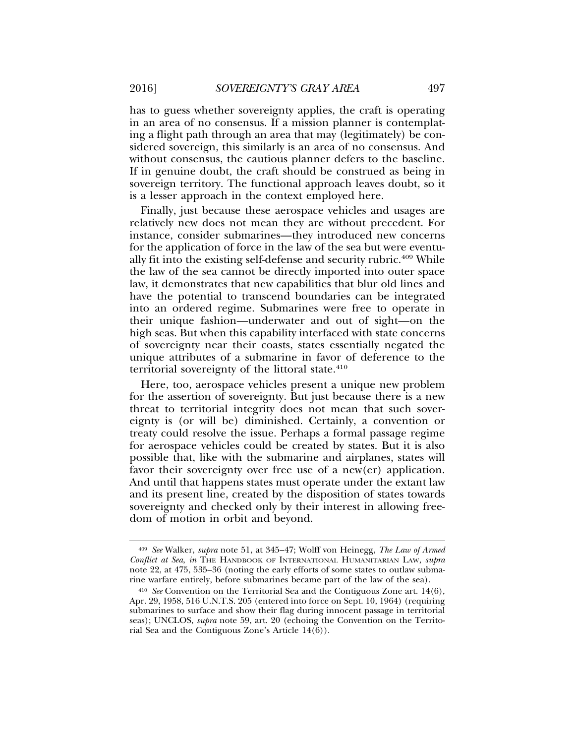has to guess whether sovereignty applies, the craft is operating in an area of no consensus. If a mission planner is contemplating a flight path through an area that may (legitimately) be considered sovereign, this similarly is an area of no consensus. And without consensus, the cautious planner defers to the baseline. If in genuine doubt, the craft should be construed as being in sovereign territory. The functional approach leaves doubt, so it is a lesser approach in the context employed here.

Finally, just because these aerospace vehicles and usages are relatively new does not mean they are without precedent. For instance, consider submarines—they introduced new concerns for the application of force in the law of the sea but were eventually fit into the existing self-defense and security rubric.[409] While the law of the sea cannot be directly imported into outer space law, it demonstrates that new capabilities that blur old lines and have the potential to transcend boundaries can be integrated into an ordered regime. Submarines were free to operate in their unique fashion—underwater and out of sight—on the high seas. But when this capability interfaced with state concerns of sovereignty near their coasts, states essentially negated the unique attributes of a submarine in favor of deference to the territorial sovereignty of the littoral state.[410]

Here, too, aerospace vehicles present a unique new problem for the assertion of sovereignty. But just because there is a new threat to territorial integrity does not mean that such sovereignty is (or will be) diminished. Certainly, a convention or treaty could resolve the issue. Perhaps a formal passage regime for aerospace vehicles could be created by states. But it is also possible that, like with the submarine and airplanes, states will favor their sovereignty over free use of a new(er) application. And until that happens states must operate under the extant law and its present line, created by the disposition of states towards sovereignty and checked only by their interest in allowing freedom of motion in orbit and beyond.

---

[409] *See* Walker, *supra* note 51, at 345–47; Wolff von Heinegg, *The Law of Armed Conflict at Sea*, *in* THE HANDBOOK OF INTERNATIONAL HUMANITARIAN LAW, *supra* note 22, at 475, 535–36 (noting the early efforts of some states to outlaw submarine warfare entirely, before submarines became part of the law of the sea).

[410] *See* Convention on the Territorial Sea and the Contiguous Zone art. 14(6), Apr. 29, 1958, 516 U.N.T.S. 205 (entered into force on Sept. 10, 1964) (requiring submarines to surface and show their flag during innocent passage in territorial seas); UNCLOS, *supra* note 59, art. 20 (echoing the Convention on the Territorial Sea and the Contiguous Zone's Article 14(6)).